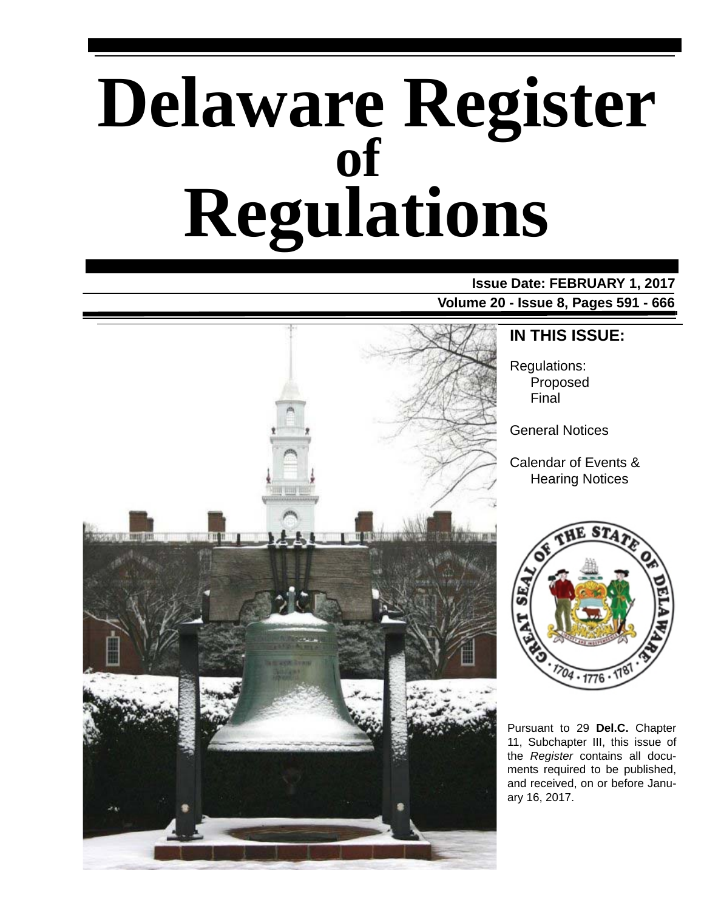# Delaware Register of Regulations

**Issue Date: FEBRUARY 1, 2017**

**Volume 20 - Issue 8, Pages 591 - 666**

## IN THIS ISSUE:

Regulations:
- Proposed
- Final

General Notices

Calendar of Events & Hearing Notices

Pursuant to 29 **Del.C.** Chapter 11, Subchapter III, this issue of the *Register* contains all documents required to be published, and received, on or before January 16, 2017.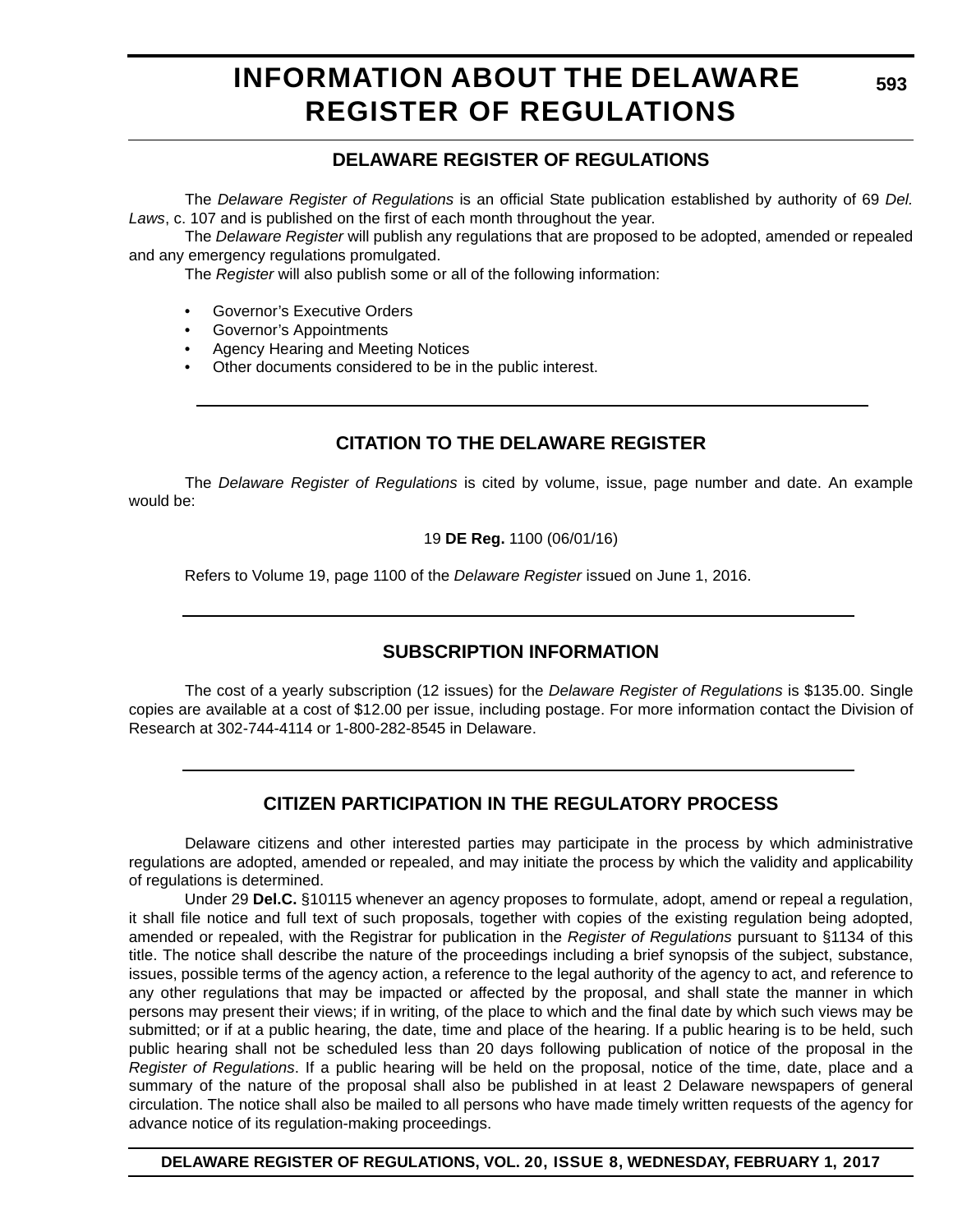# INFORMATION ABOUT THE DELAWARE REGISTER OF REGULATIONS

## DELAWARE REGISTER OF REGULATIONS

The *Delaware Register of Regulations* is an official State publication established by authority of 69 *Del. Laws*, c. 107 and is published on the first of each month throughout the year.

The *Delaware Register* will publish any regulations that are proposed to be adopted, amended or repealed and any emergency regulations promulgated.

The *Register* will also publish some or all of the following information:

- Governor's Executive Orders
- Governor's Appointments
- Agency Hearing and Meeting Notices
- Other documents considered to be in the public interest.

## CITATION TO THE DELAWARE REGISTER

The *Delaware Register of Regulations* is cited by volume, issue, page number and date. An example would be:

19 **DE Reg.** 1100 (06/01/16)

Refers to Volume 19, page 1100 of the *Delaware Register* issued on June 1, 2016.

## SUBSCRIPTION INFORMATION

The cost of a yearly subscription (12 issues) for the *Delaware Register of Regulations* is $135.00. Single copies are available at a cost of $12.00 per issue, including postage. For more information contact the Division of Research at 302-744-4114 or 1-800-282-8545 in Delaware.

## CITIZEN PARTICIPATION IN THE REGULATORY PROCESS

Delaware citizens and other interested parties may participate in the process by which administrative regulations are adopted, amended or repealed, and may initiate the process by which the validity and applicability of regulations is determined.

Under 29 **Del.C.** §10115 whenever an agency proposes to formulate, adopt, amend or repeal a regulation, it shall file notice and full text of such proposals, together with copies of the existing regulation being adopted, amended or repealed, with the Registrar for publication in the *Register of Regulations* pursuant to §1134 of this title. The notice shall describe the nature of the proceedings including a brief synopsis of the subject, substance, issues, possible terms of the agency action, a reference to the legal authority of the agency to act, and reference to any other regulations that may be impacted or affected by the proposal, and shall state the manner in which persons may present their views; if in writing, of the place to which and the final date by which such views may be submitted; or if at a public hearing, the date, time and place of the hearing. If a public hearing is to be held, such public hearing shall not be scheduled less than 20 days following publication of notice of the proposal in the *Register of Regulations*. If a public hearing will be held on the proposal, notice of the time, date, place and a summary of the nature of the proposal shall also be published in at least 2 Delaware newspapers of general circulation. The notice shall also be mailed to all persons who have made timely written requests of the agency for advance notice of its regulation-making proceedings.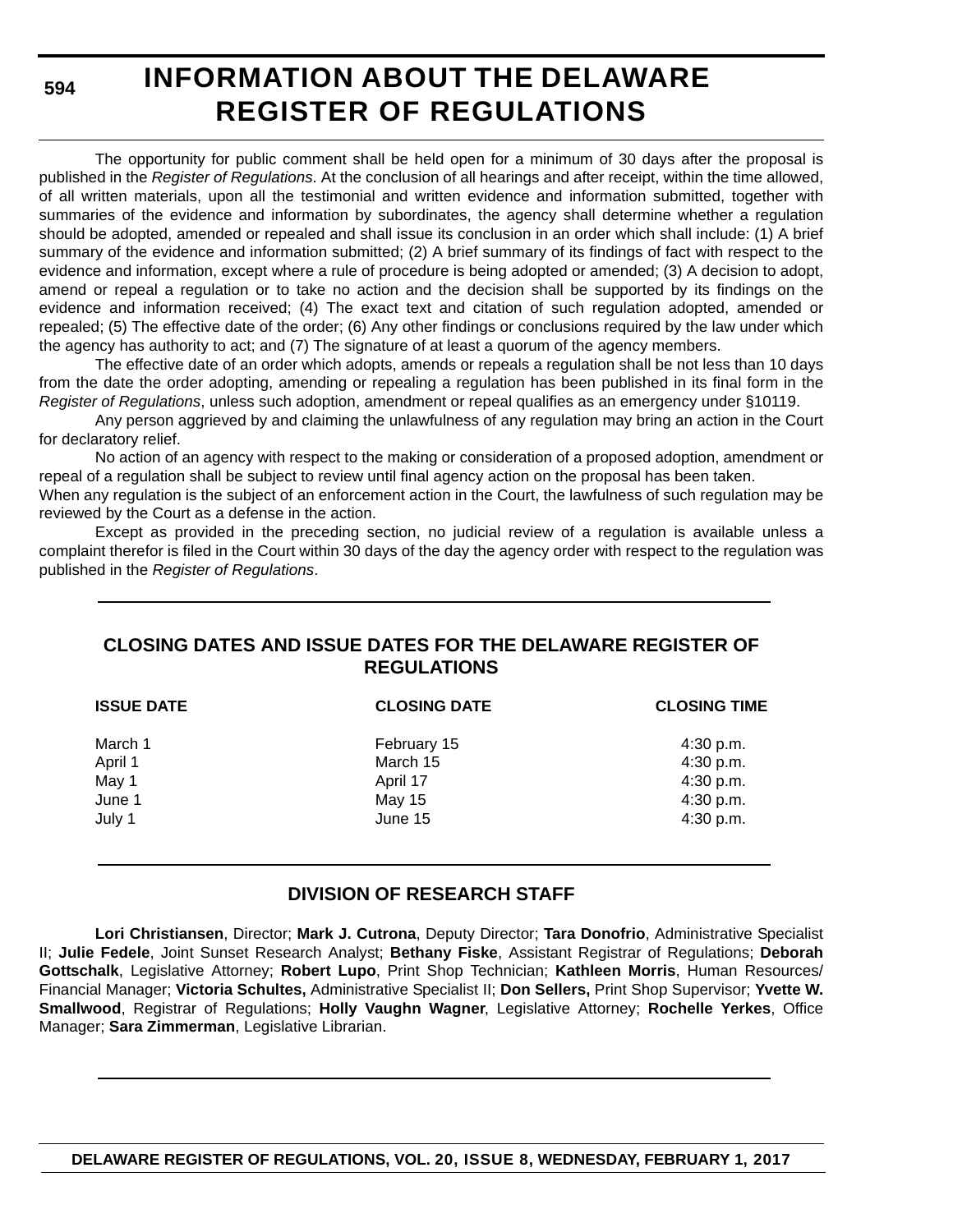# INFORMATION ABOUT THE DELAWARE REGISTER OF REGULATIONS

The opportunity for public comment shall be held open for a minimum of 30 days after the proposal is published in the *Register of Regulations*. At the conclusion of all hearings and after receipt, within the time allowed, of all written materials, upon all the testimonial and written evidence and information submitted, together with summaries of the evidence and information by subordinates, the agency shall determine whether a regulation should be adopted, amended or repealed and shall issue its conclusion in an order which shall include: (1) A brief summary of the evidence and information submitted; (2) A brief summary of its findings of fact with respect to the evidence and information, except where a rule of procedure is being adopted or amended; (3) A decision to adopt, amend or repeal a regulation or to take no action and the decision shall be supported by its findings on the evidence and information received; (4) The exact text and citation of such regulation adopted, amended or repealed; (5) The effective date of the order; (6) Any other findings or conclusions required by the law under which the agency has authority to act; and (7) The signature of at least a quorum of the agency members.

The effective date of an order which adopts, amends or repeals a regulation shall be not less than 10 days from the date the order adopting, amending or repealing a regulation has been published in its final form in the *Register of Regulations*, unless such adoption, amendment or repeal qualifies as an emergency under §10119.

Any person aggrieved by and claiming the unlawfulness of any regulation may bring an action in the Court for declaratory relief.

No action of an agency with respect to the making or consideration of a proposed adoption, amendment or repeal of a regulation shall be subject to review until final agency action on the proposal has been taken.

When any regulation is the subject of an enforcement action in the Court, the lawfulness of such regulation may be reviewed by the Court as a defense in the action.

Except as provided in the preceding section, no judicial review of a regulation is available unless a complaint therefor is filed in the Court within 30 days of the day the agency order with respect to the regulation was published in the *Register of Regulations*.

## CLOSING DATES AND ISSUE DATES FOR THE DELAWARE REGISTER OF REGULATIONS

| ISSUE DATE | CLOSING DATE | CLOSING TIME |
|---|---|---|
| March 1 | February 15 | 4:30 p.m. |
| April 1 | March 15 | 4:30 p.m. |
| May 1 | April 17 | 4:30 p.m. |
| June 1 | May 15 | 4:30 p.m. |
| July 1 | June 15 | 4:30 p.m. |

## DIVISION OF RESEARCH STAFF

**Lori Christiansen**, Director; **Mark J. Cutrona**, Deputy Director; **Tara Donofrio**, Administrative Specialist II; **Julie Fedele**, Joint Sunset Research Analyst; **Bethany Fiske**, Assistant Registrar of Regulations; **Deborah Gottschalk**, Legislative Attorney; **Robert Lupo**, Print Shop Technician; **Kathleen Morris**, Human Resources/ Financial Manager; **Victoria Schultes,** Administrative Specialist II; **Don Sellers,** Print Shop Supervisor; **Yvette W. Smallwood**, Registrar of Regulations; **Holly Vaughn Wagner**, Legislative Attorney; **Rochelle Yerkes**, Office Manager; **Sara Zimmerman**, Legislative Librarian.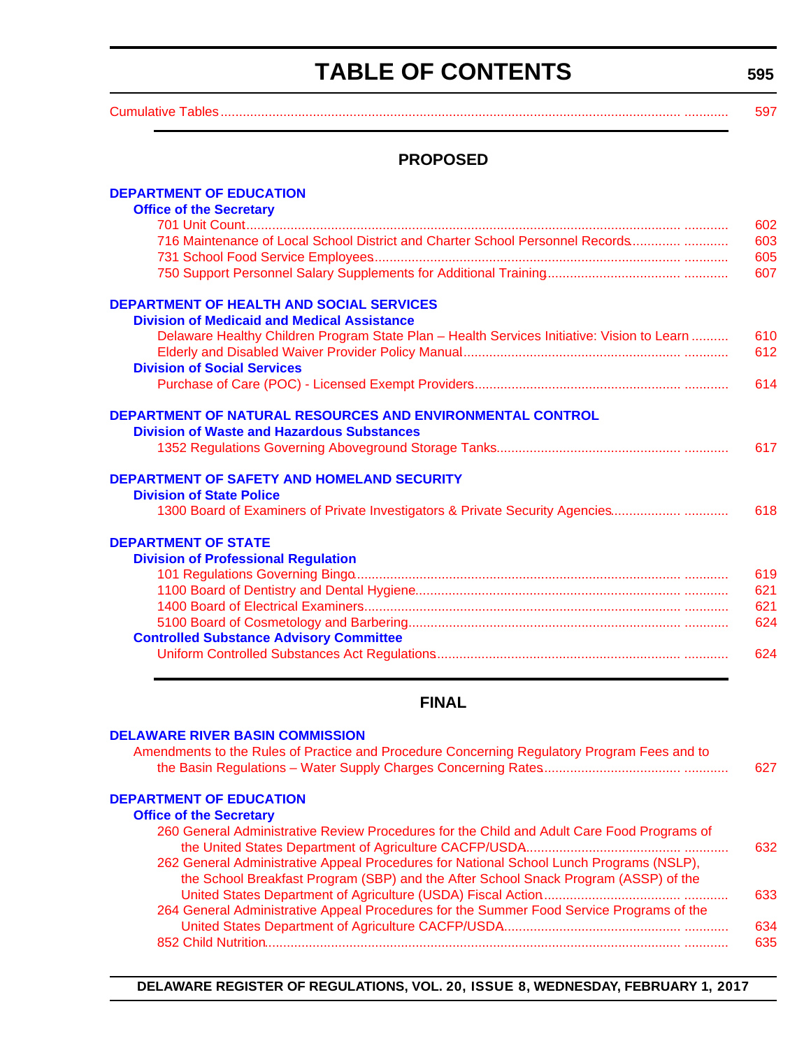# TABLE OF CONTENTS

Cumulative Tables ............ 597

## PROPOSED

**DEPARTMENT OF EDUCATION**

**Office of the Secretary**

- 701 Unit Count ............ 602
- 716 Maintenance of Local School District and Charter School Personnel Records ............ 603
- 731 School Food Service Employees ............ 605
- 750 Support Personnel Salary Supplements for Additional Training ............ 607

**DEPARTMENT OF HEALTH AND SOCIAL SERVICES**

**Division of Medicaid and Medical Assistance**

- Delaware Healthy Children Program State Plan – Health Services Initiative: Vision to Learn .......... 610
- Elderly and Disabled Waiver Provider Policy Manual ............ 612

**Division of Social Services**

- Purchase of Care (POC) - Licensed Exempt Providers ............ 614

**DEPARTMENT OF NATURAL RESOURCES AND ENVIRONMENTAL CONTROL**

**Division of Waste and Hazardous Substances**

- 1352 Regulations Governing Aboveground Storage Tanks ............ 617

**DEPARTMENT OF SAFETY AND HOMELAND SECURITY**

**Division of State Police**

- 1300 Board of Examiners of Private Investigators & Private Security Agencies ............ 618

**DEPARTMENT OF STATE**

**Division of Professional Regulation**

- 101 Regulations Governing Bingo ............ 619
- 1100 Board of Dentistry and Dental Hygiene ............ 621
- 1400 Board of Electrical Examiners ............ 621
- 5100 Board of Cosmetology and Barbering ............ 624

**Controlled Substance Advisory Committee**

- Uniform Controlled Substances Act Regulations ............ 624

## FINAL

**DELAWARE RIVER BASIN COMMISSION**

- Amendments to the Rules of Practice and Procedure Concerning Regulatory Program Fees and to the Basin Regulations – Water Supply Charges Concerning Rates ............ 627

**DEPARTMENT OF EDUCATION**

**Office of the Secretary**

- 260 General Administrative Review Procedures for the Child and Adult Care Food Programs of the United States Department of Agriculture CACFP/USDA ............ 632
- 262 General Administrative Appeal Procedures for National School Lunch Programs (NSLP), the School Breakfast Program (SBP) and the After School Snack Program (ASSP) of the United States Department of Agriculture (USDA) Fiscal Action ............ 633
- 264 General Administrative Appeal Procedures for the Summer Food Service Programs of the United States Department of Agriculture CACFP/USDA ............ 634
- 852 Child Nutrition ............ 635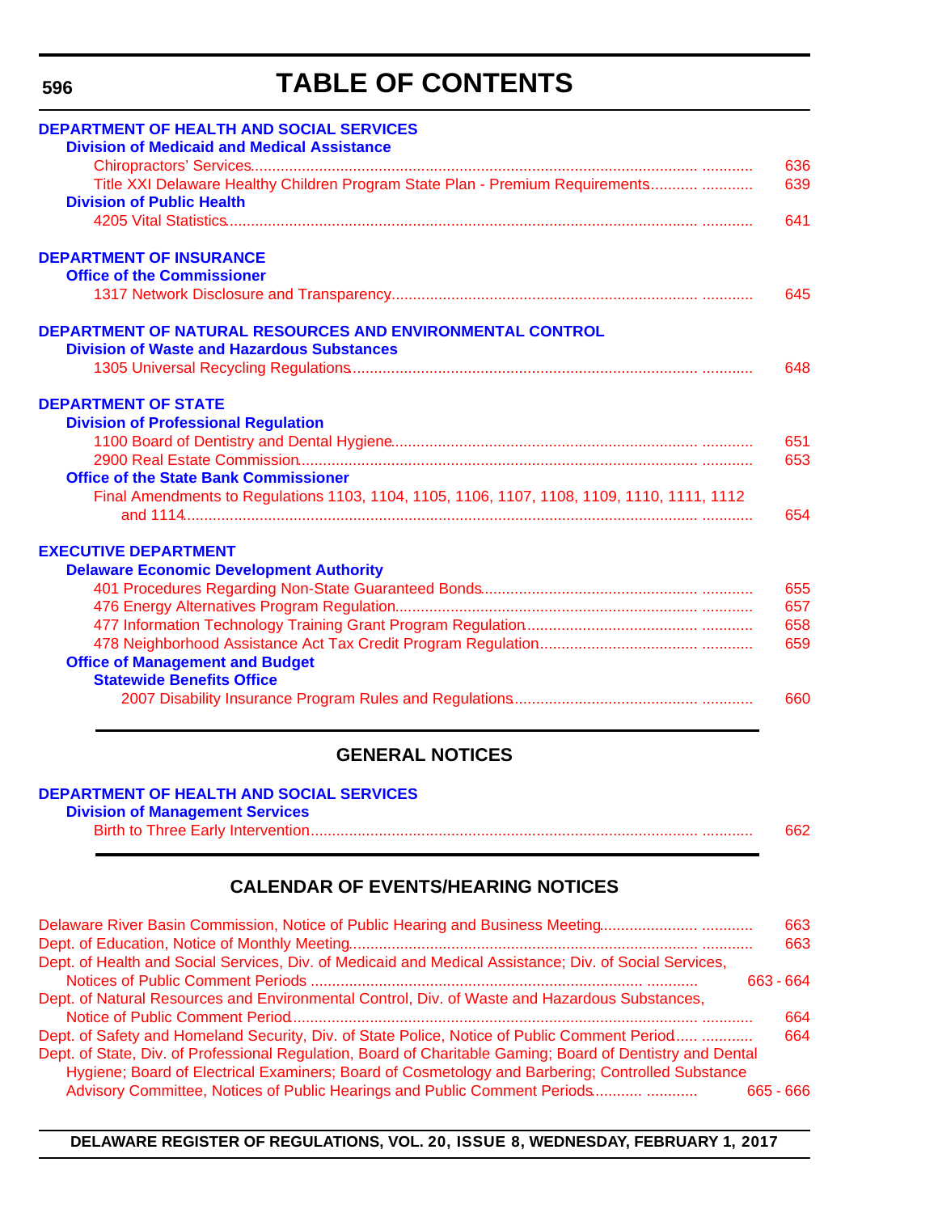# TABLE OF CONTENTS

**DEPARTMENT OF HEALTH AND SOCIAL SERVICES**

**Division of Medicaid and Medical Assistance**

Chiropractors' Services ........ 636

Title XXI Delaware Healthy Children Program State Plan - Premium Requirements ........ 639

**Division of Public Health**

4205 Vital Statistics ........ 641

**DEPARTMENT OF INSURANCE**

**Office of the Commissioner**

1317 Network Disclosure and Transparency ........ 645

**DEPARTMENT OF NATURAL RESOURCES AND ENVIRONMENTAL CONTROL**

**Division of Waste and Hazardous Substances**

1305 Universal Recycling Regulations ........ 648

**DEPARTMENT OF STATE**

**Division of Professional Regulation**

1100 Board of Dentistry and Dental Hygiene ........ 651

2900 Real Estate Commission ........ 653

**Office of the State Bank Commissioner**

Final Amendments to Regulations 1103, 1104, 1105, 1106, 1107, 1108, 1109, 1110, 1111, 1112 and 1114 ........ 654

**EXECUTIVE DEPARTMENT**

**Delaware Economic Development Authority**

401 Procedures Regarding Non-State Guaranteed Bonds ........ 655

476 Energy Alternatives Program Regulation ........ 657

477 Information Technology Training Grant Program Regulation ........ 658

478 Neighborhood Assistance Act Tax Credit Program Regulation ........ 659

**Office of Management and Budget**

**Statewide Benefits Office**

2007 Disability Insurance Program Rules and Regulations ........ 660

## GENERAL NOTICES

**DEPARTMENT OF HEALTH AND SOCIAL SERVICES**

**Division of Management Services**

Birth to Three Early Intervention ........ 662

## CALENDAR OF EVENTS/HEARING NOTICES

Delaware River Basin Commission, Notice of Public Hearing and Business Meeting ........ 663

Dept. of Education, Notice of Monthly Meeting ........ 663

Dept. of Health and Social Services, Div. of Medicaid and Medical Assistance; Div. of Social Services, Notices of Public Comment Periods ........ 663 - 664

Dept. of Natural Resources and Environmental Control, Div. of Waste and Hazardous Substances, Notice of Public Comment Period ........ 664

Dept. of Safety and Homeland Security, Div. of State Police, Notice of Public Comment Period ........ 664

Dept. of State, Div. of Professional Regulation, Board of Charitable Gaming; Board of Dentistry and Dental Hygiene; Board of Electrical Examiners; Board of Cosmetology and Barbering; Controlled Substance Advisory Committee, Notices of Public Hearings and Public Comment Periods ........ 665 - 666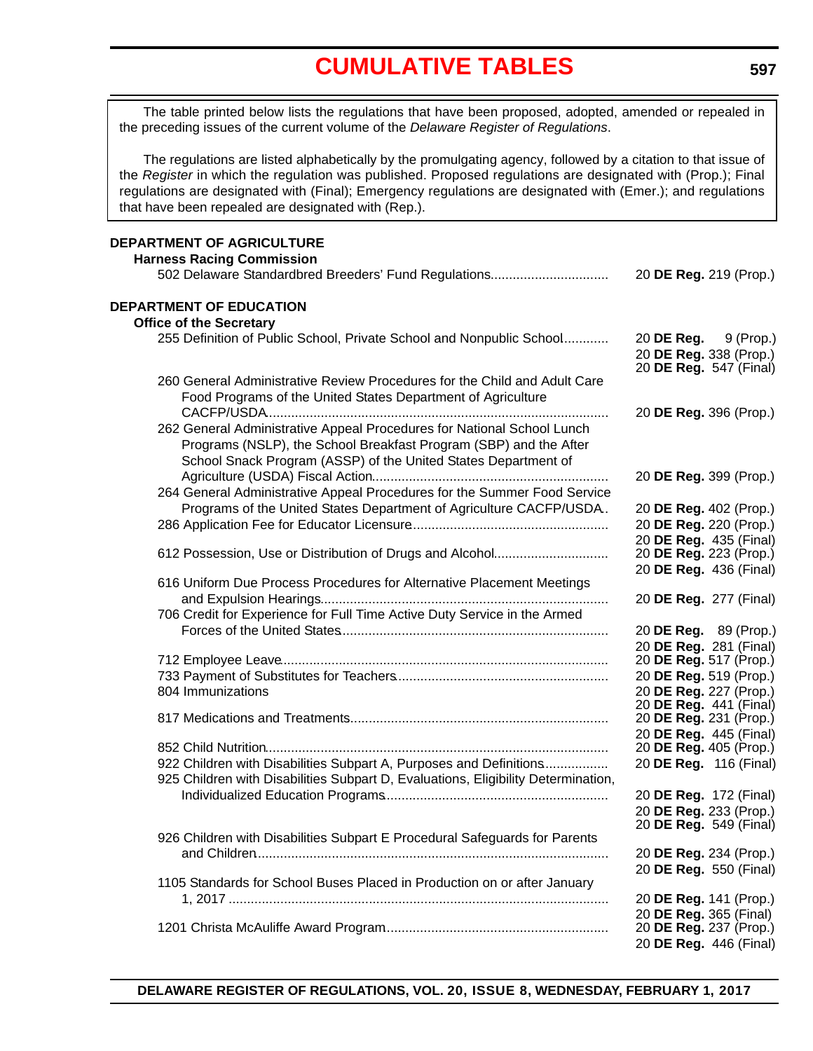# CUMULATIVE TABLES

The table printed below lists the regulations that have been proposed, adopted, amended or repealed in the preceding issues of the current volume of the *Delaware Register of Regulations*.

The regulations are listed alphabetically by the promulgating agency, followed by a citation to that issue of the *Register* in which the regulation was published. Proposed regulations are designated with (Prop.); Final regulations are designated with (Final); Emergency regulations are designated with (Emer.); and regulations that have been repealed are designated with (Rep.).

**DEPARTMENT OF AGRICULTURE**

**Harness Racing Commission**

| Regulation | Citation |
|---|---|
| 502 Delaware Standardbred Breeders' Fund Regulations | 20 **DE Reg.** 219 (Prop.) |

**DEPARTMENT OF EDUCATION**

**Office of the Secretary**

| Regulation | Citation |
|---|---|
| 255 Definition of Public School, Private School and Nonpublic School | 20 **DE Reg.** 9 (Prop.)<br>20 **DE Reg.** 338 (Prop.)<br>20 **DE Reg.** 547 (Final) |
| 260 General Administrative Review Procedures for the Child and Adult Care Food Programs of the United States Department of Agriculture CACFP/USDA | 20 **DE Reg.** 396 (Prop.) |
| 262 General Administrative Appeal Procedures for National School Lunch Programs (NSLP), the School Breakfast Program (SBP) and the After School Snack Program (ASSP) of the United States Department of Agriculture (USDA) Fiscal Action | 20 **DE Reg.** 399 (Prop.) |
| 264 General Administrative Appeal Procedures for the Summer Food Service Programs of the United States Department of Agriculture CACFP/USDA | 20 **DE Reg.** 402 (Prop.) |
| 286 Application Fee for Educator Licensure | 20 **DE Reg.** 220 (Prop.)<br>20 **DE Reg.** 435 (Final) |
| 612 Possession, Use or Distribution of Drugs and Alcohol | 20 **DE Reg.** 223 (Prop.)<br>20 **DE Reg.** 436 (Final) |
| 616 Uniform Due Process Procedures for Alternative Placement Meetings and Expulsion Hearings | 20 **DE Reg.** 277 (Final) |
| 706 Credit for Experience for Full Time Active Duty Service in the Armed Forces of the United States | 20 **DE Reg.** 89 (Prop.)<br>20 **DE Reg.** 281 (Final) |
| 712 Employee Leave | 20 **DE Reg.** 517 (Prop.) |
| 733 Payment of Substitutes for Teachers | 20 **DE Reg.** 519 (Prop.) |
| 804 Immunizations | 20 **DE Reg.** 227 (Prop.)<br>20 **DE Reg.** 441 (Final) |
| 817 Medications and Treatments | 20 **DE Reg.** 231 (Prop.)<br>20 **DE Reg.** 445 (Final) |
| 852 Child Nutrition | 20 **DE Reg.** 405 (Prop.) |
| 922 Children with Disabilities Subpart A, Purposes and Definitions | 20 **DE Reg.** 116 (Final) |
| 925 Children with Disabilities Subpart D, Evaluations, Eligibility Determination, Individualized Education Programs | 20 **DE Reg.** 172 (Final)<br>20 **DE Reg.** 233 (Prop.)<br>20 **DE Reg.** 549 (Final) |
| 926 Children with Disabilities Subpart E Procedural Safeguards for Parents and Children | 20 **DE Reg.** 234 (Prop.)<br>20 **DE Reg.** 550 (Final) |
| 1105 Standards for School Buses Placed in Production on or after January 1, 2017 | 20 **DE Reg.** 141 (Prop.)<br>20 **DE Reg.** 365 (Final) |
| 1201 Christa McAuliffe Award Program | 20 **DE Reg.** 237 (Prop.)<br>20 **DE Reg.** 446 (Final) |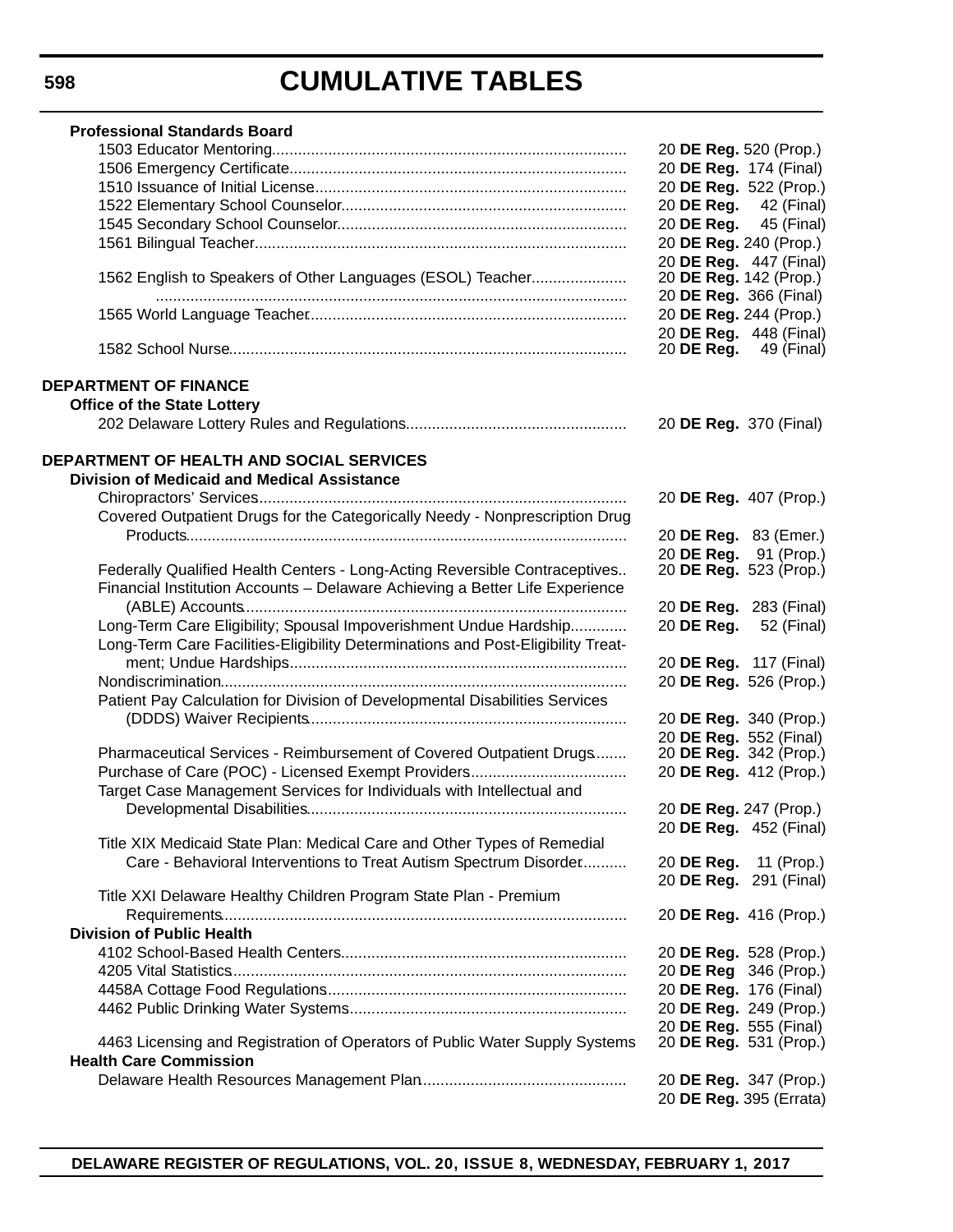# CUMULATIVE TABLES

**Professional Standards Board**

| | |
|---|---|
| 1503 Educator Mentoring | 20 **DE Reg.** 520 (Prop.) |
| 1506 Emergency Certificate | 20 **DE Reg.** 174 (Final) |
| 1510 Issuance of Initial License | 20 **DE Reg.** 522 (Prop.) |
| 1522 Elementary School Counselor | 20 **DE Reg.** 42 (Final) |
| 1545 Secondary School Counselor | 20 **DE Reg.** 45 (Final) |
| 1561 Bilingual Teacher | 20 **DE Reg.** 240 (Prop.) |
| | 20 **DE Reg.** 447 (Final) |
| 1562 English to Speakers of Other Languages (ESOL) Teacher | 20 **DE Reg.** 142 (Prop.) |
| | 20 **DE Reg.** 366 (Final) |
| 1565 World Language Teacher | 20 **DE Reg.** 244 (Prop.) |
| | 20 **DE Reg.** 448 (Final) |
| 1582 School Nurse | 20 **DE Reg.** 49 (Final) |

**DEPARTMENT OF FINANCE**

**Office of the State Lottery**

| | |
|---|---|
| 202 Delaware Lottery Rules and Regulations | 20 **DE Reg.** 370 (Final) |

**DEPARTMENT OF HEALTH AND SOCIAL SERVICES**

**Division of Medicaid and Medical Assistance**

| | |
|---|---|
| Chiropractors' Services | 20 **DE Reg.** 407 (Prop.) |
| Covered Outpatient Drugs for the Categorically Needy - Nonprescription Drug Products | 20 **DE Reg.** 83 (Emer.) |
| | 20 **DE Reg.** 91 (Prop.) |
| Federally Qualified Health Centers - Long-Acting Reversible Contraceptives | 20 **DE Reg.** 523 (Prop.) |
| Financial Institution Accounts – Delaware Achieving a Better Life Experience (ABLE) Accounts | 20 **DE Reg.** 283 (Final) |
| Long-Term Care Eligibility; Spousal Impoverishment Undue Hardship | 20 **DE Reg.** 52 (Final) |
| Long-Term Care Facilities-Eligibility Determinations and Post-Eligibility Treatment; Undue Hardships | 20 **DE Reg.** 117 (Final) |
| Nondiscrimination | 20 **DE Reg.** 526 (Prop.) |
| Patient Pay Calculation for Division of Developmental Disabilities Services (DDDS) Waiver Recipients | 20 **DE Reg.** 340 (Prop.) |
| | 20 **DE Reg.** 552 (Final) |
| Pharmaceutical Services - Reimbursement of Covered Outpatient Drugs | 20 **DE Reg.** 342 (Prop.) |
| Purchase of Care (POC) - Licensed Exempt Providers | 20 **DE Reg.** 412 (Prop.) |
| Target Case Management Services for Individuals with Intellectual and Developmental Disabilities | 20 **DE Reg.** 247 (Prop.) |
| | 20 **DE Reg.** 452 (Final) |
| Title XIX Medicaid State Plan: Medical Care and Other Types of Remedial Care - Behavioral Interventions to Treat Autism Spectrum Disorder | 20 **DE Reg.** 11 (Prop.) |
| | 20 **DE Reg.** 291 (Final) |
| Title XXI Delaware Healthy Children Program State Plan - Premium Requirements | 20 **DE Reg.** 416 (Prop.) |

**Division of Public Health**

| | |
|---|---|
| 4102 School-Based Health Centers | 20 **DE Reg.** 528 (Prop.) |
| 4205 Vital Statistics | 20 **DE Reg** 346 (Prop.) |
| 4458A Cottage Food Regulations | 20 **DE Reg.** 176 (Final) |
| 4462 Public Drinking Water Systems | 20 **DE Reg.** 249 (Prop.) |
| | 20 **DE Reg.** 555 (Final) |
| 4463 Licensing and Registration of Operators of Public Water Supply Systems | 20 **DE Reg.** 531 (Prop.) |

**Health Care Commission**

| | |
|---|---|
| Delaware Health Resources Management Plan | 20 **DE Reg.** 347 (Prop.) |
| | 20 **DE Reg.** 395 (Errata) |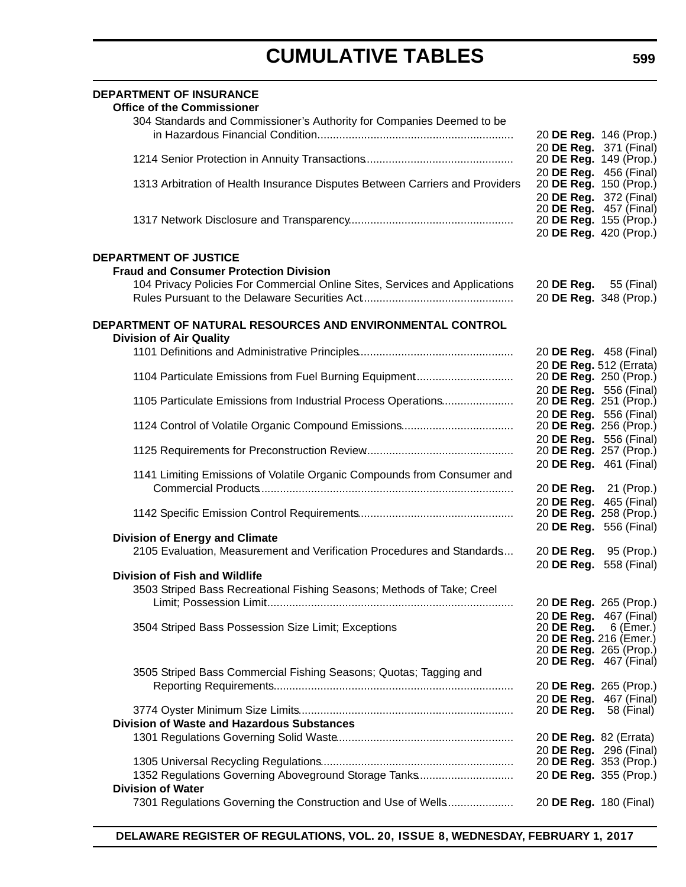# CUMULATIVE TABLES

**DEPARTMENT OF INSURANCE**

**Office of the Commissioner**

| Regulation | Citation |
|---|---|
| 304 Standards and Commissioner's Authority for Companies Deemed to be in Hazardous Financial Condition | 20 **DE Reg.** 146 (Prop.) |
| | 20 **DE Reg.** 371 (Final) |
| 1214 Senior Protection in Annuity Transactions | 20 **DE Reg.** 149 (Prop.) |
| | 20 **DE Reg.** 456 (Final) |
| 1313 Arbitration of Health Insurance Disputes Between Carriers and Providers | 20 **DE Reg.** 150 (Prop.) |
| | 20 **DE Reg.** 372 (Final) |
| | 20 **DE Reg.** 457 (Final) |
| 1317 Network Disclosure and Transparency | 20 **DE Reg.** 155 (Prop.) |
| | 20 **DE Reg.** 420 (Prop.) |

**DEPARTMENT OF JUSTICE**

**Fraud and Consumer Protection Division**

| Regulation | Citation |
|---|---|
| 104 Privacy Policies For Commercial Online Sites, Services and Applications | 20 **DE Reg.** 55 (Final) |
| Rules Pursuant to the Delaware Securities Act | 20 **DE Reg.** 348 (Prop.) |

**DEPARTMENT OF NATURAL RESOURCES AND ENVIRONMENTAL CONTROL**

**Division of Air Quality**

| Regulation | Citation |
|---|---|
| 1101 Definitions and Administrative Principles | 20 **DE Reg.** 458 (Final) |
| | 20 **DE Reg.** 512 (Errata) |
| 1104 Particulate Emissions from Fuel Burning Equipment | 20 **DE Reg.** 250 (Prop.) |
| | 20 **DE Reg.** 556 (Final) |
| 1105 Particulate Emissions from Industrial Process Operations | 20 **DE Reg.** 251 (Prop.) |
| | 20 **DE Reg.** 556 (Final) |
| 1124 Control of Volatile Organic Compound Emissions | 20 **DE Reg.** 256 (Prop.) |
| | 20 **DE Reg.** 556 (Final) |
| 1125 Requirements for Preconstruction Review | 20 **DE Reg.** 257 (Prop.) |
| | 20 **DE Reg.** 461 (Final) |
| 1141 Limiting Emissions of Volatile Organic Compounds from Consumer and Commercial Products | 20 **DE Reg.** 21 (Prop.) |
| | 20 **DE Reg.** 465 (Final) |
| 1142 Specific Emission Control Requirements | 20 **DE Reg.** 258 (Prop.) |
| | 20 **DE Reg.** 556 (Final) |

**Division of Energy and Climate**

| Regulation | Citation |
|---|---|
| 2105 Evaluation, Measurement and Verification Procedures and Standards | 20 **DE Reg.** 95 (Prop.) |
| | 20 **DE Reg.** 558 (Final) |

**Division of Fish and Wildlife**

| Regulation | Citation |
|---|---|
| 3503 Striped Bass Recreational Fishing Seasons; Methods of Take; Creel Limit; Possession Limit | 20 **DE Reg.** 265 (Prop.) |
| | 20 **DE Reg.** 467 (Final) |
| 3504 Striped Bass Possession Size Limit; Exceptions | 20 **DE Reg.** 6 (Emer.) |
| | 20 **DE Reg.** 216 (Emer.) |
| | 20 **DE Reg.** 265 (Prop.) |
| | 20 **DE Reg.** 467 (Final) |
| 3505 Striped Bass Commercial Fishing Seasons; Quotas; Tagging and Reporting Requirements | 20 **DE Reg.** 265 (Prop.) |
| | 20 **DE Reg.** 467 (Final) |
| 3774 Oyster Minimum Size Limits | 20 **DE Reg.** 58 (Final) |

**Division of Waste and Hazardous Substances**

| Regulation | Citation |
|---|---|
| 1301 Regulations Governing Solid Waste | 20 **DE Reg.** 82 (Errata) |
| | 20 **DE Reg.** 296 (Final) |
| 1305 Universal Recycling Regulations | 20 **DE Reg.** 353 (Prop.) |
| 1352 Regulations Governing Aboveground Storage Tanks | 20 **DE Reg.** 355 (Prop.) |

**Division of Water**

| Regulation | Citation |
|---|---|
| 7301 Regulations Governing the Construction and Use of Wells | 20 **DE Reg.** 180 (Final) |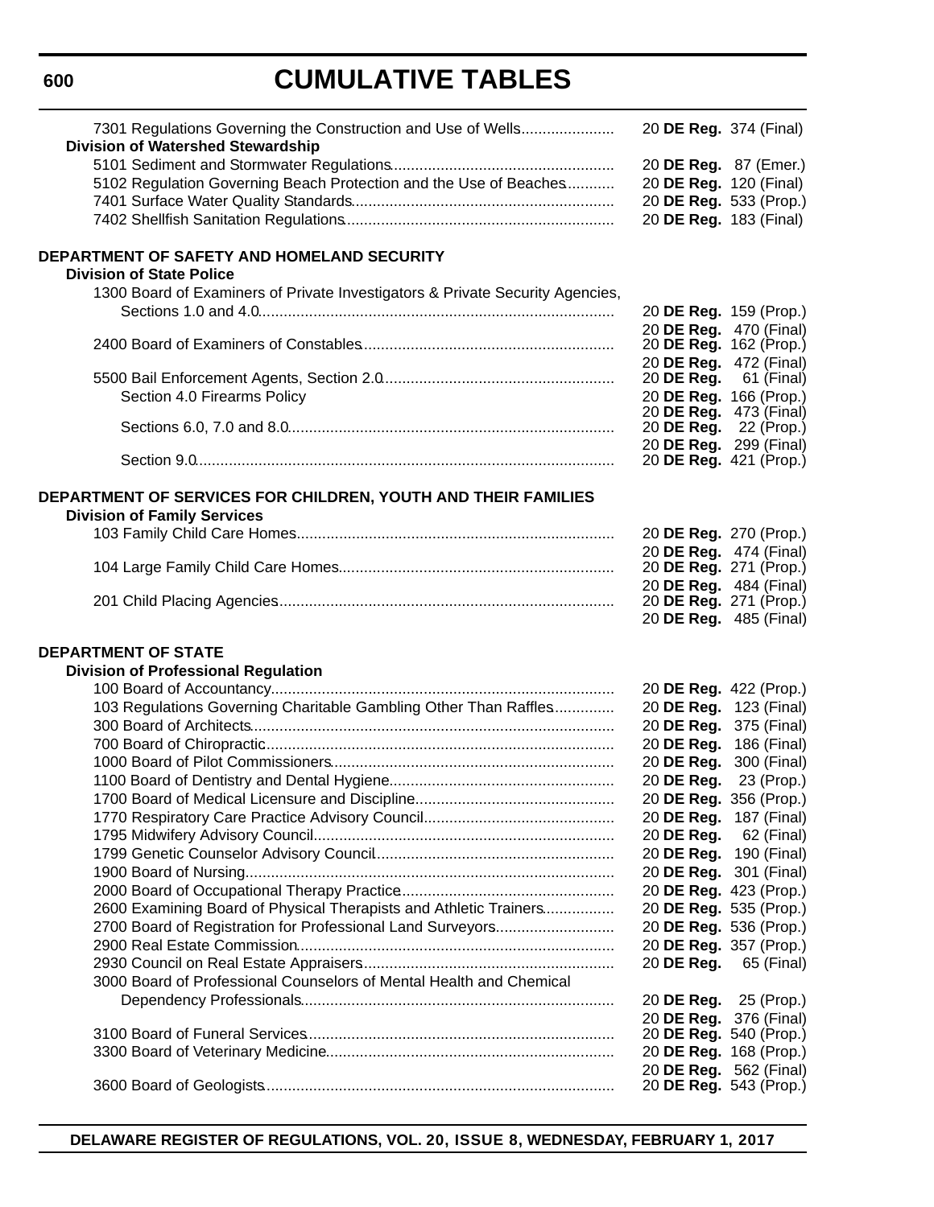# CUMULATIVE TABLES

7301 Regulations Governing the Construction and Use of Wells ...... 20 **DE Reg.** 374 (Final)

**Division of Watershed Stewardship**

5101 Sediment and Stormwater Regulations ...... 20 **DE Reg.** 87 (Emer.)
5102 Regulation Governing Beach Protection and the Use of Beaches ...... 20 **DE Reg.** 120 (Final)
7401 Surface Water Quality Standards ...... 20 **DE Reg.** 533 (Prop.)
7402 Shellfish Sanitation Regulations ...... 20 **DE Reg.** 183 (Final)

**DEPARTMENT OF SAFETY AND HOMELAND SECURITY**

**Division of State Police**

1300 Board of Examiners of Private Investigators & Private Security Agencies,
Sections 1.0 and 4.0 ...... 20 **DE Reg.** 159 (Prop.)
20 **DE Reg.** 470 (Final)
2400 Board of Examiners of Constables ...... 20 **DE Reg.** 162 (Prop.)
20 **DE Reg.** 472 (Final)
5500 Bail Enforcement Agents, Section 2.0 ...... 20 **DE Reg.** 61 (Final)
Section 4.0 Firearms Policy 20 **DE Reg.** 166 (Prop.)
20 **DE Reg.** 473 (Final)
Sections 6.0, 7.0 and 8.0 ...... 20 **DE Reg.** 22 (Prop.)
20 **DE Reg.** 299 (Final)
Section 9.0 ...... 20 **DE Reg.** 421 (Prop.)

**DEPARTMENT OF SERVICES FOR CHILDREN, YOUTH AND THEIR FAMILIES**

**Division of Family Services**

103 Family Child Care Homes ...... 20 **DE Reg.** 270 (Prop.)
20 **DE Reg.** 474 (Final)
104 Large Family Child Care Homes ...... 20 **DE Reg.** 271 (Prop.)
20 **DE Reg.** 484 (Final)
201 Child Placing Agencies ...... 20 **DE Reg.** 271 (Prop.)
20 **DE Reg.** 485 (Final)

**DEPARTMENT OF STATE**

**Division of Professional Regulation**

100 Board of Accountancy ...... 20 **DE Reg.** 422 (Prop.)
103 Regulations Governing Charitable Gambling Other Than Raffles ...... 20 **DE Reg.** 123 (Final)
300 Board of Architects ...... 20 **DE Reg.** 375 (Final)
700 Board of Chiropractic ...... 20 **DE Reg.** 186 (Final)
1000 Board of Pilot Commissioners ...... 20 **DE Reg.** 300 (Final)
1100 Board of Dentistry and Dental Hygiene ...... 20 **DE Reg.** 23 (Prop.)
1700 Board of Medical Licensure and Discipline ...... 20 **DE Reg.** 356 (Prop.)
1770 Respiratory Care Practice Advisory Council ...... 20 **DE Reg.** 187 (Final)
1795 Midwifery Advisory Council ...... 20 **DE Reg.** 62 (Final)
1799 Genetic Counselor Advisory Council ...... 20 **DE Reg.** 190 (Final)
1900 Board of Nursing ...... 20 **DE Reg.** 301 (Final)
2000 Board of Occupational Therapy Practice ...... 20 **DE Reg.** 423 (Prop.)
2600 Examining Board of Physical Therapists and Athletic Trainers ...... 20 **DE Reg.** 535 (Prop.)
2700 Board of Registration for Professional Land Surveyors ...... 20 **DE Reg.** 536 (Prop.)
2900 Real Estate Commission ...... 20 **DE Reg.** 357 (Prop.)
2930 Council on Real Estate Appraisers ...... 20 **DE Reg.** 65 (Final)
3000 Board of Professional Counselors of Mental Health and Chemical
Dependency Professionals ...... 20 **DE Reg.** 25 (Prop.)
20 **DE Reg.** 376 (Final)
3100 Board of Funeral Services ...... 20 **DE Reg.** 540 (Prop.)
3300 Board of Veterinary Medicine ...... 20 **DE Reg.** 168 (Prop.)
20 **DE Reg.** 562 (Final)
3600 Board of Geologists ...... 20 **DE Reg.** 543 (Prop.)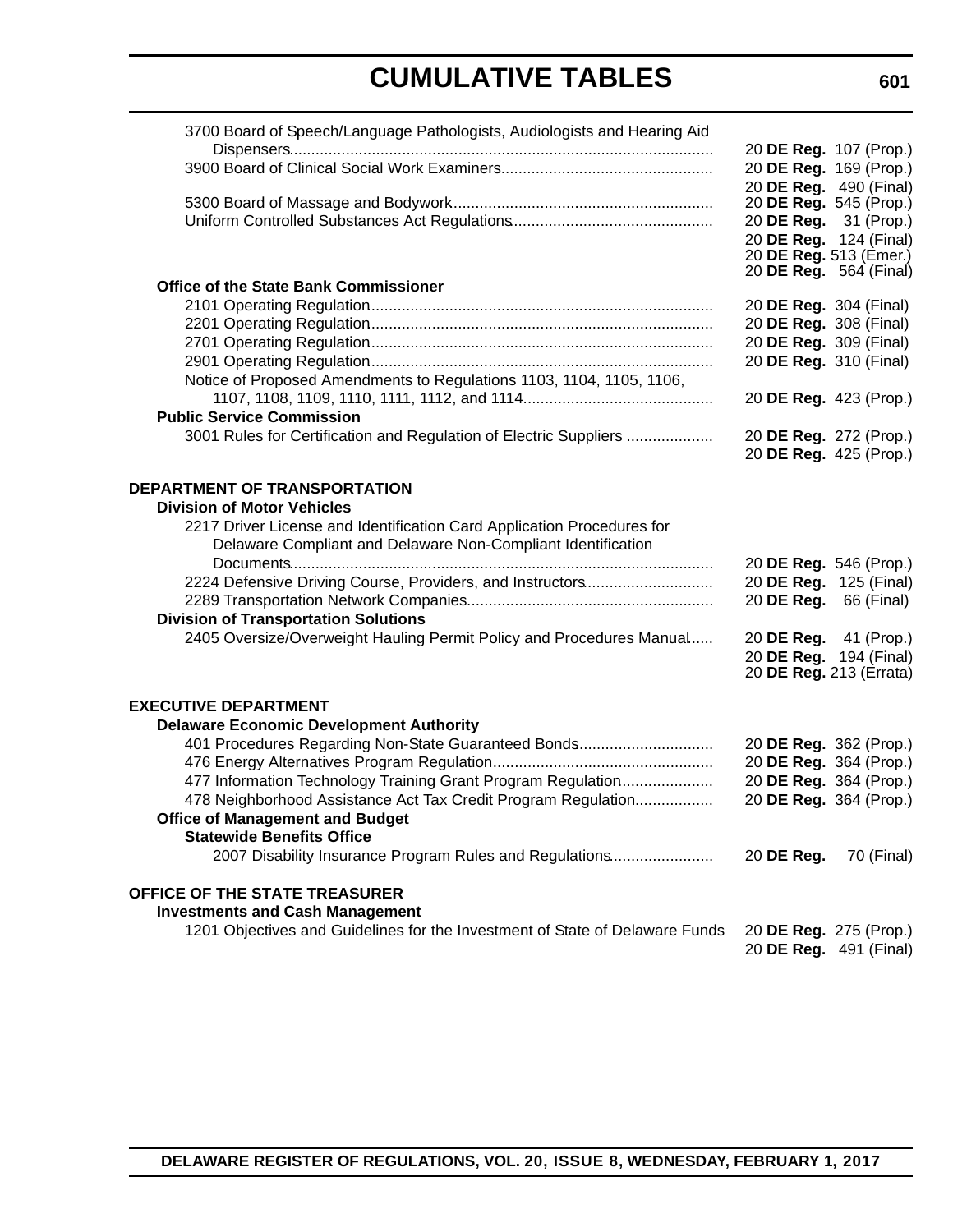3700 Board of Speech/Language Pathologists, Audiologists and Hearing Aid Dispensers................ 20 **DE Reg.** 107 (Prop.)

3900 Board of Clinical Social Work Examiners................ 20 **DE Reg.** 169 (Prop.)
20 **DE Reg.** 490 (Final)

5300 Board of Massage and Bodywork................ 20 **DE Reg.** 545 (Prop.)

Uniform Controlled Substances Act Regulations................ 20 **DE Reg.** 31 (Prop.)
20 **DE Reg.** 124 (Final)
20 **DE Reg.** 513 (Emer.)
20 **DE Reg.** 564 (Final)

**Office of the State Bank Commissioner**

2101 Operating Regulation................ 20 **DE Reg.** 304 (Final)

2201 Operating Regulation................ 20 **DE Reg.** 308 (Final)

2701 Operating Regulation................ 20 **DE Reg.** 309 (Final)

2901 Operating Regulation................ 20 **DE Reg.** 310 (Final)

Notice of Proposed Amendments to Regulations 1103, 1104, 1105, 1106, 1107, 1108, 1109, 1110, 1111, 1112, and 1114................ 20 **DE Reg.** 423 (Prop.)

**Public Service Commission**

3001 Rules for Certification and Regulation of Electric Suppliers ................ 20 **DE Reg.** 272 (Prop.)
20 **DE Reg.** 425 (Prop.)

**DEPARTMENT OF TRANSPORTATION**

**Division of Motor Vehicles**

2217 Driver License and Identification Card Application Procedures for Delaware Compliant and Delaware Non-Compliant Identification Documents................ 20 **DE Reg.** 546 (Prop.)

2224 Defensive Driving Course, Providers, and Instructors................ 20 **DE Reg.** 125 (Final)

2289 Transportation Network Companies................ 20 **DE Reg.** 66 (Final)

**Division of Transportation Solutions**

2405 Oversize/Overweight Hauling Permit Policy and Procedures Manual...... 20 **DE Reg.** 41 (Prop.)
20 **DE Reg.** 194 (Final)
20 **DE Reg.** 213 (Errata)

**EXECUTIVE DEPARTMENT**

**Delaware Economic Development Authority**

401 Procedures Regarding Non-State Guaranteed Bonds................ 20 **DE Reg.** 362 (Prop.)

476 Energy Alternatives Program Regulation................ 20 **DE Reg.** 364 (Prop.)

477 Information Technology Training Grant Program Regulation................ 20 **DE Reg.** 364 (Prop.)

478 Neighborhood Assistance Act Tax Credit Program Regulation................ 20 **DE Reg.** 364 (Prop.)

**Office of Management and Budget**

**Statewide Benefits Office**

2007 Disability Insurance Program Rules and Regulations................ 20 **DE Reg.** 70 (Final)

**OFFICE OF THE STATE TREASURER**

**Investments and Cash Management**

1201 Objectives and Guidelines for the Investment of State of Delaware Funds 20 **DE Reg.** 275 (Prop.)
20 **DE Reg.** 491 (Final)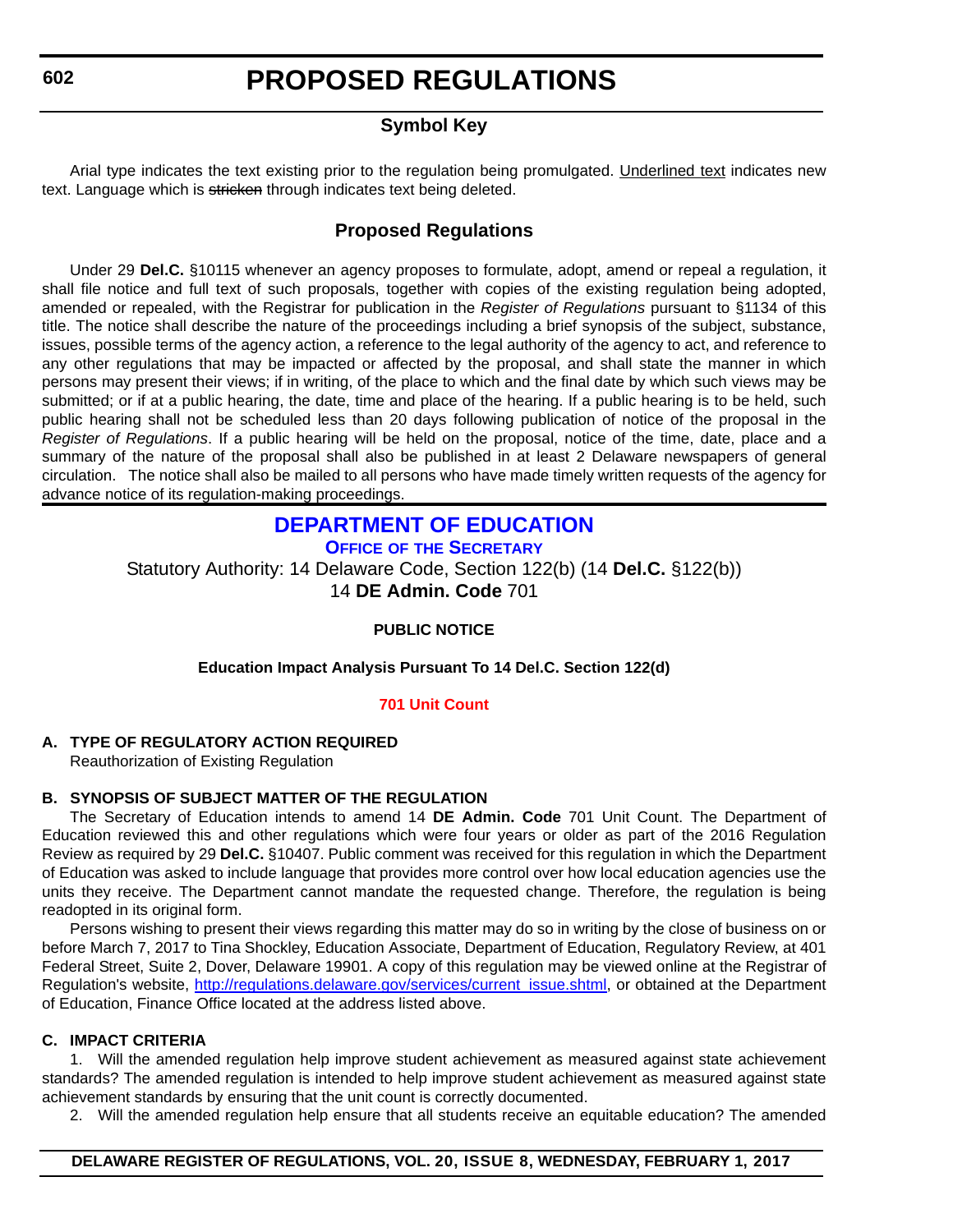# PROPOSED REGULATIONS

## Symbol Key

Arial type indicates the text existing prior to the regulation being promulgated. Underlined text indicates new text. Language which is ~~stricken~~ through indicates text being deleted.

## Proposed Regulations

Under 29 **Del.C.** §10115 whenever an agency proposes to formulate, adopt, amend or repeal a regulation, it shall file notice and full text of such proposals, together with copies of the existing regulation being adopted, amended or repealed, with the Registrar for publication in the *Register of Regulations* pursuant to §1134 of this title. The notice shall describe the nature of the proceedings including a brief synopsis of the subject, substance, issues, possible terms of the agency action, a reference to the legal authority of the agency to act, and reference to any other regulations that may be impacted or affected by the proposal, and shall state the manner in which persons may present their views; if in writing, of the place to which and the final date by which such views may be submitted; or if at a public hearing, the date, time and place of the hearing. If a public hearing is to be held, such public hearing shall not be scheduled less than 20 days following publication of notice of the proposal in the *Register of Regulations*. If a public hearing will be held on the proposal, notice of the time, date, place and a summary of the nature of the proposal shall also be published in at least 2 Delaware newspapers of general circulation. The notice shall also be mailed to all persons who have made timely written requests of the agency for advance notice of its regulation-making proceedings.

## DEPARTMENT OF EDUCATION

### OFFICE OF THE SECRETARY

Statutory Authority: 14 Delaware Code, Section 122(b) (14 **Del.C.** §122(b))
14 **DE Admin. Code** 701

**PUBLIC NOTICE**

**Education Impact Analysis Pursuant To 14 Del.C. Section 122(d)**

**701 Unit Count**

**A. TYPE OF REGULATORY ACTION REQUIRED**

Reauthorization of Existing Regulation

**B. SYNOPSIS OF SUBJECT MATTER OF THE REGULATION**

The Secretary of Education intends to amend 14 **DE Admin. Code** 701 Unit Count. The Department of Education reviewed this and other regulations which were four years or older as part of the 2016 Regulation Review as required by 29 **Del.C.** §10407. Public comment was received for this regulation in which the Department of Education was asked to include language that provides more control over how local education agencies use the units they receive. The Department cannot mandate the requested change. Therefore, the regulation is being readopted in its original form.

Persons wishing to present their views regarding this matter may do so in writing by the close of business on or before March 7, 2017 to Tina Shockley, Education Associate, Department of Education, Regulatory Review, at 401 Federal Street, Suite 2, Dover, Delaware 19901. A copy of this regulation may be viewed online at the Registrar of Regulation's website, http://regulations.delaware.gov/services/current_issue.shtml, or obtained at the Department of Education, Finance Office located at the address listed above.

**C. IMPACT CRITERIA**

1. Will the amended regulation help improve student achievement as measured against state achievement standards? The amended regulation is intended to help improve student achievement as measured against state achievement standards by ensuring that the unit count is correctly documented.

2. Will the amended regulation help ensure that all students receive an equitable education? The amended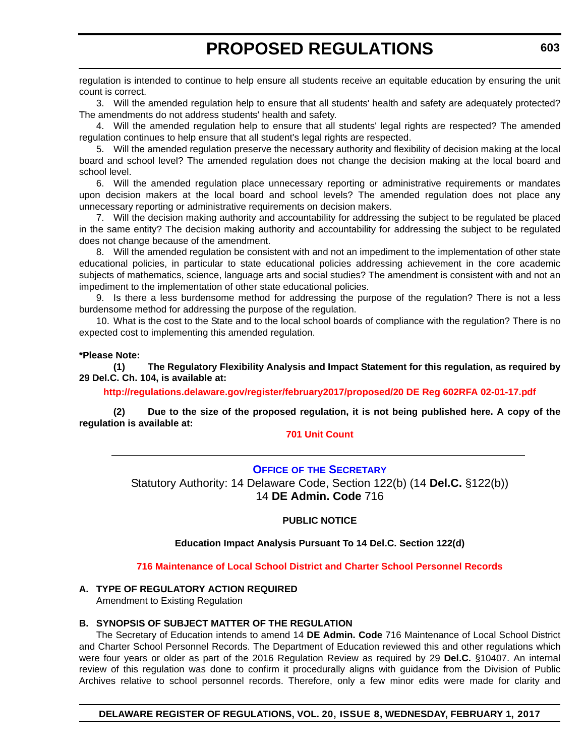regulation is intended to continue to help ensure all students receive an equitable education by ensuring the unit count is correct.

3. Will the amended regulation help to ensure that all students' health and safety are adequately protected? The amendments do not address students' health and safety.

4. Will the amended regulation help to ensure that all students' legal rights are respected? The amended regulation continues to help ensure that all student's legal rights are respected.

5. Will the amended regulation preserve the necessary authority and flexibility of decision making at the local board and school level? The amended regulation does not change the decision making at the local board and school level.

6. Will the amended regulation place unnecessary reporting or administrative requirements or mandates upon decision makers at the local board and school levels? The amended regulation does not place any unnecessary reporting or administrative requirements on decision makers.

7. Will the decision making authority and accountability for addressing the subject to be regulated be placed in the same entity? The decision making authority and accountability for addressing the subject to be regulated does not change because of the amendment.

8. Will the amended regulation be consistent with and not an impediment to the implementation of other state educational policies, in particular to state educational policies addressing achievement in the core academic subjects of mathematics, science, language arts and social studies? The amendment is consistent with and not an impediment to the implementation of other state educational policies.

9. Is there a less burdensome method for addressing the purpose of the regulation? There is not a less burdensome method for addressing the purpose of the regulation.

10. What is the cost to the State and to the local school boards of compliance with the regulation? There is no expected cost to implementing this amended regulation.

**\*Please Note:**

**(1) The Regulatory Flexibility Analysis and Impact Statement for this regulation, as required by 29 Del.C. Ch. 104, is available at:**

**http://regulations.delaware.gov/register/february2017/proposed/20 DE Reg 602RFA 02-01-17.pdf**

**(2) Due to the size of the proposed regulation, it is not being published here. A copy of the regulation is available at:**

**701 Unit Count**

---

## OFFICE OF THE SECRETARY

Statutory Authority: 14 Delaware Code, Section 122(b) (14 **Del.C.** §122(b))
14 **DE Admin. Code** 716

**PUBLIC NOTICE**

**Education Impact Analysis Pursuant To 14 Del.C. Section 122(d)**

**716 Maintenance of Local School District and Charter School Personnel Records**

**A. TYPE OF REGULATORY ACTION REQUIRED**

Amendment to Existing Regulation

**B. SYNOPSIS OF SUBJECT MATTER OF THE REGULATION**

The Secretary of Education intends to amend 14 **DE Admin. Code** 716 Maintenance of Local School District and Charter School Personnel Records. The Department of Education reviewed this and other regulations which were four years or older as part of the 2016 Regulation Review as required by 29 **Del.C.** §10407. An internal review of this regulation was done to confirm it procedurally aligns with guidance from the Division of Public Archives relative to school personnel records. Therefore, only a few minor edits were made for clarity and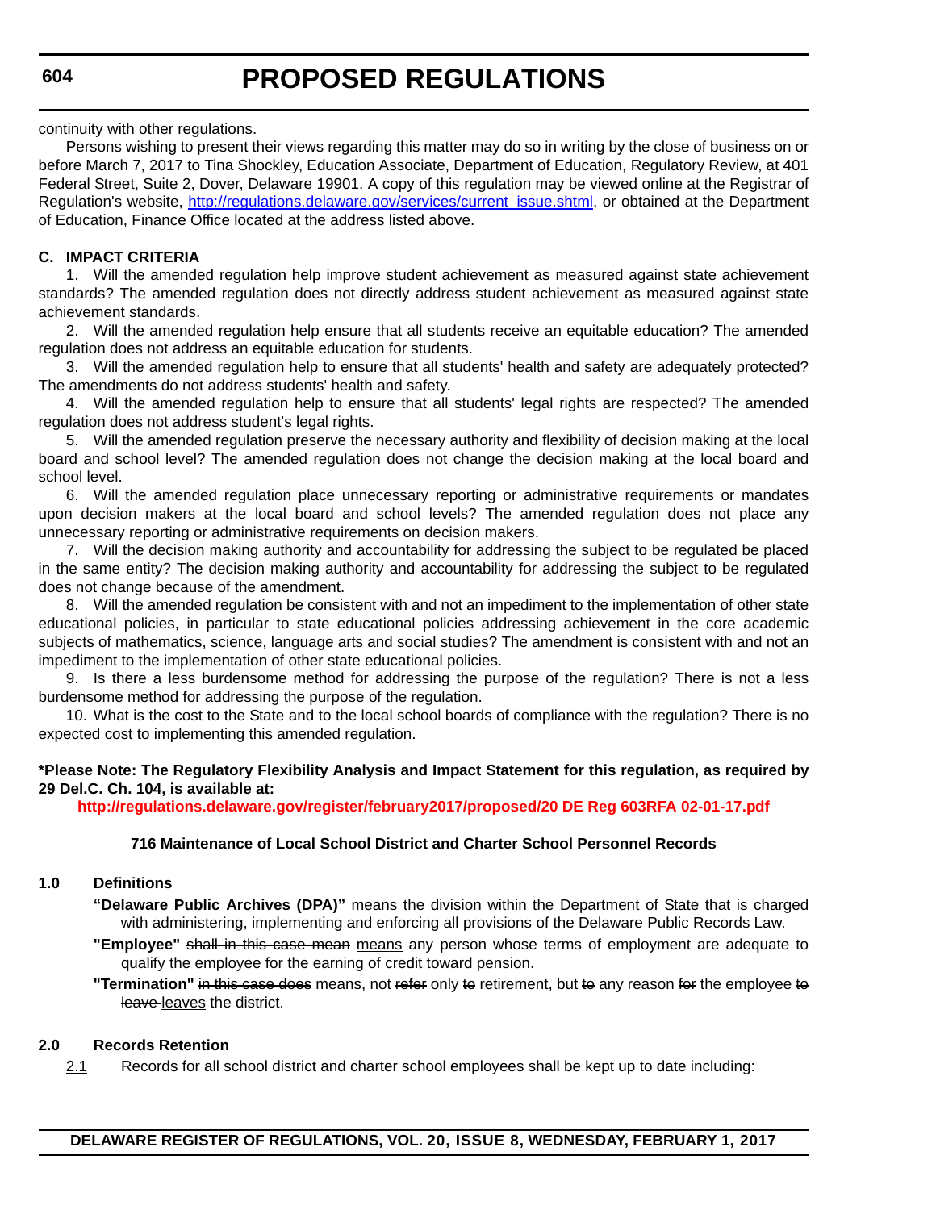continuity with other regulations.

Persons wishing to present their views regarding this matter may do so in writing by the close of business on or before March 7, 2017 to Tina Shockley, Education Associate, Department of Education, Regulatory Review, at 401 Federal Street, Suite 2, Dover, Delaware 19901. A copy of this regulation may be viewed online at the Registrar of Regulation's website, [http://regulations.delaware.gov/services/current_issue.shtml](http://regulations.delaware.gov/services/current_issue.shtml), or obtained at the Department of Education, Finance Office located at the address listed above.

**C. IMPACT CRITERIA**

1. Will the amended regulation help improve student achievement as measured against state achievement standards? The amended regulation does not directly address student achievement as measured against state achievement standards.

2. Will the amended regulation help ensure that all students receive an equitable education? The amended regulation does not address an equitable education for students.

3. Will the amended regulation help to ensure that all students' health and safety are adequately protected? The amendments do not address students' health and safety.

4. Will the amended regulation help to ensure that all students' legal rights are respected? The amended regulation does not address student's legal rights.

5. Will the amended regulation preserve the necessary authority and flexibility of decision making at the local board and school level? The amended regulation does not change the decision making at the local board and school level.

6. Will the amended regulation place unnecessary reporting or administrative requirements or mandates upon decision makers at the local board and school levels? The amended regulation does not place any unnecessary reporting or administrative requirements on decision makers.

7. Will the decision making authority and accountability for addressing the subject to be regulated be placed in the same entity? The decision making authority and accountability for addressing the subject to be regulated does not change because of the amendment.

8. Will the amended regulation be consistent with and not an impediment to the implementation of other state educational policies, in particular to state educational policies addressing achievement in the core academic subjects of mathematics, science, language arts and social studies? The amendment is consistent with and not an impediment to the implementation of other state educational policies.

9. Is there a less burdensome method for addressing the purpose of the regulation? There is not a less burdensome method for addressing the purpose of the regulation.

10. What is the cost to the State and to the local school boards of compliance with the regulation? There is no expected cost to implementing this amended regulation.

**\*Please Note: The Regulatory Flexibility Analysis and Impact Statement for this regulation, as required by 29 Del.C. Ch. 104, is available at:**

**http://regulations.delaware.gov/register/february2017/proposed/20 DE Reg 603RFA 02-01-17.pdf**

**716 Maintenance of Local School District and Charter School Personnel Records**

**1.0 Definitions**

**"Delaware Public Archives (DPA)"** means the division within the Department of State that is charged with administering, implementing and enforcing all provisions of the Delaware Public Records Law.

**"Employee"** ~~shall in this case mean~~ <u>means</u> any person whose terms of employment are adequate to qualify the employee for the earning of credit toward pension.

**"Termination"** ~~in this case does~~ <u>means,</u> not ~~refer~~ only ~~to~~ retirement<u>,</u> but ~~to~~ any reason ~~for~~ the employee ~~to leave~~ <u>leaves</u> the district.

**2.0 Records Retention**

<u>2.1</u> Records for all school district and charter school employees shall be kept up to date including: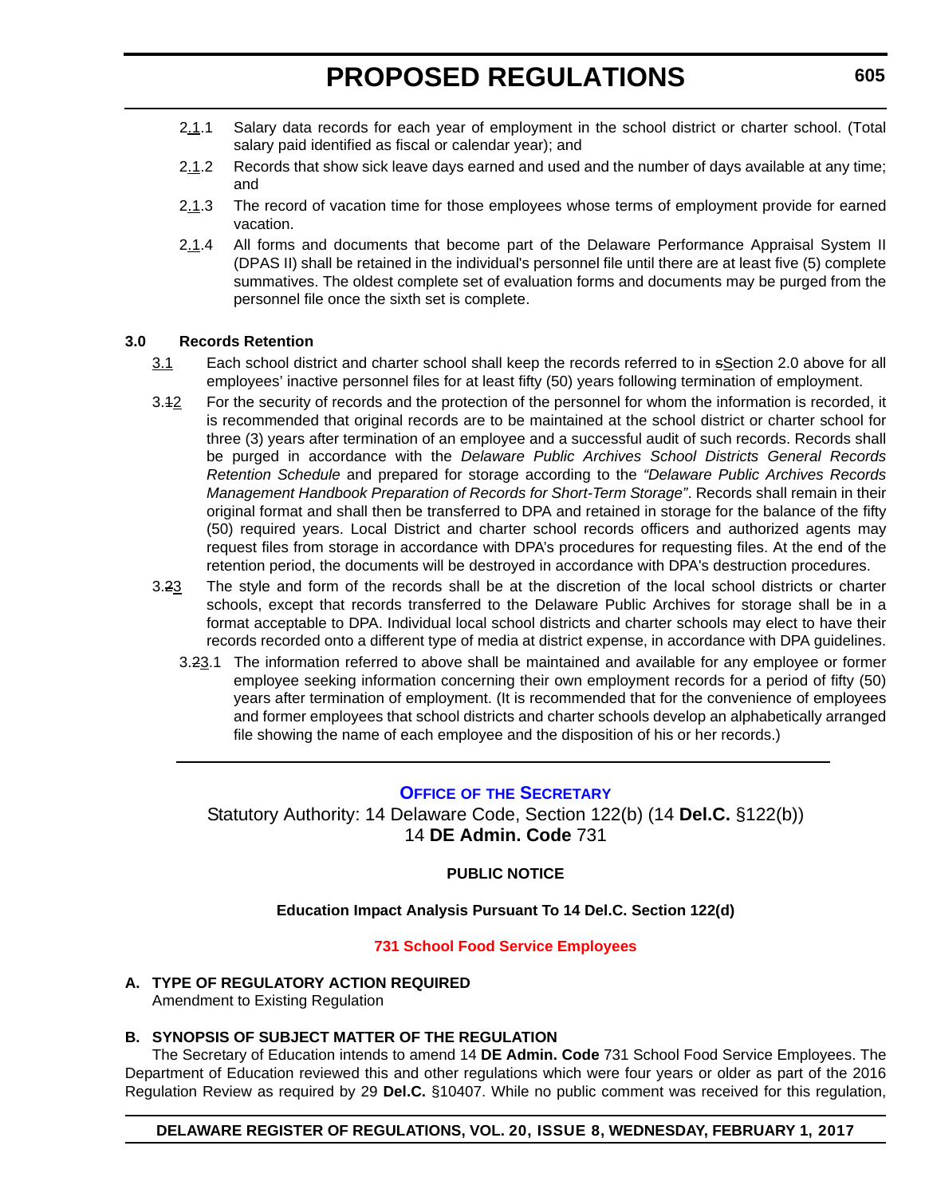2.1.1 Salary data records for each year of employment in the school district or charter school. (Total salary paid identified as fiscal or calendar year); and

2.1.2 Records that show sick leave days earned and used and the number of days available at any time; and

2.1.3 The record of vacation time for those employees whose terms of employment provide for earned vacation.

2.1.4 All forms and documents that become part of the Delaware Performance Appraisal System II (DPAS II) shall be retained in the individual's personnel file until there are at least five (5) complete summatives. The oldest complete set of evaluation forms and documents may be purged from the personnel file once the sixth set is complete.

**3.0 Records Retention**

3.1 Each school district and charter school shall keep the records referred to in sSection 2.0 above for all employees' inactive personnel files for at least fifty (50) years following termination of employment.

3.12 For the security of records and the protection of the personnel for whom the information is recorded, it is recommended that original records are to be maintained at the school district or charter school for three (3) years after termination of an employee and a successful audit of such records. Records shall be purged in accordance with the *Delaware Public Archives School Districts General Records Retention Schedule* and prepared for storage according to the *"Delaware Public Archives Records Management Handbook Preparation of Records for Short-Term Storage"*. Records shall remain in their original format and shall then be transferred to DPA and retained in storage for the balance of the fifty (50) required years. Local District and charter school records officers and authorized agents may request files from storage in accordance with DPA's procedures for requesting files. At the end of the retention period, the documents will be destroyed in accordance with DPA's destruction procedures.

3.23 The style and form of the records shall be at the discretion of the local school districts or charter schools, except that records transferred to the Delaware Public Archives for storage shall be in a format acceptable to DPA. Individual local school districts and charter schools may elect to have their records recorded onto a different type of media at district expense, in accordance with DPA guidelines.

3.23.1 The information referred to above shall be maintained and available for any employee or former employee seeking information concerning their own employment records for a period of fifty (50) years after termination of employment. (It is recommended that for the convenience of employees and former employees that school districts and charter schools develop an alphabetically arranged file showing the name of each employee and the disposition of his or her records.)

---

## OFFICE OF THE SECRETARY

Statutory Authority: 14 Delaware Code, Section 122(b) (14 **Del.C.** §122(b))
14 **DE Admin. Code** 731

**PUBLIC NOTICE**

**Education Impact Analysis Pursuant To 14 Del.C. Section 122(d)**

**731 School Food Service Employees**

**A. TYPE OF REGULATORY ACTION REQUIRED**
Amendment to Existing Regulation

**B. SYNOPSIS OF SUBJECT MATTER OF THE REGULATION**
The Secretary of Education intends to amend 14 **DE Admin. Code** 731 School Food Service Employees. The Department of Education reviewed this and other regulations which were four years or older as part of the 2016 Regulation Review as required by 29 **Del.C.** §10407. While no public comment was received for this regulation,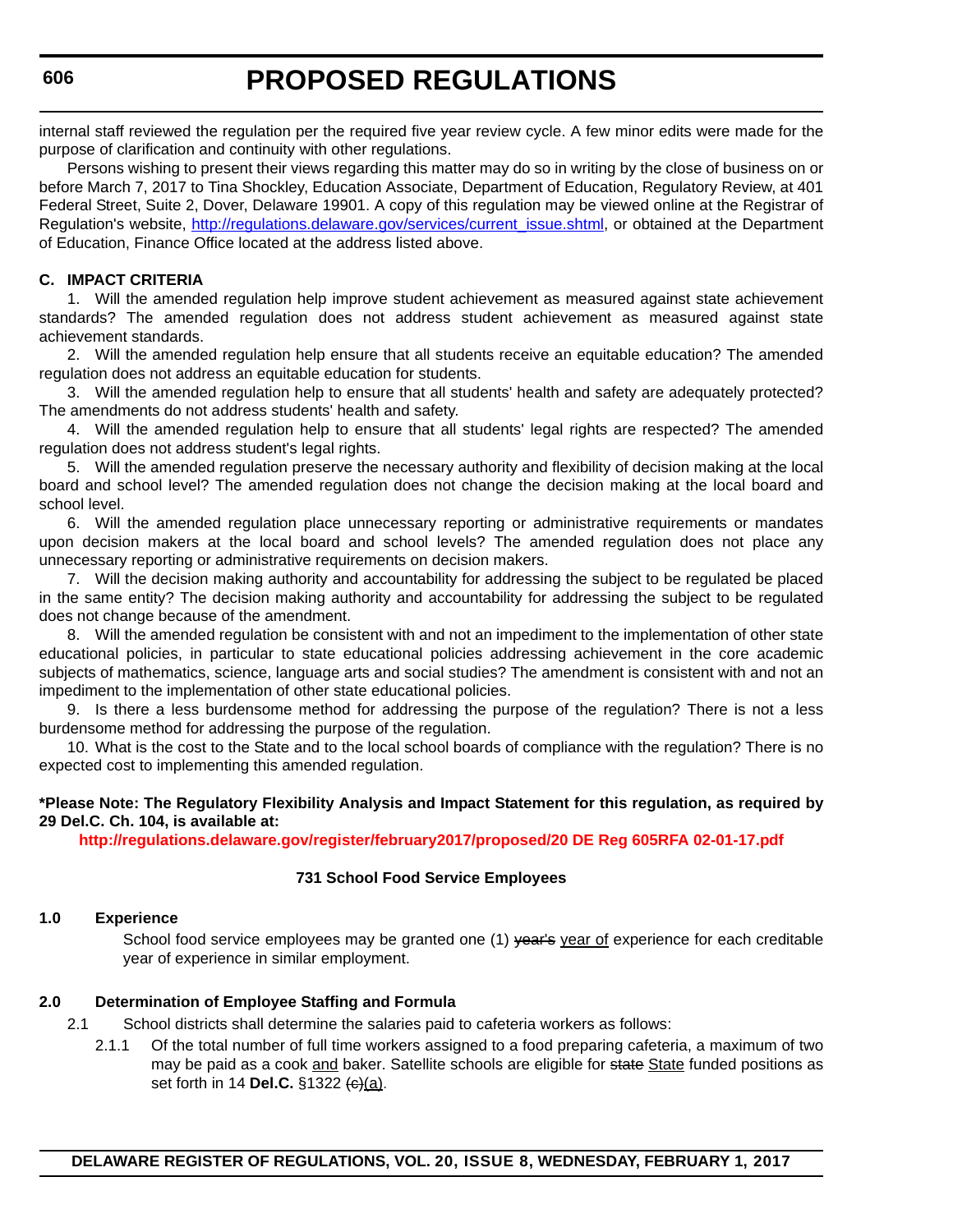internal staff reviewed the regulation per the required five year review cycle. A few minor edits were made for the purpose of clarification and continuity with other regulations.

Persons wishing to present their views regarding this matter may do so in writing by the close of business on or before March 7, 2017 to Tina Shockley, Education Associate, Department of Education, Regulatory Review, at 401 Federal Street, Suite 2, Dover, Delaware 19901. A copy of this regulation may be viewed online at the Registrar of Regulation's website, http://regulations.delaware.gov/services/current_issue.shtml, or obtained at the Department of Education, Finance Office located at the address listed above.

**C. IMPACT CRITERIA**

1. Will the amended regulation help improve student achievement as measured against state achievement standards? The amended regulation does not address student achievement as measured against state achievement standards.

2. Will the amended regulation help ensure that all students receive an equitable education? The amended regulation does not address an equitable education for students.

3. Will the amended regulation help to ensure that all students' health and safety are adequately protected? The amendments do not address students' health and safety.

4. Will the amended regulation help to ensure that all students' legal rights are respected? The amended regulation does not address student's legal rights.

5. Will the amended regulation preserve the necessary authority and flexibility of decision making at the local board and school level? The amended regulation does not change the decision making at the local board and school level.

6. Will the amended regulation place unnecessary reporting or administrative requirements or mandates upon decision makers at the local board and school levels? The amended regulation does not place any unnecessary reporting or administrative requirements on decision makers.

7. Will the decision making authority and accountability for addressing the subject to be regulated be placed in the same entity? The decision making authority and accountability for addressing the subject to be regulated does not change because of the amendment.

8. Will the amended regulation be consistent with and not an impediment to the implementation of other state educational policies, in particular to state educational policies addressing achievement in the core academic subjects of mathematics, science, language arts and social studies? The amendment is consistent with and not an impediment to the implementation of other state educational policies.

9. Is there a less burdensome method for addressing the purpose of the regulation? There is not a less burdensome method for addressing the purpose of the regulation.

10. What is the cost to the State and to the local school boards of compliance with the regulation? There is no expected cost to implementing this amended regulation.

**\*Please Note: The Regulatory Flexibility Analysis and Impact Statement for this regulation, as required by 29 Del.C. Ch. 104, is available at:**

**http://regulations.delaware.gov/register/february2017/proposed/20 DE Reg 605RFA 02-01-17.pdf**

**731 School Food Service Employees**

**1.0 Experience**

School food service employees may be granted one (1) ~~year's~~ year of experience for each creditable year of experience in similar employment.

**2.0 Determination of Employee Staffing and Formula**

2.1 School districts shall determine the salaries paid to cafeteria workers as follows:

2.1.1 Of the total number of full time workers assigned to a food preparing cafeteria, a maximum of two may be paid as a cook and baker. Satellite schools are eligible for ~~state~~ State funded positions as set forth in 14 **Del.C.** §1322 ~~(c)~~(a).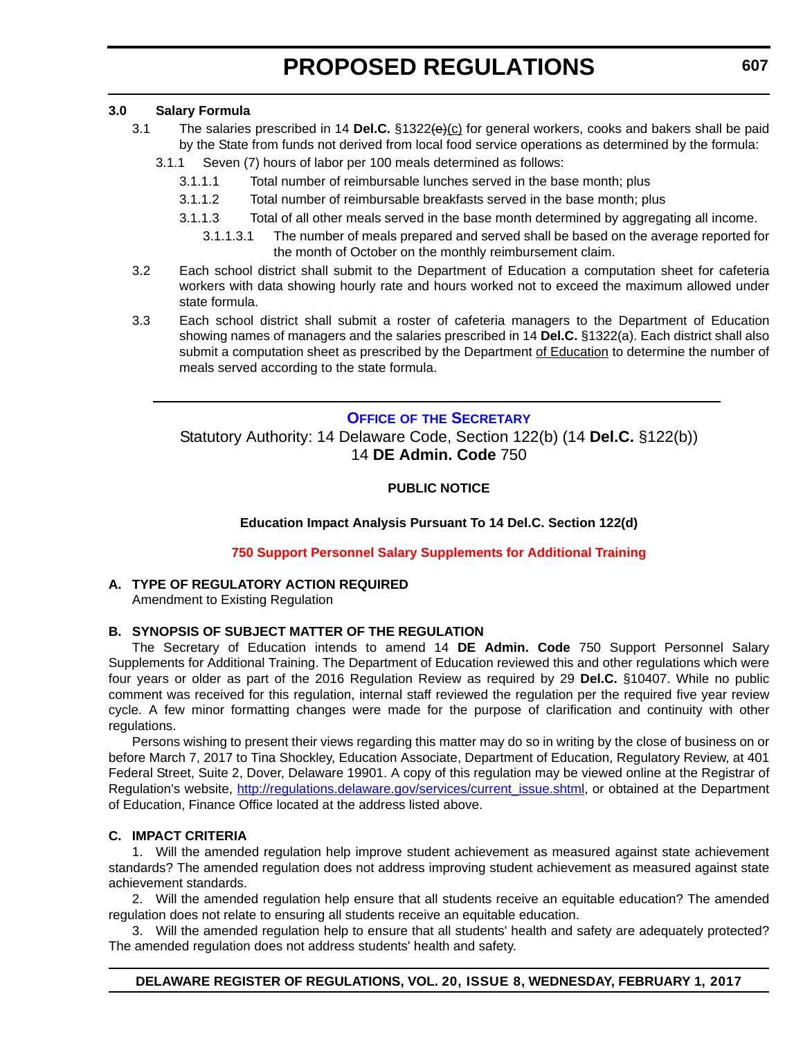**3.0 Salary Formula**

3.1 The salaries prescribed in 14 **Del.C.** §1322~~(e)~~(c) for general workers, cooks and bakers shall be paid by the State from funds not derived from local food service operations as determined by the formula:

3.1.1 Seven (7) hours of labor per 100 meals determined as follows:

3.1.1.1 Total number of reimbursable lunches served in the base month; plus

3.1.1.2 Total number of reimbursable breakfasts served in the base month; plus

3.1.1.3 Total of all other meals served in the base month determined by aggregating all income.

3.1.1.3.1 The number of meals prepared and served shall be based on the average reported for the month of October on the monthly reimbursement claim.

3.2 Each school district shall submit to the Department of Education a computation sheet for cafeteria workers with data showing hourly rate and hours worked not to exceed the maximum allowed under state formula.

3.3 Each school district shall submit a roster of cafeteria managers to the Department of Education showing names of managers and the salaries prescribed in 14 **Del.C.** §1322(a). Each district shall also submit a computation sheet as prescribed by the Department of Education to determine the number of meals served according to the state formula.

---

## OFFICE OF THE SECRETARY

Statutory Authority: 14 Delaware Code, Section 122(b) (14 **Del.C.** §122(b))
14 **DE Admin. Code** 750

**PUBLIC NOTICE**

**Education Impact Analysis Pursuant To 14 Del.C. Section 122(d)**

**750 Support Personnel Salary Supplements for Additional Training**

**A. TYPE OF REGULATORY ACTION REQUIRED**

Amendment to Existing Regulation

**B. SYNOPSIS OF SUBJECT MATTER OF THE REGULATION**

The Secretary of Education intends to amend 14 **DE Admin. Code** 750 Support Personnel Salary Supplements for Additional Training. The Department of Education reviewed this and other regulations which were four years or older as part of the 2016 Regulation Review as required by 29 **Del.C.** §10407. While no public comment was received for this regulation, internal staff reviewed the regulation per the required five year review cycle. A few minor formatting changes were made for the purpose of clarification and continuity with other regulations.

Persons wishing to present their views regarding this matter may do so in writing by the close of business on or before March 7, 2017 to Tina Shockley, Education Associate, Department of Education, Regulatory Review, at 401 Federal Street, Suite 2, Dover, Delaware 19901. A copy of this regulation may be viewed online at the Registrar of Regulation's website, http://regulations.delaware.gov/services/current_issue.shtml, or obtained at the Department of Education, Finance Office located at the address listed above.

**C. IMPACT CRITERIA**

1. Will the amended regulation help improve student achievement as measured against state achievement standards? The amended regulation does not address improving student achievement as measured against state achievement standards.

2. Will the amended regulation help ensure that all students receive an equitable education? The amended regulation does not relate to ensuring all students receive an equitable education.

3. Will the amended regulation help to ensure that all students' health and safety are adequately protected? The amended regulation does not address students' health and safety.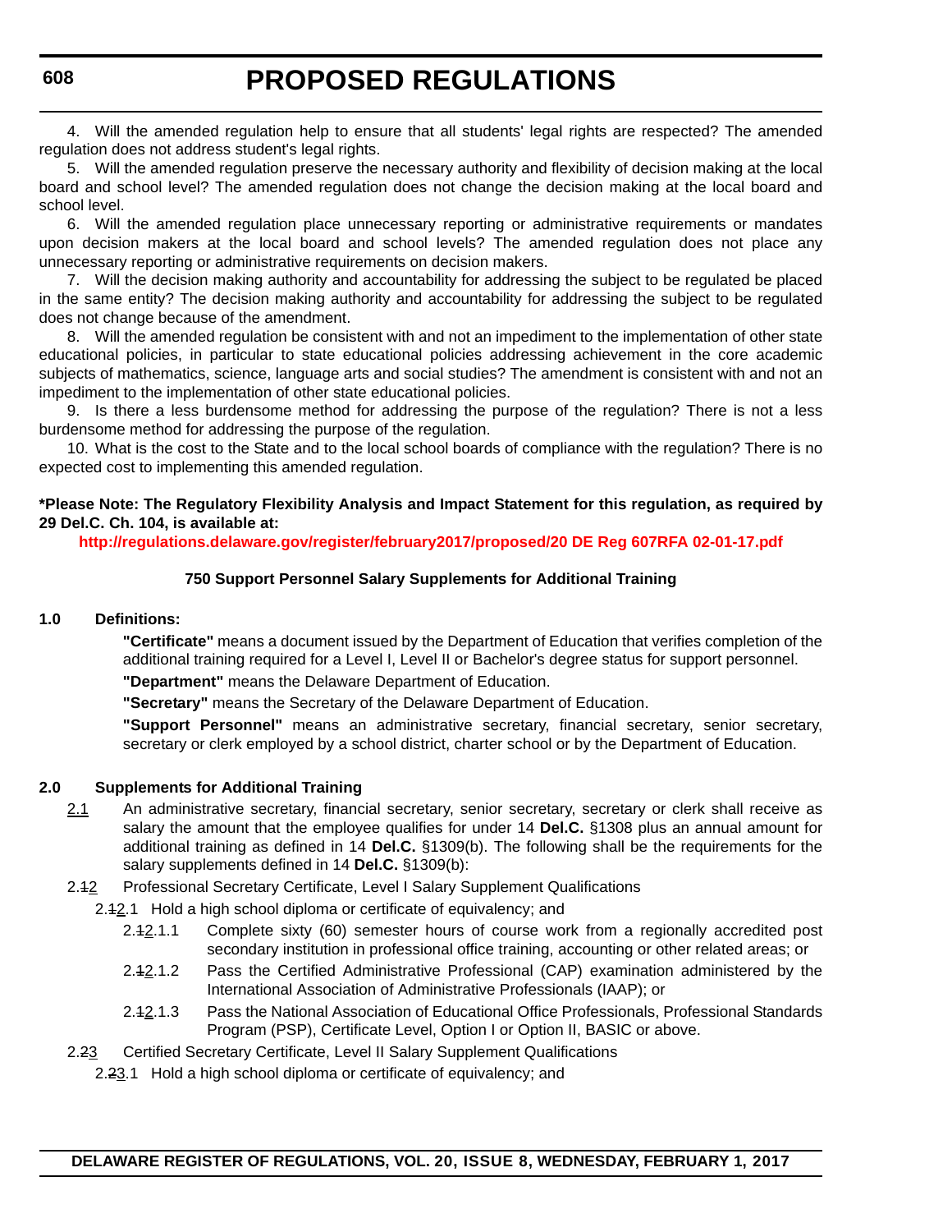4. Will the amended regulation help to ensure that all students' legal rights are respected? The amended regulation does not address student's legal rights.

5. Will the amended regulation preserve the necessary authority and flexibility of decision making at the local board and school level? The amended regulation does not change the decision making at the local board and school level.

6. Will the amended regulation place unnecessary reporting or administrative requirements or mandates upon decision makers at the local board and school levels? The amended regulation does not place any unnecessary reporting or administrative requirements on decision makers.

7. Will the decision making authority and accountability for addressing the subject to be regulated be placed in the same entity? The decision making authority and accountability for addressing the subject to be regulated does not change because of the amendment.

8. Will the amended regulation be consistent with and not an impediment to the implementation of other state educational policies, in particular to state educational policies addressing achievement in the core academic subjects of mathematics, science, language arts and social studies? The amendment is consistent with and not an impediment to the implementation of other state educational policies.

9. Is there a less burdensome method for addressing the purpose of the regulation? There is not a less burdensome method for addressing the purpose of the regulation.

10. What is the cost to the State and to the local school boards of compliance with the regulation? There is no expected cost to implementing this amended regulation.

**\*Please Note: The Regulatory Flexibility Analysis and Impact Statement for this regulation, as required by 29 Del.C. Ch. 104, is available at:**

**http://regulations.delaware.gov/register/february2017/proposed/20 DE Reg 607RFA 02-01-17.pdf**

**750 Support Personnel Salary Supplements for Additional Training**

**1.0 Definitions:**

**"Certificate"** means a document issued by the Department of Education that verifies completion of the additional training required for a Level I, Level II or Bachelor's degree status for support personnel.

**"Department"** means the Delaware Department of Education.

**"Secretary"** means the Secretary of the Delaware Department of Education.

**"Support Personnel"** means an administrative secretary, financial secretary, senior secretary, secretary or clerk employed by a school district, charter school or by the Department of Education.

**2.0 Supplements for Additional Training**

2.1 An administrative secretary, financial secretary, senior secretary, secretary or clerk shall receive as salary the amount that the employee qualifies for under 14 **Del.C.** §1308 plus an annual amount for additional training as defined in 14 **Del.C.** §1309(b). The following shall be the requirements for the salary supplements defined in 14 **Del.C.** §1309(b):

2.~~1~~2 Professional Secretary Certificate, Level I Salary Supplement Qualifications

2.~~1~~2.1 Hold a high school diploma or certificate of equivalency; and

2.~~1~~2.1.1 Complete sixty (60) semester hours of course work from a regionally accredited post secondary institution in professional office training, accounting or other related areas; or

2.~~1~~2.1.2 Pass the Certified Administrative Professional (CAP) examination administered by the International Association of Administrative Professionals (IAAP); or

2.~~1~~2.1.3 Pass the National Association of Educational Office Professionals, Professional Standards Program (PSP), Certificate Level, Option I or Option II, BASIC or above.

2.~~2~~3 Certified Secretary Certificate, Level II Salary Supplement Qualifications

2.~~2~~3.1 Hold a high school diploma or certificate of equivalency; and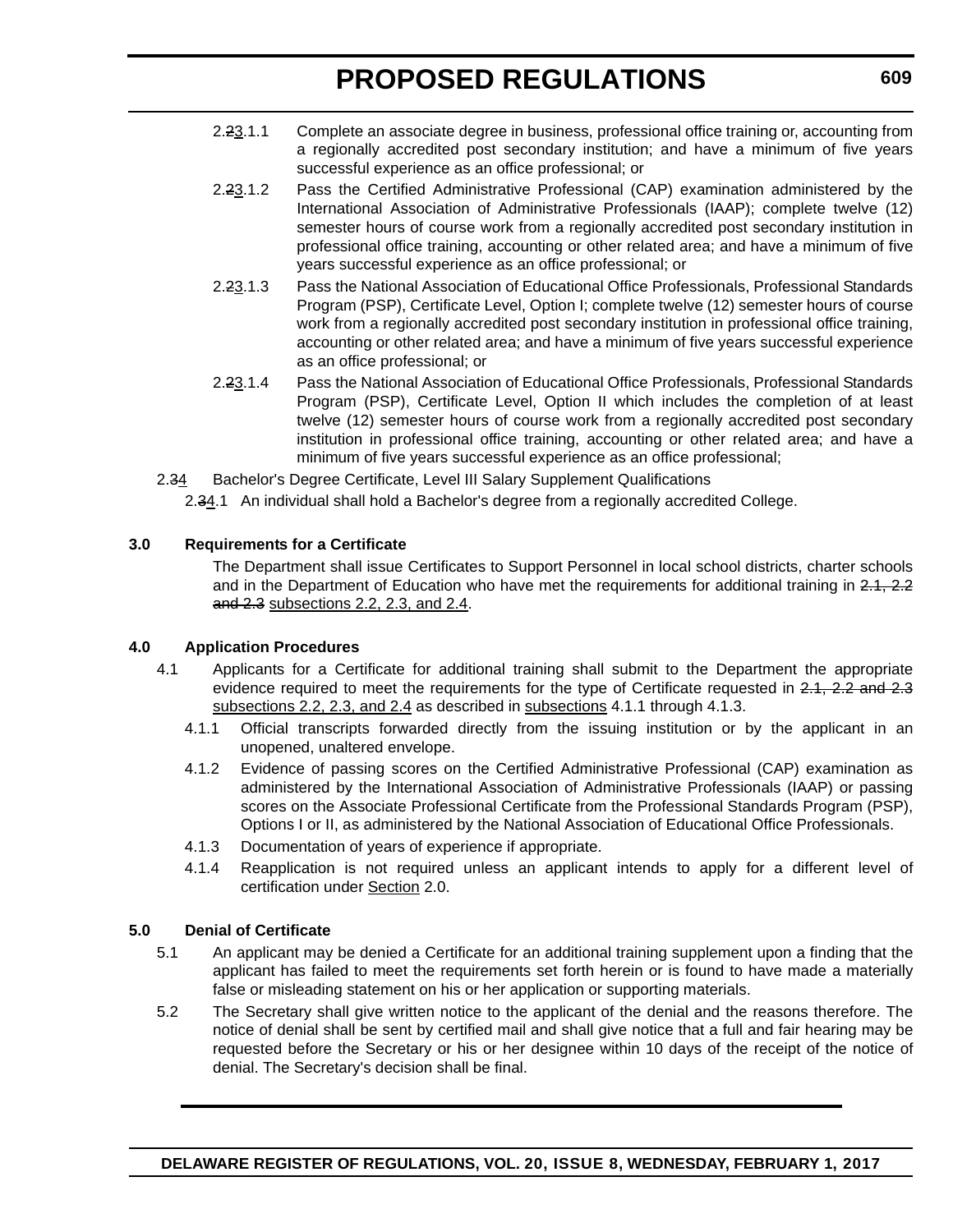2.~~2~~3.1.1 Complete an associate degree in business, professional office training or, accounting from a regionally accredited post secondary institution; and have a minimum of five years successful experience as an office professional; or

2.~~2~~3.1.2 Pass the Certified Administrative Professional (CAP) examination administered by the International Association of Administrative Professionals (IAAP); complete twelve (12) semester hours of course work from a regionally accredited post secondary institution in professional office training, accounting or other related area; and have a minimum of five years successful experience as an office professional; or

2.~~2~~3.1.3 Pass the National Association of Educational Office Professionals, Professional Standards Program (PSP), Certificate Level, Option I; complete twelve (12) semester hours of course work from a regionally accredited post secondary institution in professional office training, accounting or other related area; and have a minimum of five years successful experience as an office professional; or

2.~~2~~3.1.4 Pass the National Association of Educational Office Professionals, Professional Standards Program (PSP), Certificate Level, Option II which includes the completion of at least twelve (12) semester hours of course work from a regionally accredited post secondary institution in professional office training, accounting or other related area; and have a minimum of five years successful experience as an office professional;

2.~~3~~4 Bachelor's Degree Certificate, Level III Salary Supplement Qualifications

2.~~3~~4.1 An individual shall hold a Bachelor's degree from a regionally accredited College.

**3.0 Requirements for a Certificate**

The Department shall issue Certificates to Support Personnel in local school districts, charter schools and in the Department of Education who have met the requirements for additional training in ~~2.1, 2.2 and 2.3~~ subsections 2.2, 2.3, and 2.4.

**4.0 Application Procedures**

4.1 Applicants for a Certificate for additional training shall submit to the Department the appropriate evidence required to meet the requirements for the type of Certificate requested in ~~2.1, 2.2 and 2.3~~ subsections 2.2, 2.3, and 2.4 as described in subsections 4.1.1 through 4.1.3.

4.1.1 Official transcripts forwarded directly from the issuing institution or by the applicant in an unopened, unaltered envelope.

4.1.2 Evidence of passing scores on the Certified Administrative Professional (CAP) examination as administered by the International Association of Administrative Professionals (IAAP) or passing scores on the Associate Professional Certificate from the Professional Standards Program (PSP), Options I or II, as administered by the National Association of Educational Office Professionals.

4.1.3 Documentation of years of experience if appropriate.

4.1.4 Reapplication is not required unless an applicant intends to apply for a different level of certification under Section 2.0.

**5.0 Denial of Certificate**

5.1 An applicant may be denied a Certificate for an additional training supplement upon a finding that the applicant has failed to meet the requirements set forth herein or is found to have made a materially false or misleading statement on his or her application or supporting materials.

5.2 The Secretary shall give written notice to the applicant of the denial and the reasons therefore. The notice of denial shall be sent by certified mail and shall give notice that a full and fair hearing may be requested before the Secretary or his or her designee within 10 days of the receipt of the notice of denial. The Secretary's decision shall be final.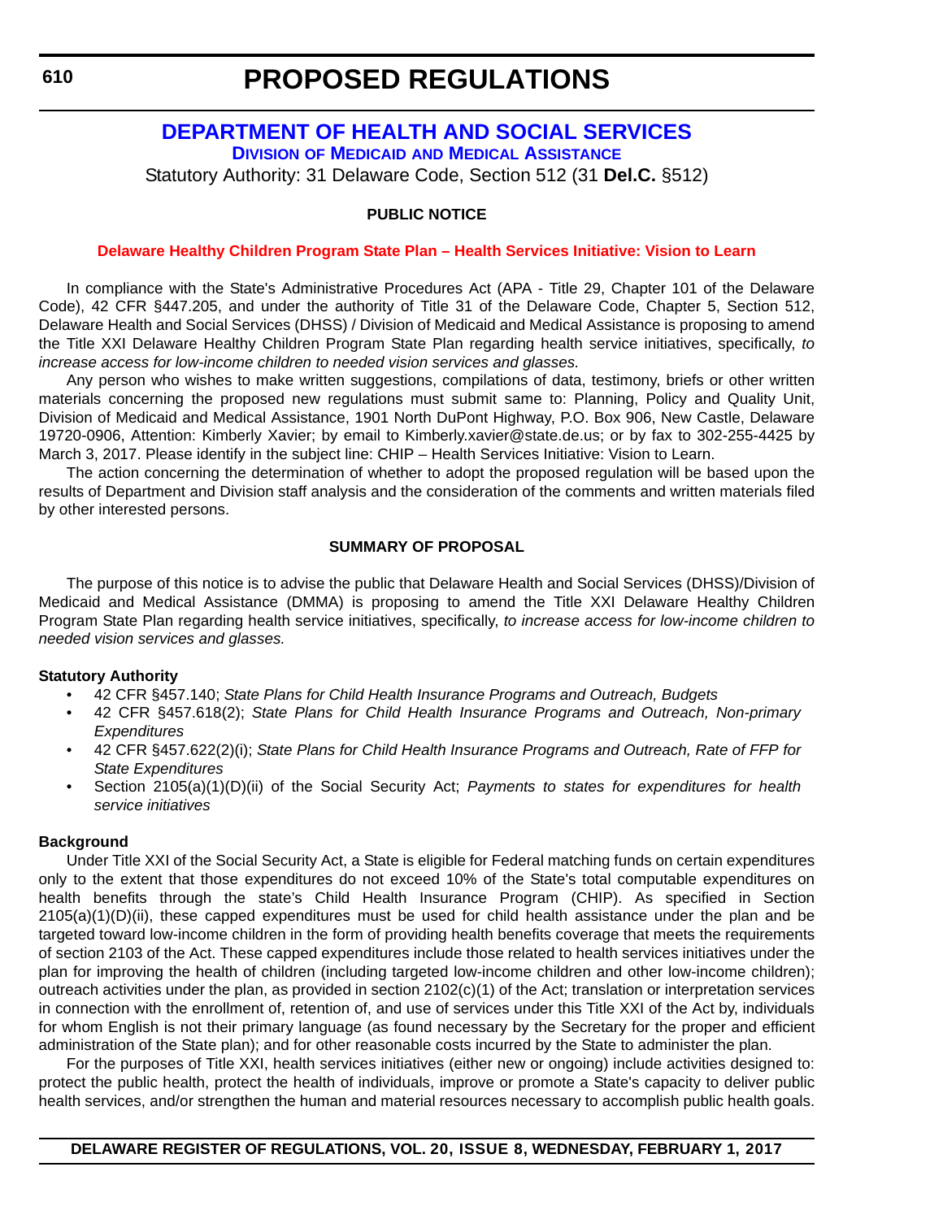# PROPOSED REGULATIONS

## DEPARTMENT OF HEALTH AND SOCIAL SERVICES

### DIVISION OF MEDICAID AND MEDICAL ASSISTANCE

Statutory Authority: 31 Delaware Code, Section 512 (31 **Del.C.** §512)

**PUBLIC NOTICE**

**Delaware Healthy Children Program State Plan – Health Services Initiative: Vision to Learn**

In compliance with the State's Administrative Procedures Act (APA - Title 29, Chapter 101 of the Delaware Code), 42 CFR §447.205, and under the authority of Title 31 of the Delaware Code, Chapter 5, Section 512, Delaware Health and Social Services (DHSS) / Division of Medicaid and Medical Assistance is proposing to amend the Title XXI Delaware Healthy Children Program State Plan regarding health service initiatives, specifically, *to increase access for low-income children to needed vision services and glasses.*

Any person who wishes to make written suggestions, compilations of data, testimony, briefs or other written materials concerning the proposed new regulations must submit same to: Planning, Policy and Quality Unit, Division of Medicaid and Medical Assistance, 1901 North DuPont Highway, P.O. Box 906, New Castle, Delaware 19720-0906, Attention: Kimberly Xavier; by email to Kimberly.xavier@state.de.us; or by fax to 302-255-4425 by March 3, 2017. Please identify in the subject line: CHIP – Health Services Initiative: Vision to Learn.

The action concerning the determination of whether to adopt the proposed regulation will be based upon the results of Department and Division staff analysis and the consideration of the comments and written materials filed by other interested persons.

**SUMMARY OF PROPOSAL**

The purpose of this notice is to advise the public that Delaware Health and Social Services (DHSS)/Division of Medicaid and Medical Assistance (DMMA) is proposing to amend the Title XXI Delaware Healthy Children Program State Plan regarding health service initiatives, specifically, *to increase access for low-income children to needed vision services and glasses.*

**Statutory Authority**

- 42 CFR §457.140; *State Plans for Child Health Insurance Programs and Outreach, Budgets*
- 42 CFR §457.618(2); *State Plans for Child Health Insurance Programs and Outreach, Non-primary Expenditures*
- 42 CFR §457.622(2)(i); *State Plans for Child Health Insurance Programs and Outreach, Rate of FFP for State Expenditures*
- Section 2105(a)(1)(D)(ii) of the Social Security Act; *Payments to states for expenditures for health service initiatives*

**Background**

Under Title XXI of the Social Security Act, a State is eligible for Federal matching funds on certain expenditures only to the extent that those expenditures do not exceed 10% of the State's total computable expenditures on health benefits through the state's Child Health Insurance Program (CHIP). As specified in Section 2105(a)(1)(D)(ii), these capped expenditures must be used for child health assistance under the plan and be targeted toward low-income children in the form of providing health benefits coverage that meets the requirements of section 2103 of the Act. These capped expenditures include those related to health services initiatives under the plan for improving the health of children (including targeted low-income children and other low-income children); outreach activities under the plan, as provided in section 2102(c)(1) of the Act; translation or interpretation services in connection with the enrollment of, retention of, and use of services under this Title XXI of the Act by, individuals for whom English is not their primary language (as found necessary by the Secretary for the proper and efficient administration of the State plan); and for other reasonable costs incurred by the State to administer the plan.

For the purposes of Title XXI, health services initiatives (either new or ongoing) include activities designed to: protect the public health, protect the health of individuals, improve or promote a State's capacity to deliver public health services, and/or strengthen the human and material resources necessary to accomplish public health goals.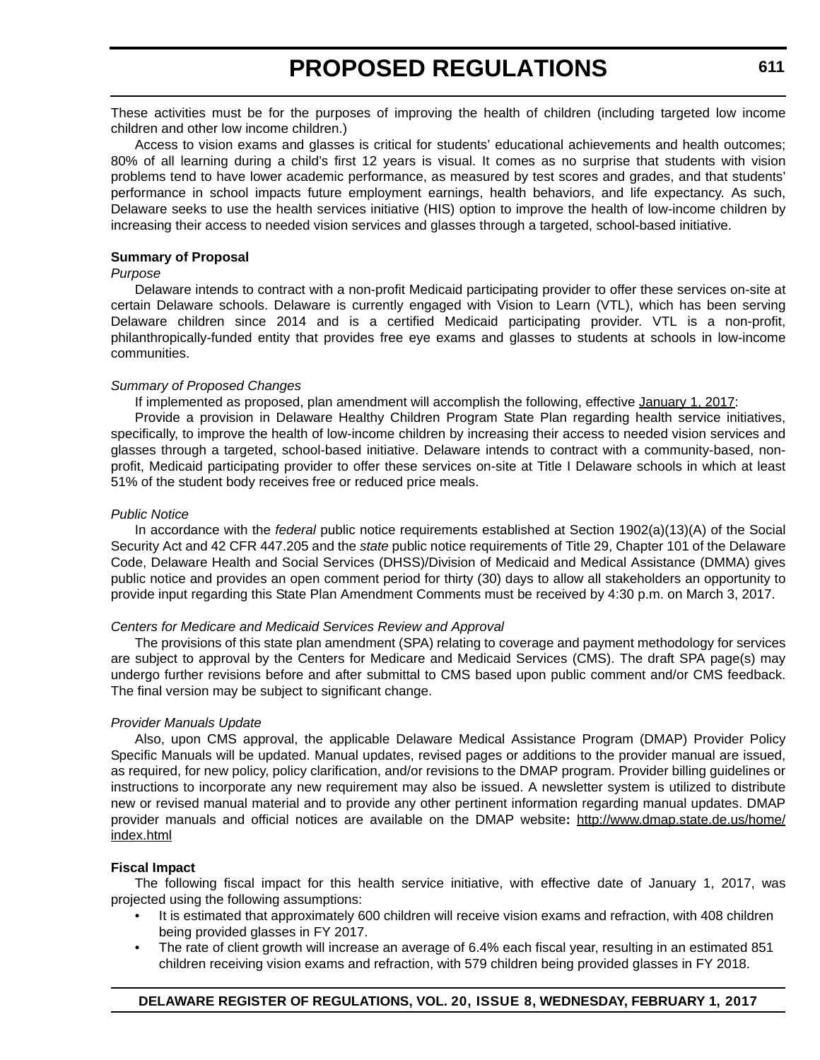These activities must be for the purposes of improving the health of children (including targeted low income children and other low income children.)

Access to vision exams and glasses is critical for students' educational achievements and health outcomes; 80% of all learning during a child's first 12 years is visual. It comes as no surprise that students with vision problems tend to have lower academic performance, as measured by test scores and grades, and that students' performance in school impacts future employment earnings, health behaviors, and life expectancy. As such, Delaware seeks to use the health services initiative (HIS) option to improve the health of low-income children by increasing their access to needed vision services and glasses through a targeted, school-based initiative.

**Summary of Proposal**

*Purpose*

Delaware intends to contract with a non-profit Medicaid participating provider to offer these services on-site at certain Delaware schools. Delaware is currently engaged with Vision to Learn (VTL), which has been serving Delaware children since 2014 and is a certified Medicaid participating provider. VTL is a non-profit, philanthropically-funded entity that provides free eye exams and glasses to students at schools in low-income communities.

*Summary of Proposed Changes*

If implemented as proposed, plan amendment will accomplish the following, effective January 1, 2017:

Provide a provision in Delaware Healthy Children Program State Plan regarding health service initiatives, specifically, to improve the health of low-income children by increasing their access to needed vision services and glasses through a targeted, school-based initiative. Delaware intends to contract with a community-based, non-profit, Medicaid participating provider to offer these services on-site at Title I Delaware schools in which at least 51% of the student body receives free or reduced price meals.

*Public Notice*

In accordance with the *federal* public notice requirements established at Section 1902(a)(13)(A) of the Social Security Act and 42 CFR 447.205 and the *state* public notice requirements of Title 29, Chapter 101 of the Delaware Code, Delaware Health and Social Services (DHSS)/Division of Medicaid and Medical Assistance (DMMA) gives public notice and provides an open comment period for thirty (30) days to allow all stakeholders an opportunity to provide input regarding this State Plan Amendment Comments must be received by 4:30 p.m. on March 3, 2017.

*Centers for Medicare and Medicaid Services Review and Approval*

The provisions of this state plan amendment (SPA) relating to coverage and payment methodology for services are subject to approval by the Centers for Medicare and Medicaid Services (CMS). The draft SPA page(s) may undergo further revisions before and after submittal to CMS based upon public comment and/or CMS feedback. The final version may be subject to significant change.

*Provider Manuals Update*

Also, upon CMS approval, the applicable Delaware Medical Assistance Program (DMAP) Provider Policy Specific Manuals will be updated. Manual updates, revised pages or additions to the provider manual are issued, as required, for new policy, policy clarification, and/or revisions to the DMAP program. Provider billing guidelines or instructions to incorporate any new requirement may also be issued. A newsletter system is utilized to distribute new or revised manual material and to provide any other pertinent information regarding manual updates. DMAP provider manuals and official notices are available on the DMAP website**:** http://www.dmap.state.de.us/home/index.html

**Fiscal Impact**

The following fiscal impact for this health service initiative, with effective date of January 1, 2017, was projected using the following assumptions:

- It is estimated that approximately 600 children will receive vision exams and refraction, with 408 children being provided glasses in FY 2017.
- The rate of client growth will increase an average of 6.4% each fiscal year, resulting in an estimated 851 children receiving vision exams and refraction, with 579 children being provided glasses in FY 2018.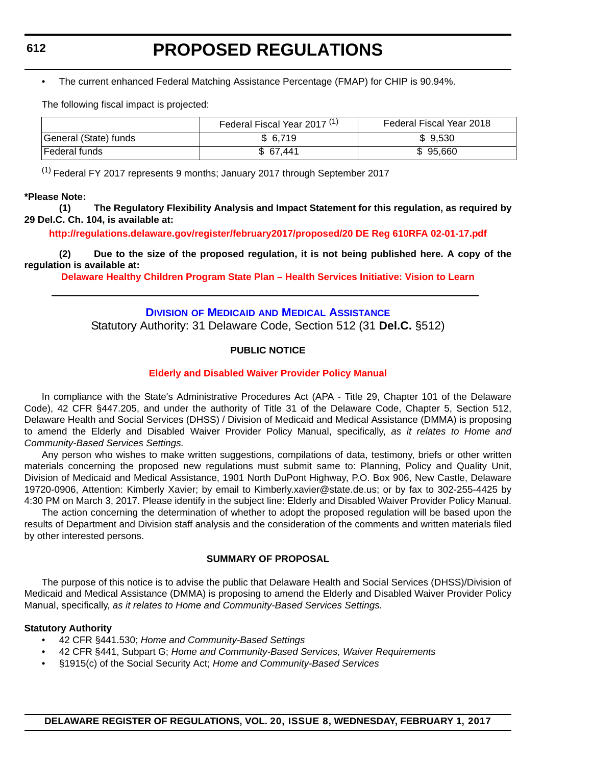- The current enhanced Federal Matching Assistance Percentage (FMAP) for CHIP is 90.94%.

The following fiscal impact is projected:

| | Federal Fiscal Year 2017 (1) | Federal Fiscal Year 2018 |
|---|---|---|
| General (State) funds | $ 6,719 | $ 9,530 |
| Federal funds | $ 67,441 | $ 95,660 |

(1) Federal FY 2017 represents 9 months; January 2017 through September 2017

**\*Please Note:**

**(1) The Regulatory Flexibility Analysis and Impact Statement for this regulation, as required by 29 Del.C. Ch. 104, is available at:**

**http://regulations.delaware.gov/register/february2017/proposed/20 DE Reg 610RFA 02-01-17.pdf**

**(2) Due to the size of the proposed regulation, it is not being published here. A copy of the regulation is available at:**

**Delaware Healthy Children Program State Plan – Health Services Initiative: Vision to Learn**

---

## Division of Medicaid and Medical Assistance

Statutory Authority: 31 Delaware Code, Section 512 (31 **Del.C.** §512)

### PUBLIC NOTICE

### Elderly and Disabled Waiver Provider Policy Manual

In compliance with the State's Administrative Procedures Act (APA - Title 29, Chapter 101 of the Delaware Code), 42 CFR §447.205, and under the authority of Title 31 of the Delaware Code, Chapter 5, Section 512, Delaware Health and Social Services (DHSS) / Division of Medicaid and Medical Assistance (DMMA) is proposing to amend the Elderly and Disabled Waiver Provider Policy Manual, specifically, *as it relates to Home and Community-Based Services Settings.*

Any person who wishes to make written suggestions, compilations of data, testimony, briefs or other written materials concerning the proposed new regulations must submit same to: Planning, Policy and Quality Unit, Division of Medicaid and Medical Assistance, 1901 North DuPont Highway, P.O. Box 906, New Castle, Delaware 19720-0906, Attention: Kimberly Xavier; by email to Kimberly.xavier@state.de.us; or by fax to 302-255-4425 by 4:30 PM on March 3, 2017. Please identify in the subject line: Elderly and Disabled Waiver Provider Policy Manual.

The action concerning the determination of whether to adopt the proposed regulation will be based upon the results of Department and Division staff analysis and the consideration of the comments and written materials filed by other interested persons.

### SUMMARY OF PROPOSAL

The purpose of this notice is to advise the public that Delaware Health and Social Services (DHSS)/Division of Medicaid and Medical Assistance (DMMA) is proposing to amend the Elderly and Disabled Waiver Provider Policy Manual, specifically, *as it relates to Home and Community-Based Services Settings.*

**Statutory Authority**

- 42 CFR §441.530; *Home and Community-Based Settings*
- 42 CFR §441, Subpart G; *Home and Community-Based Services, Waiver Requirements*
- §1915(c) of the Social Security Act; *Home and Community-Based Services*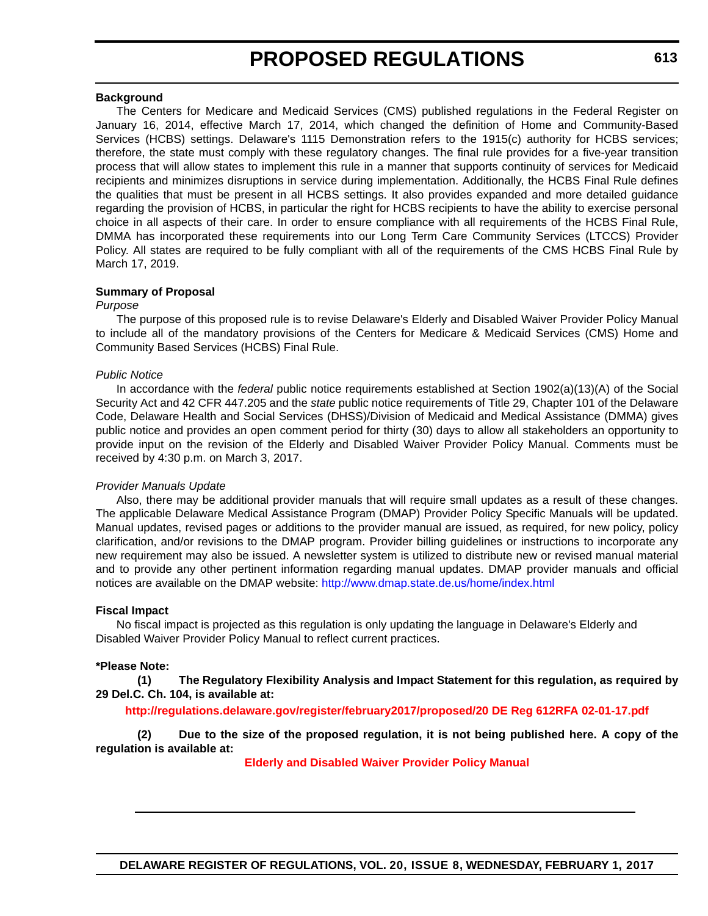**Background**

The Centers for Medicare and Medicaid Services (CMS) published regulations in the Federal Register on January 16, 2014, effective March 17, 2014, which changed the definition of Home and Community-Based Services (HCBS) settings. Delaware's 1115 Demonstration refers to the 1915(c) authority for HCBS services; therefore, the state must comply with these regulatory changes. The final rule provides for a five-year transition process that will allow states to implement this rule in a manner that supports continuity of services for Medicaid recipients and minimizes disruptions in service during implementation. Additionally, the HCBS Final Rule defines the qualities that must be present in all HCBS settings. It also provides expanded and more detailed guidance regarding the provision of HCBS, in particular the right for HCBS recipients to have the ability to exercise personal choice in all aspects of their care. In order to ensure compliance with all requirements of the HCBS Final Rule, DMMA has incorporated these requirements into our Long Term Care Community Services (LTCCS) Provider Policy. All states are required to be fully compliant with all of the requirements of the CMS HCBS Final Rule by March 17, 2019.

**Summary of Proposal**

*Purpose*

The purpose of this proposed rule is to revise Delaware's Elderly and Disabled Waiver Provider Policy Manual to include all of the mandatory provisions of the Centers for Medicare & Medicaid Services (CMS) Home and Community Based Services (HCBS) Final Rule.

*Public Notice*

In accordance with the *federal* public notice requirements established at Section 1902(a)(13)(A) of the Social Security Act and 42 CFR 447.205 and the *state* public notice requirements of Title 29, Chapter 101 of the Delaware Code, Delaware Health and Social Services (DHSS)/Division of Medicaid and Medical Assistance (DMMA) gives public notice and provides an open comment period for thirty (30) days to allow all stakeholders an opportunity to provide input on the revision of the Elderly and Disabled Waiver Provider Policy Manual. Comments must be received by 4:30 p.m. on March 3, 2017.

*Provider Manuals Update*

Also, there may be additional provider manuals that will require small updates as a result of these changes. The applicable Delaware Medical Assistance Program (DMAP) Provider Policy Specific Manuals will be updated. Manual updates, revised pages or additions to the provider manual are issued, as required, for new policy, policy clarification, and/or revisions to the DMAP program. Provider billing guidelines or instructions to incorporate any new requirement may also be issued. A newsletter system is utilized to distribute new or revised manual material and to provide any other pertinent information regarding manual updates. DMAP provider manuals and official notices are available on the DMAP website: http://www.dmap.state.de.us/home/index.html

**Fiscal Impact**

No fiscal impact is projected as this regulation is only updating the language in Delaware's Elderly and Disabled Waiver Provider Policy Manual to reflect current practices.

**\*Please Note:**

**(1) The Regulatory Flexibility Analysis and Impact Statement for this regulation, as required by 29 Del.C. Ch. 104, is available at:**

**http://regulations.delaware.gov/register/february2017/proposed/20 DE Reg 612RFA 02-01-17.pdf**

**(2) Due to the size of the proposed regulation, it is not being published here. A copy of the regulation is available at:**

**Elderly and Disabled Waiver Provider Policy Manual**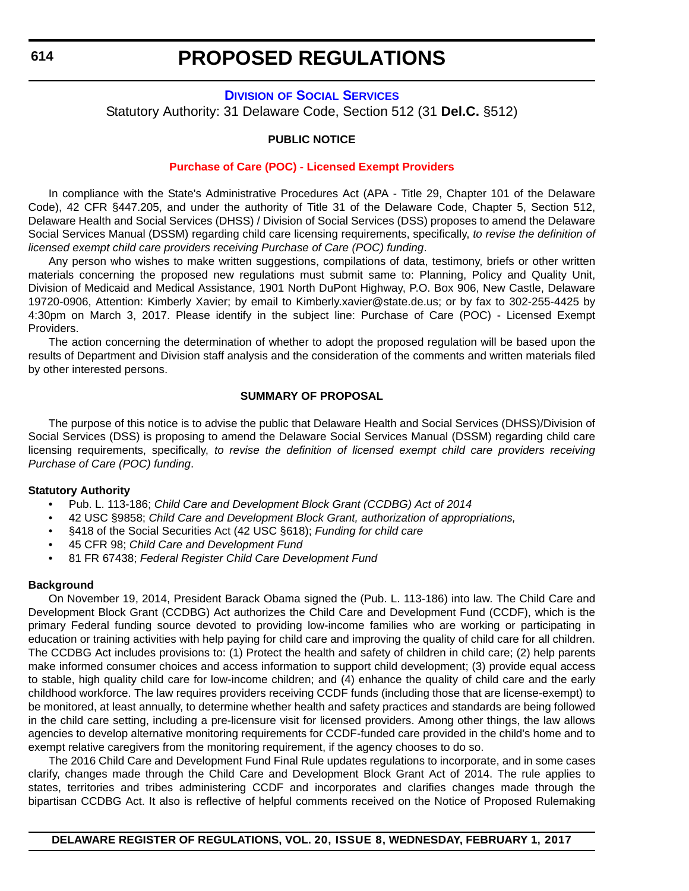# PROPOSED REGULATIONS

## DIVISION OF SOCIAL SERVICES

Statutory Authority: 31 Delaware Code, Section 512 (31 **Del.C.** §512)

**PUBLIC NOTICE**

**Purchase of Care (POC) - Licensed Exempt Providers**

In compliance with the State's Administrative Procedures Act (APA - Title 29, Chapter 101 of the Delaware Code), 42 CFR §447.205, and under the authority of Title 31 of the Delaware Code, Chapter 5, Section 512, Delaware Health and Social Services (DHSS) / Division of Social Services (DSS) proposes to amend the Delaware Social Services Manual (DSSM) regarding child care licensing requirements, specifically, *to revise the definition of licensed exempt child care providers receiving Purchase of Care (POC) funding*.

Any person who wishes to make written suggestions, compilations of data, testimony, briefs or other written materials concerning the proposed new regulations must submit same to: Planning, Policy and Quality Unit, Division of Medicaid and Medical Assistance, 1901 North DuPont Highway, P.O. Box 906, New Castle, Delaware 19720-0906, Attention: Kimberly Xavier; by email to Kimberly.xavier@state.de.us; or by fax to 302-255-4425 by 4:30pm on March 3, 2017. Please identify in the subject line: Purchase of Care (POC) - Licensed Exempt Providers.

The action concerning the determination of whether to adopt the proposed regulation will be based upon the results of Department and Division staff analysis and the consideration of the comments and written materials filed by other interested persons.

**SUMMARY OF PROPOSAL**

The purpose of this notice is to advise the public that Delaware Health and Social Services (DHSS)/Division of Social Services (DSS) is proposing to amend the Delaware Social Services Manual (DSSM) regarding child care licensing requirements, specifically, *to revise the definition of licensed exempt child care providers receiving Purchase of Care (POC) funding*.

**Statutory Authority**

- Pub. L. 113-186; *Child Care and Development Block Grant (CCDBG) Act of 2014*
- 42 USC §9858; *Child Care and Development Block Grant, authorization of appropriations,*
- §418 of the Social Securities Act (42 USC §618); *Funding for child care*
- 45 CFR 98; *Child Care and Development Fund*
- 81 FR 67438; *Federal Register Child Care Development Fund*

**Background**

On November 19, 2014, President Barack Obama signed the (Pub. L. 113-186) into law. The Child Care and Development Block Grant (CCDBG) Act authorizes the Child Care and Development Fund (CCDF), which is the primary Federal funding source devoted to providing low-income families who are working or participating in education or training activities with help paying for child care and improving the quality of child care for all children. The CCDBG Act includes provisions to: (1) Protect the health and safety of children in child care; (2) help parents make informed consumer choices and access information to support child development; (3) provide equal access to stable, high quality child care for low-income children; and (4) enhance the quality of child care and the early childhood workforce. The law requires providers receiving CCDF funds (including those that are license-exempt) to be monitored, at least annually, to determine whether health and safety practices and standards are being followed in the child care setting, including a pre-licensure visit for licensed providers. Among other things, the law allows agencies to develop alternative monitoring requirements for CCDF-funded care provided in the child's home and to exempt relative caregivers from the monitoring requirement, if the agency chooses to do so.

The 2016 Child Care and Development Fund Final Rule updates regulations to incorporate, and in some cases clarify, changes made through the Child Care and Development Block Grant Act of 2014. The rule applies to states, territories and tribes administering CCDF and incorporates and clarifies changes made through the bipartisan CCDBG Act. It also is reflective of helpful comments received on the Notice of Proposed Rulemaking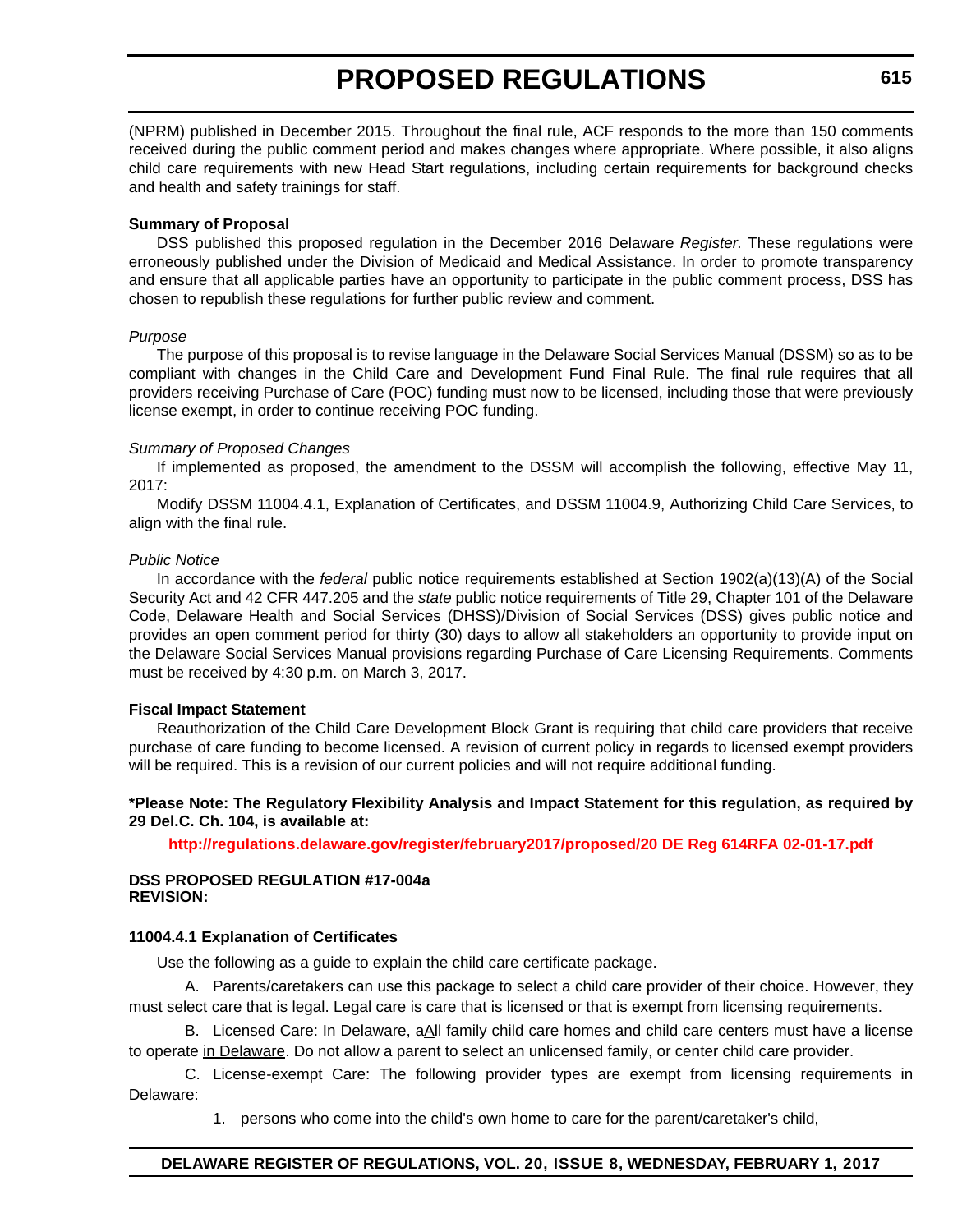(NPRM) published in December 2015. Throughout the final rule, ACF responds to the more than 150 comments received during the public comment period and makes changes where appropriate. Where possible, it also aligns child care requirements with new Head Start regulations, including certain requirements for background checks and health and safety trainings for staff.

**Summary of Proposal**

DSS published this proposed regulation in the December 2016 Delaware *Register*. These regulations were erroneously published under the Division of Medicaid and Medical Assistance. In order to promote transparency and ensure that all applicable parties have an opportunity to participate in the public comment process, DSS has chosen to republish these regulations for further public review and comment.

*Purpose*

The purpose of this proposal is to revise language in the Delaware Social Services Manual (DSSM) so as to be compliant with changes in the Child Care and Development Fund Final Rule. The final rule requires that all providers receiving Purchase of Care (POC) funding must now to be licensed, including those that were previously license exempt, in order to continue receiving POC funding.

*Summary of Proposed Changes*

If implemented as proposed, the amendment to the DSSM will accomplish the following, effective May 11, 2017:

Modify DSSM 11004.4.1, Explanation of Certificates, and DSSM 11004.9, Authorizing Child Care Services, to align with the final rule.

*Public Notice*

In accordance with the *federal* public notice requirements established at Section 1902(a)(13)(A) of the Social Security Act and 42 CFR 447.205 and the *state* public notice requirements of Title 29, Chapter 101 of the Delaware Code, Delaware Health and Social Services (DHSS)/Division of Social Services (DSS) gives public notice and provides an open comment period for thirty (30) days to allow all stakeholders an opportunity to provide input on the Delaware Social Services Manual provisions regarding Purchase of Care Licensing Requirements. Comments must be received by 4:30 p.m. on March 3, 2017.

**Fiscal Impact Statement**

Reauthorization of the Child Care Development Block Grant is requiring that child care providers that receive purchase of care funding to become licensed. A revision of current policy in regards to licensed exempt providers will be required. This is a revision of our current policies and will not require additional funding.

**\*Please Note: The Regulatory Flexibility Analysis and Impact Statement for this regulation, as required by 29 Del.C. Ch. 104, is available at:**

**http://regulations.delaware.gov/register/february2017/proposed/20 DE Reg 614RFA 02-01-17.pdf**

**DSS PROPOSED REGULATION #17-004a**
**REVISION:**

**11004.4.1 Explanation of Certificates**

Use the following as a guide to explain the child care certificate package.

A. Parents/caretakers can use this package to select a child care provider of their choice. However, they must select care that is legal. Legal care is care that is licensed or that is exempt from licensing requirements.

B. Licensed Care: ~~In Delaware,~~ ~~a~~<u>A</u>ll family child care homes and child care centers must have a license to operate <u>in Delaware</u>. Do not allow a parent to select an unlicensed family, or center child care provider.

C. License-exempt Care: The following provider types are exempt from licensing requirements in Delaware:

1. persons who come into the child's own home to care for the parent/caretaker's child,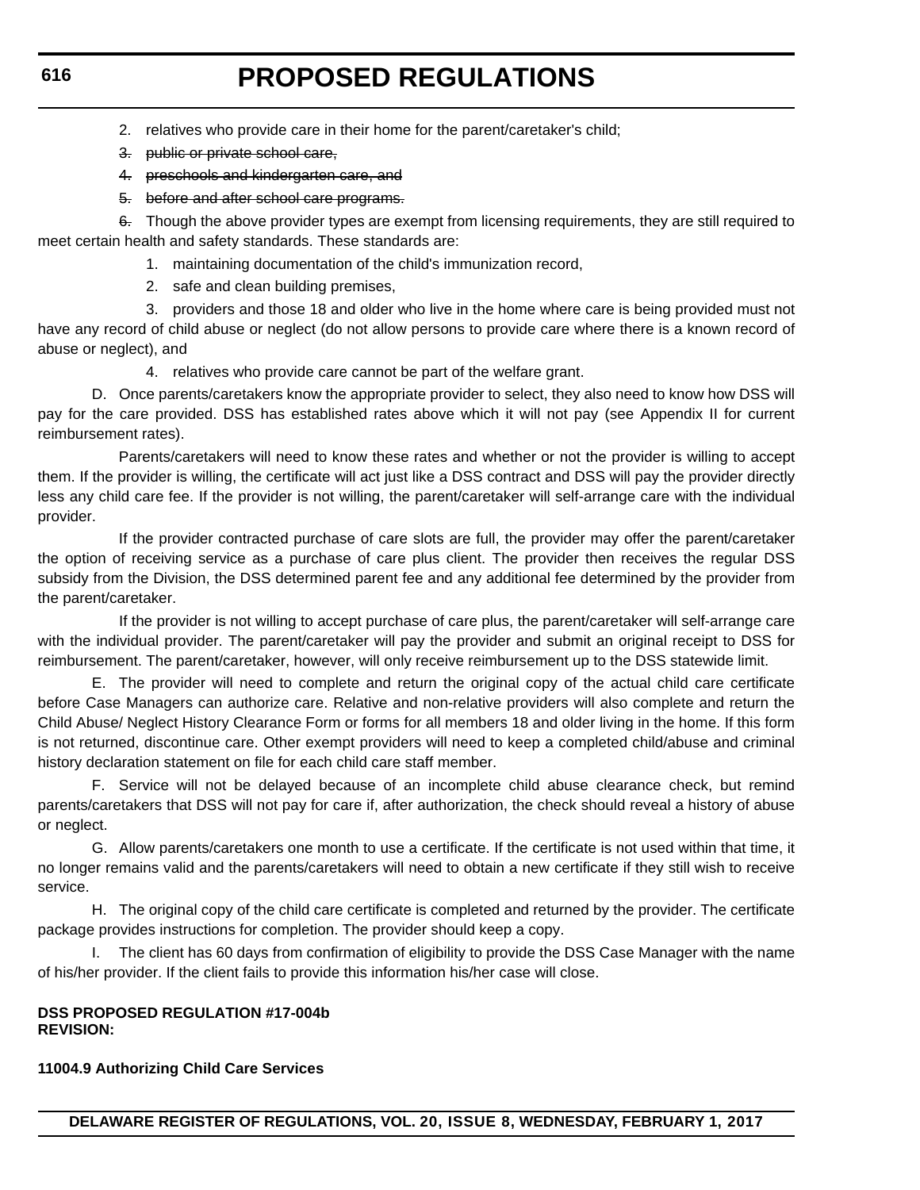2. relatives who provide care in their home for the parent/caretaker's child;

~~3. public or private school care,~~

~~4. preschools and kindergarten care, and~~

~~5. before and after school care programs.~~

~~6.~~ Though the above provider types are exempt from licensing requirements, they are still required to meet certain health and safety standards. These standards are:

1. maintaining documentation of the child's immunization record,

2. safe and clean building premises,

3. providers and those 18 and older who live in the home where care is being provided must not have any record of child abuse or neglect (do not allow persons to provide care where there is a known record of abuse or neglect), and

4. relatives who provide care cannot be part of the welfare grant.

D. Once parents/caretakers know the appropriate provider to select, they also need to know how DSS will pay for the care provided. DSS has established rates above which it will not pay (see Appendix II for current reimbursement rates).

Parents/caretakers will need to know these rates and whether or not the provider is willing to accept them. If the provider is willing, the certificate will act just like a DSS contract and DSS will pay the provider directly less any child care fee. If the provider is not willing, the parent/caretaker will self-arrange care with the individual provider.

If the provider contracted purchase of care slots are full, the provider may offer the parent/caretaker the option of receiving service as a purchase of care plus client. The provider then receives the regular DSS subsidy from the Division, the DSS determined parent fee and any additional fee determined by the provider from the parent/caretaker.

If the provider is not willing to accept purchase of care plus, the parent/caretaker will self-arrange care with the individual provider. The parent/caretaker will pay the provider and submit an original receipt to DSS for reimbursement. The parent/caretaker, however, will only receive reimbursement up to the DSS statewide limit.

E. The provider will need to complete and return the original copy of the actual child care certificate before Case Managers can authorize care. Relative and non-relative providers will also complete and return the Child Abuse/ Neglect History Clearance Form or forms for all members 18 and older living in the home. If this form is not returned, discontinue care. Other exempt providers will need to keep a completed child/abuse and criminal history declaration statement on file for each child care staff member.

F. Service will not be delayed because of an incomplete child abuse clearance check, but remind parents/caretakers that DSS will not pay for care if, after authorization, the check should reveal a history of abuse or neglect.

G. Allow parents/caretakers one month to use a certificate. If the certificate is not used within that time, it no longer remains valid and the parents/caretakers will need to obtain a new certificate if they still wish to receive service.

H. The original copy of the child care certificate is completed and returned by the provider. The certificate package provides instructions for completion. The provider should keep a copy.

I. The client has 60 days from confirmation of eligibility to provide the DSS Case Manager with the name of his/her provider. If the client fails to provide this information his/her case will close.

**DSS PROPOSED REGULATION #17-004b**
**REVISION:**

**11004.9 Authorizing Child Care Services**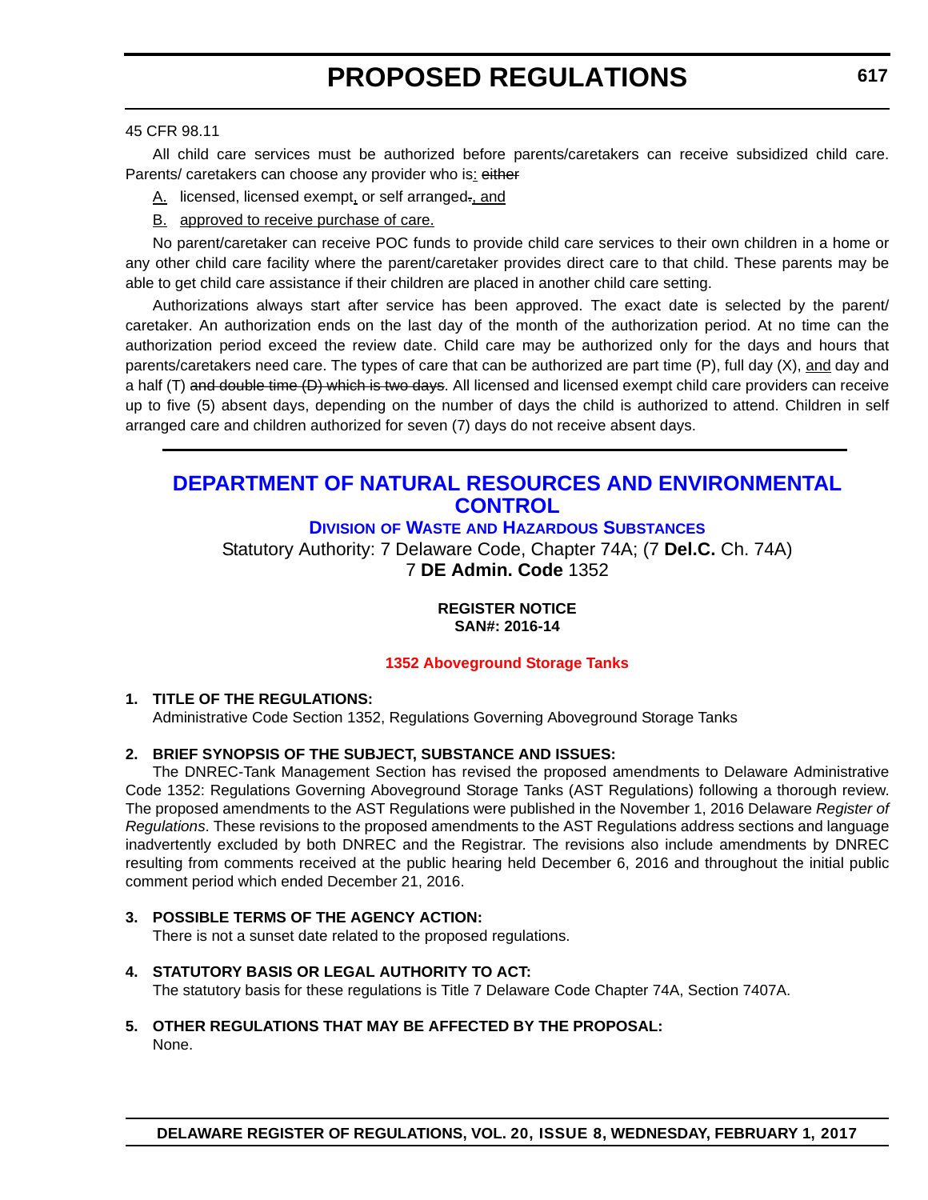45 CFR 98.11

All child care services must be authorized before parents/caretakers can receive subsidized child care. Parents/ caretakers can choose any provider who is<u>:</u> ~~either~~

<u>A.</u> licensed, licensed exempt<u>,</u> or self arranged~~.~~<u>, and</u>

<u>B.</u> <u>approved to receive purchase of care.</u>

No parent/caretaker can receive POC funds to provide child care services to their own children in a home or any other child care facility where the parent/caretaker provides direct care to that child. These parents may be able to get child care assistance if their children are placed in another child care setting.

Authorizations always start after service has been approved. The exact date is selected by the parent/ caretaker. An authorization ends on the last day of the month of the authorization period. At no time can the authorization period exceed the review date. Child care may be authorized only for the days and hours that parents/caretakers need care. The types of care that can be authorized are part time (P), full day (X), <u>and</u> day and a half (T) ~~and double time (D) which is two days~~. All licensed and licensed exempt child care providers can receive up to five (5) absent days, depending on the number of days the child is authorized to attend. Children in self arranged care and children authorized for seven (7) days do not receive absent days.

---

# DEPARTMENT OF NATURAL RESOURCES AND ENVIRONMENTAL CONTROL

## DIVISION OF WASTE AND HAZARDOUS SUBSTANCES

Statutory Authority: 7 Delaware Code, Chapter 74A; (7 **Del.C.** Ch. 74A)
7 **DE Admin. Code** 1352

**REGISTER NOTICE**
**SAN#: 2016-14**

### 1352 Aboveground Storage Tanks

**1. TITLE OF THE REGULATIONS:**

Administrative Code Section 1352, Regulations Governing Aboveground Storage Tanks

**2. BRIEF SYNOPSIS OF THE SUBJECT, SUBSTANCE AND ISSUES:**

The DNREC-Tank Management Section has revised the proposed amendments to Delaware Administrative Code 1352: Regulations Governing Aboveground Storage Tanks (AST Regulations) following a thorough review. The proposed amendments to the AST Regulations were published in the November 1, 2016 Delaware *Register of Regulations*. These revisions to the proposed amendments to the AST Regulations address sections and language inadvertently excluded by both DNREC and the Registrar. The revisions also include amendments by DNREC resulting from comments received at the public hearing held December 6, 2016 and throughout the initial public comment period which ended December 21, 2016.

**3. POSSIBLE TERMS OF THE AGENCY ACTION:**

There is not a sunset date related to the proposed regulations.

**4. STATUTORY BASIS OR LEGAL AUTHORITY TO ACT:**

The statutory basis for these regulations is Title 7 Delaware Code Chapter 74A, Section 7407A.

**5. OTHER REGULATIONS THAT MAY BE AFFECTED BY THE PROPOSAL:**

None.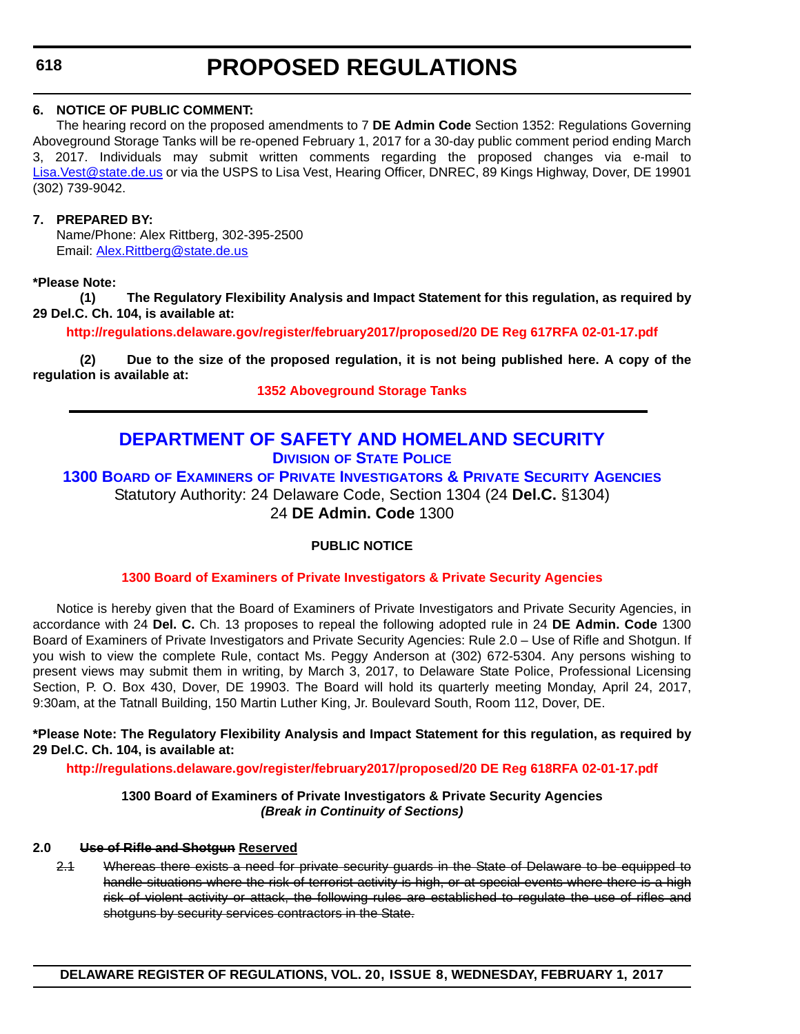**6. NOTICE OF PUBLIC COMMENT:**

The hearing record on the proposed amendments to 7 **DE Admin Code** Section 1352: Regulations Governing Aboveground Storage Tanks will be re-opened February 1, 2017 for a 30-day public comment period ending March 3, 2017. Individuals may submit written comments regarding the proposed changes via e-mail to Lisa.Vest@state.de.us or via the USPS to Lisa Vest, Hearing Officer, DNREC, 89 Kings Highway, Dover, DE 19901 (302) 739-9042.

**7. PREPARED BY:**

Name/Phone: Alex Rittberg, 302-395-2500
Email: Alex.Rittberg@state.de.us

**\*Please Note:**

**(1) The Regulatory Flexibility Analysis and Impact Statement for this regulation, as required by 29 Del.C. Ch. 104, is available at:**

**http://regulations.delaware.gov/register/february2017/proposed/20 DE Reg 617RFA 02-01-17.pdf**

**(2) Due to the size of the proposed regulation, it is not being published here. A copy of the regulation is available at:**

**1352 Aboveground Storage Tanks**

---

# DEPARTMENT OF SAFETY AND HOMELAND SECURITY

## DIVISION OF STATE POLICE

## 1300 BOARD OF EXAMINERS OF PRIVATE INVESTIGATORS & PRIVATE SECURITY AGENCIES

Statutory Authority: 24 Delaware Code, Section 1304 (24 **Del.C.** §1304)
24 **DE Admin. Code** 1300

**PUBLIC NOTICE**

**1300 Board of Examiners of Private Investigators & Private Security Agencies**

Notice is hereby given that the Board of Examiners of Private Investigators and Private Security Agencies, in accordance with 24 **Del. C.** Ch. 13 proposes to repeal the following adopted rule in 24 **DE Admin. Code** 1300 Board of Examiners of Private Investigators and Private Security Agencies: Rule 2.0 – Use of Rifle and Shotgun. If you wish to view the complete Rule, contact Ms. Peggy Anderson at (302) 672-5304. Any persons wishing to present views may submit them in writing, by March 3, 2017, to Delaware State Police, Professional Licensing Section, P. O. Box 430, Dover, DE 19903. The Board will hold its quarterly meeting Monday, April 24, 2017, 9:30am, at the Tatnall Building, 150 Martin Luther King, Jr. Boulevard South, Room 112, Dover, DE.

**\*Please Note: The Regulatory Flexibility Analysis and Impact Statement for this regulation, as required by 29 Del.C. Ch. 104, is available at:**

**http://regulations.delaware.gov/register/february2017/proposed/20 DE Reg 618RFA 02-01-17.pdf**

**1300 Board of Examiners of Private Investigators & Private Security Agencies**
***(Break in Continuity of Sections)***

**2.0 ~~Use of Rifle and Shotgun~~ Reserved**

~~2.1 Whereas there exists a need for private security guards in the State of Delaware to be equipped to handle situations where the risk of terrorist activity is high, or at special events where there is a high risk of violent activity or attack, the following rules are established to regulate the use of rifles and shotguns by security services contractors in the State.~~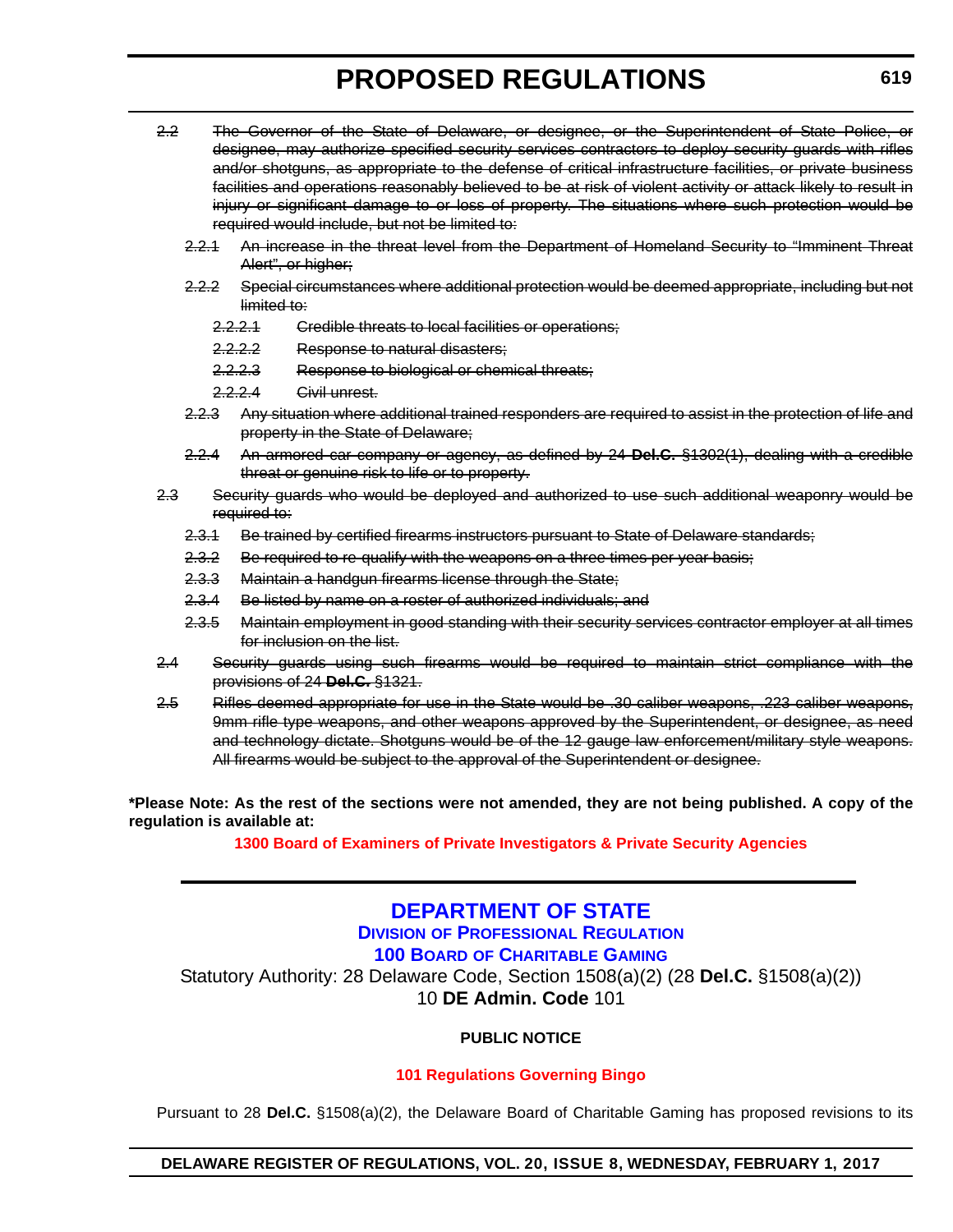~~2.2 The Governor of the State of Delaware, or designee, or the Superintendent of State Police, or designee, may authorize specified security services contractors to deploy security guards with rifles and/or shotguns, as appropriate to the defense of critical infrastructure facilities, or private business facilities and operations reasonably believed to be at risk of violent activity or attack likely to result in injury or significant damage to or loss of property. The situations where such protection would be required would include, but not be limited to:~~

~~2.2.1 An increase in the threat level from the Department of Homeland Security to "Imminent Threat Alert", or higher;~~

~~2.2.2 Special circumstances where additional protection would be deemed appropriate, including but not limited to:~~

~~2.2.2.1 Credible threats to local facilities or operations;~~

~~2.2.2.2 Response to natural disasters;~~

~~2.2.2.3 Response to biological or chemical threats;~~

~~2.2.2.4 Civil unrest.~~

~~2.2.3 Any situation where additional trained responders are required to assist in the protection of life and property in the State of Delaware;~~

~~2.2.4 An armored car company or agency, as defined by 24 **Del.C.** §1302(1), dealing with a credible threat or genuine risk to life or to property.~~

~~2.3 Security guards who would be deployed and authorized to use such additional weaponry would be required to:~~

~~2.3.1 Be trained by certified firearms instructors pursuant to State of Delaware standards;~~

~~2.3.2 Be required to re-qualify with the weapons on a three times per year basis;~~

~~2.3.3 Maintain a handgun firearms license through the State;~~

~~2.3.4 Be listed by name on a roster of authorized individuals; and~~

~~2.3.5 Maintain employment in good standing with their security services contractor employer at all times for inclusion on the list.~~

~~2.4 Security guards using such firearms would be required to maintain strict compliance with the provisions of 24 **Del.C.** §1321.~~

~~2.5 Rifles deemed appropriate for use in the State would be .30 caliber weapons, .223 caliber weapons, 9mm rifle type weapons, and other weapons approved by the Superintendent, or designee, as need and technology dictate. Shotguns would be of the 12 gauge law enforcement/military style weapons. All firearms would be subject to the approval of the Superintendent or designee.~~

**\*Please Note: As the rest of the sections were not amended, they are not being published. A copy of the regulation is available at:**

**1300 Board of Examiners of Private Investigators & Private Security Agencies**

---

## DEPARTMENT OF STATE

### DIVISION OF PROFESSIONAL REGULATION

### 100 BOARD OF CHARITABLE GAMING

Statutory Authority: 28 Delaware Code, Section 1508(a)(2) (28 **Del.C.** §1508(a)(2))
10 **DE Admin. Code** 101

**PUBLIC NOTICE**

**101 Regulations Governing Bingo**

Pursuant to 28 **Del.C.** §1508(a)(2), the Delaware Board of Charitable Gaming has proposed revisions to its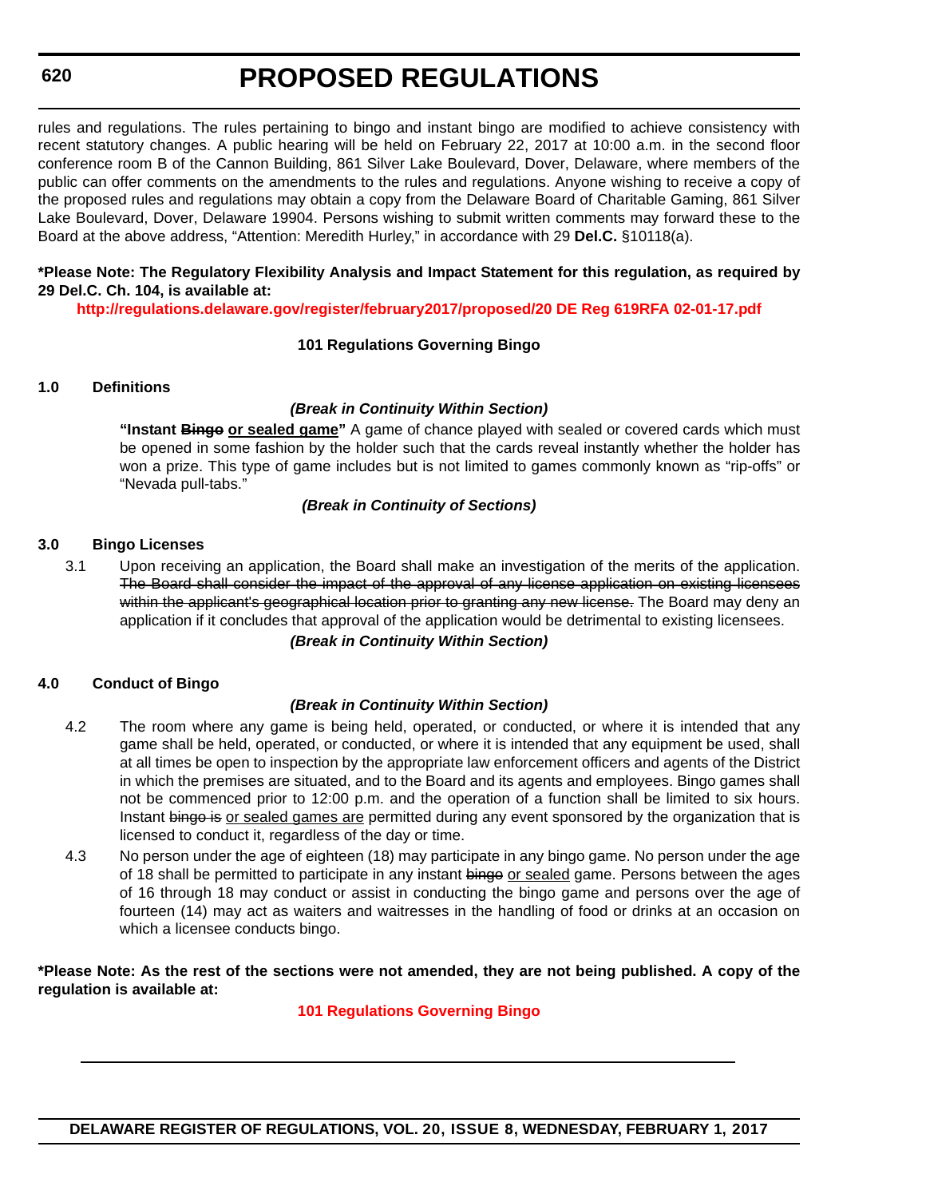rules and regulations. The rules pertaining to bingo and instant bingo are modified to achieve consistency with recent statutory changes. A public hearing will be held on February 22, 2017 at 10:00 a.m. in the second floor conference room B of the Cannon Building, 861 Silver Lake Boulevard, Dover, Delaware, where members of the public can offer comments on the amendments to the rules and regulations. Anyone wishing to receive a copy of the proposed rules and regulations may obtain a copy from the Delaware Board of Charitable Gaming, 861 Silver Lake Boulevard, Dover, Delaware 19904. Persons wishing to submit written comments may forward these to the Board at the above address, "Attention: Meredith Hurley," in accordance with 29 **Del.C.** §10118(a).

**\*Please Note: The Regulatory Flexibility Analysis and Impact Statement for this regulation, as required by 29 Del.C. Ch. 104, is available at:**

**http://regulations.delaware.gov/register/february2017/proposed/20 DE Reg 619RFA 02-01-17.pdf**

**101 Regulations Governing Bingo**

**1.0 Definitions**

***(Break in Continuity Within Section)***

**"Instant ~~Bingo~~ <u>or sealed game</u>"** A game of chance played with sealed or covered cards which must be opened in some fashion by the holder such that the cards reveal instantly whether the holder has won a prize. This type of game includes but is not limited to games commonly known as "rip-offs" or "Nevada pull-tabs."

***(Break in Continuity of Sections)***

**3.0 Bingo Licenses**

3.1 Upon receiving an application, the Board shall make an investigation of the merits of the application. ~~The Board shall consider the impact of the approval of any license application on existing licensees within the applicant's geographical location prior to granting any new license.~~ The Board may deny an application if it concludes that approval of the application would be detrimental to existing licensees.

***(Break in Continuity Within Section)***

**4.0 Conduct of Bingo**

***(Break in Continuity Within Section)***

4.2 The room where any game is being held, operated, or conducted, or where it is intended that any game shall be held, operated, or conducted, or where it is intended that any equipment be used, shall at all times be open to inspection by the appropriate law enforcement officers and agents of the District in which the premises are situated, and to the Board and its agents and employees. Bingo games shall not be commenced prior to 12:00 p.m. and the operation of a function shall be limited to six hours. Instant ~~bingo is~~ <u>or sealed games are</u> permitted during any event sponsored by the organization that is licensed to conduct it, regardless of the day or time.

4.3 No person under the age of eighteen (18) may participate in any bingo game. No person under the age of 18 shall be permitted to participate in any instant ~~bingo~~ <u>or sealed</u> game. Persons between the ages of 16 through 18 may conduct or assist in conducting the bingo game and persons over the age of fourteen (14) may act as waiters and waitresses in the handling of food or drinks at an occasion on which a licensee conducts bingo.

**\*Please Note: As the rest of the sections were not amended, they are not being published. A copy of the regulation is available at:**

**101 Regulations Governing Bingo**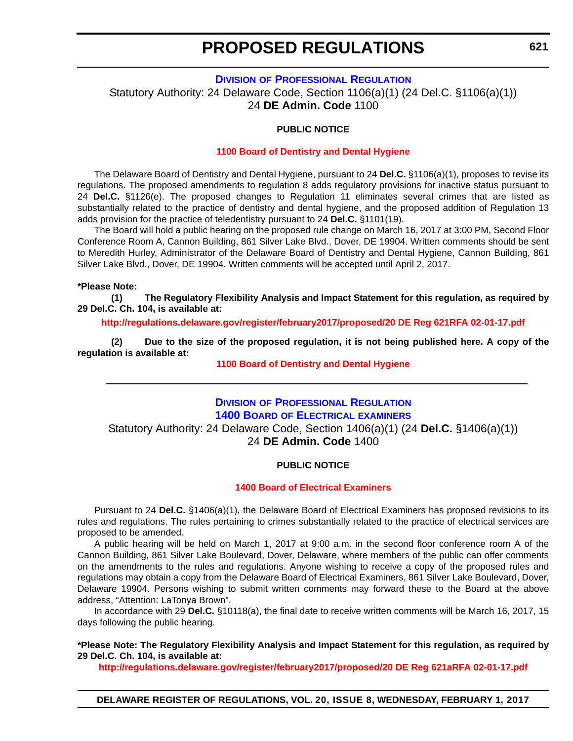## Division of Professional Regulation

Statutory Authority: 24 Delaware Code, Section 1106(a)(1) (24 Del.C. §1106(a)(1))
24 **DE Admin. Code** 1100

**PUBLIC NOTICE**

**1100 Board of Dentistry and Dental Hygiene**

The Delaware Board of Dentistry and Dental Hygiene, pursuant to 24 **Del.C.** §1106(a)(1), proposes to revise its regulations. The proposed amendments to regulation 8 adds regulatory provisions for inactive status pursuant to 24 **Del.C.** §1126(e). The proposed changes to Regulation 11 eliminates several crimes that are listed as substantially related to the practice of dentistry and dental hygiene, and the proposed addition of Regulation 13 adds provision for the practice of teledentistry pursuant to 24 **Del.C.** §1101(19).

The Board will hold a public hearing on the proposed rule change on March 16, 2017 at 3:00 PM, Second Floor Conference Room A, Cannon Building, 861 Silver Lake Blvd., Dover, DE 19904. Written comments should be sent to Meredith Hurley, Administrator of the Delaware Board of Dentistry and Dental Hygiene, Cannon Building, 861 Silver Lake Blvd., Dover, DE 19904. Written comments will be accepted until April 2, 2017.

**\*Please Note:**

**(1) The Regulatory Flexibility Analysis and Impact Statement for this regulation, as required by 29 Del.C. Ch. 104, is available at:**

**http://regulations.delaware.gov/register/february2017/proposed/20 DE Reg 621RFA 02-01-17.pdf**

**(2) Due to the size of the proposed regulation, it is not being published here. A copy of the regulation is available at:**

**1100 Board of Dentistry and Dental Hygiene**

---

## Division of Professional Regulation
## 1400 Board of Electrical Examiners

Statutory Authority: 24 Delaware Code, Section 1406(a)(1) (24 **Del.C.** §1406(a)(1))
24 **DE Admin. Code** 1400

**PUBLIC NOTICE**

**1400 Board of Electrical Examiners**

Pursuant to 24 **Del.C.** §1406(a)(1), the Delaware Board of Electrical Examiners has proposed revisions to its rules and regulations. The rules pertaining to crimes substantially related to the practice of electrical services are proposed to be amended.

A public hearing will be held on March 1, 2017 at 9:00 a.m. in the second floor conference room A of the Cannon Building, 861 Silver Lake Boulevard, Dover, Delaware, where members of the public can offer comments on the amendments to the rules and regulations. Anyone wishing to receive a copy of the proposed rules and regulations may obtain a copy from the Delaware Board of Electrical Examiners, 861 Silver Lake Boulevard, Dover, Delaware 19904. Persons wishing to submit written comments may forward these to the Board at the above address, "Attention: LaTonya Brown".

In accordance with 29 **Del.C.** §10118(a), the final date to receive written comments will be March 16, 2017, 15 days following the public hearing.

**\*Please Note: The Regulatory Flexibility Analysis and Impact Statement for this regulation, as required by 29 Del.C. Ch. 104, is available at:**

**http://regulations.delaware.gov/register/february2017/proposed/20 DE Reg 621aRFA 02-01-17.pdf**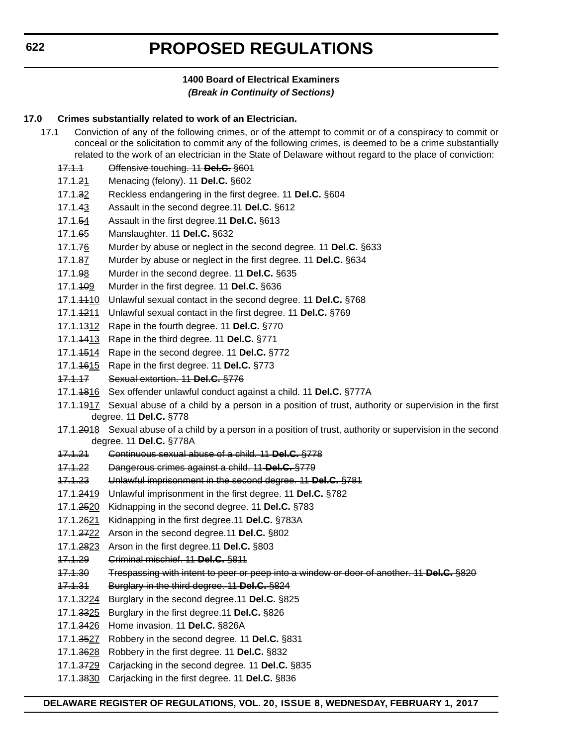# PROPOSED REGULATIONS

**1400 Board of Electrical Examiners**

***(Break in Continuity of Sections)***

**17.0 Crimes substantially related to work of an Electrician.**

17.1 Conviction of any of the following crimes, or of the attempt to commit or of a conspiracy to commit or conceal or the solicitation to commit any of the following crimes, is deemed to be a crime substantially related to the work of an electrician in the State of Delaware without regard to the place of conviction:

~~17.1.1 Offensive touching. 11 **Del.C.** §601~~

17.1.~~2~~1 Menacing (felony). 11 **Del.C.** §602

17.1.~~3~~2 Reckless endangering in the first degree. 11 **Del.C.** §604

17.1.~~4~~3 Assault in the second degree.11 **Del.C.** §612

17.1.~~5~~4 Assault in the first degree.11 **Del.C.** §613

17.1.~~6~~5 Manslaughter. 11 **Del.C.** §632

17.1.~~7~~6 Murder by abuse or neglect in the second degree. 11 **Del.C.** §633

17.1.~~8~~7 Murder by abuse or neglect in the first degree. 11 **Del.C.** §634

17.1.~~9~~8 Murder in the second degree. 11 **Del.C.** §635

17.1.~~10~~9 Murder in the first degree. 11 **Del.C.** §636

17.1.~~11~~10 Unlawful sexual contact in the second degree. 11 **Del.C.** §768

17.1.~~12~~11 Unlawful sexual contact in the first degree. 11 **Del.C.** §769

17.1.~~13~~12 Rape in the fourth degree. 11 **Del.C.** §770

17.1.~~14~~13 Rape in the third degree. 11 **Del.C.** §771

17.1.~~15~~14 Rape in the second degree. 11 **Del.C.** §772

17.1.~~16~~15 Rape in the first degree. 11 **Del.C.** §773

~~17.1.17 Sexual extortion. 11 **Del.C.** §776~~

17.1.~~18~~16 Sex offender unlawful conduct against a child. 11 **Del.C.** §777A

17.1.~~19~~17 Sexual abuse of a child by a person in a position of trust, authority or supervision in the first degree. 11 **Del.C.** §778

17.1.~~20~~18 Sexual abuse of a child by a person in a position of trust, authority or supervision in the second degree. 11 **Del.C.** §778A

~~17.1.21 Continuous sexual abuse of a child. 11 **Del.C.** §778~~

~~17.1.22 Dangerous crimes against a child. 11 **Del.C.** §779~~

~~17.1.23 Unlawful imprisonment in the second degree. 11 **Del.C.** §781~~

17.1.~~24~~19 Unlawful imprisonment in the first degree. 11 **Del.C.** §782

17.1.~~25~~20 Kidnapping in the second degree. 11 **Del.C.** §783

17.1.~~26~~21 Kidnapping in the first degree.11 **Del.C.** §783A

17.1.~~27~~22 Arson in the second degree.11 **Del.C.** §802

17.1.~~28~~23 Arson in the first degree.11 **Del.C.** §803

~~17.1.29 Criminal mischief. 11 **Del.C.** §811~~

~~17.1.30 Trespassing with intent to peer or peep into a window or door of another. 11 **Del.C.** §820~~

~~17.1.31 Burglary in the third degree. 11 **Del.C.** §824~~

17.1.~~32~~24 Burglary in the second degree.11 **Del.C.** §825

17.1.~~33~~25 Burglary in the first degree.11 **Del.C.** §826

17.1.~~34~~26 Home invasion. 11 **Del.C.** §826A

17.1.~~35~~27 Robbery in the second degree. 11 **Del.C.** §831

17.1.~~36~~28 Robbery in the first degree. 11 **Del.C.** §832

17.1.~~37~~29 Carjacking in the second degree. 11 **Del.C.** §835

17.1.~~38~~30 Carjacking in the first degree. 11 **Del.C.** §836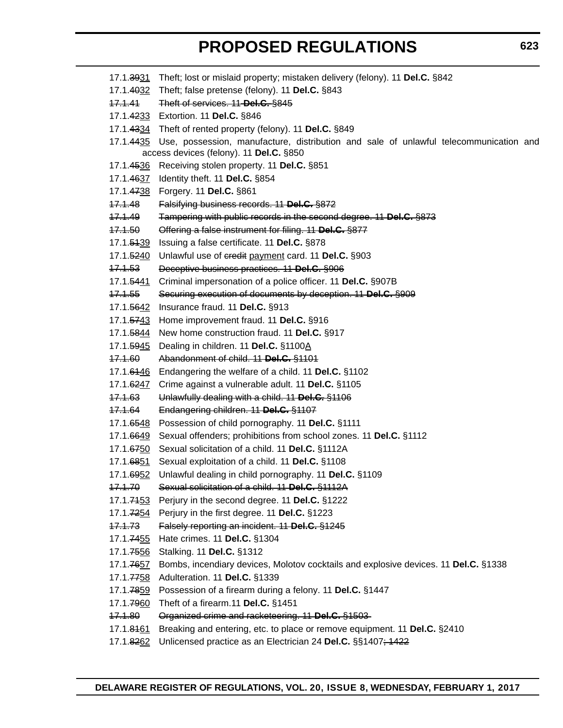17.1.~~39~~<u>31</u> Theft; lost or mislaid property; mistaken delivery (felony). 11 **Del.C.** §842

17.1.~~40~~<u>32</u> Theft; false pretense (felony). 11 **Del.C.** §843

~~17.1.41 Theft of services. 11 **Del.C.** §845~~

17.1.~~42~~<u>33</u> Extortion. 11 **Del.C.** §846

17.1.~~43~~<u>34</u> Theft of rented property (felony). 11 **Del.C.** §849

17.1.~~44~~<u>35</u> Use, possession, manufacture, distribution and sale of unlawful telecommunication and access devices (felony). 11 **Del.C.** §850

17.1.~~45~~<u>36</u> Receiving stolen property. 11 **Del.C.** §851

17.1.~~46~~<u>37</u> Identity theft. 11 **Del.C.** §854

17.1.~~47~~<u>38</u> Forgery. 11 **Del.C.** §861

~~17.1.48 Falsifying business records. 11 **Del.C.** §872~~

~~17.1.49 Tampering with public records in the second degree. 11 **Del.C.** §873~~

~~17.1.50 Offering a false instrument for filing. 11 **Del.C.** §877~~

17.1.~~51~~<u>39</u> Issuing a false certificate. 11 **Del.C.** §878

17.1.~~52~~<u>40</u> Unlawful use of ~~credit~~ <u>payment</u> card. 11 **Del.C.** §903

~~17.1.53 Deceptive business practices. 11 **Del.C.** §906~~

17.1.~~54~~<u>41</u> Criminal impersonation of a police officer. 11 **Del.C.** §907B

~~17.1.55 Securing execution of documents by deception. 11 **Del.C.** §909~~

17.1.~~56~~<u>42</u> Insurance fraud. 11 **Del.C.** §913

17.1.~~57~~<u>43</u> Home improvement fraud. 11 **Del.C.** §916

17.1.~~58~~<u>44</u> New home construction fraud. 11 **Del.C.** §917

17.1.~~59~~<u>45</u> Dealing in children. 11 **Del.C.** §1100<u>A</u>

~~17.1.60 Abandonment of child. 11 **Del.C.** §1101~~

17.1.~~61~~<u>46</u> Endangering the welfare of a child. 11 **Del.C.** §1102

17.1.~~62~~<u>47</u> Crime against a vulnerable adult. 11 **Del.C.** §1105

~~17.1.63 Unlawfully dealing with a child. 11 **Del.C.** §1106~~

~~17.1.64 Endangering children. 11 **Del.C.** §1107~~

17.1.~~65~~<u>48</u> Possession of child pornography. 11 **Del.C.** §1111

17.1.~~66~~<u>49</u> Sexual offenders; prohibitions from school zones. 11 **Del.C.** §1112

17.1.~~67~~<u>50</u> Sexual solicitation of a child. 11 **Del.C.** §1112A

17.1.~~68~~<u>51</u> Sexual exploitation of a child. 11 **Del.C.** §1108

17.1.~~69~~<u>52</u> Unlawful dealing in child pornography. 11 **Del.C.** §1109

~~17.1.70 Sexual solicitation of a child. 11 **Del.C.** §1112A~~

17.1.~~71~~<u>53</u> Perjury in the second degree. 11 **Del.C.** §1222

17.1.~~72~~<u>54</u> Perjury in the first degree. 11 **Del.C.** §1223

~~17.1.73 Falsely reporting an incident. 11 **Del.C.** §1245~~

17.1.~~74~~<u>55</u> Hate crimes. 11 **Del.C.** §1304

17.1.~~75~~<u>56</u> Stalking. 11 **Del.C.** §1312

17.1.~~76~~<u>57</u> Bombs, incendiary devices, Molotov cocktails and explosive devices. 11 **Del.C.** §1338

17.1.~~77~~<u>58</u> Adulteration. 11 **Del.C.** §1339

17.1.~~78~~<u>59</u> Possession of a firearm during a felony. 11 **Del.C.** §1447

17.1.~~79~~<u>60</u> Theft of a firearm.11 **Del.C.** §1451

~~17.1.80 Organized crime and racketeering. 11 **Del.C.** §1503~~

17.1.~~81~~<u>61</u> Breaking and entering, etc. to place or remove equipment. 11 **Del.C.** §2410

17.1.~~82~~<u>62</u> Unlicensed practice as an Electrician 24 **Del.C.** §§1407~~; 1422~~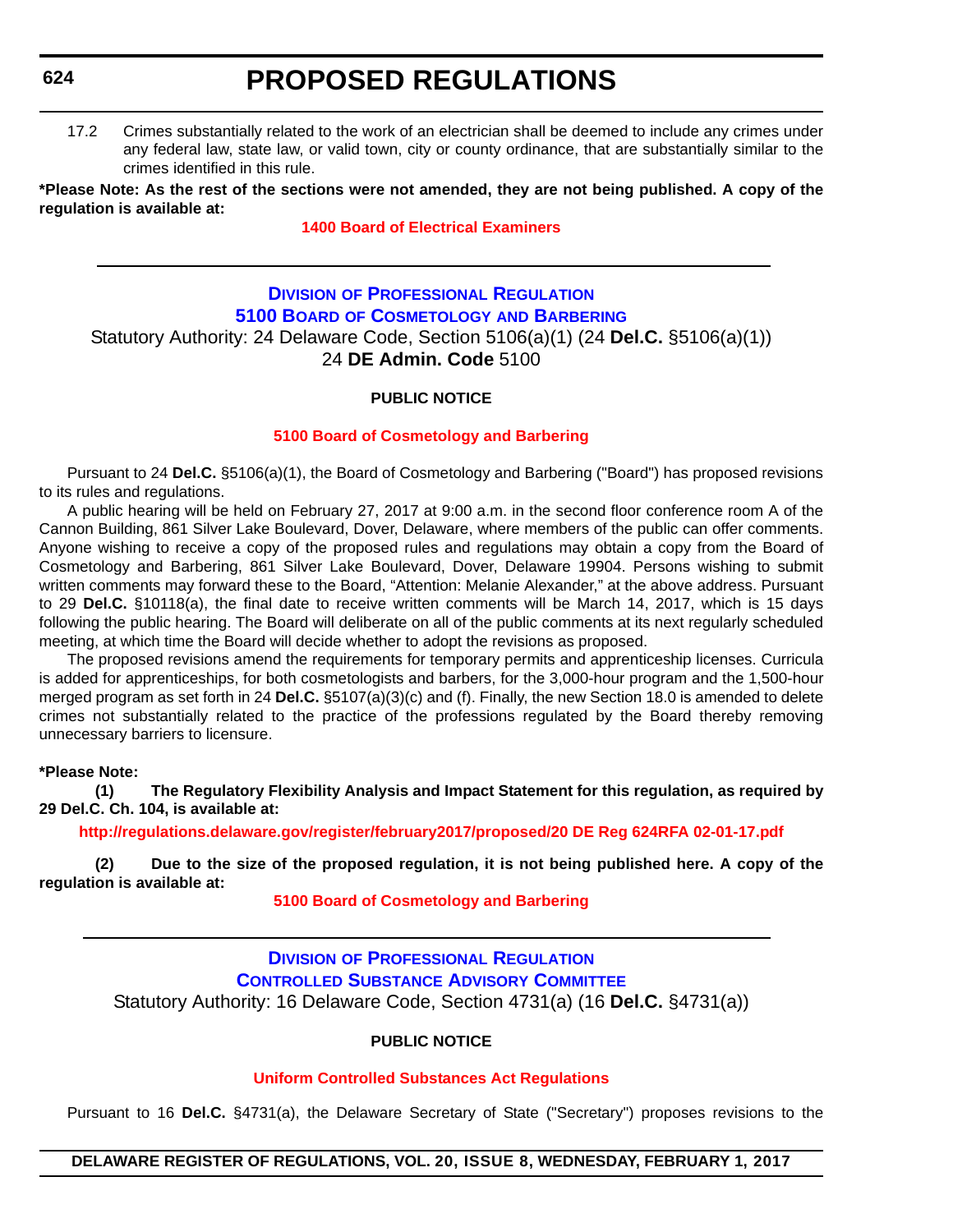17.2 Crimes substantially related to the work of an electrician shall be deemed to include any crimes under any federal law, state law, or valid town, city or county ordinance, that are substantially similar to the crimes identified in this rule.

**\*Please Note: As the rest of the sections were not amended, they are not being published. A copy of the regulation is available at:**

**1400 Board of Electrical Examiners**

---

## Division of Professional Regulation
## 5100 Board of Cosmetology and Barbering

Statutory Authority: 24 Delaware Code, Section 5106(a)(1) (24 **Del.C.** §5106(a)(1))
24 **DE Admin. Code** 5100

### PUBLIC NOTICE

**5100 Board of Cosmetology and Barbering**

Pursuant to 24 **Del.C.** §5106(a)(1), the Board of Cosmetology and Barbering ("Board") has proposed revisions to its rules and regulations.

A public hearing will be held on February 27, 2017 at 9:00 a.m. in the second floor conference room A of the Cannon Building, 861 Silver Lake Boulevard, Dover, Delaware, where members of the public can offer comments. Anyone wishing to receive a copy of the proposed rules and regulations may obtain a copy from the Board of Cosmetology and Barbering, 861 Silver Lake Boulevard, Dover, Delaware 19904. Persons wishing to submit written comments may forward these to the Board, "Attention: Melanie Alexander," at the above address. Pursuant to 29 **Del.C.** §10118(a), the final date to receive written comments will be March 14, 2017, which is 15 days following the public hearing. The Board will deliberate on all of the public comments at its next regularly scheduled meeting, at which time the Board will decide whether to adopt the revisions as proposed.

The proposed revisions amend the requirements for temporary permits and apprenticeship licenses. Curricula is added for apprenticeships, for both cosmetologists and barbers, for the 3,000-hour program and the 1,500-hour merged program as set forth in 24 **Del.C.** §5107(a)(3)(c) and (f). Finally, the new Section 18.0 is amended to delete crimes not substantially related to the practice of the professions regulated by the Board thereby removing unnecessary barriers to licensure.

**\*Please Note:**

**(1) The Regulatory Flexibility Analysis and Impact Statement for this regulation, as required by 29 Del.C. Ch. 104, is available at:**

**http://regulations.delaware.gov/register/february2017/proposed/20 DE Reg 624RFA 02-01-17.pdf**

**(2) Due to the size of the proposed regulation, it is not being published here. A copy of the regulation is available at:**

**5100 Board of Cosmetology and Barbering**

---

## Division of Professional Regulation
## Controlled Substance Advisory Committee

Statutory Authority: 16 Delaware Code, Section 4731(a) (16 **Del.C.** §4731(a))

### PUBLIC NOTICE

**Uniform Controlled Substances Act Regulations**

Pursuant to 16 **Del.C.** §4731(a), the Delaware Secretary of State ("Secretary") proposes revisions to the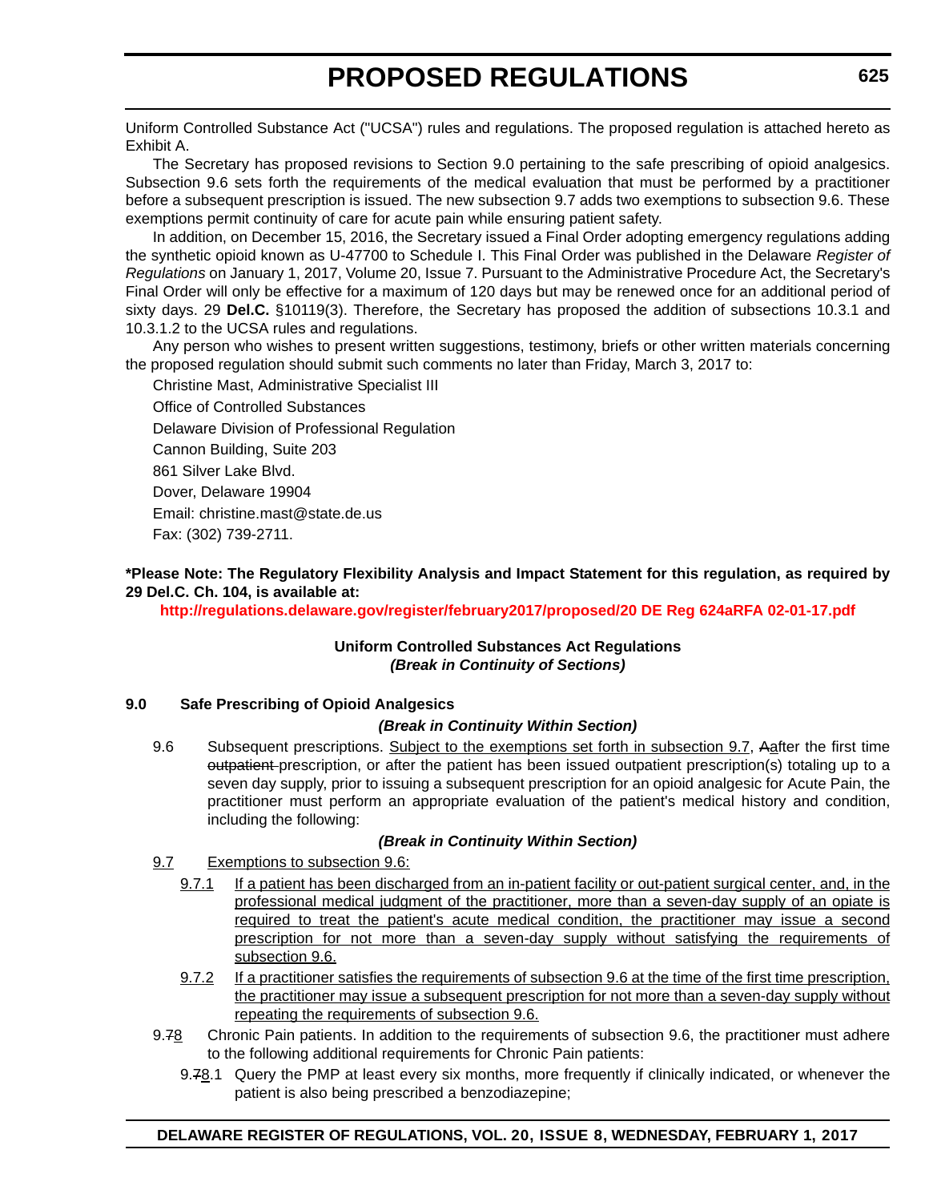Uniform Controlled Substance Act ("UCSA") rules and regulations. The proposed regulation is attached hereto as Exhibit A.

The Secretary has proposed revisions to Section 9.0 pertaining to the safe prescribing of opioid analgesics. Subsection 9.6 sets forth the requirements of the medical evaluation that must be performed by a practitioner before a subsequent prescription is issued. The new subsection 9.7 adds two exemptions to subsection 9.6. These exemptions permit continuity of care for acute pain while ensuring patient safety.

In addition, on December 15, 2016, the Secretary issued a Final Order adopting emergency regulations adding the synthetic opioid known as U-47700 to Schedule I. This Final Order was published in the Delaware *Register of Regulations* on January 1, 2017, Volume 20, Issue 7. Pursuant to the Administrative Procedure Act, the Secretary's Final Order will only be effective for a maximum of 120 days but may be renewed once for an additional period of sixty days. 29 **Del.C.** §10119(3). Therefore, the Secretary has proposed the addition of subsections 10.3.1 and 10.3.1.2 to the UCSA rules and regulations.

Any person who wishes to present written suggestions, testimony, briefs or other written materials concerning the proposed regulation should submit such comments no later than Friday, March 3, 2017 to:

Christine Mast, Administrative Specialist III

Office of Controlled Substances

Delaware Division of Professional Regulation

Cannon Building, Suite 203

861 Silver Lake Blvd.

Dover, Delaware 19904

Email: christine.mast@state.de.us

Fax: (302) 739-2711.

**\*Please Note: The Regulatory Flexibility Analysis and Impact Statement for this regulation, as required by 29 Del.C. Ch. 104, is available at:**

**http://regulations.delaware.gov/register/february2017/proposed/20 DE Reg 624aRFA 02-01-17.pdf**

**Uniform Controlled Substances Act Regulations**
***(Break in Continuity of Sections)***

**9.0 Safe Prescribing of Opioid Analgesics**

***(Break in Continuity Within Section)***

9.6 Subsequent prescriptions. <u>Subject to the exemptions set forth in subsection 9.7</u>, ~~A~~<u>a</u>fter the first time ~~outpatient~~ prescription, or after the patient has been issued outpatient prescription(s) totaling up to a seven day supply, prior to issuing a subsequent prescription for an opioid analgesic for Acute Pain, the practitioner must perform an appropriate evaluation of the patient's medical history and condition, including the following:

***(Break in Continuity Within Section)***

<u>9.7 Exemptions to subsection 9.6:</u>

<u>9.7.1 If a patient has been discharged from an in-patient facility or out-patient surgical center, and, in the professional medical judgment of the practitioner, more than a seven-day supply of an opiate is required to treat the patient's acute medical condition, the practitioner may issue a second prescription for not more than a seven-day supply without satisfying the requirements of subsection 9.6.</u>

<u>9.7.2 If a practitioner satisfies the requirements of subsection 9.6 at the time of the first time prescription, the practitioner may issue a subsequent prescription for not more than a seven-day supply without repeating the requirements of subsection 9.6.</u>

9.~~7~~<u>8</u> Chronic Pain patients. In addition to the requirements of subsection 9.6, the practitioner must adhere to the following additional requirements for Chronic Pain patients:

9.~~7~~<u>8</u>.1 Query the PMP at least every six months, more frequently if clinically indicated, or whenever the patient is also being prescribed a benzodiazepine;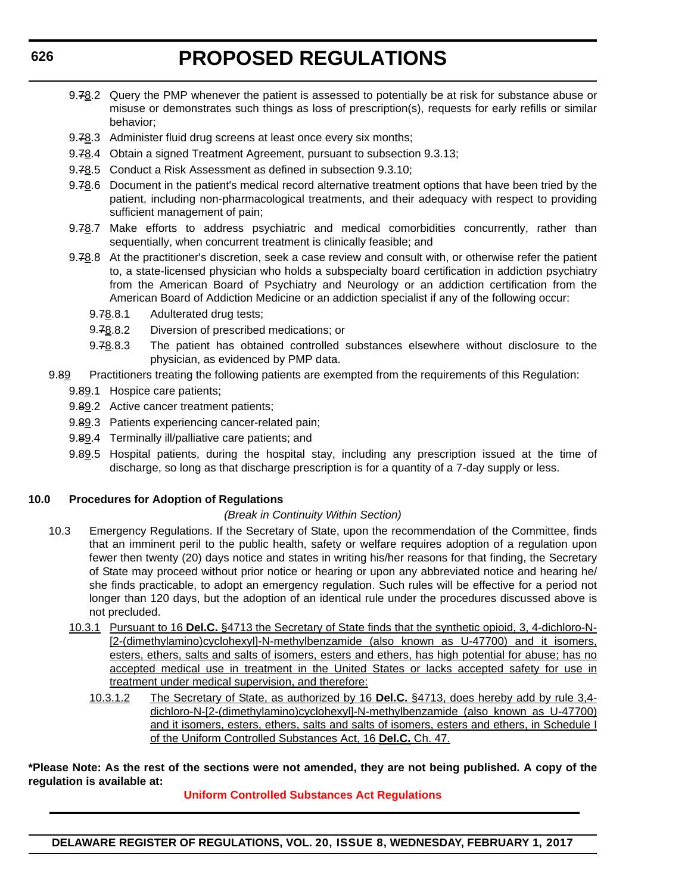9.78.2 Query the PMP whenever the patient is assessed to potentially be at risk for substance abuse or misuse or demonstrates such things as loss of prescription(s), requests for early refills or similar behavior;

9.78.3 Administer fluid drug screens at least once every six months;

9.78.4 Obtain a signed Treatment Agreement, pursuant to subsection 9.3.13;

9.78.5 Conduct a Risk Assessment as defined in subsection 9.3.10;

9.78.6 Document in the patient's medical record alternative treatment options that have been tried by the patient, including non-pharmacological treatments, and their adequacy with respect to providing sufficient management of pain;

9.78.7 Make efforts to address psychiatric and medical comorbidities concurrently, rather than sequentially, when concurrent treatment is clinically feasible; and

9.78.8 At the practitioner's discretion, seek a case review and consult with, or otherwise refer the patient to, a state-licensed physician who holds a subspecialty board certification in addiction psychiatry from the American Board of Psychiatry and Neurology or an addiction certification from the American Board of Addiction Medicine or an addiction specialist if any of the following occur:

9.78.8.1 Adulterated drug tests;

9.78.8.2 Diversion of prescribed medications; or

9.78.8.3 The patient has obtained controlled substances elsewhere without disclosure to the physician, as evidenced by PMP data.

9.89 Practitioners treating the following patients are exempted from the requirements of this Regulation:

9.89.1 Hospice care patients;

9.89.2 Active cancer treatment patients;

9.89.3 Patients experiencing cancer-related pain;

9.89.4 Terminally ill/palliative care patients; and

9.89.5 Hospital patients, during the hospital stay, including any prescription issued at the time of discharge, so long as that discharge prescription is for a quantity of a 7-day supply or less.

**10.0 Procedures for Adoption of Regulations**

*(Break in Continuity Within Section)*

10.3 Emergency Regulations. If the Secretary of State, upon the recommendation of the Committee, finds that an imminent peril to the public health, safety or welfare requires adoption of a regulation upon fewer then twenty (20) days notice and states in writing his/her reasons for that finding, the Secretary of State may proceed without prior notice or hearing or upon any abbreviated notice and hearing he/she finds practicable, to adopt an emergency regulation. Such rules will be effective for a period not longer than 120 days, but the adoption of an identical rule under the procedures discussed above is not precluded.

10.3.1 Pursuant to 16 **Del.C.** §4713 the Secretary of State finds that the synthetic opioid, 3, 4-dichloro-N-[2-(dimethylamino)cyclohexyl]-N-methylbenzamide (also known as U-47700) and it isomers, esters, ethers, salts and salts of isomers, esters and ethers, has high potential for abuse; has no accepted medical use in treatment in the United States or lacks accepted safety for use in treatment under medical supervision, and therefore:

10.3.1.2 The Secretary of State, as authorized by 16 **Del.C.** §4713, does hereby add by rule 3,4-dichloro-N-[2-(dimethylamino)cyclohexyl]-N-methylbenzamide (also known as U-47700) and it isomers, esters, ethers, salts and salts of isomers, esters and ethers, in Schedule I of the Uniform Controlled Substances Act, 16 **Del.C.** Ch. 47.

**\*Please Note: As the rest of the sections were not amended, they are not being published. A copy of the regulation is available at:**

**Uniform Controlled Substances Act Regulations**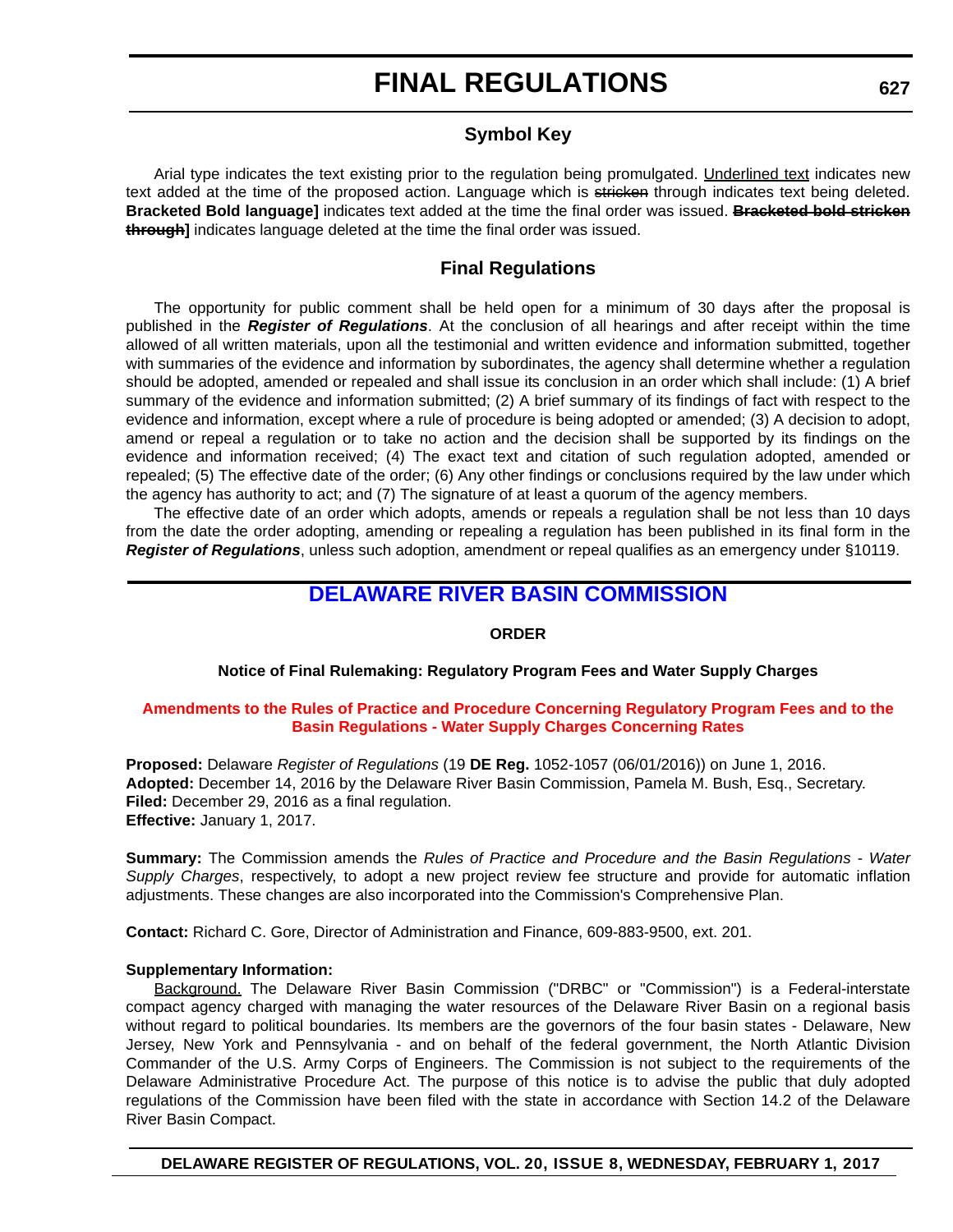# FINAL REGULATIONS

## Symbol Key

Arial type indicates the text existing prior to the regulation being promulgated. <u>Underlined text</u> indicates new text added at the time of the proposed action. Language which is ~~stricken~~ through indicates text being deleted. **Bracketed Bold language]** indicates text added at the time the final order was issued. **~~Bracketed bold stricken through~~]** indicates language deleted at the time the final order was issued.

## Final Regulations

The opportunity for public comment shall be held open for a minimum of 30 days after the proposal is published in the ***Register of Regulations***. At the conclusion of all hearings and after receipt within the time allowed of all written materials, upon all the testimonial and written evidence and information submitted, together with summaries of the evidence and information by subordinates, the agency shall determine whether a regulation should be adopted, amended or repealed and shall issue its conclusion in an order which shall include: (1) A brief summary of the evidence and information submitted; (2) A brief summary of its findings of fact with respect to the evidence and information, except where a rule of procedure is being adopted or amended; (3) A decision to adopt, amend or repeal a regulation or to take no action and the decision shall be supported by its findings on the evidence and information received; (4) The exact text and citation of such regulation adopted, amended or repealed; (5) The effective date of the order; (6) Any other findings or conclusions required by the law under which the agency has authority to act; and (7) The signature of at least a quorum of the agency members.

The effective date of an order which adopts, amends or repeals a regulation shall be not less than 10 days from the date the order adopting, amending or repealing a regulation has been published in its final form in the ***Register of Regulations***, unless such adoption, amendment or repeal qualifies as an emergency under §10119.

## DELAWARE RIVER BASIN COMMISSION

**ORDER**

**Notice of Final Rulemaking: Regulatory Program Fees and Water Supply Charges**

**Amendments to the Rules of Practice and Procedure Concerning Regulatory Program Fees and to the Basin Regulations - Water Supply Charges Concerning Rates**

**Proposed:** Delaware *Register of Regulations* (19 **DE Reg.** 1052-1057 (06/01/2016)) on June 1, 2016.
**Adopted:** December 14, 2016 by the Delaware River Basin Commission, Pamela M. Bush, Esq., Secretary.
**Filed:** December 29, 2016 as a final regulation.
**Effective:** January 1, 2017.

**Summary:** The Commission amends the *Rules of Practice and Procedure and the Basin Regulations - Water Supply Charges*, respectively, to adopt a new project review fee structure and provide for automatic inflation adjustments. These changes are also incorporated into the Commission's Comprehensive Plan.

**Contact:** Richard C. Gore, Director of Administration and Finance, 609-883-9500, ext. 201.

**Supplementary Information:**

<u>Background.</u> The Delaware River Basin Commission ("DRBC" or "Commission") is a Federal-interstate compact agency charged with managing the water resources of the Delaware River Basin on a regional basis without regard to political boundaries. Its members are the governors of the four basin states - Delaware, New Jersey, New York and Pennsylvania - and on behalf of the federal government, the North Atlantic Division Commander of the U.S. Army Corps of Engineers. The Commission is not subject to the requirements of the Delaware Administrative Procedure Act. The purpose of this notice is to advise the public that duly adopted regulations of the Commission have been filed with the state in accordance with Section 14.2 of the Delaware River Basin Compact.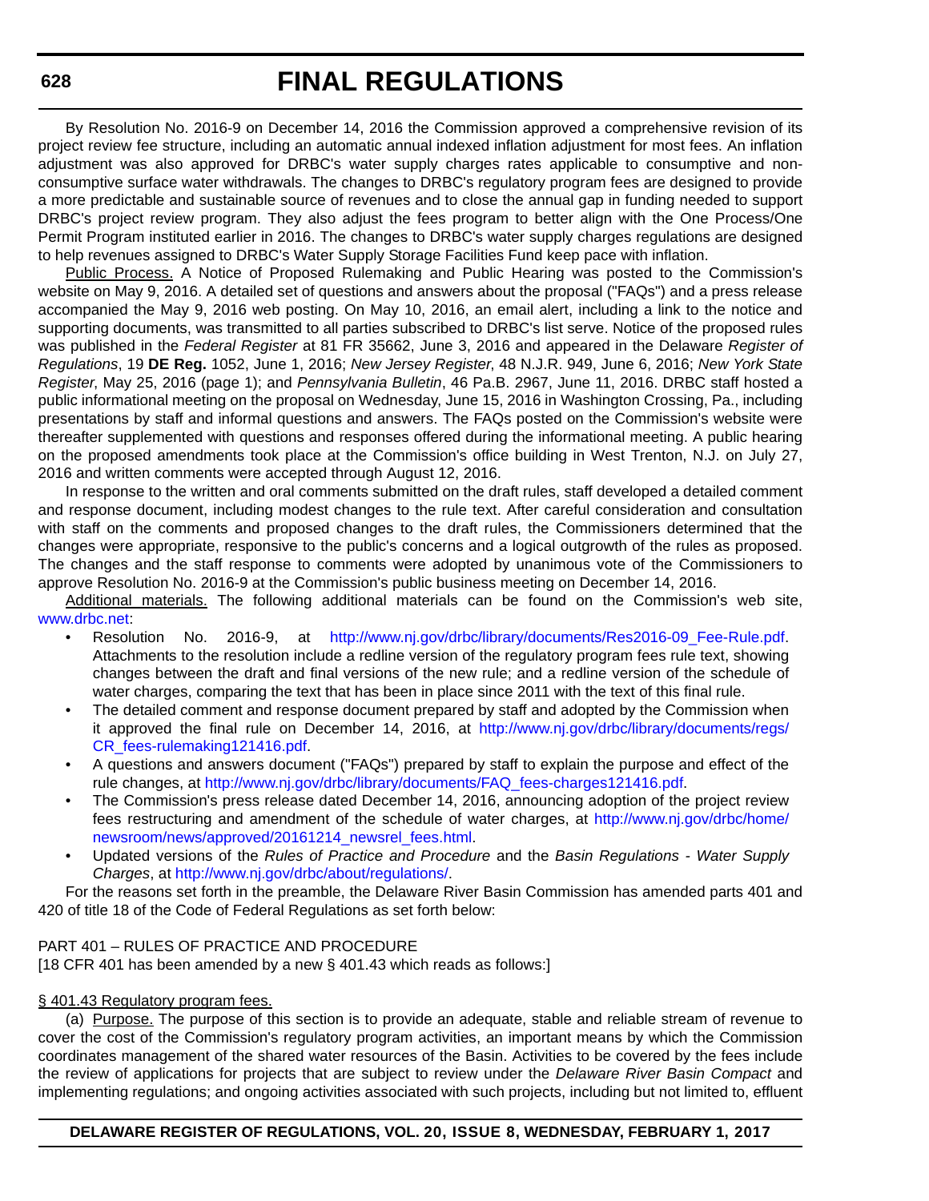By Resolution No. 2016-9 on December 14, 2016 the Commission approved a comprehensive revision of its project review fee structure, including an automatic annual indexed inflation adjustment for most fees. An inflation adjustment was also approved for DRBC's water supply charges rates applicable to consumptive and non-consumptive surface water withdrawals. The changes to DRBC's regulatory program fees are designed to provide a more predictable and sustainable source of revenues and to close the annual gap in funding needed to support DRBC's project review program. They also adjust the fees program to better align with the One Process/One Permit Program instituted earlier in 2016. The changes to DRBC's water supply charges regulations are designed to help revenues assigned to DRBC's Water Supply Storage Facilities Fund keep pace with inflation.

Public Process. A Notice of Proposed Rulemaking and Public Hearing was posted to the Commission's website on May 9, 2016. A detailed set of questions and answers about the proposal ("FAQs") and a press release accompanied the May 9, 2016 web posting. On May 10, 2016, an email alert, including a link to the notice and supporting documents, was transmitted to all parties subscribed to DRBC's list serve. Notice of the proposed rules was published in the *Federal Register* at 81 FR 35662, June 3, 2016 and appeared in the Delaware *Register of Regulations*, 19 **DE Reg.** 1052, June 1, 2016; *New Jersey Register*, 48 N.J.R. 949, June 6, 2016; *New York State Register*, May 25, 2016 (page 1); and *Pennsylvania Bulletin*, 46 Pa.B. 2967, June 11, 2016. DRBC staff hosted a public informational meeting on the proposal on Wednesday, June 15, 2016 in Washington Crossing, Pa., including presentations by staff and informal questions and answers. The FAQs posted on the Commission's website were thereafter supplemented with questions and responses offered during the informational meeting. A public hearing on the proposed amendments took place at the Commission's office building in West Trenton, N.J. on July 27, 2016 and written comments were accepted through August 12, 2016.

In response to the written and oral comments submitted on the draft rules, staff developed a detailed comment and response document, including modest changes to the rule text. After careful consideration and consultation with staff on the comments and proposed changes to the draft rules, the Commissioners determined that the changes were appropriate, responsive to the public's concerns and a logical outgrowth of the rules as proposed. The changes and the staff response to comments were adopted by unanimous vote of the Commissioners to approve Resolution No. 2016-9 at the Commission's public business meeting on December 14, 2016.

Additional materials. The following additional materials can be found on the Commission's web site, www.drbc.net:

- Resolution No. 2016-9, at http://www.nj.gov/drbc/library/documents/Res2016-09_Fee-Rule.pdf. Attachments to the resolution include a redline version of the regulatory program fees rule text, showing changes between the draft and final versions of the new rule; and a redline version of the schedule of water charges, comparing the text that has been in place since 2011 with the text of this final rule.
- The detailed comment and response document prepared by staff and adopted by the Commission when it approved the final rule on December 14, 2016, at http://www.nj.gov/drbc/library/documents/regs/CR_fees-rulemaking121416.pdf.
- A questions and answers document ("FAQs") prepared by staff to explain the purpose and effect of the rule changes, at http://www.nj.gov/drbc/library/documents/FAQ_fees-charges121416.pdf.
- The Commission's press release dated December 14, 2016, announcing adoption of the project review fees restructuring and amendment of the schedule of water charges, at http://www.nj.gov/drbc/home/newsroom/news/approved/20161214_newsrel_fees.html.
- Updated versions of the *Rules of Practice and Procedure* and the *Basin Regulations - Water Supply Charges*, at http://www.nj.gov/drbc/about/regulations/.

For the reasons set forth in the preamble, the Delaware River Basin Commission has amended parts 401 and 420 of title 18 of the Code of Federal Regulations as set forth below:

PART 401 – RULES OF PRACTICE AND PROCEDURE
[18 CFR 401 has been amended by a new § 401.43 which reads as follows:]

§ 401.43 Regulatory program fees.

(a) Purpose. The purpose of this section is to provide an adequate, stable and reliable stream of revenue to cover the cost of the Commission's regulatory program activities, an important means by which the Commission coordinates management of the shared water resources of the Basin. Activities to be covered by the fees include the review of applications for projects that are subject to review under the *Delaware River Basin Compact* and implementing regulations; and ongoing activities associated with such projects, including but not limited to, effluent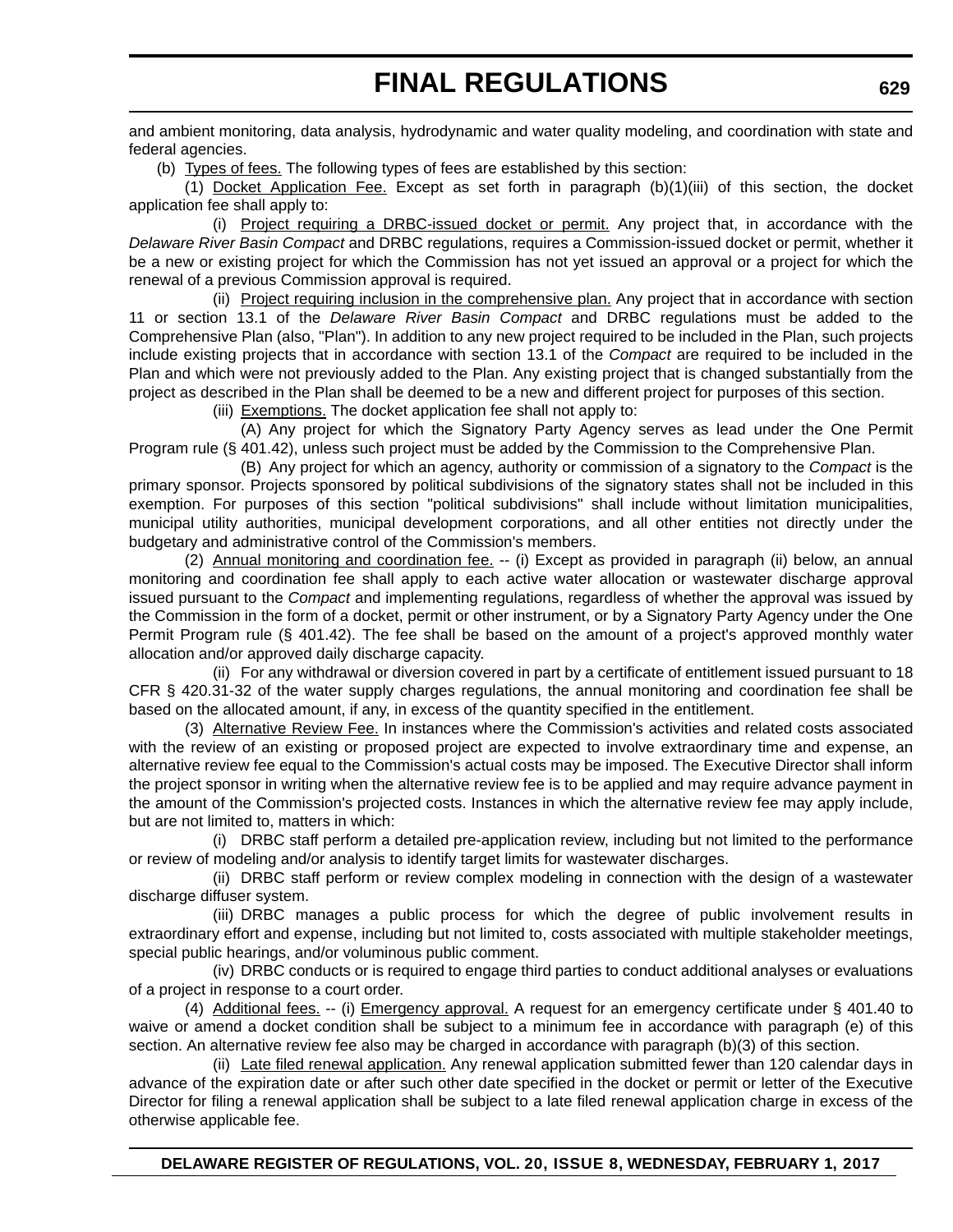and ambient monitoring, data analysis, hydrodynamic and water quality modeling, and coordination with state and federal agencies.

(b) Types of fees. The following types of fees are established by this section:

(1) Docket Application Fee. Except as set forth in paragraph (b)(1)(iii) of this section, the docket application fee shall apply to:

(i) Project requiring a DRBC-issued docket or permit. Any project that, in accordance with the *Delaware River Basin Compact* and DRBC regulations, requires a Commission-issued docket or permit, whether it be a new or existing project for which the Commission has not yet issued an approval or a project for which the renewal of a previous Commission approval is required.

(ii) Project requiring inclusion in the comprehensive plan. Any project that in accordance with section 11 or section 13.1 of the *Delaware River Basin Compact* and DRBC regulations must be added to the Comprehensive Plan (also, "Plan"). In addition to any new project required to be included in the Plan, such projects include existing projects that in accordance with section 13.1 of the *Compact* are required to be included in the Plan and which were not previously added to the Plan. Any existing project that is changed substantially from the project as described in the Plan shall be deemed to be a new and different project for purposes of this section.

(iii) Exemptions. The docket application fee shall not apply to:

(A) Any project for which the Signatory Party Agency serves as lead under the One Permit Program rule (§ 401.42), unless such project must be added by the Commission to the Comprehensive Plan.

(B) Any project for which an agency, authority or commission of a signatory to the *Compact* is the primary sponsor. Projects sponsored by political subdivisions of the signatory states shall not be included in this exemption. For purposes of this section "political subdivisions" shall include without limitation municipalities, municipal utility authorities, municipal development corporations, and all other entities not directly under the budgetary and administrative control of the Commission's members.

(2) Annual monitoring and coordination fee. -- (i) Except as provided in paragraph (ii) below, an annual monitoring and coordination fee shall apply to each active water allocation or wastewater discharge approval issued pursuant to the *Compact* and implementing regulations, regardless of whether the approval was issued by the Commission in the form of a docket, permit or other instrument, or by a Signatory Party Agency under the One Permit Program rule (§ 401.42). The fee shall be based on the amount of a project's approved monthly water allocation and/or approved daily discharge capacity.

(ii) For any withdrawal or diversion covered in part by a certificate of entitlement issued pursuant to 18 CFR § 420.31-32 of the water supply charges regulations, the annual monitoring and coordination fee shall be based on the allocated amount, if any, in excess of the quantity specified in the entitlement.

(3) Alternative Review Fee. In instances where the Commission's activities and related costs associated with the review of an existing or proposed project are expected to involve extraordinary time and expense, an alternative review fee equal to the Commission's actual costs may be imposed. The Executive Director shall inform the project sponsor in writing when the alternative review fee is to be applied and may require advance payment in the amount of the Commission's projected costs. Instances in which the alternative review fee may apply include, but are not limited to, matters in which:

(i) DRBC staff perform a detailed pre-application review, including but not limited to the performance or review of modeling and/or analysis to identify target limits for wastewater discharges.

(ii) DRBC staff perform or review complex modeling in connection with the design of a wastewater discharge diffuser system.

(iii) DRBC manages a public process for which the degree of public involvement results in extraordinary effort and expense, including but not limited to, costs associated with multiple stakeholder meetings, special public hearings, and/or voluminous public comment.

(iv) DRBC conducts or is required to engage third parties to conduct additional analyses or evaluations of a project in response to a court order.

(4) Additional fees. -- (i) Emergency approval. A request for an emergency certificate under § 401.40 to waive or amend a docket condition shall be subject to a minimum fee in accordance with paragraph (e) of this section. An alternative review fee also may be charged in accordance with paragraph (b)(3) of this section.

(ii) Late filed renewal application. Any renewal application submitted fewer than 120 calendar days in advance of the expiration date or after such other date specified in the docket or permit or letter of the Executive Director for filing a renewal application shall be subject to a late filed renewal application charge in excess of the otherwise applicable fee.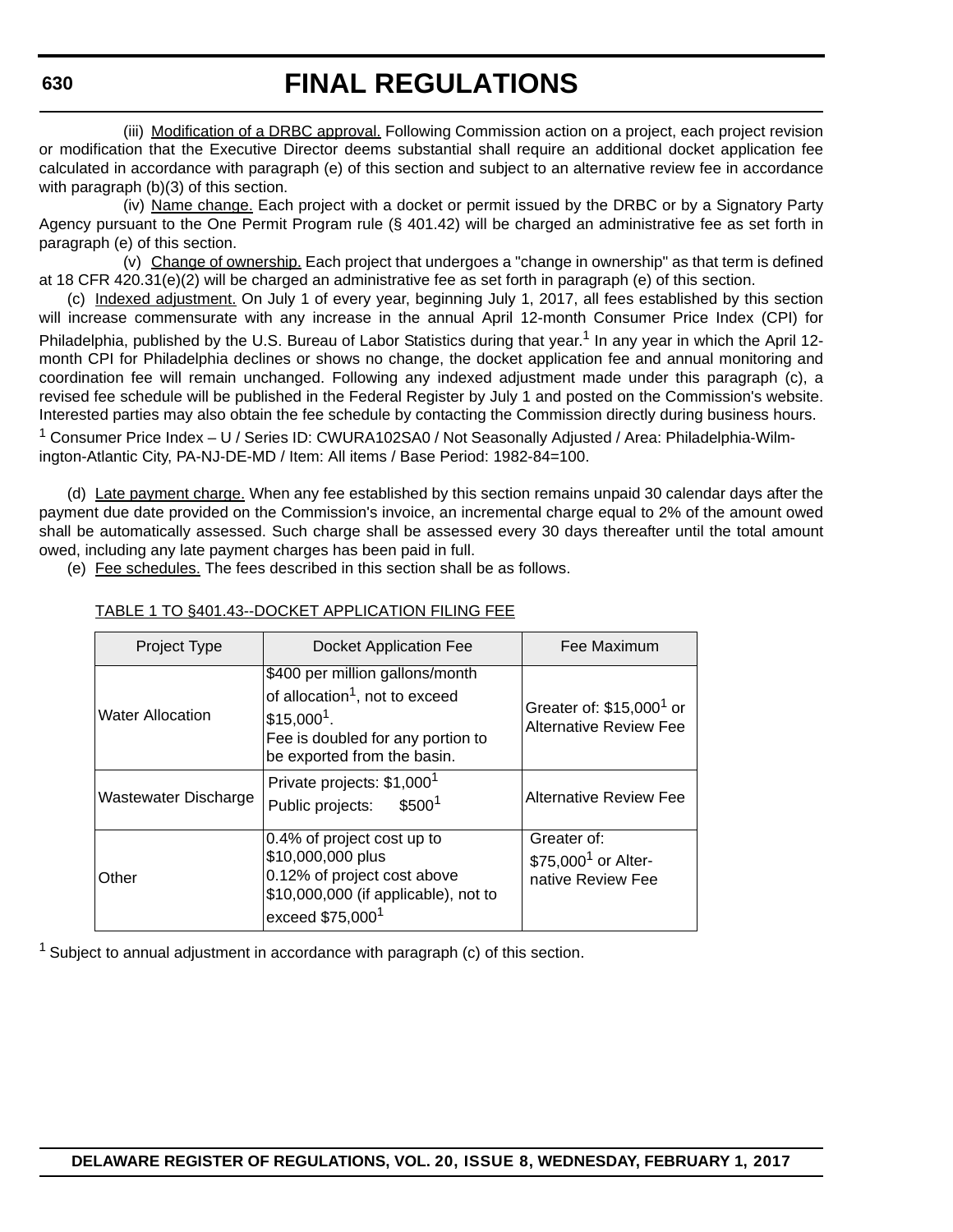(iii) Modification of a DRBC approval. Following Commission action on a project, each project revision or modification that the Executive Director deems substantial shall require an additional docket application fee calculated in accordance with paragraph (e) of this section and subject to an alternative review fee in accordance with paragraph (b)(3) of this section.

(iv) Name change. Each project with a docket or permit issued by the DRBC or by a Signatory Party Agency pursuant to the One Permit Program rule (§ 401.42) will be charged an administrative fee as set forth in paragraph (e) of this section.

(v) Change of ownership. Each project that undergoes a "change in ownership" as that term is defined at 18 CFR 420.31(e)(2) will be charged an administrative fee as set forth in paragraph (e) of this section.

(c) Indexed adjustment. On July 1 of every year, beginning July 1, 2017, all fees established by this section will increase commensurate with any increase in the annual April 12-month Consumer Price Index (CPI) for Philadelphia, published by the U.S. Bureau of Labor Statistics during that year.[1] In any year in which the April 12-month CPI for Philadelphia declines or shows no change, the docket application fee and annual monitoring and coordination fee will remain unchanged. Following any indexed adjustment made under this paragraph (c), a revised fee schedule will be published in the Federal Register by July 1 and posted on the Commission's website. Interested parties may also obtain the fee schedule by contacting the Commission directly during business hours.

[1] Consumer Price Index – U / Series ID: CWURA102SA0 / Not Seasonally Adjusted / Area: Philadelphia-Wilmington-Atlantic City, PA-NJ-DE-MD / Item: All items / Base Period: 1982-84=100.

(d) Late payment charge. When any fee established by this section remains unpaid 30 calendar days after the payment due date provided on the Commission's invoice, an incremental charge equal to 2% of the amount owed shall be automatically assessed. Such charge shall be assessed every 30 days thereafter until the total amount owed, including any late payment charges has been paid in full.

(e) Fee schedules. The fees described in this section shall be as follows.

TABLE 1 TO §401.43--DOCKET APPLICATION FILING FEE

| Project Type | Docket Application Fee | Fee Maximum |
|---|---|---|
| Water Allocation | $400 per million gallons/month of allocation[1], not to exceed $15,000[1]. Fee is doubled for any portion to be exported from the basin. | Greater of: $15,000[1] or Alternative Review Fee |
| Wastewater Discharge | Private projects: $1,000[1] Public projects: $500[1] | Alternative Review Fee |
| Other | 0.4% of project cost up to $10,000,000 plus 0.12% of project cost above $10,000,000 (if applicable), not to exceed $75,000[1] | Greater of: $75,000[1] or Alternative Review Fee |

[1] Subject to annual adjustment in accordance with paragraph (c) of this section.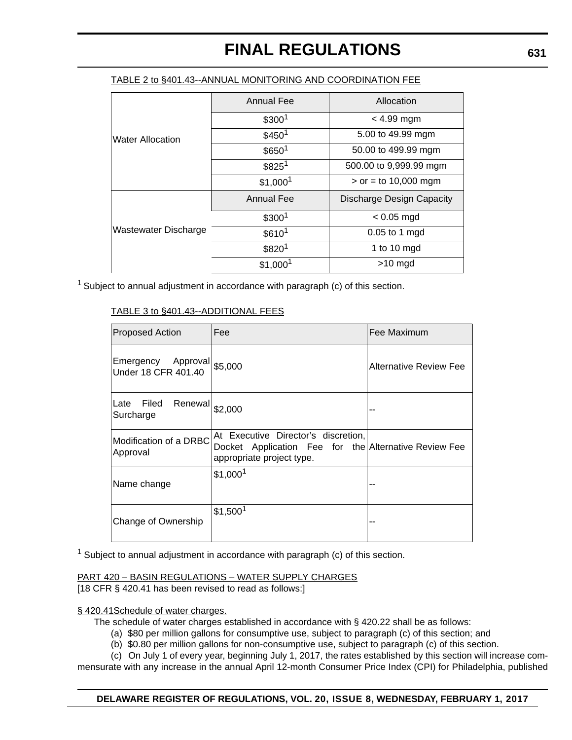TABLE 2 to §401.43--ANNUAL MONITORING AND COORDINATION FEE

| | Annual Fee | Allocation |
|---|---|---|
| Water Allocation | $300[1] | < 4.99 mgm |
| | $450[1] | 5.00 to 49.99 mgm |
| | $650[1] | 50.00 to 499.99 mgm |
| | $825[1] | 500.00 to 9,999.99 mgm |
| | $1,000[1] | > or = to 10,000 mgm |
| | **Annual Fee** | **Discharge Design Capacity** |
| Wastewater Discharge | $300[1] | < 0.05 mgd |
| | $610[1] | 0.05 to 1 mgd |
| | $820[1] | 1 to 10 mgd |
| | $1,000[1] | >10 mgd |

[1] Subject to annual adjustment in accordance with paragraph (c) of this section.

TABLE 3 to §401.43--ADDITIONAL FEES

| Proposed Action | Fee | Fee Maximum |
|---|---|---|
| Emergency Approval Under 18 CFR 401.40 | $5,000 | Alternative Review Fee |
| Late Filed Renewal Surcharge | $2,000 | -- |
| Modification of a DRBC Approval | At Executive Director's discretion, Docket Application Fee for the appropriate project type. | Alternative Review Fee |
| Name change | $1,000[1] | -- |
| Change of Ownership | $1,500[1] | -- |

[1] Subject to annual adjustment in accordance with paragraph (c) of this section.

PART 420 – BASIN REGULATIONS – WATER SUPPLY CHARGES

[18 CFR § 420.41 has been revised to read as follows:]

§ 420.41Schedule of water charges.

The schedule of water charges established in accordance with § 420.22 shall be as follows:

(a) $80 per million gallons for consumptive use, subject to paragraph (c) of this section; and

(b) $0.80 per million gallons for non-consumptive use, subject to paragraph (c) of this section.

(c) On July 1 of every year, beginning July 1, 2017, the rates established by this section will increase commensurate with any increase in the annual April 12-month Consumer Price Index (CPI) for Philadelphia, published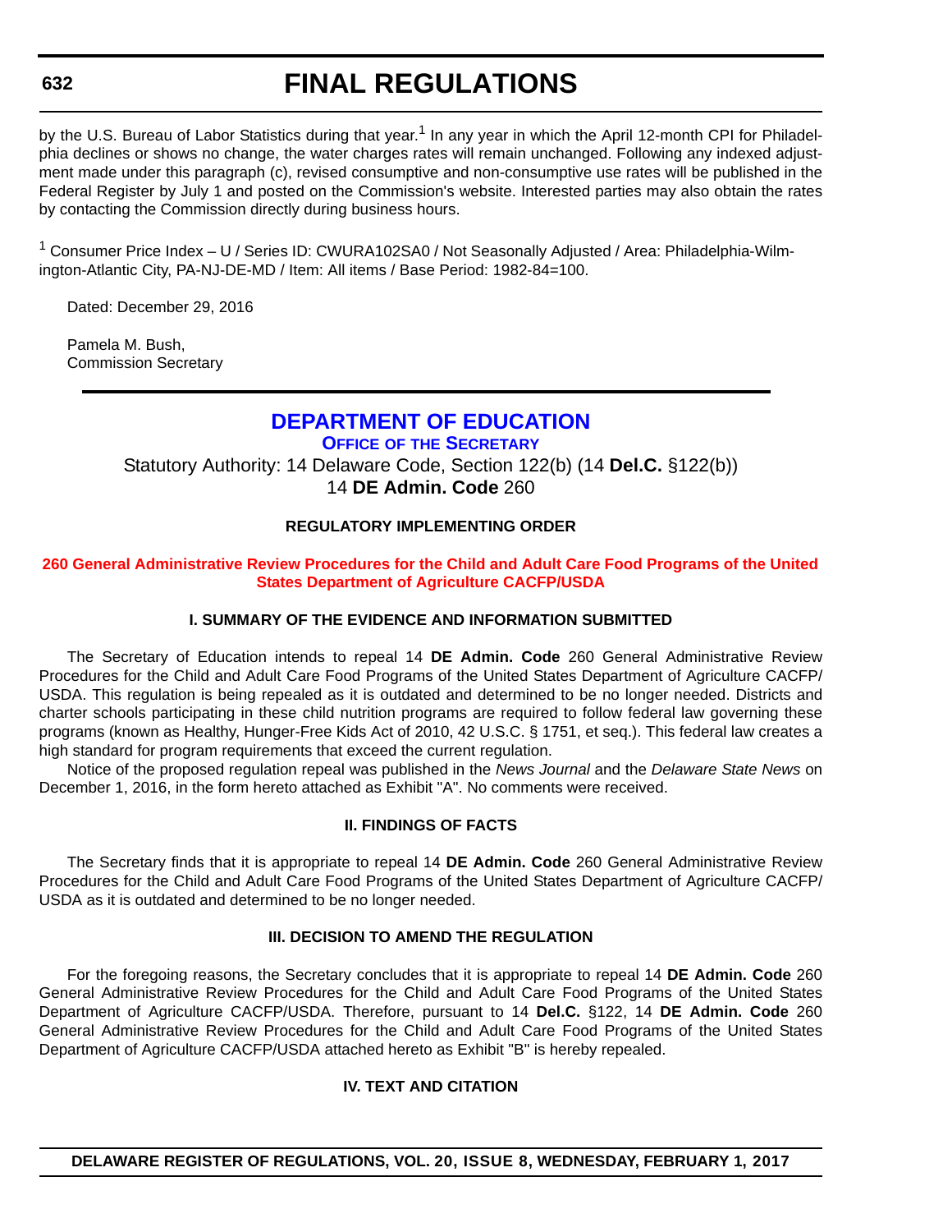by the U.S. Bureau of Labor Statistics during that year.[1] In any year in which the April 12-month CPI for Philadelphia declines or shows no change, the water charges rates will remain unchanged. Following any indexed adjustment made under this paragraph (c), revised consumptive and non-consumptive use rates will be published in the Federal Register by July 1 and posted on the Commission's website. Interested parties may also obtain the rates by contacting the Commission directly during business hours.

[1] Consumer Price Index – U / Series ID: CWURA102SA0 / Not Seasonally Adjusted / Area: Philadelphia-Wilmington-Atlantic City, PA-NJ-DE-MD / Item: All items / Base Period: 1982-84=100.

Dated: December 29, 2016

Pamela M. Bush,
Commission Secretary

---

# DEPARTMENT OF EDUCATION

## OFFICE OF THE SECRETARY

Statutory Authority: 14 Delaware Code, Section 122(b) (14 **Del.C.** §122(b))
14 **DE Admin. Code** 260

### REGULATORY IMPLEMENTING ORDER

### 260 General Administrative Review Procedures for the Child and Adult Care Food Programs of the United States Department of Agriculture CACFP/USDA

#### I. SUMMARY OF THE EVIDENCE AND INFORMATION SUBMITTED

The Secretary of Education intends to repeal 14 **DE Admin. Code** 260 General Administrative Review Procedures for the Child and Adult Care Food Programs of the United States Department of Agriculture CACFP/USDA. This regulation is being repealed as it is outdated and determined to be no longer needed. Districts and charter schools participating in these child nutrition programs are required to follow federal law governing these programs (known as Healthy, Hunger-Free Kids Act of 2010, 42 U.S.C. § 1751, et seq.). This federal law creates a high standard for program requirements that exceed the current regulation.

Notice of the proposed regulation repeal was published in the *News Journal* and the *Delaware State News* on December 1, 2016, in the form hereto attached as Exhibit "A". No comments were received.

#### II. FINDINGS OF FACTS

The Secretary finds that it is appropriate to repeal 14 **DE Admin. Code** 260 General Administrative Review Procedures for the Child and Adult Care Food Programs of the United States Department of Agriculture CACFP/USDA as it is outdated and determined to be no longer needed.

#### III. DECISION TO AMEND THE REGULATION

For the foregoing reasons, the Secretary concludes that it is appropriate to repeal 14 **DE Admin. Code** 260 General Administrative Review Procedures for the Child and Adult Care Food Programs of the United States Department of Agriculture CACFP/USDA. Therefore, pursuant to 14 **Del.C.** §122, 14 **DE Admin. Code** 260 General Administrative Review Procedures for the Child and Adult Care Food Programs of the United States Department of Agriculture CACFP/USDA attached hereto as Exhibit "B" is hereby repealed.

#### IV. TEXT AND CITATION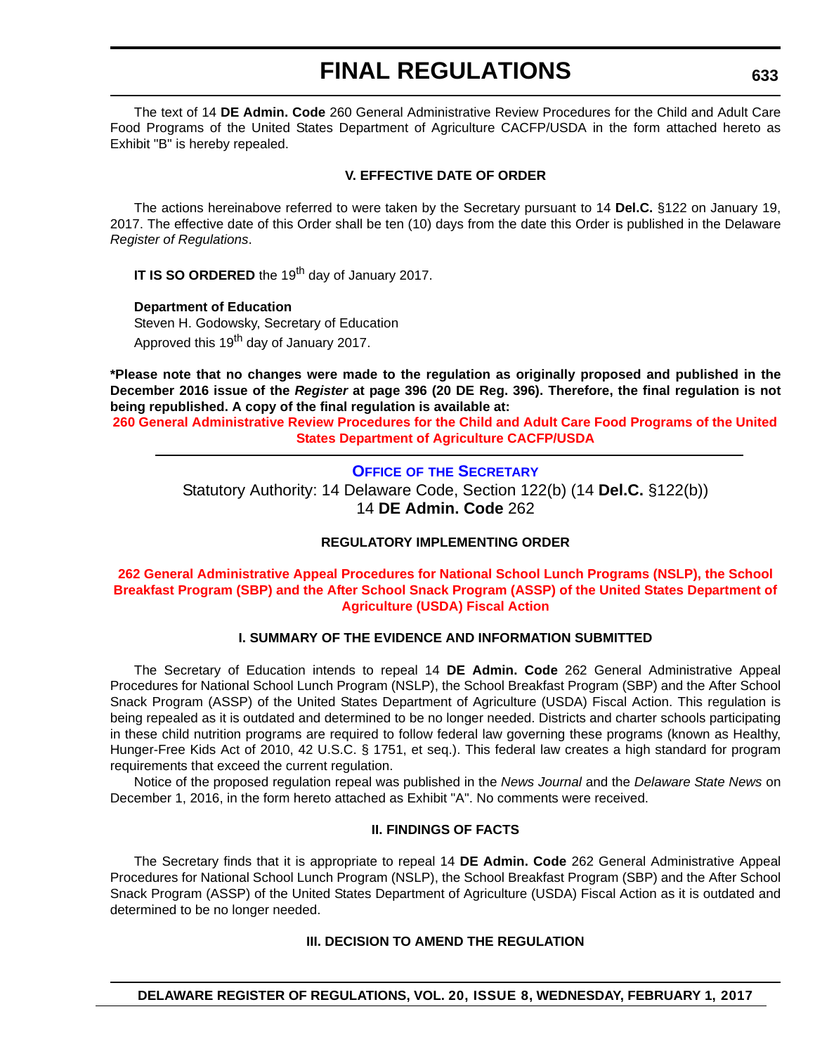The text of 14 **DE Admin. Code** 260 General Administrative Review Procedures for the Child and Adult Care Food Programs of the United States Department of Agriculture CACFP/USDA in the form attached hereto as Exhibit "B" is hereby repealed.

#### V. EFFECTIVE DATE OF ORDER

The actions hereinabove referred to were taken by the Secretary pursuant to 14 **Del.C.** §122 on January 19, 2017. The effective date of this Order shall be ten (10) days from the date this Order is published in the Delaware *Register of Regulations*.

**IT IS SO ORDERED** the 19th day of January 2017.

**Department of Education**
Steven H. Godowsky, Secretary of Education
Approved this 19th day of January 2017.

**\*Please note that no changes were made to the regulation as originally proposed and published in the December 2016 issue of the *Register* at page 396 (20 DE Reg. 396). Therefore, the final regulation is not being republished. A copy of the final regulation is available at:**

**260 General Administrative Review Procedures for the Child and Adult Care Food Programs of the United States Department of Agriculture CACFP/USDA**

---

## OFFICE OF THE SECRETARY

Statutory Authority: 14 Delaware Code, Section 122(b) (14 **Del.C.** §122(b))
14 **DE Admin. Code** 262

#### REGULATORY IMPLEMENTING ORDER

**262 General Administrative Appeal Procedures for National School Lunch Programs (NSLP), the School Breakfast Program (SBP) and the After School Snack Program (ASSP) of the United States Department of Agriculture (USDA) Fiscal Action**

#### I. SUMMARY OF THE EVIDENCE AND INFORMATION SUBMITTED

The Secretary of Education intends to repeal 14 **DE Admin. Code** 262 General Administrative Appeal Procedures for National School Lunch Program (NSLP), the School Breakfast Program (SBP) and the After School Snack Program (ASSP) of the United States Department of Agriculture (USDA) Fiscal Action. This regulation is being repealed as it is outdated and determined to be no longer needed. Districts and charter schools participating in these child nutrition programs are required to follow federal law governing these programs (known as Healthy, Hunger-Free Kids Act of 2010, 42 U.S.C. § 1751, et seq.). This federal law creates a high standard for program requirements that exceed the current regulation.

Notice of the proposed regulation repeal was published in the *News Journal* and the *Delaware State News* on December 1, 2016, in the form hereto attached as Exhibit "A". No comments were received.

#### II. FINDINGS OF FACTS

The Secretary finds that it is appropriate to repeal 14 **DE Admin. Code** 262 General Administrative Appeal Procedures for National School Lunch Program (NSLP), the School Breakfast Program (SBP) and the After School Snack Program (ASSP) of the United States Department of Agriculture (USDA) Fiscal Action as it is outdated and determined to be no longer needed.

#### III. DECISION TO AMEND THE REGULATION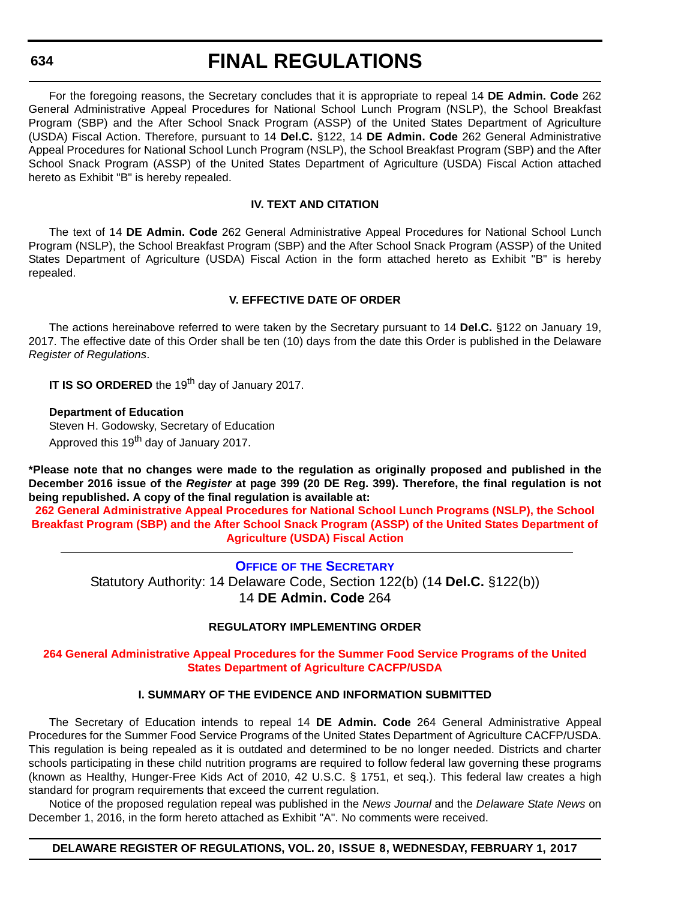For the foregoing reasons, the Secretary concludes that it is appropriate to repeal 14 **DE Admin. Code** 262 General Administrative Appeal Procedures for National School Lunch Program (NSLP), the School Breakfast Program (SBP) and the After School Snack Program (ASSP) of the United States Department of Agriculture (USDA) Fiscal Action. Therefore, pursuant to 14 **Del.C.** §122, 14 **DE Admin. Code** 262 General Administrative Appeal Procedures for National School Lunch Program (NSLP), the School Breakfast Program (SBP) and the After School Snack Program (ASSP) of the United States Department of Agriculture (USDA) Fiscal Action attached hereto as Exhibit "B" is hereby repealed.

### IV. TEXT AND CITATION

The text of 14 **DE Admin. Code** 262 General Administrative Appeal Procedures for National School Lunch Program (NSLP), the School Breakfast Program (SBP) and the After School Snack Program (ASSP) of the United States Department of Agriculture (USDA) Fiscal Action in the form attached hereto as Exhibit "B" is hereby repealed.

### V. EFFECTIVE DATE OF ORDER

The actions hereinabove referred to were taken by the Secretary pursuant to 14 **Del.C.** §122 on January 19, 2017. The effective date of this Order shall be ten (10) days from the date this Order is published in the Delaware *Register of Regulations*.

**IT IS SO ORDERED** the 19th day of January 2017.

**Department of Education**
Steven H. Godowsky, Secretary of Education
Approved this 19th day of January 2017.

**\*Please note that no changes were made to the regulation as originally proposed and published in the December 2016 issue of the *Register* at page 399 (20 DE Reg. 399). Therefore, the final regulation is not being republished. A copy of the final regulation is available at:**

**262 General Administrative Appeal Procedures for National School Lunch Programs (NSLP), the School Breakfast Program (SBP) and the After School Snack Program (ASSP) of the United States Department of Agriculture (USDA) Fiscal Action**

---

## OFFICE OF THE SECRETARY

Statutory Authority: 14 Delaware Code, Section 122(b) (14 **Del.C.** §122(b))
14 **DE Admin. Code** 264

### REGULATORY IMPLEMENTING ORDER

### 264 General Administrative Appeal Procedures for the Summer Food Service Programs of the United States Department of Agriculture CACFP/USDA

### I. SUMMARY OF THE EVIDENCE AND INFORMATION SUBMITTED

The Secretary of Education intends to repeal 14 **DE Admin. Code** 264 General Administrative Appeal Procedures for the Summer Food Service Programs of the United States Department of Agriculture CACFP/USDA. This regulation is being repealed as it is outdated and determined to be no longer needed. Districts and charter schools participating in these child nutrition programs are required to follow federal law governing these programs (known as Healthy, Hunger-Free Kids Act of 2010, 42 U.S.C. § 1751, et seq.). This federal law creates a high standard for program requirements that exceed the current regulation.

Notice of the proposed regulation repeal was published in the *News Journal* and the *Delaware State News* on December 1, 2016, in the form hereto attached as Exhibit "A". No comments were received.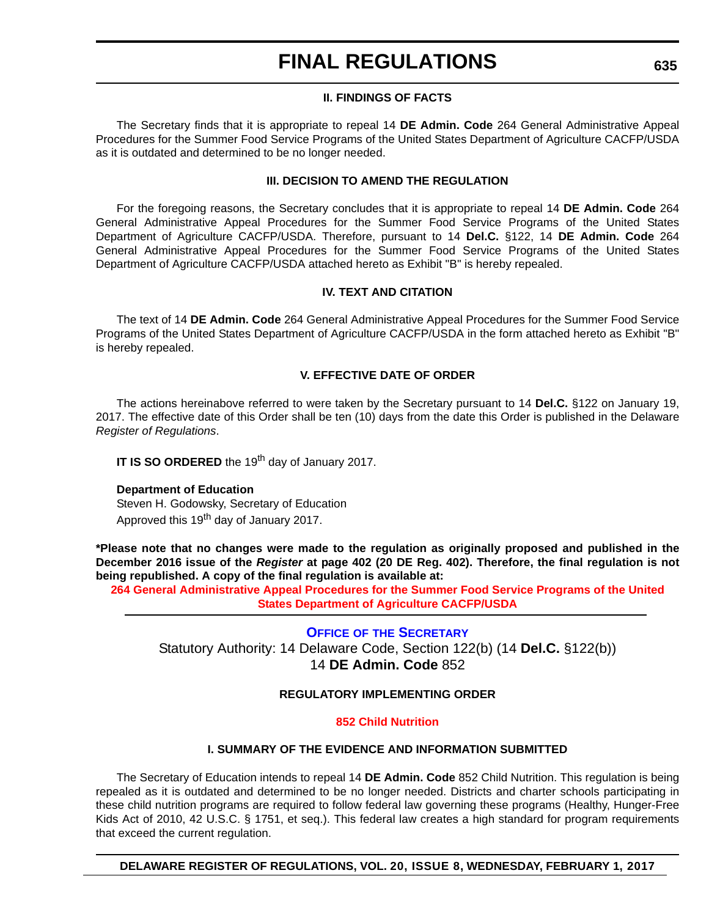### II. FINDINGS OF FACTS

The Secretary finds that it is appropriate to repeal 14 **DE Admin. Code** 264 General Administrative Appeal Procedures for the Summer Food Service Programs of the United States Department of Agriculture CACFP/USDA as it is outdated and determined to be no longer needed.

### III. DECISION TO AMEND THE REGULATION

For the foregoing reasons, the Secretary concludes that it is appropriate to repeal 14 **DE Admin. Code** 264 General Administrative Appeal Procedures for the Summer Food Service Programs of the United States Department of Agriculture CACFP/USDA. Therefore, pursuant to 14 **Del.C.** §122, 14 **DE Admin. Code** 264 General Administrative Appeal Procedures for the Summer Food Service Programs of the United States Department of Agriculture CACFP/USDA attached hereto as Exhibit "B" is hereby repealed.

### IV. TEXT AND CITATION

The text of 14 **DE Admin. Code** 264 General Administrative Appeal Procedures for the Summer Food Service Programs of the United States Department of Agriculture CACFP/USDA in the form attached hereto as Exhibit "B" is hereby repealed.

### V. EFFECTIVE DATE OF ORDER

The actions hereinabove referred to were taken by the Secretary pursuant to 14 **Del.C.** §122 on January 19, 2017. The effective date of this Order shall be ten (10) days from the date this Order is published in the Delaware *Register of Regulations*.

**IT IS SO ORDERED** the 19th day of January 2017.

**Department of Education**
Steven H. Godowsky, Secretary of Education
Approved this 19th day of January 2017.

**\*Please note that no changes were made to the regulation as originally proposed and published in the December 2016 issue of the *Register* at page 402 (20 DE Reg. 402). Therefore, the final regulation is not being republished. A copy of the final regulation is available at:**

**264 General Administrative Appeal Procedures for the Summer Food Service Programs of the United States Department of Agriculture CACFP/USDA**

---

## OFFICE OF THE SECRETARY

Statutory Authority: 14 Delaware Code, Section 122(b) (14 **Del.C.** §122(b))
14 **DE Admin. Code** 852

### REGULATORY IMPLEMENTING ORDER

### 852 Child Nutrition

### I. SUMMARY OF THE EVIDENCE AND INFORMATION SUBMITTED

The Secretary of Education intends to repeal 14 **DE Admin. Code** 852 Child Nutrition. This regulation is being repealed as it is outdated and determined to be no longer needed. Districts and charter schools participating in these child nutrition programs are required to follow federal law governing these programs (Healthy, Hunger-Free Kids Act of 2010, 42 U.S.C. § 1751, et seq.). This federal law creates a high standard for program requirements that exceed the current regulation.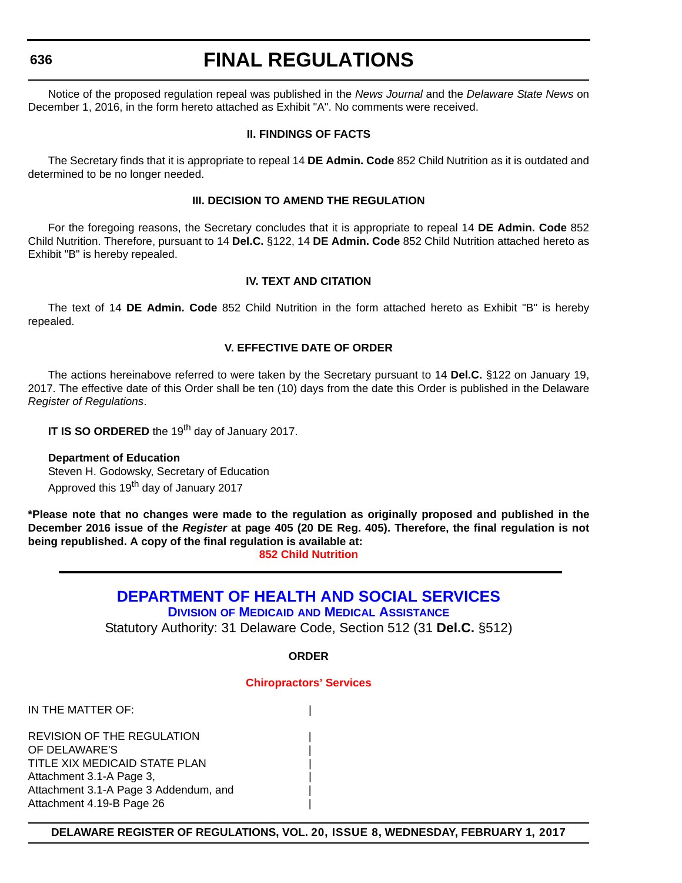Notice of the proposed regulation repeal was published in the *News Journal* and the *Delaware State News* on December 1, 2016, in the form hereto attached as Exhibit "A". No comments were received.

**II. FINDINGS OF FACTS**

The Secretary finds that it is appropriate to repeal 14 **DE Admin. Code** 852 Child Nutrition as it is outdated and determined to be no longer needed.

**III. DECISION TO AMEND THE REGULATION**

For the foregoing reasons, the Secretary concludes that it is appropriate to repeal 14 **DE Admin. Code** 852 Child Nutrition. Therefore, pursuant to 14 **Del.C.** §122, 14 **DE Admin. Code** 852 Child Nutrition attached hereto as Exhibit "B" is hereby repealed.

**IV. TEXT AND CITATION**

The text of 14 **DE Admin. Code** 852 Child Nutrition in the form attached hereto as Exhibit "B" is hereby repealed.

**V. EFFECTIVE DATE OF ORDER**

The actions hereinabove referred to were taken by the Secretary pursuant to 14 **Del.C.** §122 on January 19, 2017. The effective date of this Order shall be ten (10) days from the date this Order is published in the Delaware *Register of Regulations*.

**IT IS SO ORDERED** the 19th day of January 2017.

**Department of Education**
Steven H. Godowsky, Secretary of Education
Approved this 19th day of January 2017

**\*Please note that no changes were made to the regulation as originally proposed and published in the December 2016 issue of the *Register* at page 405 (20 DE Reg. 405). Therefore, the final regulation is not being republished. A copy of the final regulation is available at:**

**852 Child Nutrition**

---

## DEPARTMENT OF HEALTH AND SOCIAL SERVICES

### DIVISION OF MEDICAID AND MEDICAL ASSISTANCE

Statutory Authority: 31 Delaware Code, Section 512 (31 **Del.C.** §512)

**ORDER**

**Chiropractors' Services**

IN THE MATTER OF: |

REVISION OF THE REGULATION |
OF DELAWARE'S |
TITLE XIX MEDICAID STATE PLAN |
Attachment 3.1-A Page 3, |
Attachment 3.1-A Page 3 Addendum, and |
Attachment 4.19-B Page 26 |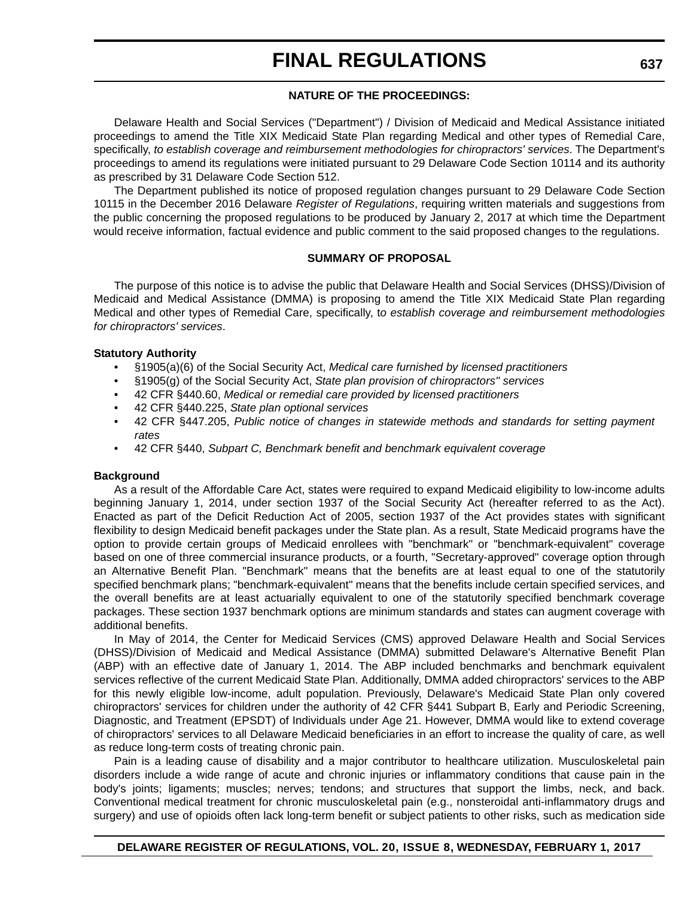#### NATURE OF THE PROCEEDINGS:

Delaware Health and Social Services ("Department") / Division of Medicaid and Medical Assistance initiated proceedings to amend the Title XIX Medicaid State Plan regarding Medical and other types of Remedial Care, specifically, *to establish coverage and reimbursement methodologies for chiropractors' services*. The Department's proceedings to amend its regulations were initiated pursuant to 29 Delaware Code Section 10114 and its authority as prescribed by 31 Delaware Code Section 512.

The Department published its notice of proposed regulation changes pursuant to 29 Delaware Code Section 10115 in the December 2016 Delaware *Register of Regulations*, requiring written materials and suggestions from the public concerning the proposed regulations to be produced by January 2, 2017 at which time the Department would receive information, factual evidence and public comment to the said proposed changes to the regulations.

#### SUMMARY OF PROPOSAL

The purpose of this notice is to advise the public that Delaware Health and Social Services (DHSS)/Division of Medicaid and Medical Assistance (DMMA) is proposing to amend the Title XIX Medicaid State Plan regarding Medical and other types of Remedial Care, specifically, t*o establish coverage and reimbursement methodologies for chiropractors' services*.

**Statutory Authority**

- §1905(a)(6) of the Social Security Act, *Medical care furnished by licensed practitioners*
- §1905(g) of the Social Security Act, *State plan provision of chiropractors'' services*
- 42 CFR §440.60, *Medical or remedial care provided by licensed practitioners*
- 42 CFR §440.225, *State plan optional services*
- 42 CFR §447.205, *Public notice of changes in statewide methods and standards for setting payment rates*
- 42 CFR §440, *Subpart C, Benchmark benefit and benchmark equivalent coverage*

**Background**

As a result of the Affordable Care Act, states were required to expand Medicaid eligibility to low-income adults beginning January 1, 2014, under section 1937 of the Social Security Act (hereafter referred to as the Act). Enacted as part of the Deficit Reduction Act of 2005, section 1937 of the Act provides states with significant flexibility to design Medicaid benefit packages under the State plan. As a result, State Medicaid programs have the option to provide certain groups of Medicaid enrollees with "benchmark" or "benchmark-equivalent" coverage based on one of three commercial insurance products, or a fourth, "Secretary-approved" coverage option through an Alternative Benefit Plan. "Benchmark" means that the benefits are at least equal to one of the statutorily specified benchmark plans; "benchmark-equivalent" means that the benefits include certain specified services, and the overall benefits are at least actuarially equivalent to one of the statutorily specified benchmark coverage packages. These section 1937 benchmark options are minimum standards and states can augment coverage with additional benefits.

In May of 2014, the Center for Medicaid Services (CMS) approved Delaware Health and Social Services (DHSS)/Division of Medicaid and Medical Assistance (DMMA) submitted Delaware's Alternative Benefit Plan (ABP) with an effective date of January 1, 2014. The ABP included benchmarks and benchmark equivalent services reflective of the current Medicaid State Plan. Additionally, DMMA added chiropractors' services to the ABP for this newly eligible low-income, adult population. Previously, Delaware's Medicaid State Plan only covered chiropractors' services for children under the authority of 42 CFR §441 Subpart B, Early and Periodic Screening, Diagnostic, and Treatment (EPSDT) of Individuals under Age 21. However, DMMA would like to extend coverage of chiropractors' services to all Delaware Medicaid beneficiaries in an effort to increase the quality of care, as well as reduce long-term costs of treating chronic pain.

Pain is a leading cause of disability and a major contributor to healthcare utilization. Musculoskeletal pain disorders include a wide range of acute and chronic injuries or inflammatory conditions that cause pain in the body's joints; ligaments; muscles; nerves; tendons; and structures that support the limbs, neck, and back. Conventional medical treatment for chronic musculoskeletal pain (e.g., nonsteroidal anti-inflammatory drugs and surgery) and use of opioids often lack long-term benefit or subject patients to other risks, such as medication side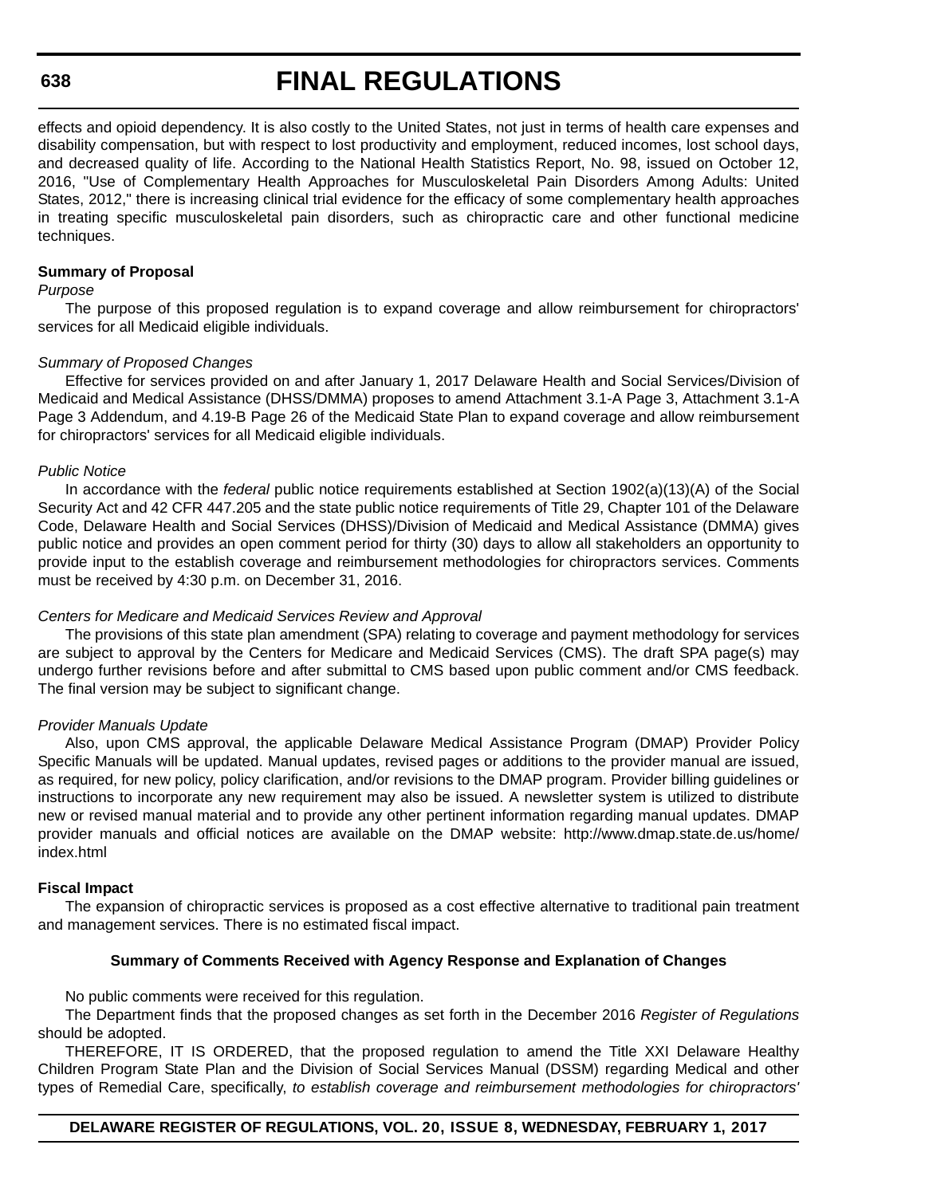effects and opioid dependency. It is also costly to the United States, not just in terms of health care expenses and disability compensation, but with respect to lost productivity and employment, reduced incomes, lost school days, and decreased quality of life. According to the National Health Statistics Report, No. 98, issued on October 12, 2016, "Use of Complementary Health Approaches for Musculoskeletal Pain Disorders Among Adults: United States, 2012," there is increasing clinical trial evidence for the efficacy of some complementary health approaches in treating specific musculoskeletal pain disorders, such as chiropractic care and other functional medicine techniques.

**Summary of Proposal**

*Purpose*

The purpose of this proposed regulation is to expand coverage and allow reimbursement for chiropractors' services for all Medicaid eligible individuals.

*Summary of Proposed Changes*

Effective for services provided on and after January 1, 2017 Delaware Health and Social Services/Division of Medicaid and Medical Assistance (DHSS/DMMA) proposes to amend Attachment 3.1-A Page 3, Attachment 3.1-A Page 3 Addendum, and 4.19-B Page 26 of the Medicaid State Plan to expand coverage and allow reimbursement for chiropractors' services for all Medicaid eligible individuals.

*Public Notice*

In accordance with the *federal* public notice requirements established at Section 1902(a)(13)(A) of the Social Security Act and 42 CFR 447.205 and the state public notice requirements of Title 29, Chapter 101 of the Delaware Code, Delaware Health and Social Services (DHSS)/Division of Medicaid and Medical Assistance (DMMA) gives public notice and provides an open comment period for thirty (30) days to allow all stakeholders an opportunity to provide input to the establish coverage and reimbursement methodologies for chiropractors services. Comments must be received by 4:30 p.m. on December 31, 2016.

*Centers for Medicare and Medicaid Services Review and Approval*

The provisions of this state plan amendment (SPA) relating to coverage and payment methodology for services are subject to approval by the Centers for Medicare and Medicaid Services (CMS). The draft SPA page(s) may undergo further revisions before and after submittal to CMS based upon public comment and/or CMS feedback. The final version may be subject to significant change.

*Provider Manuals Update*

Also, upon CMS approval, the applicable Delaware Medical Assistance Program (DMAP) Provider Policy Specific Manuals will be updated. Manual updates, revised pages or additions to the provider manual are issued, as required, for new policy, policy clarification, and/or revisions to the DMAP program. Provider billing guidelines or instructions to incorporate any new requirement may also be issued. A newsletter system is utilized to distribute new or revised manual material and to provide any other pertinent information regarding manual updates. DMAP provider manuals and official notices are available on the DMAP website: http://www.dmap.state.de.us/home/index.html

**Fiscal Impact**

The expansion of chiropractic services is proposed as a cost effective alternative to traditional pain treatment and management services. There is no estimated fiscal impact.

**Summary of Comments Received with Agency Response and Explanation of Changes**

No public comments were received for this regulation.

The Department finds that the proposed changes as set forth in the December 2016 *Register of Regulations* should be adopted.

THEREFORE, IT IS ORDERED, that the proposed regulation to amend the Title XXI Delaware Healthy Children Program State Plan and the Division of Social Services Manual (DSSM) regarding Medical and other types of Remedial Care, specifically, *to establish coverage and reimbursement methodologies for chiropractors'*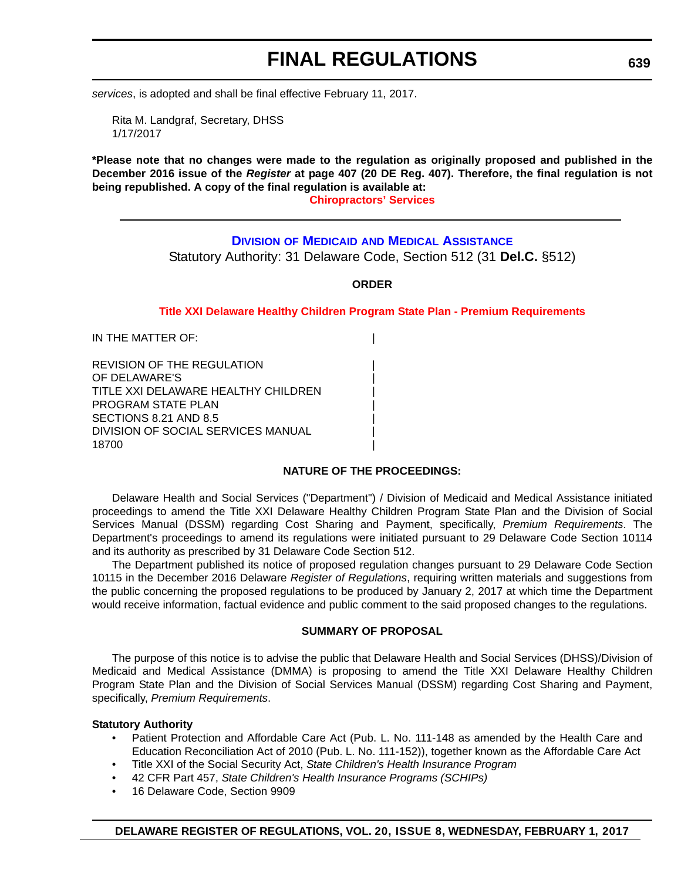*services*, is adopted and shall be final effective February 11, 2017.

Rita M. Landgraf, Secretary, DHSS
1/17/2017

**\*Please note that no changes were made to the regulation as originally proposed and published in the December 2016 issue of the *Register* at page 407 (20 DE Reg. 407). Therefore, the final regulation is not being republished. A copy of the final regulation is available at:**

**Chiropractors' Services**

---

## Division of Medicaid and Medical Assistance

Statutory Authority: 31 Delaware Code, Section 512 (31 **Del.C.** §512)

**ORDER**

**Title XXI Delaware Healthy Children Program State Plan - Premium Requirements**

IN THE MATTER OF:

REVISION OF THE REGULATION
OF DELAWARE'S
TITLE XXI DELAWARE HEALTHY CHILDREN
PROGRAM STATE PLAN
SECTIONS 8.21 AND 8.5
DIVISION OF SOCIAL SERVICES MANUAL
18700

**NATURE OF THE PROCEEDINGS:**

Delaware Health and Social Services ("Department") / Division of Medicaid and Medical Assistance initiated proceedings to amend the Title XXI Delaware Healthy Children Program State Plan and the Division of Social Services Manual (DSSM) regarding Cost Sharing and Payment, specifically, *Premium Requirements*. The Department's proceedings to amend its regulations were initiated pursuant to 29 Delaware Code Section 10114 and its authority as prescribed by 31 Delaware Code Section 512.

The Department published its notice of proposed regulation changes pursuant to 29 Delaware Code Section 10115 in the December 2016 Delaware *Register of Regulations*, requiring written materials and suggestions from the public concerning the proposed regulations to be produced by January 2, 2017 at which time the Department would receive information, factual evidence and public comment to the said proposed changes to the regulations.

**SUMMARY OF PROPOSAL**

The purpose of this notice is to advise the public that Delaware Health and Social Services (DHSS)/Division of Medicaid and Medical Assistance (DMMA) is proposing to amend the Title XXI Delaware Healthy Children Program State Plan and the Division of Social Services Manual (DSSM) regarding Cost Sharing and Payment, specifically, *Premium Requirements*.

**Statutory Authority**

- Patient Protection and Affordable Care Act (Pub. L. No. 111-148 as amended by the Health Care and Education Reconciliation Act of 2010 (Pub. L. No. 111-152)), together known as the Affordable Care Act
- Title XXI of the Social Security Act, *State Children's Health Insurance Program*
- 42 CFR Part 457, *State Children's Health Insurance Programs (SCHIPs)*
- 16 Delaware Code, Section 9909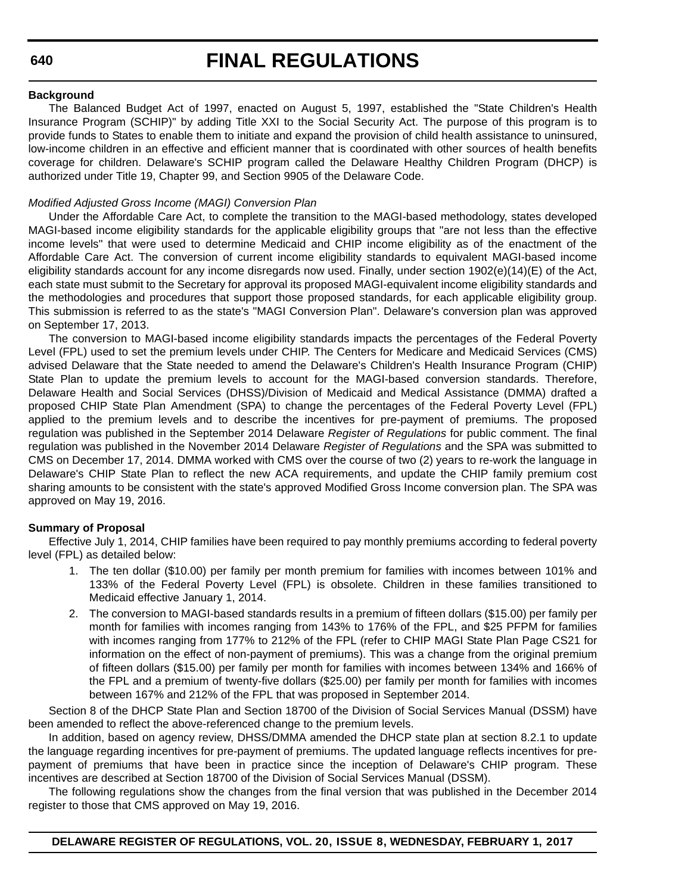**Background**

The Balanced Budget Act of 1997, enacted on August 5, 1997, established the "State Children's Health Insurance Program (SCHIP)" by adding Title XXI to the Social Security Act. The purpose of this program is to provide funds to States to enable them to initiate and expand the provision of child health assistance to uninsured, low-income children in an effective and efficient manner that is coordinated with other sources of health benefits coverage for children. Delaware's SCHIP program called the Delaware Healthy Children Program (DHCP) is authorized under Title 19, Chapter 99, and Section 9905 of the Delaware Code.

*Modified Adjusted Gross Income (MAGI) Conversion Plan*

Under the Affordable Care Act, to complete the transition to the MAGI-based methodology, states developed MAGI-based income eligibility standards for the applicable eligibility groups that "are not less than the effective income levels" that were used to determine Medicaid and CHIP income eligibility as of the enactment of the Affordable Care Act. The conversion of current income eligibility standards to equivalent MAGI-based income eligibility standards account for any income disregards now used. Finally, under section 1902(e)(14)(E) of the Act, each state must submit to the Secretary for approval its proposed MAGI-equivalent income eligibility standards and the methodologies and procedures that support those proposed standards, for each applicable eligibility group. This submission is referred to as the state's "MAGI Conversion Plan". Delaware's conversion plan was approved on September 17, 2013.

The conversion to MAGI-based income eligibility standards impacts the percentages of the Federal Poverty Level (FPL) used to set the premium levels under CHIP. The Centers for Medicare and Medicaid Services (CMS) advised Delaware that the State needed to amend the Delaware's Children's Health Insurance Program (CHIP) State Plan to update the premium levels to account for the MAGI-based conversion standards. Therefore, Delaware Health and Social Services (DHSS)/Division of Medicaid and Medical Assistance (DMMA) drafted a proposed CHIP State Plan Amendment (SPA) to change the percentages of the Federal Poverty Level (FPL) applied to the premium levels and to describe the incentives for pre-payment of premiums. The proposed regulation was published in the September 2014 Delaware *Register of Regulations* for public comment. The final regulation was published in the November 2014 Delaware *Register of Regulations* and the SPA was submitted to CMS on December 17, 2014. DMMA worked with CMS over the course of two (2) years to re-work the language in Delaware's CHIP State Plan to reflect the new ACA requirements, and update the CHIP family premium cost sharing amounts to be consistent with the state's approved Modified Gross Income conversion plan. The SPA was approved on May 19, 2016.

**Summary of Proposal**

Effective July 1, 2014, CHIP families have been required to pay monthly premiums according to federal poverty level (FPL) as detailed below:

1. The ten dollar ($10.00) per family per month premium for families with incomes between 101% and 133% of the Federal Poverty Level (FPL) is obsolete. Children in these families transitioned to Medicaid effective January 1, 2014.
2. The conversion to MAGI-based standards results in a premium of fifteen dollars ($15.00) per family per month for families with incomes ranging from 143% to 176% of the FPL, and $25 PFPM for families with incomes ranging from 177% to 212% of the FPL (refer to CHIP MAGI State Plan Page CS21 for information on the effect of non-payment of premiums). This was a change from the original premium of fifteen dollars ($15.00) per family per month for families with incomes between 134% and 166% of the FPL and a premium of twenty-five dollars ($25.00) per family per month for families with incomes between 167% and 212% of the FPL that was proposed in September 2014.

Section 8 of the DHCP State Plan and Section 18700 of the Division of Social Services Manual (DSSM) have been amended to reflect the above-referenced change to the premium levels.

In addition, based on agency review, DHSS/DMMA amended the DHCP state plan at section 8.2.1 to update the language regarding incentives for pre-payment of premiums. The updated language reflects incentives for pre-payment of premiums that have been in practice since the inception of Delaware's CHIP program. These incentives are described at Section 18700 of the Division of Social Services Manual (DSSM).

The following regulations show the changes from the final version that was published in the December 2014 register to those that CMS approved on May 19, 2016.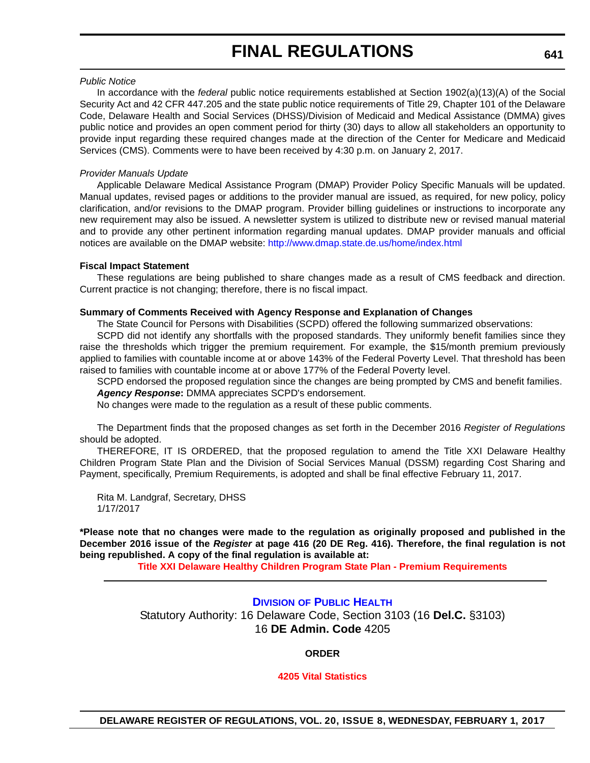*Public Notice*

In accordance with the *federal* public notice requirements established at Section 1902(a)(13)(A) of the Social Security Act and 42 CFR 447.205 and the state public notice requirements of Title 29, Chapter 101 of the Delaware Code, Delaware Health and Social Services (DHSS)/Division of Medicaid and Medical Assistance (DMMA) gives public notice and provides an open comment period for thirty (30) days to allow all stakeholders an opportunity to provide input regarding these required changes made at the direction of the Center for Medicare and Medicaid Services (CMS). Comments were to have been received by 4:30 p.m. on January 2, 2017.

*Provider Manuals Update*

Applicable Delaware Medical Assistance Program (DMAP) Provider Policy Specific Manuals will be updated. Manual updates, revised pages or additions to the provider manual are issued, as required, for new policy, policy clarification, and/or revisions to the DMAP program. Provider billing guidelines or instructions to incorporate any new requirement may also be issued. A newsletter system is utilized to distribute new or revised manual material and to provide any other pertinent information regarding manual updates. DMAP provider manuals and official notices are available on the DMAP website: http://www.dmap.state.de.us/home/index.html

**Fiscal Impact Statement**

These regulations are being published to share changes made as a result of CMS feedback and direction. Current practice is not changing; therefore, there is no fiscal impact.

**Summary of Comments Received with Agency Response and Explanation of Changes**

The State Council for Persons with Disabilities (SCPD) offered the following summarized observations:

SCPD did not identify any shortfalls with the proposed standards. They uniformly benefit families since they raise the thresholds which trigger the premium requirement. For example, the $15/month premium previously applied to families with countable income at or above 143% of the Federal Poverty Level. That threshold has been raised to families with countable income at or above 177% of the Federal Poverty level.

SCPD endorsed the proposed regulation since the changes are being prompted by CMS and benefit families.

***Agency Response*:** DMMA appreciates SCPD's endorsement.

No changes were made to the regulation as a result of these public comments.

The Department finds that the proposed changes as set forth in the December 2016 *Register of Regulations* should be adopted.

THEREFORE, IT IS ORDERED, that the proposed regulation to amend the Title XXI Delaware Healthy Children Program State Plan and the Division of Social Services Manual (DSSM) regarding Cost Sharing and Payment, specifically, Premium Requirements, is adopted and shall be final effective February 11, 2017.

Rita M. Landgraf, Secretary, DHSS
1/17/2017

**\*Please note that no changes were made to the regulation as originally proposed and published in the December 2016 issue of the *Register* at page 416 (20 DE Reg. 416). Therefore, the final regulation is not being republished. A copy of the final regulation is available at:**

**Title XXI Delaware Healthy Children Program State Plan - Premium Requirements**

---

## Division of Public Health

Statutory Authority: 16 Delaware Code, Section 3103 (16 **Del.C.** §3103)
16 **DE Admin. Code** 4205

**ORDER**

**4205 Vital Statistics**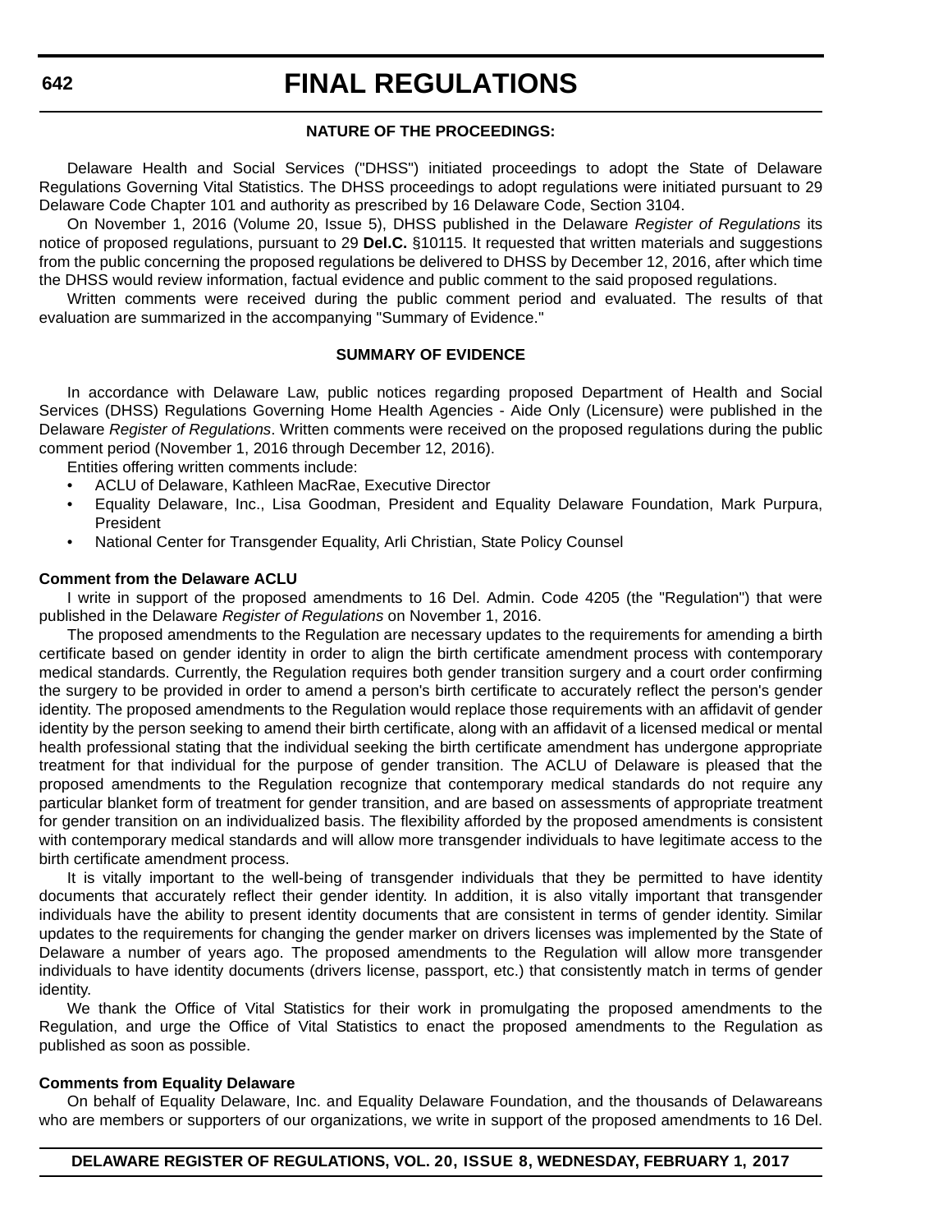### NATURE OF THE PROCEEDINGS:

Delaware Health and Social Services ("DHSS") initiated proceedings to adopt the State of Delaware Regulations Governing Vital Statistics. The DHSS proceedings to adopt regulations were initiated pursuant to 29 Delaware Code Chapter 101 and authority as prescribed by 16 Delaware Code, Section 3104.

On November 1, 2016 (Volume 20, Issue 5), DHSS published in the Delaware *Register of Regulations* its notice of proposed regulations, pursuant to 29 **Del.C.** §10115. It requested that written materials and suggestions from the public concerning the proposed regulations be delivered to DHSS by December 12, 2016, after which time the DHSS would review information, factual evidence and public comment to the said proposed regulations.

Written comments were received during the public comment period and evaluated. The results of that evaluation are summarized in the accompanying "Summary of Evidence."

### SUMMARY OF EVIDENCE

In accordance with Delaware Law, public notices regarding proposed Department of Health and Social Services (DHSS) Regulations Governing Home Health Agencies - Aide Only (Licensure) were published in the Delaware *Register of Regulations*. Written comments were received on the proposed regulations during the public comment period (November 1, 2016 through December 12, 2016).

Entities offering written comments include:

- ACLU of Delaware, Kathleen MacRae, Executive Director
- Equality Delaware, Inc., Lisa Goodman, President and Equality Delaware Foundation, Mark Purpura, President
- National Center for Transgender Equality, Arli Christian, State Policy Counsel

**Comment from the Delaware ACLU**

I write in support of the proposed amendments to 16 Del. Admin. Code 4205 (the "Regulation") that were published in the Delaware *Register of Regulations* on November 1, 2016.

The proposed amendments to the Regulation are necessary updates to the requirements for amending a birth certificate based on gender identity in order to align the birth certificate amendment process with contemporary medical standards. Currently, the Regulation requires both gender transition surgery and a court order confirming the surgery to be provided in order to amend a person's birth certificate to accurately reflect the person's gender identity. The proposed amendments to the Regulation would replace those requirements with an affidavit of gender identity by the person seeking to amend their birth certificate, along with an affidavit of a licensed medical or mental health professional stating that the individual seeking the birth certificate amendment has undergone appropriate treatment for that individual for the purpose of gender transition. The ACLU of Delaware is pleased that the proposed amendments to the Regulation recognize that contemporary medical standards do not require any particular blanket form of treatment for gender transition, and are based on assessments of appropriate treatment for gender transition on an individualized basis. The flexibility afforded by the proposed amendments is consistent with contemporary medical standards and will allow more transgender individuals to have legitimate access to the birth certificate amendment process.

It is vitally important to the well-being of transgender individuals that they be permitted to have identity documents that accurately reflect their gender identity. In addition, it is also vitally important that transgender individuals have the ability to present identity documents that are consistent in terms of gender identity. Similar updates to the requirements for changing the gender marker on drivers licenses was implemented by the State of Delaware a number of years ago. The proposed amendments to the Regulation will allow more transgender individuals to have identity documents (drivers license, passport, etc.) that consistently match in terms of gender identity.

We thank the Office of Vital Statistics for their work in promulgating the proposed amendments to the Regulation, and urge the Office of Vital Statistics to enact the proposed amendments to the Regulation as published as soon as possible.

**Comments from Equality Delaware**

On behalf of Equality Delaware, Inc. and Equality Delaware Foundation, and the thousands of Delawareans who are members or supporters of our organizations, we write in support of the proposed amendments to 16 Del.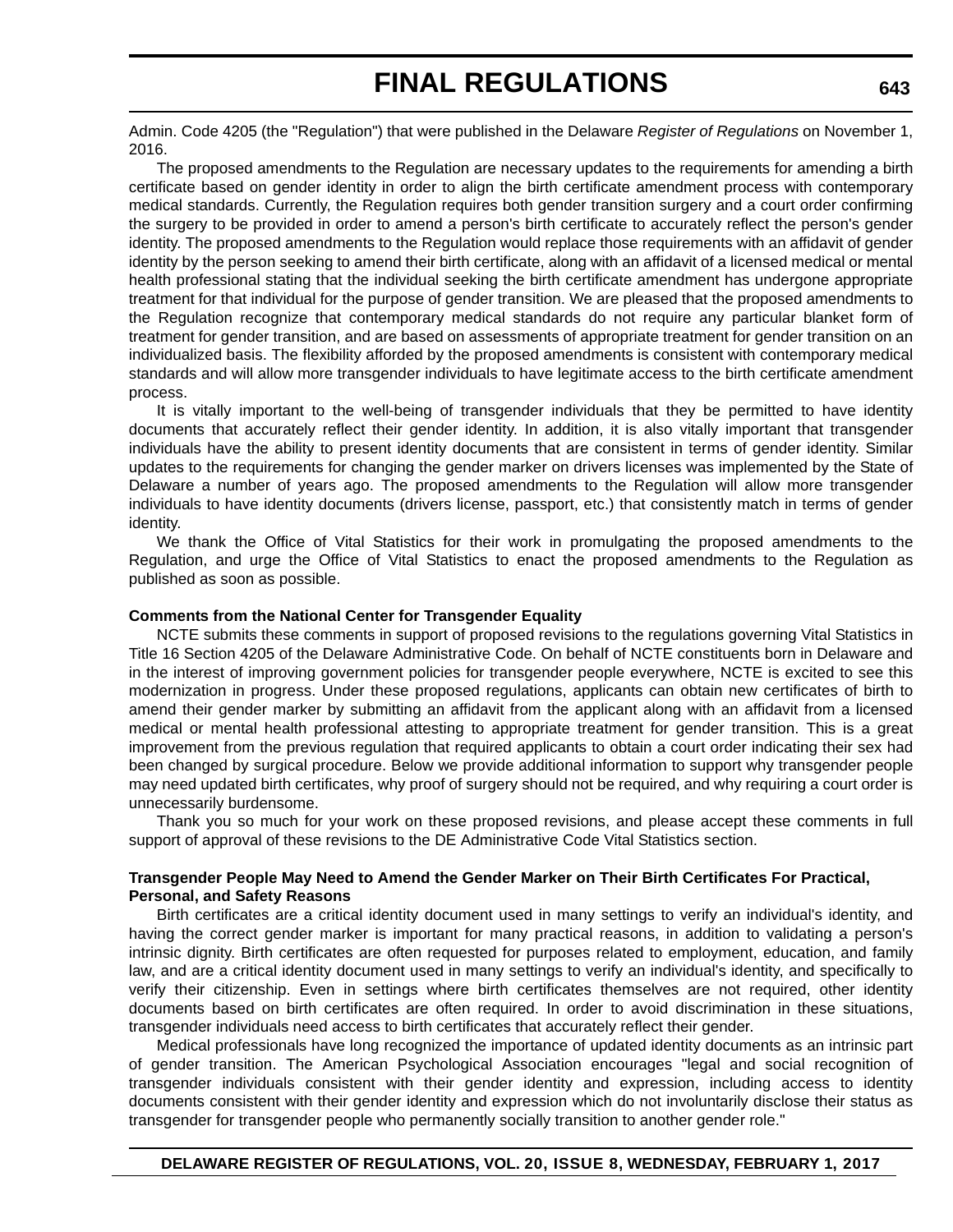Admin. Code 4205 (the "Regulation") that were published in the Delaware *Register of Regulations* on November 1, 2016.

The proposed amendments to the Regulation are necessary updates to the requirements for amending a birth certificate based on gender identity in order to align the birth certificate amendment process with contemporary medical standards. Currently, the Regulation requires both gender transition surgery and a court order confirming the surgery to be provided in order to amend a person's birth certificate to accurately reflect the person's gender identity. The proposed amendments to the Regulation would replace those requirements with an affidavit of gender identity by the person seeking to amend their birth certificate, along with an affidavit of a licensed medical or mental health professional stating that the individual seeking the birth certificate amendment has undergone appropriate treatment for that individual for the purpose of gender transition. We are pleased that the proposed amendments to the Regulation recognize that contemporary medical standards do not require any particular blanket form of treatment for gender transition, and are based on assessments of appropriate treatment for gender transition on an individualized basis. The flexibility afforded by the proposed amendments is consistent with contemporary medical standards and will allow more transgender individuals to have legitimate access to the birth certificate amendment process.

It is vitally important to the well-being of transgender individuals that they be permitted to have identity documents that accurately reflect their gender identity. In addition, it is also vitally important that transgender individuals have the ability to present identity documents that are consistent in terms of gender identity. Similar updates to the requirements for changing the gender marker on drivers licenses was implemented by the State of Delaware a number of years ago. The proposed amendments to the Regulation will allow more transgender individuals to have identity documents (drivers license, passport, etc.) that consistently match in terms of gender identity.

We thank the Office of Vital Statistics for their work in promulgating the proposed amendments to the Regulation, and urge the Office of Vital Statistics to enact the proposed amendments to the Regulation as published as soon as possible.

**Comments from the National Center for Transgender Equality**

NCTE submits these comments in support of proposed revisions to the regulations governing Vital Statistics in Title 16 Section 4205 of the Delaware Administrative Code. On behalf of NCTE constituents born in Delaware and in the interest of improving government policies for transgender people everywhere, NCTE is excited to see this modernization in progress. Under these proposed regulations, applicants can obtain new certificates of birth to amend their gender marker by submitting an affidavit from the applicant along with an affidavit from a licensed medical or mental health professional attesting to appropriate treatment for gender transition. This is a great improvement from the previous regulation that required applicants to obtain a court order indicating their sex had been changed by surgical procedure. Below we provide additional information to support why transgender people may need updated birth certificates, why proof of surgery should not be required, and why requiring a court order is unnecessarily burdensome.

Thank you so much for your work on these proposed revisions, and please accept these comments in full support of approval of these revisions to the DE Administrative Code Vital Statistics section.

**Transgender People May Need to Amend the Gender Marker on Their Birth Certificates For Practical, Personal, and Safety Reasons**

Birth certificates are a critical identity document used in many settings to verify an individual's identity, and having the correct gender marker is important for many practical reasons, in addition to validating a person's intrinsic dignity. Birth certificates are often requested for purposes related to employment, education, and family law, and are a critical identity document used in many settings to verify an individual's identity, and specifically to verify their citizenship. Even in settings where birth certificates themselves are not required, other identity documents based on birth certificates are often required. In order to avoid discrimination in these situations, transgender individuals need access to birth certificates that accurately reflect their gender.

Medical professionals have long recognized the importance of updated identity documents as an intrinsic part of gender transition. The American Psychological Association encourages "legal and social recognition of transgender individuals consistent with their gender identity and expression, including access to identity documents consistent with their gender identity and expression which do not involuntarily disclose their status as transgender for transgender people who permanently socially transition to another gender role."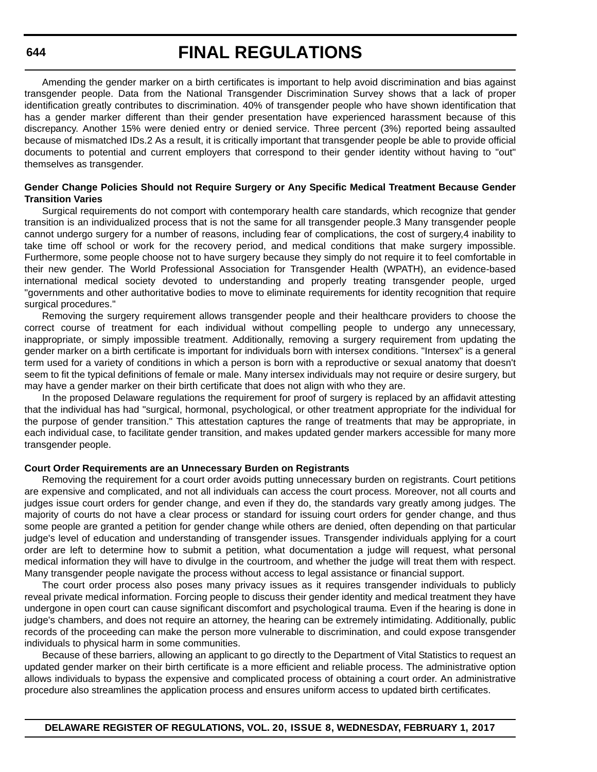Amending the gender marker on a birth certificates is important to help avoid discrimination and bias against transgender people. Data from the National Transgender Discrimination Survey shows that a lack of proper identification greatly contributes to discrimination. 40% of transgender people who have shown identification that has a gender marker different than their gender presentation have experienced harassment because of this discrepancy. Another 15% were denied entry or denied service. Three percent (3%) reported being assaulted because of mismatched IDs.[2] As a result, it is critically important that transgender people be able to provide official documents to potential and current employers that correspond to their gender identity without having to "out" themselves as transgender.

**Gender Change Policies Should not Require Surgery or Any Specific Medical Treatment Because Gender Transition Varies**

Surgical requirements do not comport with contemporary health care standards, which recognize that gender transition is an individualized process that is not the same for all transgender people.[3] Many transgender people cannot undergo surgery for a number of reasons, including fear of complications, the cost of surgery,[4] inability to take time off school or work for the recovery period, and medical conditions that make surgery impossible. Furthermore, some people choose not to have surgery because they simply do not require it to feel comfortable in their new gender. The World Professional Association for Transgender Health (WPATH), an evidence-based international medical society devoted to understanding and properly treating transgender people, urged "governments and other authoritative bodies to move to eliminate requirements for identity recognition that require surgical procedures."

Removing the surgery requirement allows transgender people and their healthcare providers to choose the correct course of treatment for each individual without compelling people to undergo any unnecessary, inappropriate, or simply impossible treatment. Additionally, removing a surgery requirement from updating the gender marker on a birth certificate is important for individuals born with intersex conditions. "Intersex" is a general term used for a variety of conditions in which a person is born with a reproductive or sexual anatomy that doesn't seem to fit the typical definitions of female or male. Many intersex individuals may not require or desire surgery, but may have a gender marker on their birth certificate that does not align with who they are.

In the proposed Delaware regulations the requirement for proof of surgery is replaced by an affidavit attesting that the individual has had "surgical, hormonal, psychological, or other treatment appropriate for the individual for the purpose of gender transition." This attestation captures the range of treatments that may be appropriate, in each individual case, to facilitate gender transition, and makes updated gender markers accessible for many more transgender people.

**Court Order Requirements are an Unnecessary Burden on Registrants**

Removing the requirement for a court order avoids putting unnecessary burden on registrants. Court petitions are expensive and complicated, and not all individuals can access the court process. Moreover, not all courts and judges issue court orders for gender change, and even if they do, the standards vary greatly among judges. The majority of courts do not have a clear process or standard for issuing court orders for gender change, and thus some people are granted a petition for gender change while others are denied, often depending on that particular judge's level of education and understanding of transgender issues. Transgender individuals applying for a court order are left to determine how to submit a petition, what documentation a judge will request, what personal medical information they will have to divulge in the courtroom, and whether the judge will treat them with respect. Many transgender people navigate the process without access to legal assistance or financial support.

The court order process also poses many privacy issues as it requires transgender individuals to publicly reveal private medical information. Forcing people to discuss their gender identity and medical treatment they have undergone in open court can cause significant discomfort and psychological trauma. Even if the hearing is done in judge's chambers, and does not require an attorney, the hearing can be extremely intimidating. Additionally, public records of the proceeding can make the person more vulnerable to discrimination, and could expose transgender individuals to physical harm in some communities.

Because of these barriers, allowing an applicant to go directly to the Department of Vital Statistics to request an updated gender marker on their birth certificate is a more efficient and reliable process. The administrative option allows individuals to bypass the expensive and complicated process of obtaining a court order. An administrative procedure also streamlines the application process and ensures uniform access to updated birth certificates.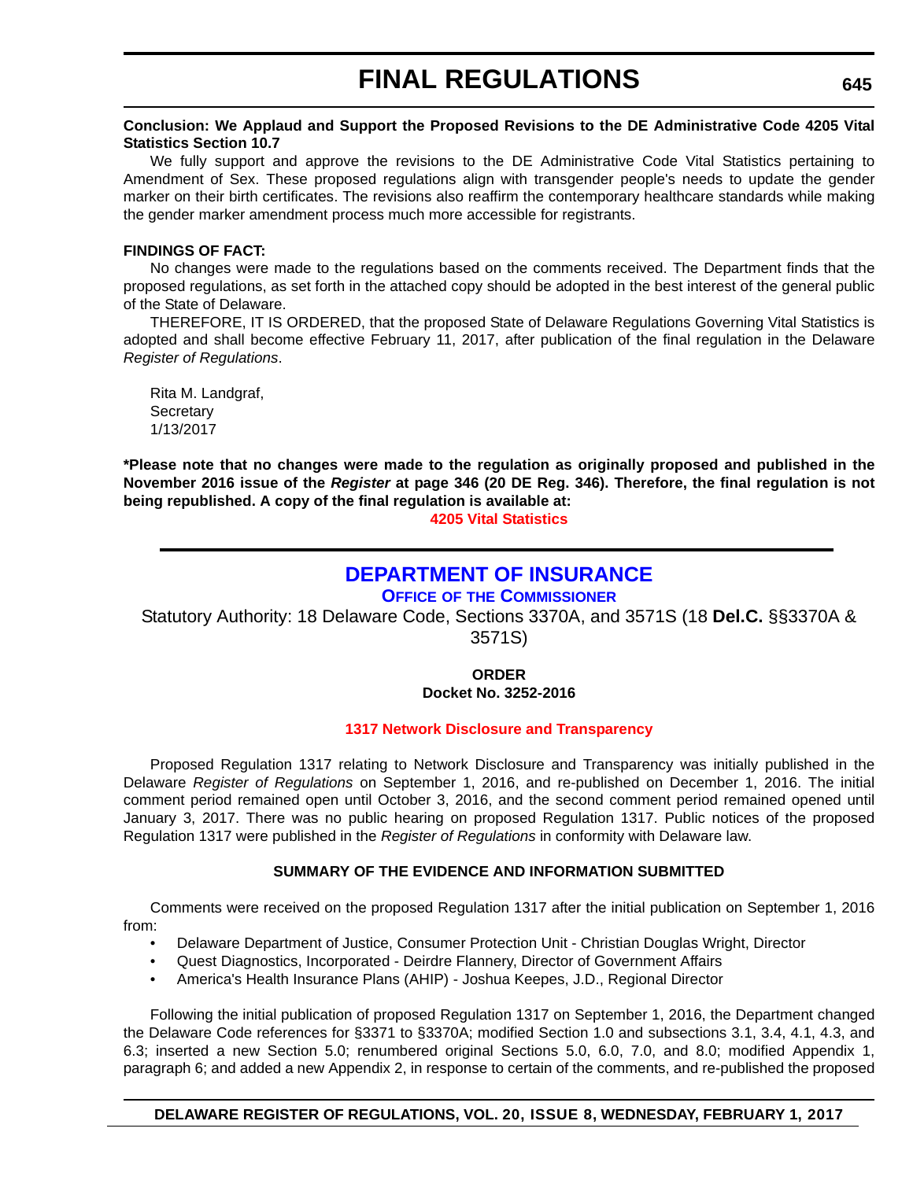**Conclusion: We Applaud and Support the Proposed Revisions to the DE Administrative Code 4205 Vital Statistics Section 10.7**

We fully support and approve the revisions to the DE Administrative Code Vital Statistics pertaining to Amendment of Sex. These proposed regulations align with transgender people's needs to update the gender marker on their birth certificates. The revisions also reaffirm the contemporary healthcare standards while making the gender marker amendment process much more accessible for registrants.

**FINDINGS OF FACT:**

No changes were made to the regulations based on the comments received. The Department finds that the proposed regulations, as set forth in the attached copy should be adopted in the best interest of the general public of the State of Delaware.

THEREFORE, IT IS ORDERED, that the proposed State of Delaware Regulations Governing Vital Statistics is adopted and shall become effective February 11, 2017, after publication of the final regulation in the Delaware *Register of Regulations*.

Rita M. Landgraf,
Secretary
1/13/2017

**\*Please note that no changes were made to the regulation as originally proposed and published in the November 2016 issue of the *Register* at page 346 (20 DE Reg. 346). Therefore, the final regulation is not being republished. A copy of the final regulation is available at:**

**4205 Vital Statistics**

---

## DEPARTMENT OF INSURANCE

### OFFICE OF THE COMMISSIONER

Statutory Authority: 18 Delaware Code, Sections 3370A, and 3571S (18 **Del.C.** §§3370A & 3571S)

**ORDER**
**Docket No. 3252-2016**

**1317 Network Disclosure and Transparency**

Proposed Regulation 1317 relating to Network Disclosure and Transparency was initially published in the Delaware *Register of Regulations* on September 1, 2016, and re-published on December 1, 2016. The initial comment period remained open until October 3, 2016, and the second comment period remained opened until January 3, 2017. There was no public hearing on proposed Regulation 1317. Public notices of the proposed Regulation 1317 were published in the *Register of Regulations* in conformity with Delaware law.

**SUMMARY OF THE EVIDENCE AND INFORMATION SUBMITTED**

Comments were received on the proposed Regulation 1317 after the initial publication on September 1, 2016 from:

- Delaware Department of Justice, Consumer Protection Unit - Christian Douglas Wright, Director
- Quest Diagnostics, Incorporated - Deirdre Flannery, Director of Government Affairs
- America's Health Insurance Plans (AHIP) - Joshua Keepes, J.D., Regional Director

Following the initial publication of proposed Regulation 1317 on September 1, 2016, the Department changed the Delaware Code references for §3371 to §3370A; modified Section 1.0 and subsections 3.1, 3.4, 4.1, 4.3, and 6.3; inserted a new Section 5.0; renumbered original Sections 5.0, 6.0, 7.0, and 8.0; modified Appendix 1, paragraph 6; and added a new Appendix 2, in response to certain of the comments, and re-published the proposed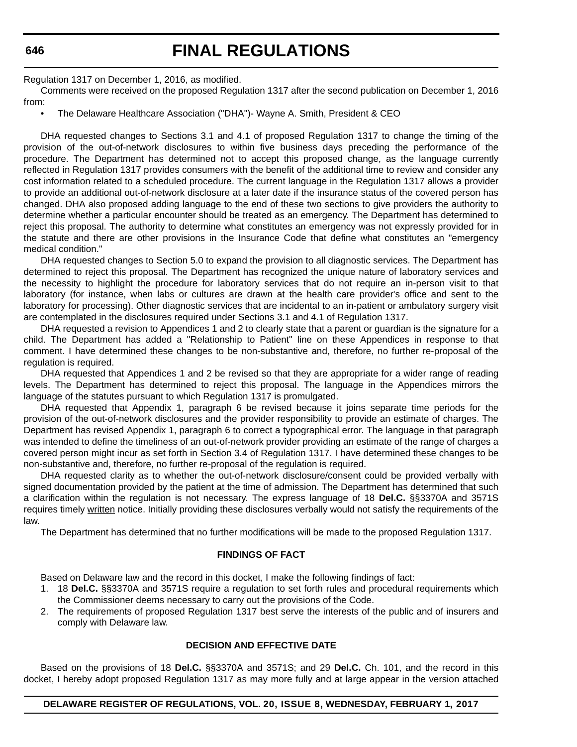Regulation 1317 on December 1, 2016, as modified.

Comments were received on the proposed Regulation 1317 after the second publication on December 1, 2016 from:

- The Delaware Healthcare Association ("DHA")- Wayne A. Smith, President & CEO

DHA requested changes to Sections 3.1 and 4.1 of proposed Regulation 1317 to change the timing of the provision of the out-of-network disclosures to within five business days preceding the performance of the procedure. The Department has determined not to accept this proposed change, as the language currently reflected in Regulation 1317 provides consumers with the benefit of the additional time to review and consider any cost information related to a scheduled procedure. The current language in the Regulation 1317 allows a provider to provide an additional out-of-network disclosure at a later date if the insurance status of the covered person has changed. DHA also proposed adding language to the end of these two sections to give providers the authority to determine whether a particular encounter should be treated as an emergency. The Department has determined to reject this proposal. The authority to determine what constitutes an emergency was not expressly provided for in the statute and there are other provisions in the Insurance Code that define what constitutes an "emergency medical condition."

DHA requested changes to Section 5.0 to expand the provision to all diagnostic services. The Department has determined to reject this proposal. The Department has recognized the unique nature of laboratory services and the necessity to highlight the procedure for laboratory services that do not require an in-person visit to that laboratory (for instance, when labs or cultures are drawn at the health care provider's office and sent to the laboratory for processing). Other diagnostic services that are incidental to an in-patient or ambulatory surgery visit are contemplated in the disclosures required under Sections 3.1 and 4.1 of Regulation 1317.

DHA requested a revision to Appendices 1 and 2 to clearly state that a parent or guardian is the signature for a child. The Department has added a "Relationship to Patient" line on these Appendices in response to that comment. I have determined these changes to be non-substantive and, therefore, no further re-proposal of the regulation is required.

DHA requested that Appendices 1 and 2 be revised so that they are appropriate for a wider range of reading levels. The Department has determined to reject this proposal. The language in the Appendices mirrors the language of the statutes pursuant to which Regulation 1317 is promulgated.

DHA requested that Appendix 1, paragraph 6 be revised because it joins separate time periods for the provision of the out-of-network disclosures and the provider responsibility to provide an estimate of charges. The Department has revised Appendix 1, paragraph 6 to correct a typographical error. The language in that paragraph was intended to define the timeliness of an out-of-network provider providing an estimate of the range of charges a covered person might incur as set forth in Section 3.4 of Regulation 1317. I have determined these changes to be non-substantive and, therefore, no further re-proposal of the regulation is required.

DHA requested clarity as to whether the out-of-network disclosure/consent could be provided verbally with signed documentation provided by the patient at the time of admission. The Department has determined that such a clarification within the regulation is not necessary. The express language of 18 **Del.C.** §§3370A and 3571S requires timely written notice. Initially providing these disclosures verbally would not satisfy the requirements of the law.

The Department has determined that no further modifications will be made to the proposed Regulation 1317.

### FINDINGS OF FACT

Based on Delaware law and the record in this docket, I make the following findings of fact:

1. 18 **Del.C.** §§3370A and 3571S require a regulation to set forth rules and procedural requirements which the Commissioner deems necessary to carry out the provisions of the Code.
2. The requirements of proposed Regulation 1317 best serve the interests of the public and of insurers and comply with Delaware law.

### DECISION AND EFFECTIVE DATE

Based on the provisions of 18 **Del.C.** §§3370A and 3571S; and 29 **Del.C.** Ch. 101, and the record in this docket, I hereby adopt proposed Regulation 1317 as may more fully and at large appear in the version attached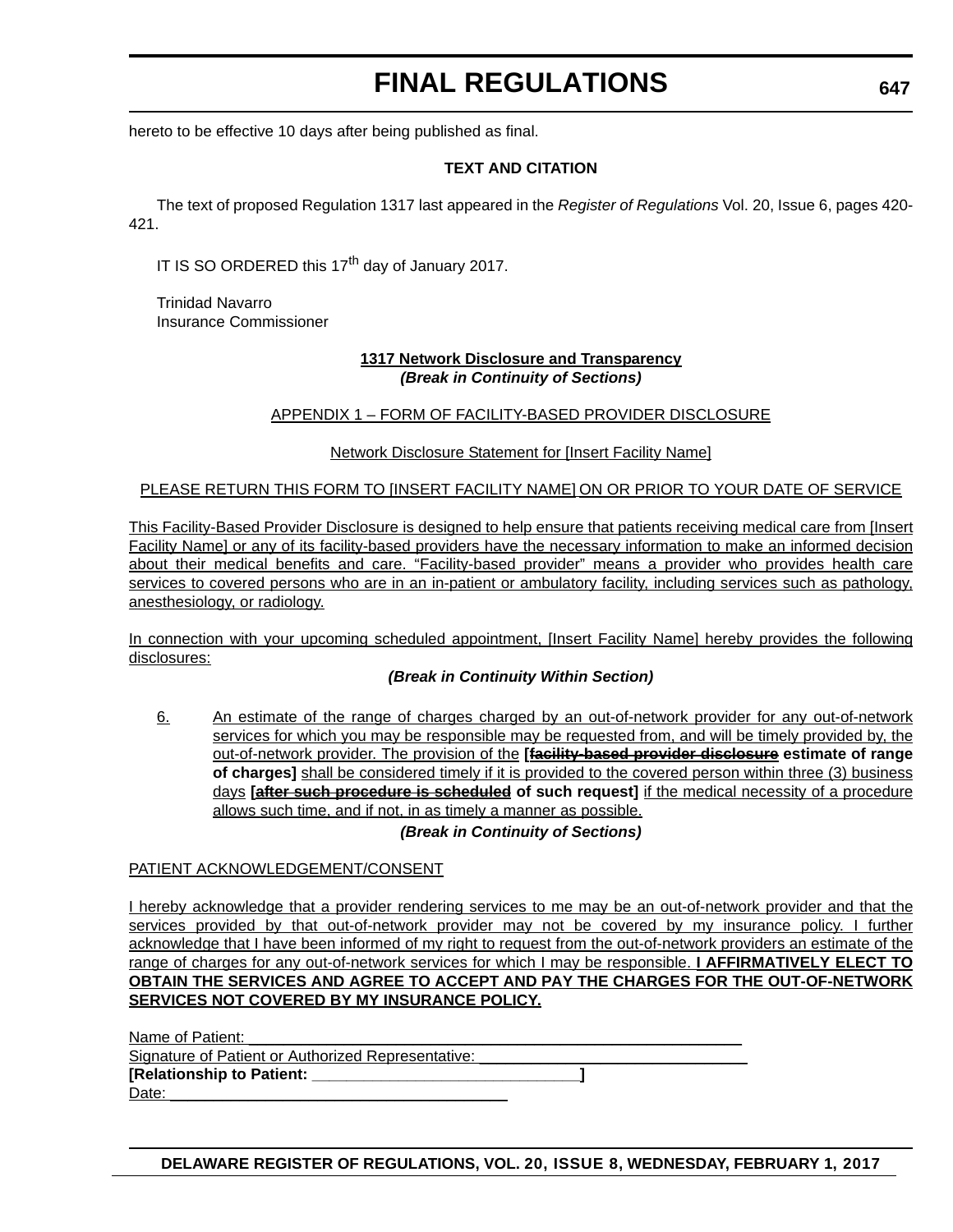hereto to be effective 10 days after being published as final.

**TEXT AND CITATION**

The text of proposed Regulation 1317 last appeared in the *Register of Regulations* Vol. 20, Issue 6, pages 420-421.

IT IS SO ORDERED this 17th day of January 2017.

Trinidad Navarro
Insurance Commissioner

**1317 Network Disclosure and Transparency**
***(Break in Continuity of Sections)***

APPENDIX 1 – FORM OF FACILITY-BASED PROVIDER DISCLOSURE

Network Disclosure Statement for [Insert Facility Name]

PLEASE RETURN THIS FORM TO [INSERT FACILITY NAME] ON OR PRIOR TO YOUR DATE OF SERVICE

This Facility-Based Provider Disclosure is designed to help ensure that patients receiving medical care from [Insert Facility Name] or any of its facility-based providers have the necessary information to make an informed decision about their medical benefits and care. "Facility-based provider" means a provider who provides health care services to covered persons who are in an in-patient or ambulatory facility, including services such as pathology, anesthesiology, or radiology.

In connection with your upcoming scheduled appointment, [Insert Facility Name] hereby provides the following disclosures:

***(Break in Continuity Within Section)***

6. An estimate of the range of charges charged by an out-of-network provider for any out-of-network services for which you may be responsible may be requested from, and will be timely provided by, the out-of-network provider. The provision of the **[~~facility-based provider disclosure~~ estimate of range of charges]** shall be considered timely if it is provided to the covered person within three (3) business days **[~~after such procedure is scheduled~~ of such request]** if the medical necessity of a procedure allows such time, and if not, in as timely a manner as possible.

***(Break in Continuity of Sections)***

PATIENT ACKNOWLEDGEMENT/CONSENT

I hereby acknowledge that a provider rendering services to me may be an out-of-network provider and that the services provided by that out-of-network provider may not be covered by my insurance policy. I further acknowledge that I have been informed of my right to request from the out-of-network providers an estimate of the range of charges for any out-of-network services for which I may be responsible. **I AFFIRMATIVELY ELECT TO OBTAIN THE SERVICES AND AGREE TO ACCEPT AND PAY THE CHARGES FOR THE OUT-OF-NETWORK SERVICES NOT COVERED BY MY INSURANCE POLICY.**

Name of Patient: ____________________________________________
Signature of Patient or Authorized Representative: ______________________________
**[Relationship to Patient: ______________________________]**
Date: ______________________________________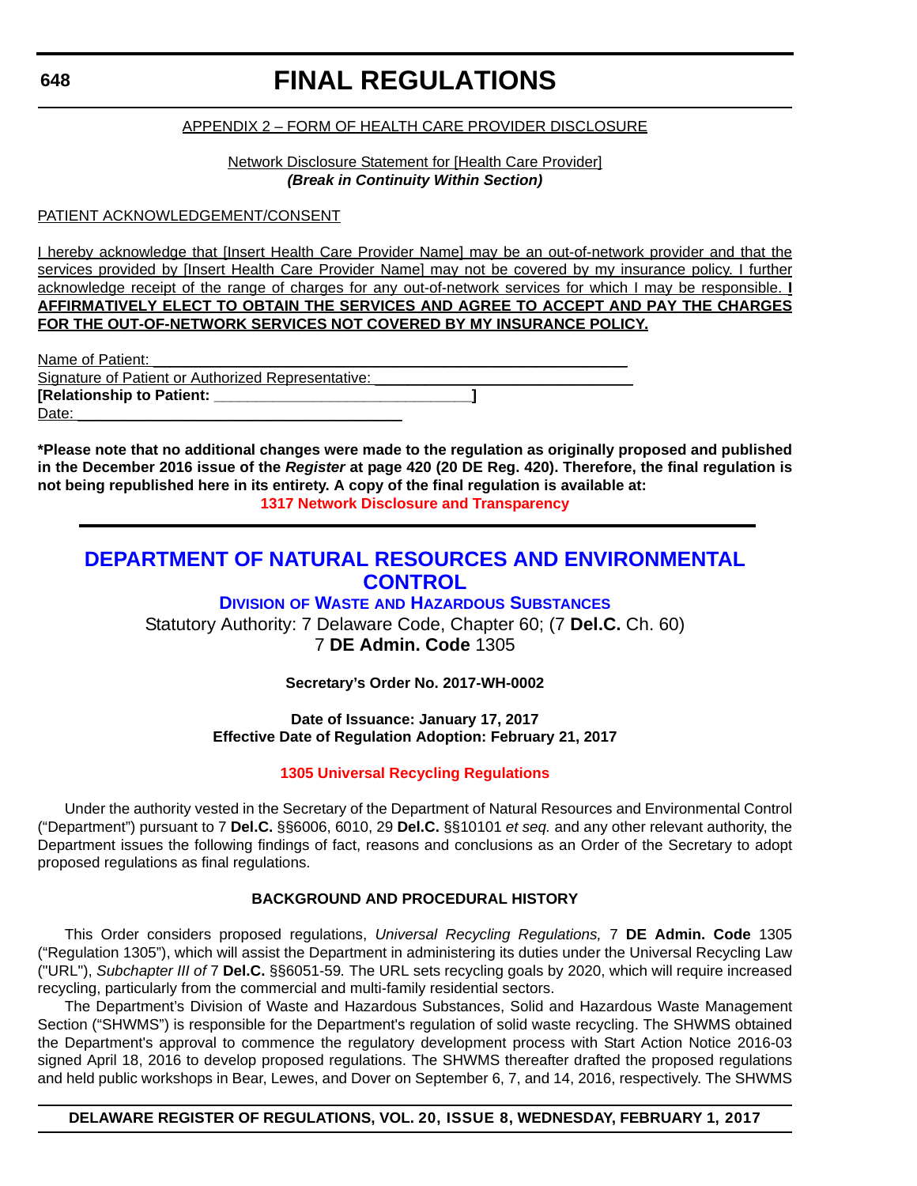APPENDIX 2 – FORM OF HEALTH CARE PROVIDER DISCLOSURE

Network Disclosure Statement for [Health Care Provider]

***(Break in Continuity Within Section)***

PATIENT ACKNOWLEDGEMENT/CONSENT

I hereby acknowledge that [Insert Health Care Provider Name] may be an out-of-network provider and that the services provided by [Insert Health Care Provider Name] may not be covered by my insurance policy. I further acknowledge receipt of the range of charges for any out-of-network services for which I may be responsible. **I AFFIRMATIVELY ELECT TO OBTAIN THE SERVICES AND AGREE TO ACCEPT AND PAY THE CHARGES FOR THE OUT-OF-NETWORK SERVICES NOT COVERED BY MY INSURANCE POLICY.**

Name of Patient: ______________________________________________________
Signature of Patient or Authorized Representative: _____________________________
**[Relationship to Patient: _____________________________]**
Date: ______________________________________

**\*Please note that no additional changes were made to the regulation as originally proposed and published in the December 2016 issue of the *Register* at page 420 (20 DE Reg. 420). Therefore, the final regulation is not being republished here in its entirety. A copy of the final regulation is available at:**

**1317 Network Disclosure and Transparency**

# DEPARTMENT OF NATURAL RESOURCES AND ENVIRONMENTAL CONTROL

## DIVISION OF WASTE AND HAZARDOUS SUBSTANCES

Statutory Authority: 7 Delaware Code, Chapter 60; (7 **Del.C.** Ch. 60)
7 **DE Admin. Code** 1305

**Secretary's Order No. 2017-WH-0002**

**Date of Issuance: January 17, 2017**
**Effective Date of Regulation Adoption: February 21, 2017**

**1305 Universal Recycling Regulations**

Under the authority vested in the Secretary of the Department of Natural Resources and Environmental Control ("Department") pursuant to 7 **Del.C.** §§6006, 6010, 29 **Del.C.** §§10101 *et seq.* and any other relevant authority, the Department issues the following findings of fact, reasons and conclusions as an Order of the Secretary to adopt proposed regulations as final regulations.

**BACKGROUND AND PROCEDURAL HISTORY**

This Order considers proposed regulations, *Universal Recycling Regulations,* 7 **DE Admin. Code** 1305 ("Regulation 1305"), which will assist the Department in administering its duties under the Universal Recycling Law ("URL"), *Subchapter III of* 7 **Del.C.** §§6051-59*.* The URL sets recycling goals by 2020, which will require increased recycling, particularly from the commercial and multi-family residential sectors.

The Department's Division of Waste and Hazardous Substances, Solid and Hazardous Waste Management Section ("SHWMS") is responsible for the Department's regulation of solid waste recycling. The SHWMS obtained the Department's approval to commence the regulatory development process with Start Action Notice 2016-03 signed April 18, 2016 to develop proposed regulations. The SHWMS thereafter drafted the proposed regulations and held public workshops in Bear, Lewes, and Dover on September 6, 7, and 14, 2016, respectively. The SHWMS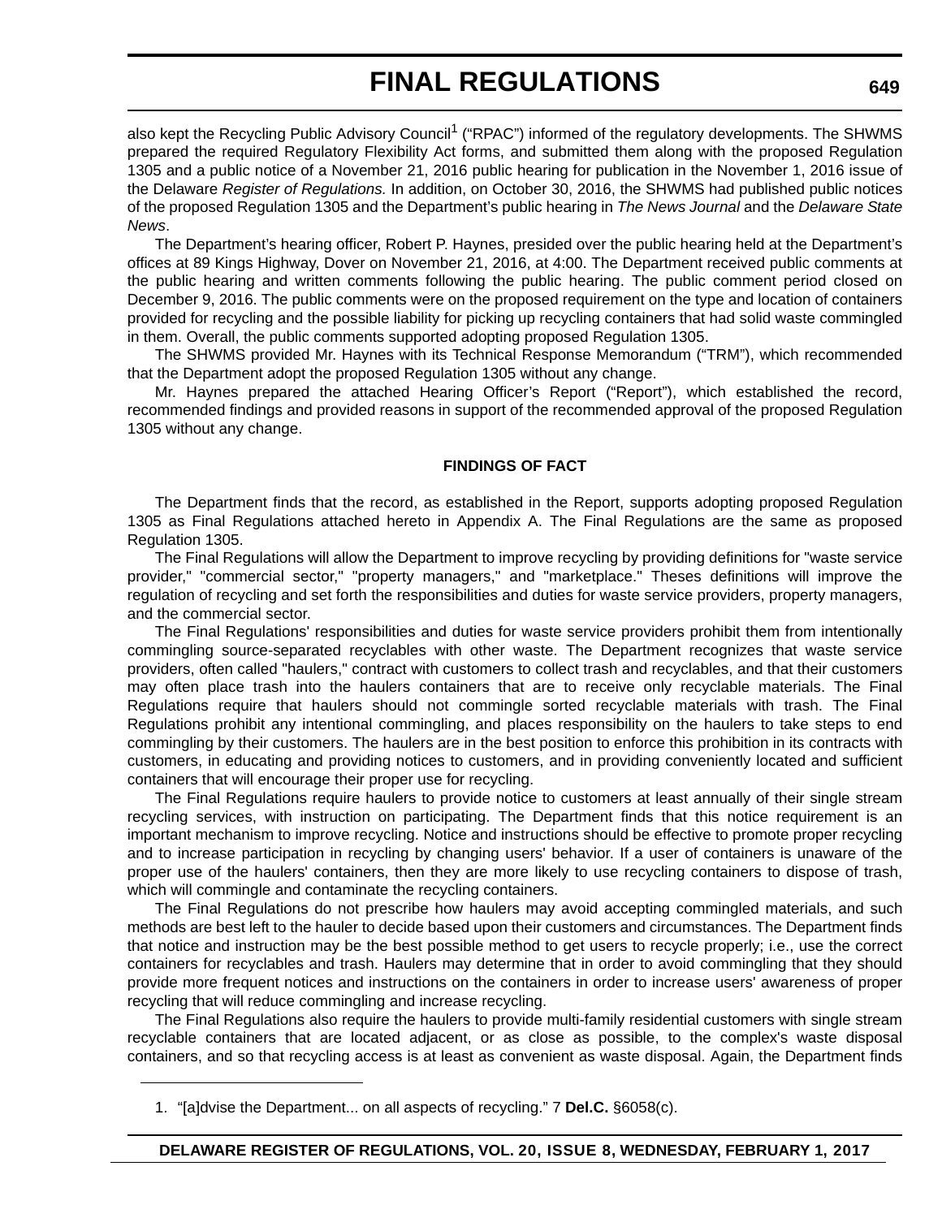also kept the Recycling Public Advisory Council[1] ("RPAC") informed of the regulatory developments. The SHWMS prepared the required Regulatory Flexibility Act forms, and submitted them along with the proposed Regulation 1305 and a public notice of a November 21, 2016 public hearing for publication in the November 1, 2016 issue of the Delaware *Register of Regulations.* In addition, on October 30, 2016, the SHWMS had published public notices of the proposed Regulation 1305 and the Department's public hearing in *The News Journal* and the *Delaware State News*.

The Department's hearing officer, Robert P. Haynes, presided over the public hearing held at the Department's offices at 89 Kings Highway, Dover on November 21, 2016, at 4:00. The Department received public comments at the public hearing and written comments following the public hearing. The public comment period closed on December 9, 2016. The public comments were on the proposed requirement on the type and location of containers provided for recycling and the possible liability for picking up recycling containers that had solid waste commingled in them. Overall, the public comments supported adopting proposed Regulation 1305.

The SHWMS provided Mr. Haynes with its Technical Response Memorandum ("TRM"), which recommended that the Department adopt the proposed Regulation 1305 without any change.

Mr. Haynes prepared the attached Hearing Officer's Report ("Report"), which established the record, recommended findings and provided reasons in support of the recommended approval of the proposed Regulation 1305 without any change.

**FINDINGS OF FACT**

The Department finds that the record, as established in the Report, supports adopting proposed Regulation 1305 as Final Regulations attached hereto in Appendix A. The Final Regulations are the same as proposed Regulation 1305.

The Final Regulations will allow the Department to improve recycling by providing definitions for "waste service provider," "commercial sector," "property managers," and "marketplace." Theses definitions will improve the regulation of recycling and set forth the responsibilities and duties for waste service providers, property managers, and the commercial sector.

The Final Regulations' responsibilities and duties for waste service providers prohibit them from intentionally commingling source-separated recyclables with other waste. The Department recognizes that waste service providers, often called "haulers," contract with customers to collect trash and recyclables, and that their customers may often place trash into the haulers containers that are to receive only recyclable materials. The Final Regulations require that haulers should not commingle sorted recyclable materials with trash. The Final Regulations prohibit any intentional commingling, and places responsibility on the haulers to take steps to end commingling by their customers. The haulers are in the best position to enforce this prohibition in its contracts with customers, in educating and providing notices to customers, and in providing conveniently located and sufficient containers that will encourage their proper use for recycling.

The Final Regulations require haulers to provide notice to customers at least annually of their single stream recycling services, with instruction on participating. The Department finds that this notice requirement is an important mechanism to improve recycling. Notice and instructions should be effective to promote proper recycling and to increase participation in recycling by changing users' behavior. If a user of containers is unaware of the proper use of the haulers' containers, then they are more likely to use recycling containers to dispose of trash, which will commingle and contaminate the recycling containers.

The Final Regulations do not prescribe how haulers may avoid accepting commingled materials, and such methods are best left to the hauler to decide based upon their customers and circumstances. The Department finds that notice and instruction may be the best possible method to get users to recycle properly; i.e., use the correct containers for recyclables and trash. Haulers may determine that in order to avoid commingling that they should provide more frequent notices and instructions on the containers in order to increase users' awareness of proper recycling that will reduce commingling and increase recycling.

The Final Regulations also require the haulers to provide multi-family residential customers with single stream recyclable containers that are located adjacent, or as close as possible, to the complex's waste disposal containers, and so that recycling access is at least as convenient as waste disposal. Again, the Department finds

1. "[a]dvise the Department... on all aspects of recycling." 7 **Del.C.** §6058(c).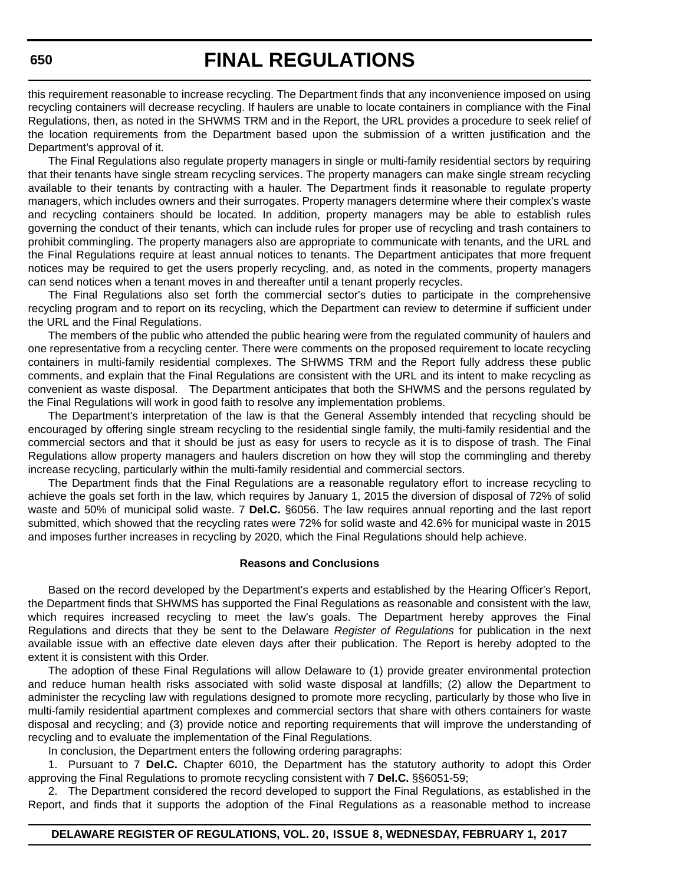this requirement reasonable to increase recycling. The Department finds that any inconvenience imposed on using recycling containers will decrease recycling. If haulers are unable to locate containers in compliance with the Final Regulations, then, as noted in the SHWMS TRM and in the Report, the URL provides a procedure to seek relief of the location requirements from the Department based upon the submission of a written justification and the Department's approval of it.

The Final Regulations also regulate property managers in single or multi-family residential sectors by requiring that their tenants have single stream recycling services. The property managers can make single stream recycling available to their tenants by contracting with a hauler. The Department finds it reasonable to regulate property managers, which includes owners and their surrogates. Property managers determine where their complex's waste and recycling containers should be located. In addition, property managers may be able to establish rules governing the conduct of their tenants, which can include rules for proper use of recycling and trash containers to prohibit commingling. The property managers also are appropriate to communicate with tenants, and the URL and the Final Regulations require at least annual notices to tenants. The Department anticipates that more frequent notices may be required to get the users properly recycling, and, as noted in the comments, property managers can send notices when a tenant moves in and thereafter until a tenant properly recycles.

The Final Regulations also set forth the commercial sector's duties to participate in the comprehensive recycling program and to report on its recycling, which the Department can review to determine if sufficient under the URL and the Final Regulations.

The members of the public who attended the public hearing were from the regulated community of haulers and one representative from a recycling center. There were comments on the proposed requirement to locate recycling containers in multi-family residential complexes. The SHWMS TRM and the Report fully address these public comments, and explain that the Final Regulations are consistent with the URL and its intent to make recycling as convenient as waste disposal. The Department anticipates that both the SHWMS and the persons regulated by the Final Regulations will work in good faith to resolve any implementation problems.

The Department's interpretation of the law is that the General Assembly intended that recycling should be encouraged by offering single stream recycling to the residential single family, the multi-family residential and the commercial sectors and that it should be just as easy for users to recycle as it is to dispose of trash. The Final Regulations allow property managers and haulers discretion on how they will stop the commingling and thereby increase recycling, particularly within the multi-family residential and commercial sectors.

The Department finds that the Final Regulations are a reasonable regulatory effort to increase recycling to achieve the goals set forth in the law, which requires by January 1, 2015 the diversion of disposal of 72% of solid waste and 50% of municipal solid waste. 7 **Del.C.** §6056. The law requires annual reporting and the last report submitted, which showed that the recycling rates were 72% for solid waste and 42.6% for municipal waste in 2015 and imposes further increases in recycling by 2020, which the Final Regulations should help achieve.

**Reasons and Conclusions**

Based on the record developed by the Department's experts and established by the Hearing Officer's Report, the Department finds that SHWMS has supported the Final Regulations as reasonable and consistent with the law, which requires increased recycling to meet the law's goals. The Department hereby approves the Final Regulations and directs that they be sent to the Delaware *Register of Regulations* for publication in the next available issue with an effective date eleven days after their publication. The Report is hereby adopted to the extent it is consistent with this Order.

The adoption of these Final Regulations will allow Delaware to (1) provide greater environmental protection and reduce human health risks associated with solid waste disposal at landfills; (2) allow the Department to administer the recycling law with regulations designed to promote more recycling, particularly by those who live in multi-family residential apartment complexes and commercial sectors that share with others containers for waste disposal and recycling; and (3) provide notice and reporting requirements that will improve the understanding of recycling and to evaluate the implementation of the Final Regulations.

In conclusion, the Department enters the following ordering paragraphs:

1. Pursuant to 7 **Del.C.** Chapter 6010, the Department has the statutory authority to adopt this Order approving the Final Regulations to promote recycling consistent with 7 **Del.C.** §§6051-59;

2. The Department considered the record developed to support the Final Regulations, as established in the Report, and finds that it supports the adoption of the Final Regulations as a reasonable method to increase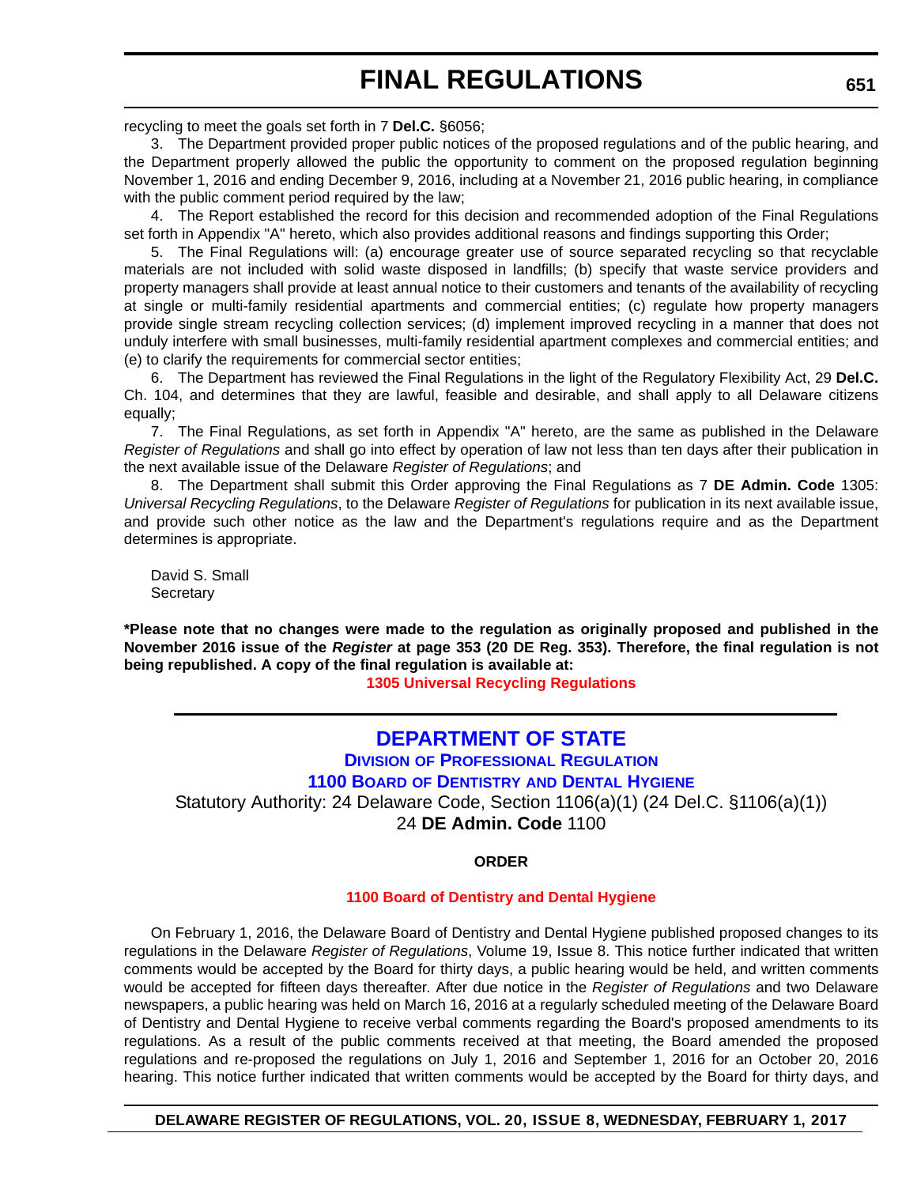recycling to meet the goals set forth in 7 **Del.C.** §6056;

3. The Department provided proper public notices of the proposed regulations and of the public hearing, and the Department properly allowed the public the opportunity to comment on the proposed regulation beginning November 1, 2016 and ending December 9, 2016, including at a November 21, 2016 public hearing, in compliance with the public comment period required by the law;

4. The Report established the record for this decision and recommended adoption of the Final Regulations set forth in Appendix "A" hereto, which also provides additional reasons and findings supporting this Order;

5. The Final Regulations will: (a) encourage greater use of source separated recycling so that recyclable materials are not included with solid waste disposed in landfills; (b) specify that waste service providers and property managers shall provide at least annual notice to their customers and tenants of the availability of recycling at single or multi-family residential apartments and commercial entities; (c) regulate how property managers provide single stream recycling collection services; (d) implement improved recycling in a manner that does not unduly interfere with small businesses, multi-family residential apartment complexes and commercial entities; and (e) to clarify the requirements for commercial sector entities;

6. The Department has reviewed the Final Regulations in the light of the Regulatory Flexibility Act, 29 **Del.C.** Ch. 104, and determines that they are lawful, feasible and desirable, and shall apply to all Delaware citizens equally;

7. The Final Regulations, as set forth in Appendix "A" hereto, are the same as published in the Delaware *Register of Regulations* and shall go into effect by operation of law not less than ten days after their publication in the next available issue of the Delaware *Register of Regulations*; and

8. The Department shall submit this Order approving the Final Regulations as 7 **DE Admin. Code** 1305: *Universal Recycling Regulations*, to the Delaware *Register of Regulations* for publication in its next available issue, and provide such other notice as the law and the Department's regulations require and as the Department determines is appropriate.

David S. Small
Secretary

**\*Please note that no changes were made to the regulation as originally proposed and published in the November 2016 issue of the *Register* at page 353 (20 DE Reg. 353). Therefore, the final regulation is not being republished. A copy of the final regulation is available at:**

**1305 Universal Recycling Regulations**

---

## DEPARTMENT OF STATE

### DIVISION OF PROFESSIONAL REGULATION

### 1100 BOARD OF DENTISTRY AND DENTAL HYGIENE

Statutory Authority: 24 Delaware Code, Section 1106(a)(1) (24 Del.C. §1106(a)(1))
24 **DE Admin. Code** 1100

**ORDER**

**1100 Board of Dentistry and Dental Hygiene**

On February 1, 2016, the Delaware Board of Dentistry and Dental Hygiene published proposed changes to its regulations in the Delaware *Register of Regulations*, Volume 19, Issue 8. This notice further indicated that written comments would be accepted by the Board for thirty days, a public hearing would be held, and written comments would be accepted for fifteen days thereafter. After due notice in the *Register of Regulations* and two Delaware newspapers, a public hearing was held on March 16, 2016 at a regularly scheduled meeting of the Delaware Board of Dentistry and Dental Hygiene to receive verbal comments regarding the Board's proposed amendments to its regulations. As a result of the public comments received at that meeting, the Board amended the proposed regulations and re-proposed the regulations on July 1, 2016 and September 1, 2016 for an October 20, 2016 hearing. This notice further indicated that written comments would be accepted by the Board for thirty days, and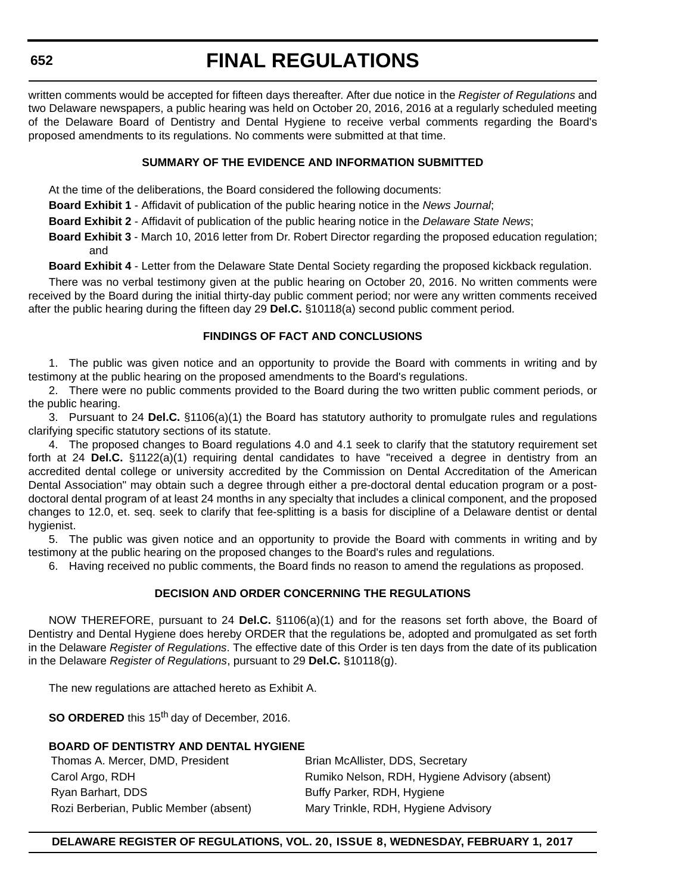written comments would be accepted for fifteen days thereafter. After due notice in the *Register of Regulations* and two Delaware newspapers, a public hearing was held on October 20, 2016, 2016 at a regularly scheduled meeting of the Delaware Board of Dentistry and Dental Hygiene to receive verbal comments regarding the Board's proposed amendments to its regulations. No comments were submitted at that time.

**SUMMARY OF THE EVIDENCE AND INFORMATION SUBMITTED**

At the time of the deliberations, the Board considered the following documents:

**Board Exhibit 1** - Affidavit of publication of the public hearing notice in the *News Journal*;

**Board Exhibit 2** - Affidavit of publication of the public hearing notice in the *Delaware State News*;

**Board Exhibit 3** - March 10, 2016 letter from Dr. Robert Director regarding the proposed education regulation; and

**Board Exhibit 4** - Letter from the Delaware State Dental Society regarding the proposed kickback regulation.

There was no verbal testimony given at the public hearing on October 20, 2016. No written comments were received by the Board during the initial thirty-day public comment period; nor were any written comments received after the public hearing during the fifteen day 29 **Del.C.** §10118(a) second public comment period.

**FINDINGS OF FACT AND CONCLUSIONS**

1. The public was given notice and an opportunity to provide the Board with comments in writing and by testimony at the public hearing on the proposed amendments to the Board's regulations.

2. There were no public comments provided to the Board during the two written public comment periods, or the public hearing.

3. Pursuant to 24 **Del.C.** §1106(a)(1) the Board has statutory authority to promulgate rules and regulations clarifying specific statutory sections of its statute.

4. The proposed changes to Board regulations 4.0 and 4.1 seek to clarify that the statutory requirement set forth at 24 **Del.C.** §1122(a)(1) requiring dental candidates to have "received a degree in dentistry from an accredited dental college or university accredited by the Commission on Dental Accreditation of the American Dental Association" may obtain such a degree through either a pre-doctoral dental education program or a post-doctoral dental program of at least 24 months in any specialty that includes a clinical component, and the proposed changes to 12.0, et. seq. seek to clarify that fee-splitting is a basis for discipline of a Delaware dentist or dental hygienist.

5. The public was given notice and an opportunity to provide the Board with comments in writing and by testimony at the public hearing on the proposed changes to the Board's rules and regulations.

6. Having received no public comments, the Board finds no reason to amend the regulations as proposed.

**DECISION AND ORDER CONCERNING THE REGULATIONS**

NOW THEREFORE, pursuant to 24 **Del.C.** §1106(a)(1) and for the reasons set forth above, the Board of Dentistry and Dental Hygiene does hereby ORDER that the regulations be, adopted and promulgated as set forth in the Delaware *Register of Regulations*. The effective date of this Order is ten days from the date of its publication in the Delaware *Register of Regulations*, pursuant to 29 **Del.C.** §10118(g).

The new regulations are attached hereto as Exhibit A.

**SO ORDERED** this 15th day of December, 2016.

**BOARD OF DENTISTRY AND DENTAL HYGIENE**

| | |
|---|---|
| Thomas A. Mercer, DMD, President | Brian McAllister, DDS, Secretary |
| Carol Argo, RDH | Rumiko Nelson, RDH, Hygiene Advisory (absent) |
| Ryan Barhart, DDS | Buffy Parker, RDH, Hygiene |
| Rozi Berberian, Public Member (absent) | Mary Trinkle, RDH, Hygiene Advisory |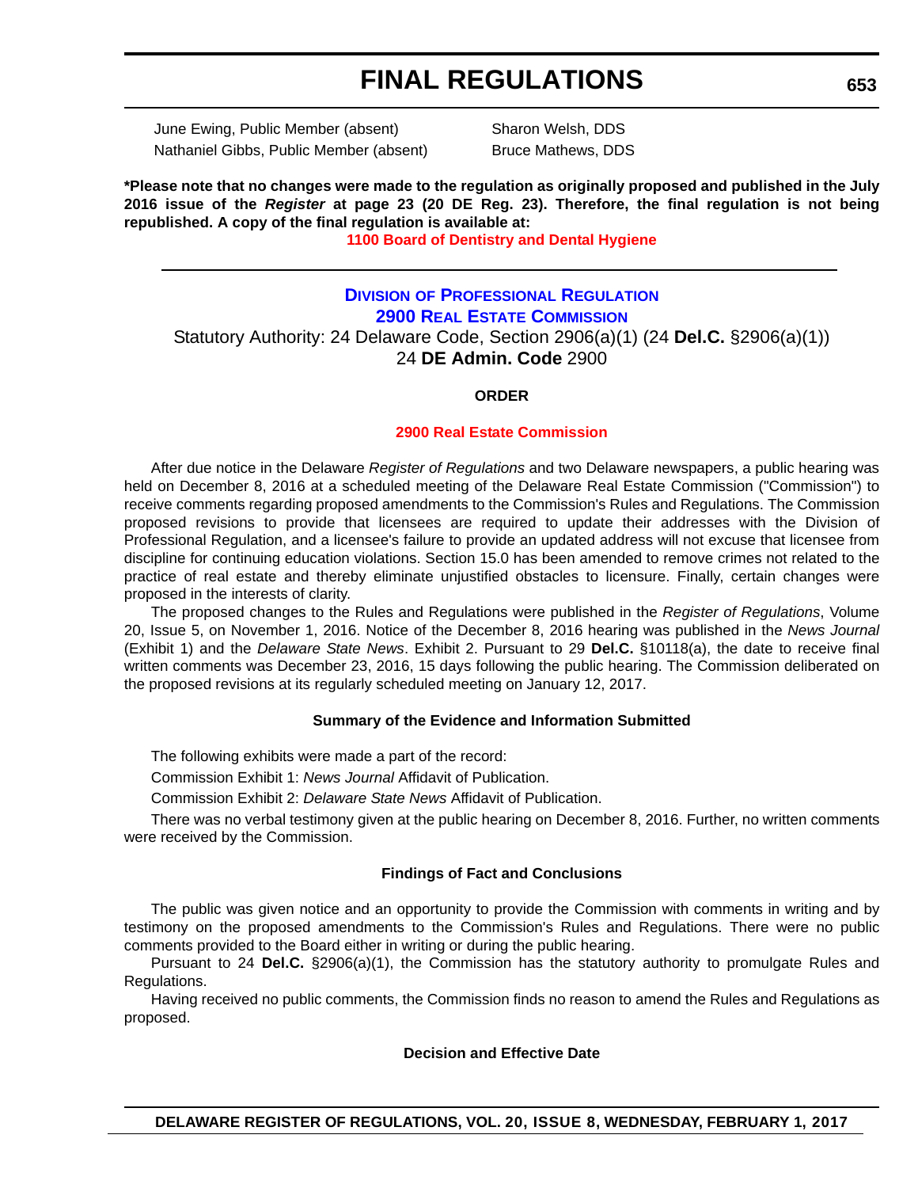June Ewing, Public Member (absent)
Nathaniel Gibbs, Public Member (absent)
Sharon Welsh, DDS
Bruce Mathews, DDS

**\*Please note that no changes were made to the regulation as originally proposed and published in the July 2016 issue of the *Register* at page 23 (20 DE Reg. 23). Therefore, the final regulation is not being republished. A copy of the final regulation is available at:**

**1100 Board of Dentistry and Dental Hygiene**

---

## Division of Professional Regulation

## 2900 Real Estate Commission

Statutory Authority: 24 Delaware Code, Section 2906(a)(1) (24 **Del.C.** §2906(a)(1))
24 **DE Admin. Code** 2900

### ORDER

**2900 Real Estate Commission**

After due notice in the Delaware *Register of Regulations* and two Delaware newspapers, a public hearing was held on December 8, 2016 at a scheduled meeting of the Delaware Real Estate Commission ("Commission") to receive comments regarding proposed amendments to the Commission's Rules and Regulations. The Commission proposed revisions to provide that licensees are required to update their addresses with the Division of Professional Regulation, and a licensee's failure to provide an updated address will not excuse that licensee from discipline for continuing education violations. Section 15.0 has been amended to remove crimes not related to the practice of real estate and thereby eliminate unjustified obstacles to licensure. Finally, certain changes were proposed in the interests of clarity.

The proposed changes to the Rules and Regulations were published in the *Register of Regulations*, Volume 20, Issue 5, on November 1, 2016. Notice of the December 8, 2016 hearing was published in the *News Journal* (Exhibit 1) and the *Delaware State News*. Exhibit 2. Pursuant to 29 **Del.C.** §10118(a), the date to receive final written comments was December 23, 2016, 15 days following the public hearing. The Commission deliberated on the proposed revisions at its regularly scheduled meeting on January 12, 2017.

#### Summary of the Evidence and Information Submitted

The following exhibits were made a part of the record:

Commission Exhibit 1: *News Journal* Affidavit of Publication.

Commission Exhibit 2: *Delaware State News* Affidavit of Publication.

There was no verbal testimony given at the public hearing on December 8, 2016. Further, no written comments were received by the Commission.

#### Findings of Fact and Conclusions

The public was given notice and an opportunity to provide the Commission with comments in writing and by testimony on the proposed amendments to the Commission's Rules and Regulations. There were no public comments provided to the Board either in writing or during the public hearing.

Pursuant to 24 **Del.C.** §2906(a)(1), the Commission has the statutory authority to promulgate Rules and Regulations.

Having received no public comments, the Commission finds no reason to amend the Rules and Regulations as proposed.

#### Decision and Effective Date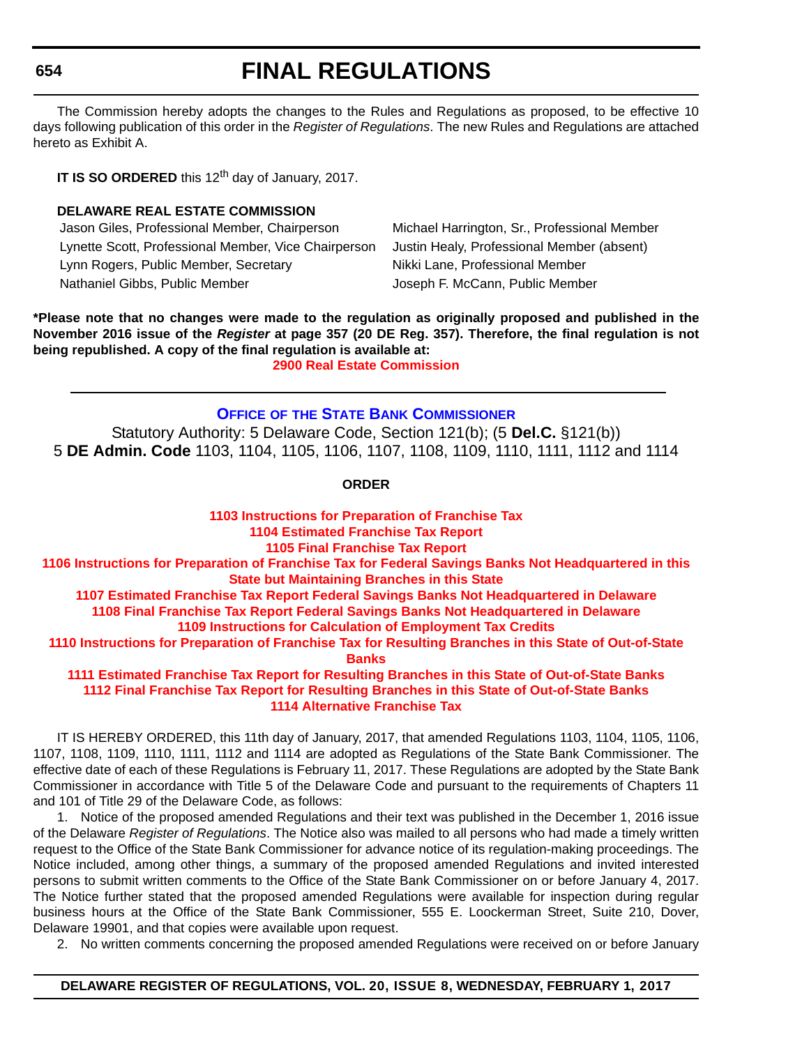The Commission hereby adopts the changes to the Rules and Regulations as proposed, to be effective 10 days following publication of this order in the *Register of Regulations*. The new Rules and Regulations are attached hereto as Exhibit A.

**IT IS SO ORDERED** this 12th day of January, 2017.

**DELAWARE REAL ESTATE COMMISSION**

Jason Giles, Professional Member, Chairperson
Lynette Scott, Professional Member, Vice Chairperson
Lynn Rogers, Public Member, Secretary
Nathaniel Gibbs, Public Member
Michael Harrington, Sr., Professional Member
Justin Healy, Professional Member (absent)
Nikki Lane, Professional Member
Joseph F. McCann, Public Member

**\*Please note that no changes were made to the regulation as originally proposed and published in the November 2016 issue of the *Register* at page 357 (20 DE Reg. 357). Therefore, the final regulation is not being republished. A copy of the final regulation is available at:**

**2900 Real Estate Commission**

---

## OFFICE OF THE STATE BANK COMMISSIONER

Statutory Authority: 5 Delaware Code, Section 121(b); (5 **Del.C.** §121(b))
5 **DE Admin. Code** 1103, 1104, 1105, 1106, 1107, 1108, 1109, 1110, 1111, 1112 and 1114

### ORDER

**1103 Instructions for Preparation of Franchise Tax**
**1104 Estimated Franchise Tax Report**
**1105 Final Franchise Tax Report**
**1106 Instructions for Preparation of Franchise Tax for Federal Savings Banks Not Headquartered in this State but Maintaining Branches in this State**
**1107 Estimated Franchise Tax Report Federal Savings Banks Not Headquartered in Delaware**
**1108 Final Franchise Tax Report Federal Savings Banks Not Headquartered in Delaware**
**1109 Instructions for Calculation of Employment Tax Credits**
**1110 Instructions for Preparation of Franchise Tax for Resulting Branches in this State of Out-of-State Banks**
**1111 Estimated Franchise Tax Report for Resulting Branches in this State of Out-of-State Banks**
**1112 Final Franchise Tax Report for Resulting Branches in this State of Out-of-State Banks**
**1114 Alternative Franchise Tax**

IT IS HEREBY ORDERED, this 11th day of January, 2017, that amended Regulations 1103, 1104, 1105, 1106, 1107, 1108, 1109, 1110, 1111, 1112 and 1114 are adopted as Regulations of the State Bank Commissioner. The effective date of each of these Regulations is February 11, 2017. These Regulations are adopted by the State Bank Commissioner in accordance with Title 5 of the Delaware Code and pursuant to the requirements of Chapters 11 and 101 of Title 29 of the Delaware Code, as follows:

1. Notice of the proposed amended Regulations and their text was published in the December 1, 2016 issue of the Delaware *Register of Regulations*. The Notice also was mailed to all persons who had made a timely written request to the Office of the State Bank Commissioner for advance notice of its regulation-making proceedings. The Notice included, among other things, a summary of the proposed amended Regulations and invited interested persons to submit written comments to the Office of the State Bank Commissioner on or before January 4, 2017. The Notice further stated that the proposed amended Regulations were available for inspection during regular business hours at the Office of the State Bank Commissioner, 555 E. Loockerman Street, Suite 210, Dover, Delaware 19901, and that copies were available upon request.

2. No written comments concerning the proposed amended Regulations were received on or before January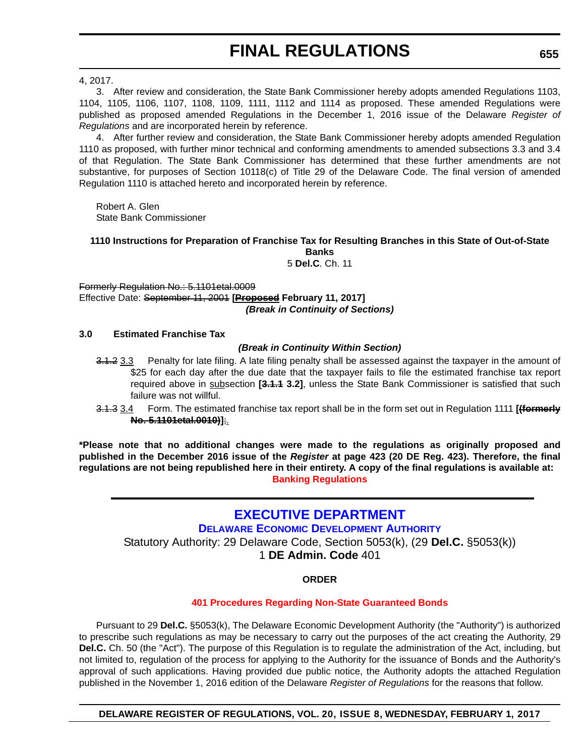4, 2017.

3. After review and consideration, the State Bank Commissioner hereby adopts amended Regulations 1103, 1104, 1105, 1106, 1107, 1108, 1109, 1111, 1112 and 1114 as proposed. These amended Regulations were published as proposed amended Regulations in the December 1, 2016 issue of the Delaware *Register of Regulations* and are incorporated herein by reference.

4. After further review and consideration, the State Bank Commissioner hereby adopts amended Regulation 1110 as proposed, with further minor technical and conforming amendments to amended subsections 3.3 and 3.4 of that Regulation. The State Bank Commissioner has determined that these further amendments are not substantive, for purposes of Section 10118(c) of Title 29 of the Delaware Code. The final version of amended Regulation 1110 is attached hereto and incorporated herein by reference.

Robert A. Glen
State Bank Commissioner

**1110 Instructions for Preparation of Franchise Tax for Resulting Branches in this State of Out-of-State Banks**

5 **Del.C**. Ch. 11

~~Formerly Regulation No.: 5.1101etal.0009~~
Effective Date: ~~September 11, 2001~~ **[~~Proposed~~ February 11, 2017]**

***(Break in Continuity of Sections)***

**3.0 Estimated Franchise Tax**

***(Break in Continuity Within Section)***

~~3.1.2~~ 3.3 Penalty for late filing. A late filing penalty shall be assessed against the taxpayer in the amount of $25 for each day after the due date that the taxpayer fails to file the estimated franchise tax report required above in subsection **[~~3.1.1~~ 3.2]**, unless the State Bank Commissioner is satisfied that such failure was not willful.

~~3.1.3~~ 3.4 Form. The estimated franchise tax report shall be in the form set out in Regulation 1111 **[~~(formerly No. 5.1101etal.0010)~~]**~~;~~.

**\*Please note that no additional changes were made to the regulations as originally proposed and published in the December 2016 issue of the *Register* at page 423 (20 DE Reg. 423). Therefore, the final regulations are not being republished here in their entirety. A copy of the final regulations is available at:**

**Banking Regulations**

## EXECUTIVE DEPARTMENT

### Delaware Economic Development Authority

Statutory Authority: 29 Delaware Code, Section 5053(k), (29 **Del.C.** §5053(k))
1 **DE Admin. Code** 401

**ORDER**

**401 Procedures Regarding Non-State Guaranteed Bonds**

Pursuant to 29 **Del.C.** §5053(k), The Delaware Economic Development Authority (the "Authority") is authorized to prescribe such regulations as may be necessary to carry out the purposes of the act creating the Authority, 29 **Del.C.** Ch. 50 (the "Act"). The purpose of this Regulation is to regulate the administration of the Act, including, but not limited to, regulation of the process for applying to the Authority for the issuance of Bonds and the Authority's approval of such applications. Having provided due public notice, the Authority adopts the attached Regulation published in the November 1, 2016 edition of the Delaware *Register of Regulations* for the reasons that follow.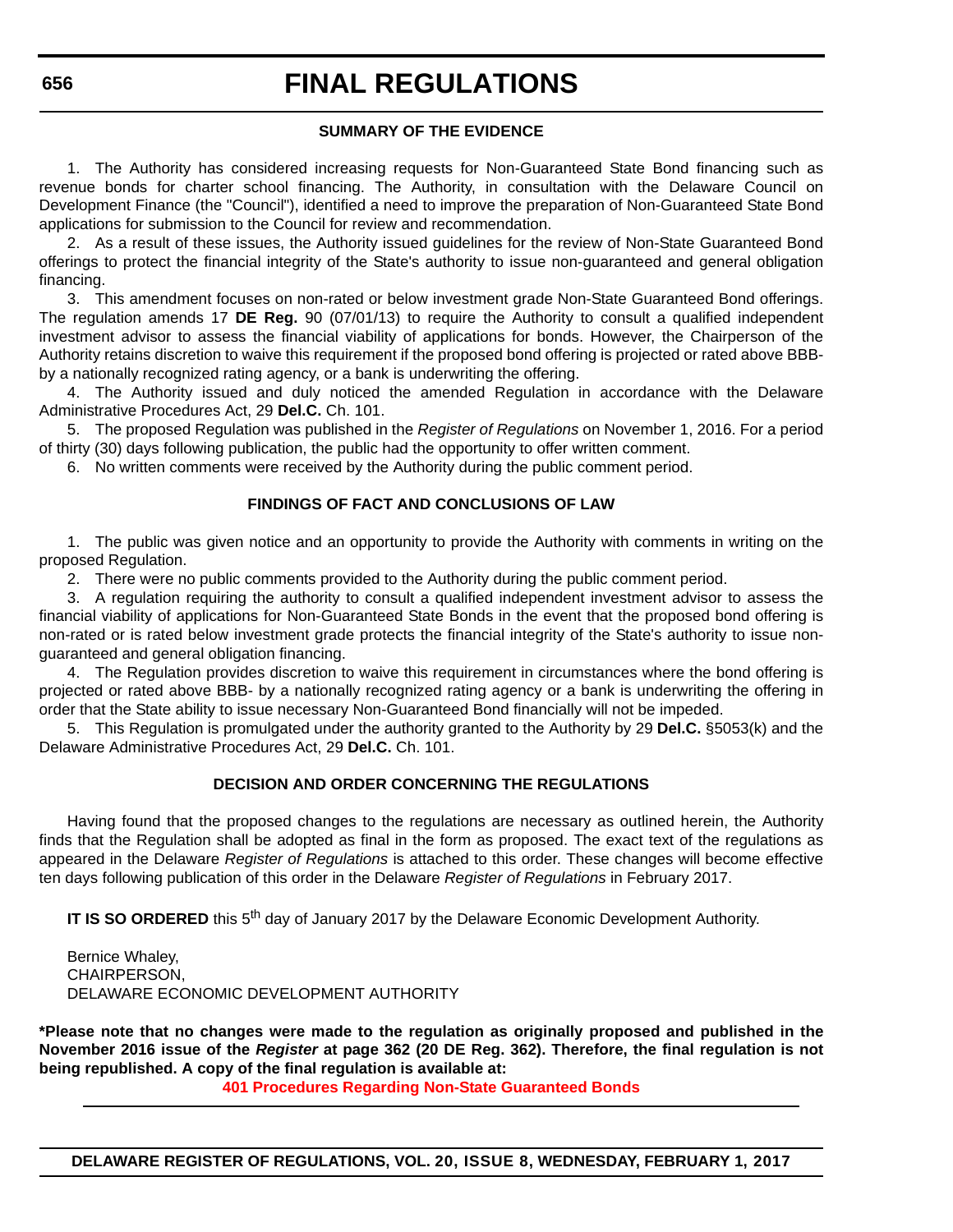### SUMMARY OF THE EVIDENCE

1. The Authority has considered increasing requests for Non-Guaranteed State Bond financing such as revenue bonds for charter school financing. The Authority, in consultation with the Delaware Council on Development Finance (the "Council"), identified a need to improve the preparation of Non-Guaranteed State Bond applications for submission to the Council for review and recommendation.

2. As a result of these issues, the Authority issued guidelines for the review of Non-State Guaranteed Bond offerings to protect the financial integrity of the State's authority to issue non-guaranteed and general obligation financing.

3. This amendment focuses on non-rated or below investment grade Non-State Guaranteed Bond offerings. The regulation amends 17 **DE Reg.** 90 (07/01/13) to require the Authority to consult a qualified independent investment advisor to assess the financial viability of applications for bonds. However, the Chairperson of the Authority retains discretion to waive this requirement if the proposed bond offering is projected or rated above BBB- by a nationally recognized rating agency, or a bank is underwriting the offering.

4. The Authority issued and duly noticed the amended Regulation in accordance with the Delaware Administrative Procedures Act, 29 **Del.C.** Ch. 101.

5. The proposed Regulation was published in the *Register of Regulations* on November 1, 2016. For a period of thirty (30) days following publication, the public had the opportunity to offer written comment.

6. No written comments were received by the Authority during the public comment period.

### FINDINGS OF FACT AND CONCLUSIONS OF LAW

1. The public was given notice and an opportunity to provide the Authority with comments in writing on the proposed Regulation.

2. There were no public comments provided to the Authority during the public comment period.

3. A regulation requiring the authority to consult a qualified independent investment advisor to assess the financial viability of applications for Non-Guaranteed State Bonds in the event that the proposed bond offering is non-rated or is rated below investment grade protects the financial integrity of the State's authority to issue non-guaranteed and general obligation financing.

4. The Regulation provides discretion to waive this requirement in circumstances where the bond offering is projected or rated above BBB- by a nationally recognized rating agency or a bank is underwriting the offering in order that the State ability to issue necessary Non-Guaranteed Bond financially will not be impeded.

5. This Regulation is promulgated under the authority granted to the Authority by 29 **Del.C.** §5053(k) and the Delaware Administrative Procedures Act, 29 **Del.C.** Ch. 101.

### DECISION AND ORDER CONCERNING THE REGULATIONS

Having found that the proposed changes to the regulations are necessary as outlined herein, the Authority finds that the Regulation shall be adopted as final in the form as proposed. The exact text of the regulations as appeared in the Delaware *Register of Regulations* is attached to this order. These changes will become effective ten days following publication of this order in the Delaware *Register of Regulations* in February 2017.

**IT IS SO ORDERED** this 5th day of January 2017 by the Delaware Economic Development Authority.

Bernice Whaley,
CHAIRPERSON,
DELAWARE ECONOMIC DEVELOPMENT AUTHORITY

**\*Please note that no changes were made to the regulation as originally proposed and published in the November 2016 issue of the *Register* at page 362 (20 DE Reg. 362). Therefore, the final regulation is not being republished. A copy of the final regulation is available at:**

**401 Procedures Regarding Non-State Guaranteed Bonds**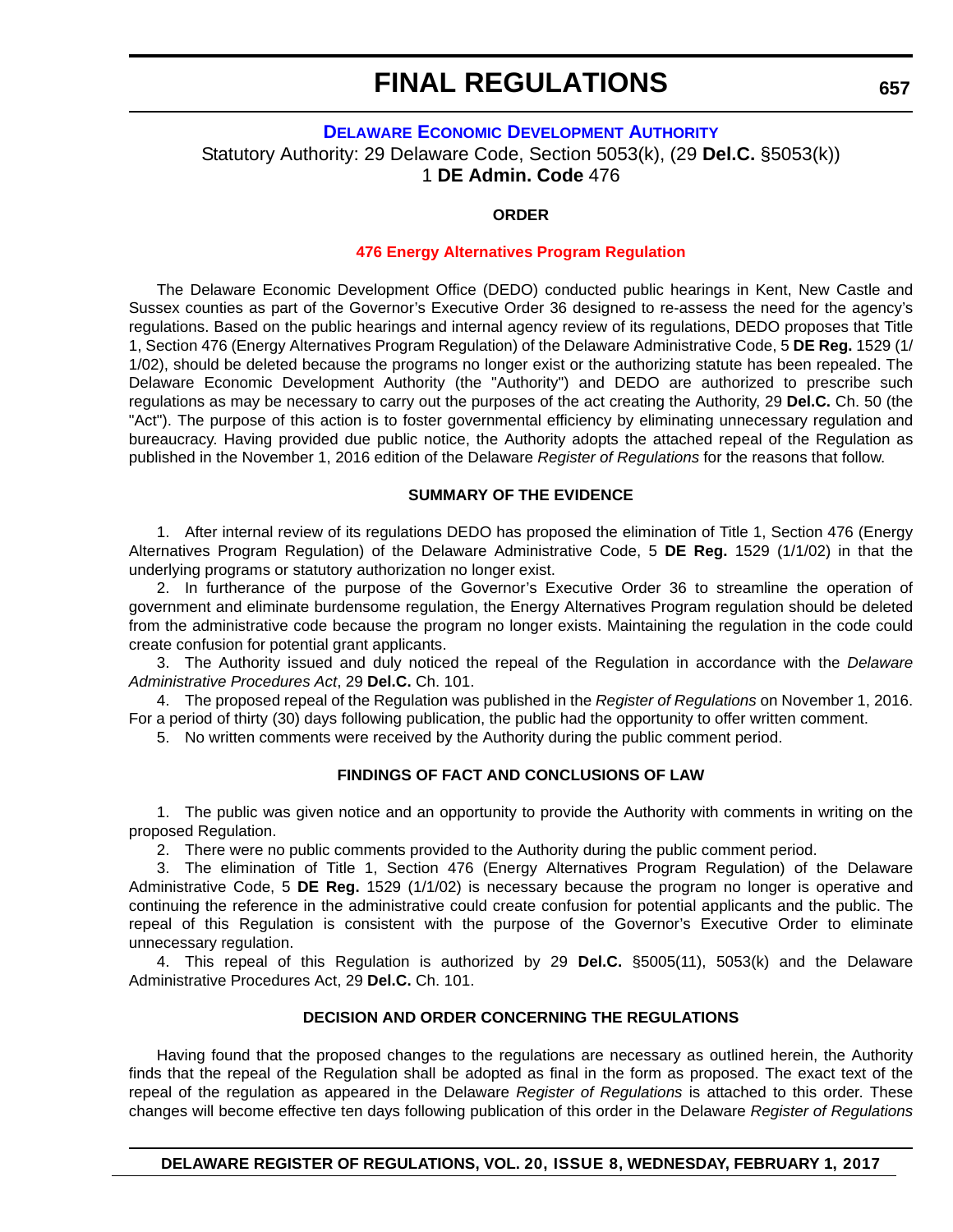# FINAL REGULATIONS

## DELAWARE ECONOMIC DEVELOPMENT AUTHORITY

Statutory Authority: 29 Delaware Code, Section 5053(k), (29 **Del.C.** §5053(k))
1 **DE Admin. Code** 476

**ORDER**

**476 Energy Alternatives Program Regulation**

The Delaware Economic Development Office (DEDO) conducted public hearings in Kent, New Castle and Sussex counties as part of the Governor's Executive Order 36 designed to re-assess the need for the agency's regulations. Based on the public hearings and internal agency review of its regulations, DEDO proposes that Title 1, Section 476 (Energy Alternatives Program Regulation) of the Delaware Administrative Code, 5 **DE Reg.** 1529 (1/1/02), should be deleted because the programs no longer exist or the authorizing statute has been repealed. The Delaware Economic Development Authority (the "Authority") and DEDO are authorized to prescribe such regulations as may be necessary to carry out the purposes of the act creating the Authority, 29 **Del.C.** Ch. 50 (the "Act"). The purpose of this action is to foster governmental efficiency by eliminating unnecessary regulation and bureaucracy. Having provided due public notice, the Authority adopts the attached repeal of the Regulation as published in the November 1, 2016 edition of the Delaware *Register of Regulations* for the reasons that follow.

**SUMMARY OF THE EVIDENCE**

1. After internal review of its regulations DEDO has proposed the elimination of Title 1, Section 476 (Energy Alternatives Program Regulation) of the Delaware Administrative Code, 5 **DE Reg.** 1529 (1/1/02) in that the underlying programs or statutory authorization no longer exist.
2. In furtherance of the purpose of the Governor's Executive Order 36 to streamline the operation of government and eliminate burdensome regulation, the Energy Alternatives Program regulation should be deleted from the administrative code because the program no longer exists. Maintaining the regulation in the code could create confusion for potential grant applicants.
3. The Authority issued and duly noticed the repeal of the Regulation in accordance with the *Delaware Administrative Procedures Act*, 29 **Del.C.** Ch. 101.
4. The proposed repeal of the Regulation was published in the *Register of Regulations* on November 1, 2016. For a period of thirty (30) days following publication, the public had the opportunity to offer written comment.
5. No written comments were received by the Authority during the public comment period.

**FINDINGS OF FACT AND CONCLUSIONS OF LAW**

1. The public was given notice and an opportunity to provide the Authority with comments in writing on the proposed Regulation.
2. There were no public comments provided to the Authority during the public comment period.
3. The elimination of Title 1, Section 476 (Energy Alternatives Program Regulation) of the Delaware Administrative Code, 5 **DE Reg.** 1529 (1/1/02) is necessary because the program no longer is operative and continuing the reference in the administrative could create confusion for potential applicants and the public. The repeal of this Regulation is consistent with the purpose of the Governor's Executive Order to eliminate unnecessary regulation.
4. This repeal of this Regulation is authorized by 29 **Del.C.** §5005(11), 5053(k) and the Delaware Administrative Procedures Act, 29 **Del.C.** Ch. 101.

**DECISION AND ORDER CONCERNING THE REGULATIONS**

Having found that the proposed changes to the regulations are necessary as outlined herein, the Authority finds that the repeal of the Regulation shall be adopted as final in the form as proposed. The exact text of the repeal of the regulation as appeared in the Delaware *Register of Regulations* is attached to this order. These changes will become effective ten days following publication of this order in the Delaware *Register of Regulations*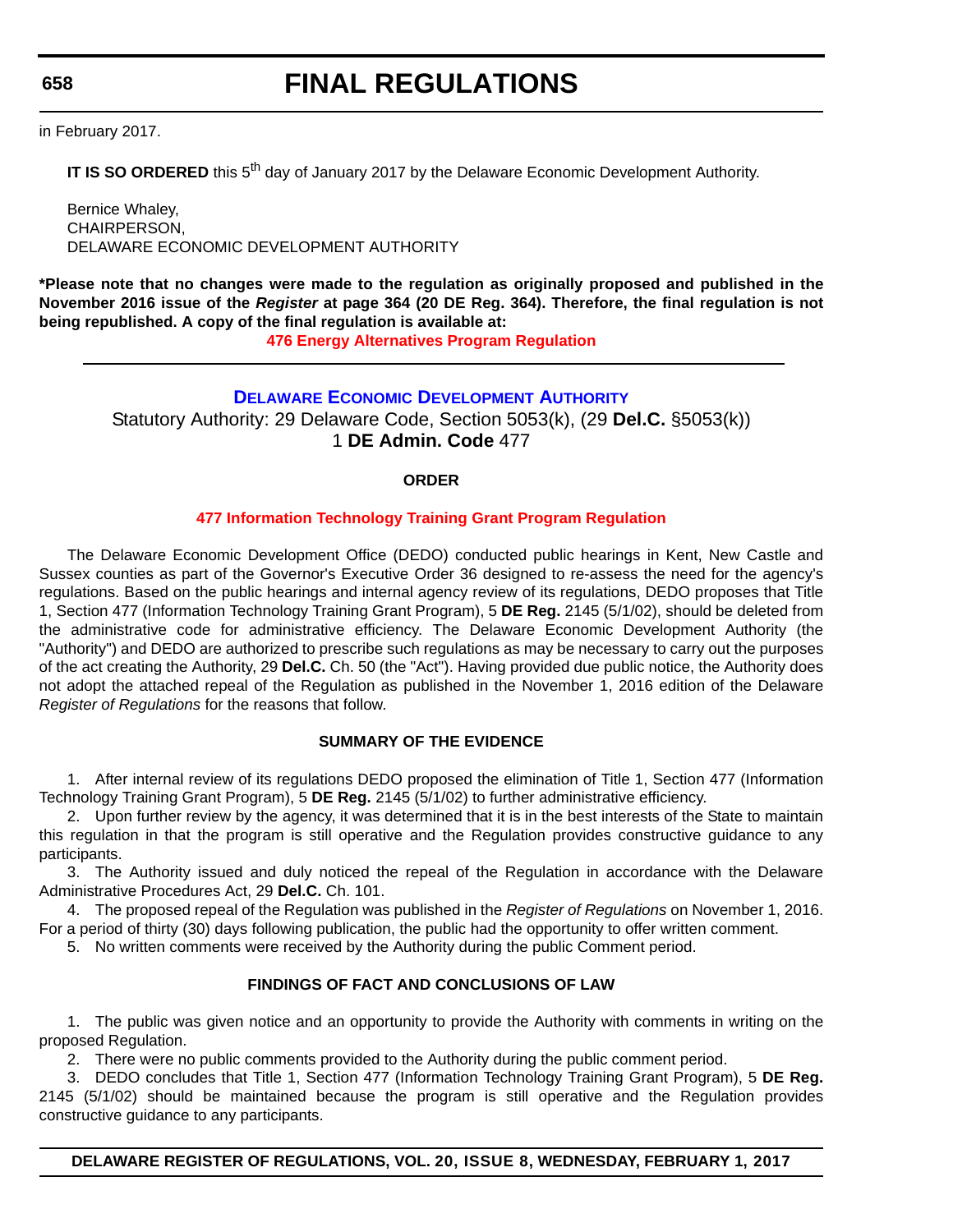in February 2017.

**IT IS SO ORDERED** this 5th day of January 2017 by the Delaware Economic Development Authority.

Bernice Whaley,
CHAIRPERSON,
DELAWARE ECONOMIC DEVELOPMENT AUTHORITY

**\*Please note that no changes were made to the regulation as originally proposed and published in the November 2016 issue of the *Register* at page 364 (20 DE Reg. 364). Therefore, the final regulation is not being republished. A copy of the final regulation is available at:**

**476 Energy Alternatives Program Regulation**

---

## DELAWARE ECONOMIC DEVELOPMENT AUTHORITY

Statutory Authority: 29 Delaware Code, Section 5053(k), (29 **Del.C.** §5053(k))
1 **DE Admin. Code** 477

### ORDER

### 477 Information Technology Training Grant Program Regulation

The Delaware Economic Development Office (DEDO) conducted public hearings in Kent, New Castle and Sussex counties as part of the Governor's Executive Order 36 designed to re-assess the need for the agency's regulations. Based on the public hearings and internal agency review of its regulations, DEDO proposes that Title 1, Section 477 (Information Technology Training Grant Program), 5 **DE Reg.** 2145 (5/1/02), should be deleted from the administrative code for administrative efficiency. The Delaware Economic Development Authority (the "Authority") and DEDO are authorized to prescribe such regulations as may be necessary to carry out the purposes of the act creating the Authority, 29 **Del.C.** Ch. 50 (the "Act"). Having provided due public notice, the Authority does not adopt the attached repeal of the Regulation as published in the November 1, 2016 edition of the Delaware *Register of Regulations* for the reasons that follow.

### SUMMARY OF THE EVIDENCE

1. After internal review of its regulations DEDO proposed the elimination of Title 1, Section 477 (Information Technology Training Grant Program), 5 **DE Reg.** 2145 (5/1/02) to further administrative efficiency.
2. Upon further review by the agency, it was determined that it is in the best interests of the State to maintain this regulation in that the program is still operative and the Regulation provides constructive guidance to any participants.
3. The Authority issued and duly noticed the repeal of the Regulation in accordance with the Delaware Administrative Procedures Act, 29 **Del.C.** Ch. 101.
4. The proposed repeal of the Regulation was published in the *Register of Regulations* on November 1, 2016. For a period of thirty (30) days following publication, the public had the opportunity to offer written comment.
5. No written comments were received by the Authority during the public Comment period.

### FINDINGS OF FACT AND CONCLUSIONS OF LAW

1. The public was given notice and an opportunity to provide the Authority with comments in writing on the proposed Regulation.
2. There were no public comments provided to the Authority during the public comment period.
3. DEDO concludes that Title 1, Section 477 (Information Technology Training Grant Program), 5 **DE Reg.** 2145 (5/1/02) should be maintained because the program is still operative and the Regulation provides constructive guidance to any participants.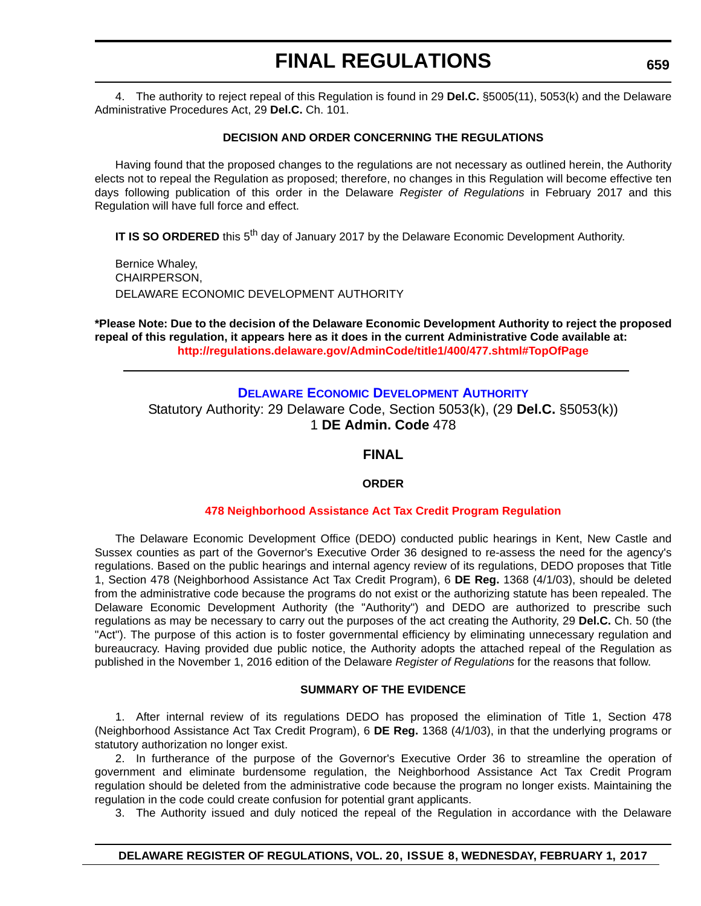4. The authority to reject repeal of this Regulation is found in 29 **Del.C.** §5005(11), 5053(k) and the Delaware Administrative Procedures Act, 29 **Del.C.** Ch. 101.

**DECISION AND ORDER CONCERNING THE REGULATIONS**

Having found that the proposed changes to the regulations are not necessary as outlined herein, the Authority elects not to repeal the Regulation as proposed; therefore, no changes in this Regulation will become effective ten days following publication of this order in the Delaware *Register of Regulations* in February 2017 and this Regulation will have full force and effect.

**IT IS SO ORDERED** this 5th day of January 2017 by the Delaware Economic Development Authority.

Bernice Whaley,
CHAIRPERSON,
DELAWARE ECONOMIC DEVELOPMENT AUTHORITY

**\*Please Note: Due to the decision of the Delaware Economic Development Authority to reject the proposed repeal of this regulation, it appears here as it does in the current Administrative Code available at: http://regulations.delaware.gov/AdminCode/title1/400/477.shtml#TopOfPage**

---

**DELAWARE ECONOMIC DEVELOPMENT AUTHORITY**

Statutory Authority: 29 Delaware Code, Section 5053(k), (29 **Del.C.** §5053(k))
1 **DE Admin. Code** 478

## FINAL

**ORDER**

**478 Neighborhood Assistance Act Tax Credit Program Regulation**

The Delaware Economic Development Office (DEDO) conducted public hearings in Kent, New Castle and Sussex counties as part of the Governor's Executive Order 36 designed to re-assess the need for the agency's regulations. Based on the public hearings and internal agency review of its regulations, DEDO proposes that Title 1, Section 478 (Neighborhood Assistance Act Tax Credit Program), 6 **DE Reg.** 1368 (4/1/03), should be deleted from the administrative code because the programs do not exist or the authorizing statute has been repealed. The Delaware Economic Development Authority (the "Authority") and DEDO are authorized to prescribe such regulations as may be necessary to carry out the purposes of the act creating the Authority, 29 **Del.C.** Ch. 50 (the "Act"). The purpose of this action is to foster governmental efficiency by eliminating unnecessary regulation and bureaucracy. Having provided due public notice, the Authority adopts the attached repeal of the Regulation as published in the November 1, 2016 edition of the Delaware *Register of Regulations* for the reasons that follow.

**SUMMARY OF THE EVIDENCE**

1. After internal review of its regulations DEDO has proposed the elimination of Title 1, Section 478 (Neighborhood Assistance Act Tax Credit Program), 6 **DE Reg.** 1368 (4/1/03), in that the underlying programs or statutory authorization no longer exist.

2. In furtherance of the purpose of the Governor's Executive Order 36 to streamline the operation of government and eliminate burdensome regulation, the Neighborhood Assistance Act Tax Credit Program regulation should be deleted from the administrative code because the program no longer exists. Maintaining the regulation in the code could create confusion for potential grant applicants.

3. The Authority issued and duly noticed the repeal of the Regulation in accordance with the Delaware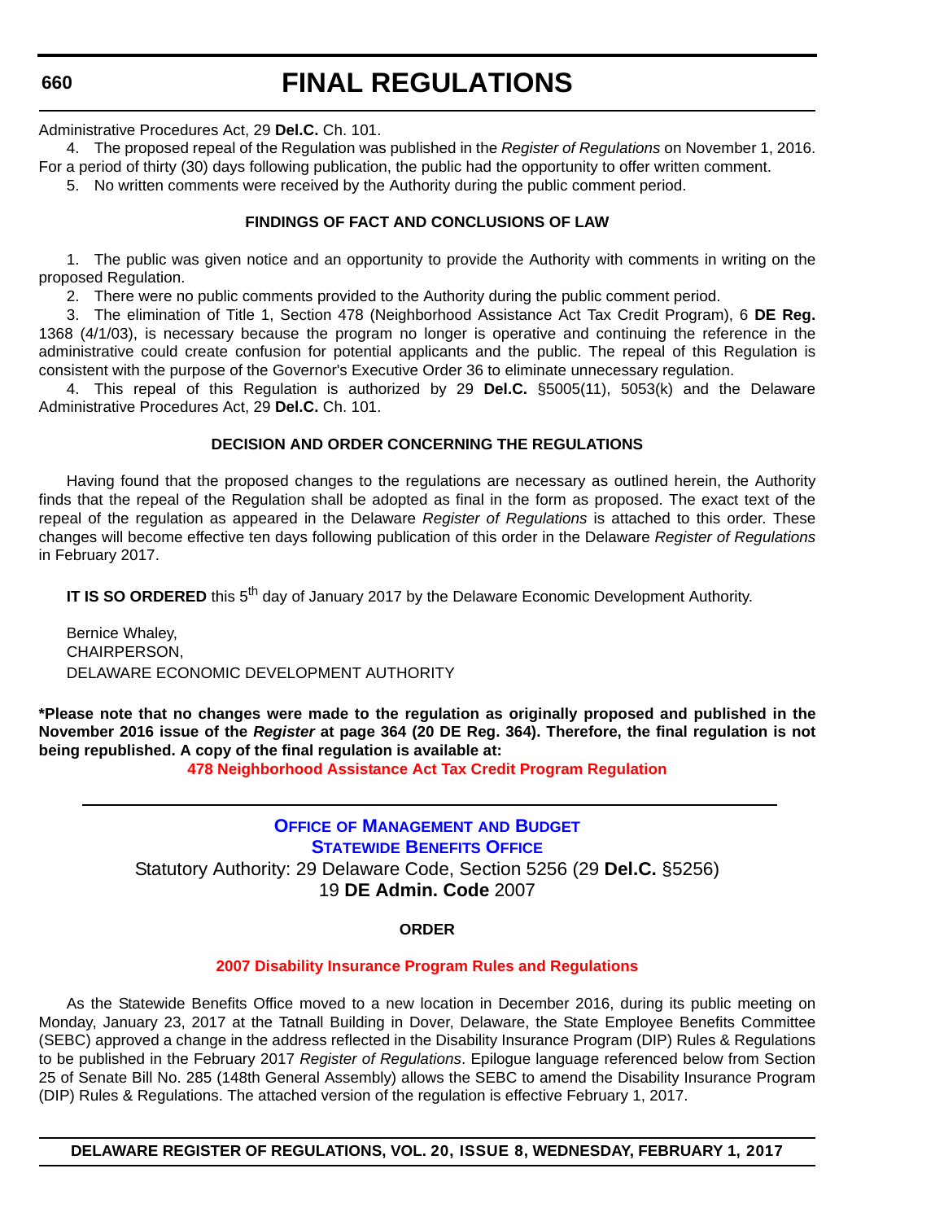Administrative Procedures Act, 29 **Del.C.** Ch. 101.

4. The proposed repeal of the Regulation was published in the *Register of Regulations* on November 1, 2016. For a period of thirty (30) days following publication, the public had the opportunity to offer written comment.

5. No written comments were received by the Authority during the public comment period.

**FINDINGS OF FACT AND CONCLUSIONS OF LAW**

1. The public was given notice and an opportunity to provide the Authority with comments in writing on the proposed Regulation.

2. There were no public comments provided to the Authority during the public comment period.

3. The elimination of Title 1, Section 478 (Neighborhood Assistance Act Tax Credit Program), 6 **DE Reg.** 1368 (4/1/03), is necessary because the program no longer is operative and continuing the reference in the administrative could create confusion for potential applicants and the public. The repeal of this Regulation is consistent with the purpose of the Governor's Executive Order 36 to eliminate unnecessary regulation.

4. This repeal of this Regulation is authorized by 29 **Del.C.** §5005(11), 5053(k) and the Delaware Administrative Procedures Act, 29 **Del.C.** Ch. 101.

**DECISION AND ORDER CONCERNING THE REGULATIONS**

Having found that the proposed changes to the regulations are necessary as outlined herein, the Authority finds that the repeal of the Regulation shall be adopted as final in the form as proposed. The exact text of the repeal of the regulation as appeared in the Delaware *Register of Regulations* is attached to this order. These changes will become effective ten days following publication of this order in the Delaware *Register of Regulations* in February 2017.

**IT IS SO ORDERED** this 5th day of January 2017 by the Delaware Economic Development Authority.

Bernice Whaley,
CHAIRPERSON,
DELAWARE ECONOMIC DEVELOPMENT AUTHORITY

**\*Please note that no changes were made to the regulation as originally proposed and published in the November 2016 issue of the *Register* at page 364 (20 DE Reg. 364). Therefore, the final regulation is not being republished. A copy of the final regulation is available at:**

**478 Neighborhood Assistance Act Tax Credit Program Regulation**

---

**OFFICE OF MANAGEMENT AND BUDGET**
**STATEWIDE BENEFITS OFFICE**

Statutory Authority: 29 Delaware Code, Section 5256 (29 **Del.C.** §5256)
19 **DE Admin. Code** 2007

**ORDER**

**2007 Disability Insurance Program Rules and Regulations**

As the Statewide Benefits Office moved to a new location in December 2016, during its public meeting on Monday, January 23, 2017 at the Tatnall Building in Dover, Delaware, the State Employee Benefits Committee (SEBC) approved a change in the address reflected in the Disability Insurance Program (DIP) Rules & Regulations to be published in the February 2017 *Register of Regulations*. Epilogue language referenced below from Section 25 of Senate Bill No. 285 (148th General Assembly) allows the SEBC to amend the Disability Insurance Program (DIP) Rules & Regulations. The attached version of the regulation is effective February 1, 2017.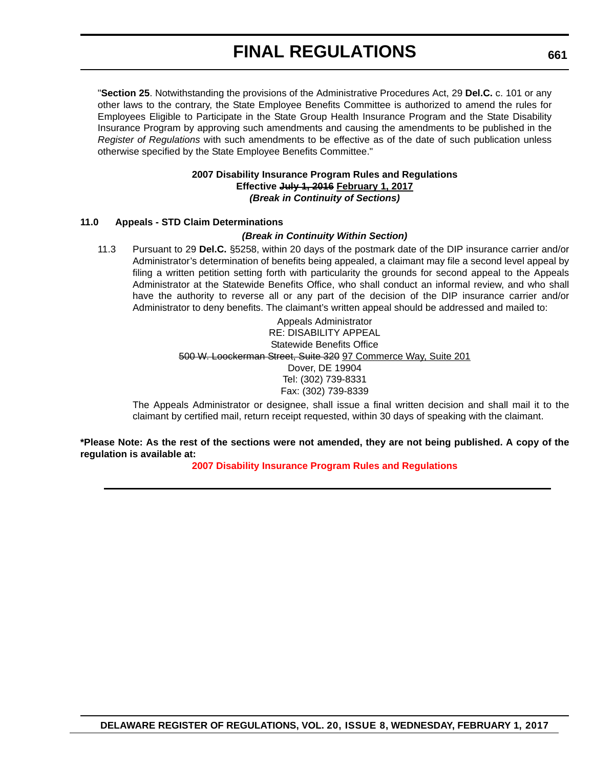"**Section 25**. Notwithstanding the provisions of the Administrative Procedures Act, 29 **Del.C.** c. 101 or any other laws to the contrary, the State Employee Benefits Committee is authorized to amend the rules for Employees Eligible to Participate in the State Group Health Insurance Program and the State Disability Insurance Program by approving such amendments and causing the amendments to be published in the *Register of Regulations* with such amendments to be effective as of the date of such publication unless otherwise specified by the State Employee Benefits Committee."

**2007 Disability Insurance Program Rules and Regulations**
**Effective ~~July 1, 2016~~ February 1, 2017**
***(Break in Continuity of Sections)***

**11.0 Appeals - STD Claim Determinations**

***(Break in Continuity Within Section)***

11.3 Pursuant to 29 **Del.C.** §5258, within 20 days of the postmark date of the DIP insurance carrier and/or Administrator's determination of benefits being appealed, a claimant may file a second level appeal by filing a written petition setting forth with particularity the grounds for second appeal to the Appeals Administrator at the Statewide Benefits Office, who shall conduct an informal review, and who shall have the authority to reverse all or any part of the decision of the DIP insurance carrier and/or Administrator to deny benefits. The claimant's written appeal should be addressed and mailed to:

Appeals Administrator
RE: DISABILITY APPEAL
Statewide Benefits Office
~~500 W. Loockerman Street, Suite 320~~ 97 Commerce Way, Suite 201
Dover, DE 19904
Tel: (302) 739-8331
Fax: (302) 739-8339

The Appeals Administrator or designee, shall issue a final written decision and shall mail it to the claimant by certified mail, return receipt requested, within 30 days of speaking with the claimant.

**\*Please Note: As the rest of the sections were not amended, they are not being published. A copy of the regulation is available at:**

**2007 Disability Insurance Program Rules and Regulations**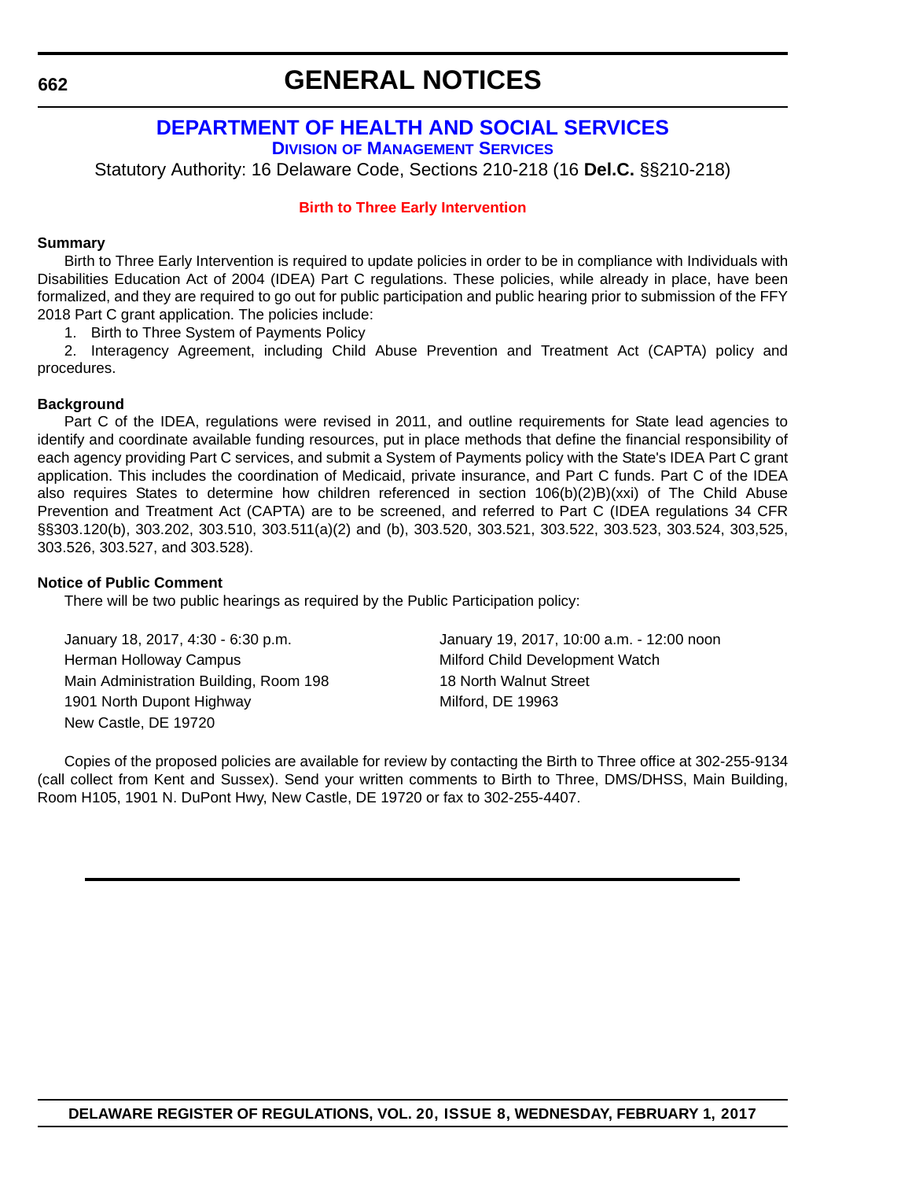# GENERAL NOTICES

## DEPARTMENT OF HEALTH AND SOCIAL SERVICES

### DIVISION OF MANAGEMENT SERVICES

Statutory Authority: 16 Delaware Code, Sections 210-218 (16 **Del.C.** §§210-218)

### Birth to Three Early Intervention

**Summary**

Birth to Three Early Intervention is required to update policies in order to be in compliance with Individuals with Disabilities Education Act of 2004 (IDEA) Part C regulations. These policies, while already in place, have been formalized, and they are required to go out for public participation and public hearing prior to submission of the FFY 2018 Part C grant application. The policies include:

1. Birth to Three System of Payments Policy
2. Interagency Agreement, including Child Abuse Prevention and Treatment Act (CAPTA) policy and procedures.

**Background**

Part C of the IDEA, regulations were revised in 2011, and outline requirements for State lead agencies to identify and coordinate available funding resources, put in place methods that define the financial responsibility of each agency providing Part C services, and submit a System of Payments policy with the State's IDEA Part C grant application. This includes the coordination of Medicaid, private insurance, and Part C funds. Part C of the IDEA also requires States to determine how children referenced in section 106(b)(2)B)(xxi) of The Child Abuse Prevention and Treatment Act (CAPTA) are to be screened, and referred to Part C (IDEA regulations 34 CFR §§303.120(b), 303.202, 303.510, 303.511(a)(2) and (b), 303.520, 303.521, 303.522, 303.523, 303.524, 303,525, 303.526, 303.527, and 303.528).

**Notice of Public Comment**

There will be two public hearings as required by the Public Participation policy:

January 18, 2017, 4:30 - 6:30 p.m.
Herman Holloway Campus
Main Administration Building, Room 198
1901 North Dupont Highway
New Castle, DE 19720

January 19, 2017, 10:00 a.m. - 12:00 noon
Milford Child Development Watch
18 North Walnut Street
Milford, DE 19963

Copies of the proposed policies are available for review by contacting the Birth to Three office at 302-255-9134 (call collect from Kent and Sussex). Send your written comments to Birth to Three, DMS/DHSS, Main Building, Room H105, 1901 N. DuPont Hwy, New Castle, DE 19720 or fax to 302-255-4407.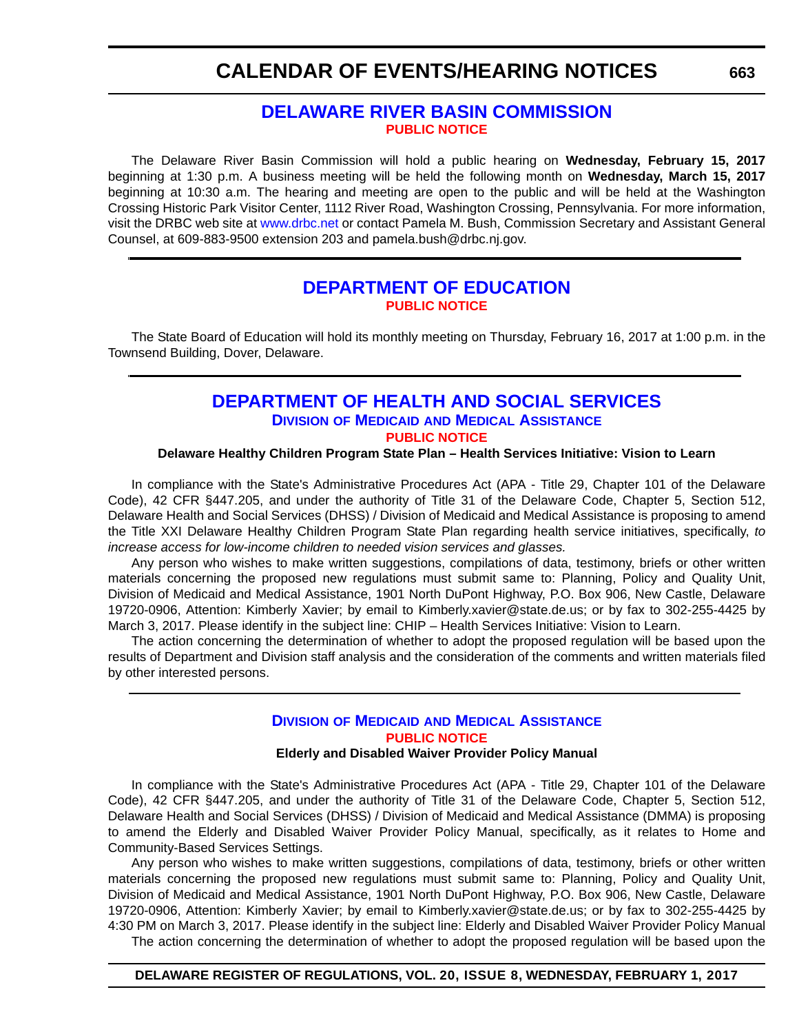# DELAWARE RIVER BASIN COMMISSION

**PUBLIC NOTICE**

The Delaware River Basin Commission will hold a public hearing on **Wednesday, February 15, 2017** beginning at 1:30 p.m. A business meeting will be held the following month on **Wednesday, March 15, 2017** beginning at 10:30 a.m. The hearing and meeting are open to the public and will be held at the Washington Crossing Historic Park Visitor Center, 1112 River Road, Washington Crossing, Pennsylvania. For more information, visit the DRBC web site at www.drbc.net or contact Pamela M. Bush, Commission Secretary and Assistant General Counsel, at 609-883-9500 extension 203 and pamela.bush@drbc.nj.gov.

---

# DEPARTMENT OF EDUCATION

**PUBLIC NOTICE**

The State Board of Education will hold its monthly meeting on Thursday, February 16, 2017 at 1:00 p.m. in the Townsend Building, Dover, Delaware.

---

# DEPARTMENT OF HEALTH AND SOCIAL SERVICES

## Division of Medicaid and Medical Assistance

**PUBLIC NOTICE**

**Delaware Healthy Children Program State Plan – Health Services Initiative: Vision to Learn**

In compliance with the State's Administrative Procedures Act (APA - Title 29, Chapter 101 of the Delaware Code), 42 CFR §447.205, and under the authority of Title 31 of the Delaware Code, Chapter 5, Section 512, Delaware Health and Social Services (DHSS) / Division of Medicaid and Medical Assistance is proposing to amend the Title XXI Delaware Healthy Children Program State Plan regarding health service initiatives, specifically, *to increase access for low-income children to needed vision services and glasses.*

Any person who wishes to make written suggestions, compilations of data, testimony, briefs or other written materials concerning the proposed new regulations must submit same to: Planning, Policy and Quality Unit, Division of Medicaid and Medical Assistance, 1901 North DuPont Highway, P.O. Box 906, New Castle, Delaware 19720-0906, Attention: Kimberly Xavier; by email to Kimberly.xavier@state.de.us; or by fax to 302-255-4425 by March 3, 2017. Please identify in the subject line: CHIP – Health Services Initiative: Vision to Learn.

The action concerning the determination of whether to adopt the proposed regulation will be based upon the results of Department and Division staff analysis and the consideration of the comments and written materials filed by other interested persons.

---

## Division of Medicaid and Medical Assistance

**PUBLIC NOTICE**

**Elderly and Disabled Waiver Provider Policy Manual**

In compliance with the State's Administrative Procedures Act (APA - Title 29, Chapter 101 of the Delaware Code), 42 CFR §447.205, and under the authority of Title 31 of the Delaware Code, Chapter 5, Section 512, Delaware Health and Social Services (DHSS) / Division of Medicaid and Medical Assistance (DMMA) is proposing to amend the Elderly and Disabled Waiver Provider Policy Manual, specifically, as it relates to Home and Community-Based Services Settings.

Any person who wishes to make written suggestions, compilations of data, testimony, briefs or other written materials concerning the proposed new regulations must submit same to: Planning, Policy and Quality Unit, Division of Medicaid and Medical Assistance, 1901 North DuPont Highway, P.O. Box 906, New Castle, Delaware 19720-0906, Attention: Kimberly Xavier; by email to Kimberly.xavier@state.de.us; or by fax to 302-255-4425 by 4:30 PM on March 3, 2017. Please identify in the subject line: Elderly and Disabled Waiver Provider Policy Manual

The action concerning the determination of whether to adopt the proposed regulation will be based upon the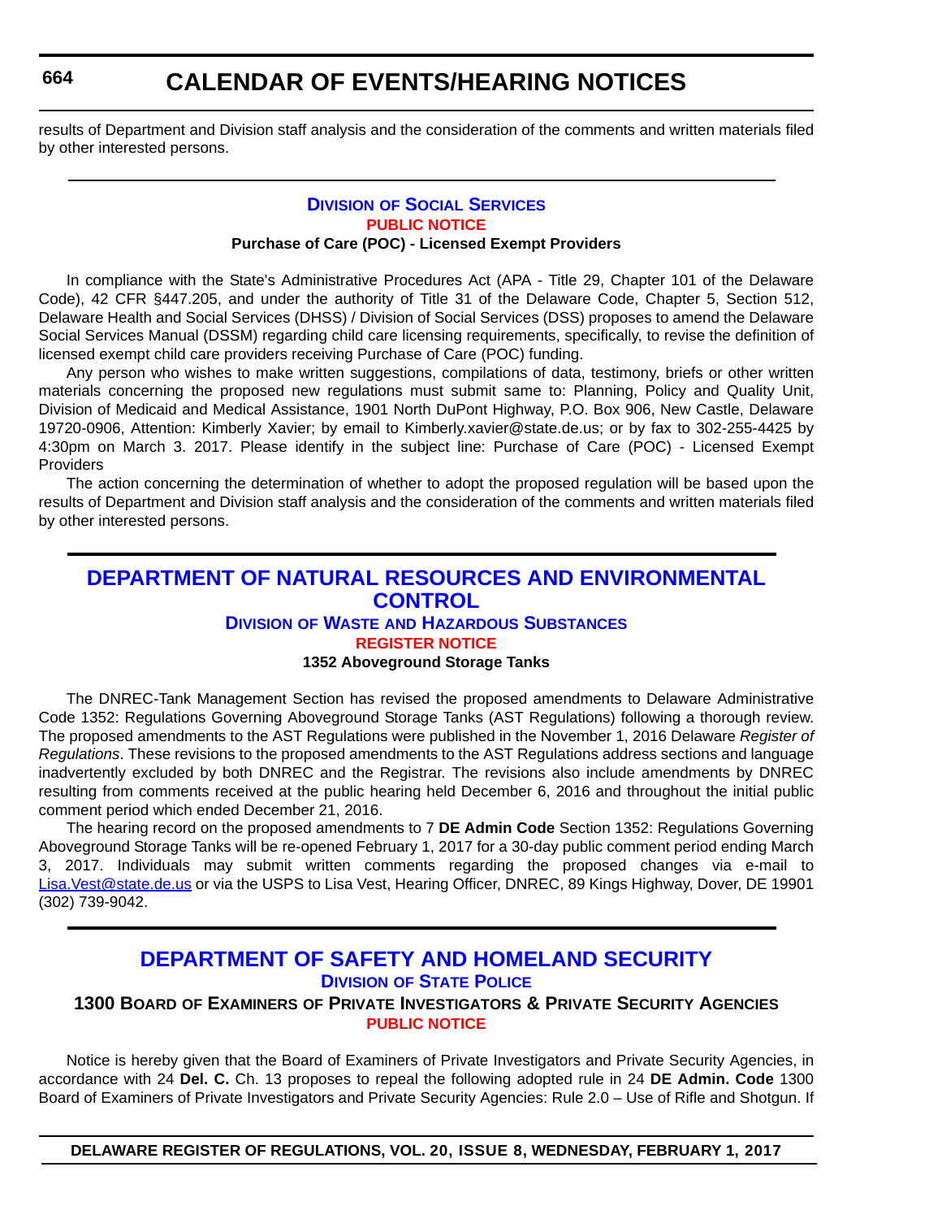results of Department and Division staff analysis and the consideration of the comments and written materials filed by other interested persons.

---

### Division of Social Services

**PUBLIC NOTICE**

**Purchase of Care (POC) - Licensed Exempt Providers**

In compliance with the State's Administrative Procedures Act (APA - Title 29, Chapter 101 of the Delaware Code), 42 CFR §447.205, and under the authority of Title 31 of the Delaware Code, Chapter 5, Section 512, Delaware Health and Social Services (DHSS) / Division of Social Services (DSS) proposes to amend the Delaware Social Services Manual (DSSM) regarding child care licensing requirements, specifically, to revise the definition of licensed exempt child care providers receiving Purchase of Care (POC) funding.

Any person who wishes to make written suggestions, compilations of data, testimony, briefs or other written materials concerning the proposed new regulations must submit same to: Planning, Policy and Quality Unit, Division of Medicaid and Medical Assistance, 1901 North DuPont Highway, P.O. Box 906, New Castle, Delaware 19720-0906, Attention: Kimberly Xavier; by email to Kimberly.xavier@state.de.us; or by fax to 302-255-4425 by 4:30pm on March 3. 2017. Please identify in the subject line: Purchase of Care (POC) - Licensed Exempt Providers

The action concerning the determination of whether to adopt the proposed regulation will be based upon the results of Department and Division staff analysis and the consideration of the comments and written materials filed by other interested persons.

---

## DEPARTMENT OF NATURAL RESOURCES AND ENVIRONMENTAL CONTROL

### Division of Waste and Hazardous Substances

**REGISTER NOTICE**

**1352 Aboveground Storage Tanks**

The DNREC-Tank Management Section has revised the proposed amendments to Delaware Administrative Code 1352: Regulations Governing Aboveground Storage Tanks (AST Regulations) following a thorough review. The proposed amendments to the AST Regulations were published in the November 1, 2016 Delaware *Register of Regulations*. These revisions to the proposed amendments to the AST Regulations address sections and language inadvertently excluded by both DNREC and the Registrar. The revisions also include amendments by DNREC resulting from comments received at the public hearing held December 6, 2016 and throughout the initial public comment period which ended December 21, 2016.

The hearing record on the proposed amendments to 7 **DE Admin Code** Section 1352: Regulations Governing Aboveground Storage Tanks will be re-opened February 1, 2017 for a 30-day public comment period ending March 3, 2017. Individuals may submit written comments regarding the proposed changes via e-mail to Lisa.Vest@state.de.us or via the USPS to Lisa Vest, Hearing Officer, DNREC, 89 Kings Highway, Dover, DE 19901 (302) 739-9042.

---

## DEPARTMENT OF SAFETY AND HOMELAND SECURITY

### Division of State Police

### 1300 Board of Examiners of Private Investigators & Private Security Agencies

**PUBLIC NOTICE**

Notice is hereby given that the Board of Examiners of Private Investigators and Private Security Agencies, in accordance with 24 **Del. C.** Ch. 13 proposes to repeal the following adopted rule in 24 **DE Admin. Code** 1300 Board of Examiners of Private Investigators and Private Security Agencies: Rule 2.0 – Use of Rifle and Shotgun. If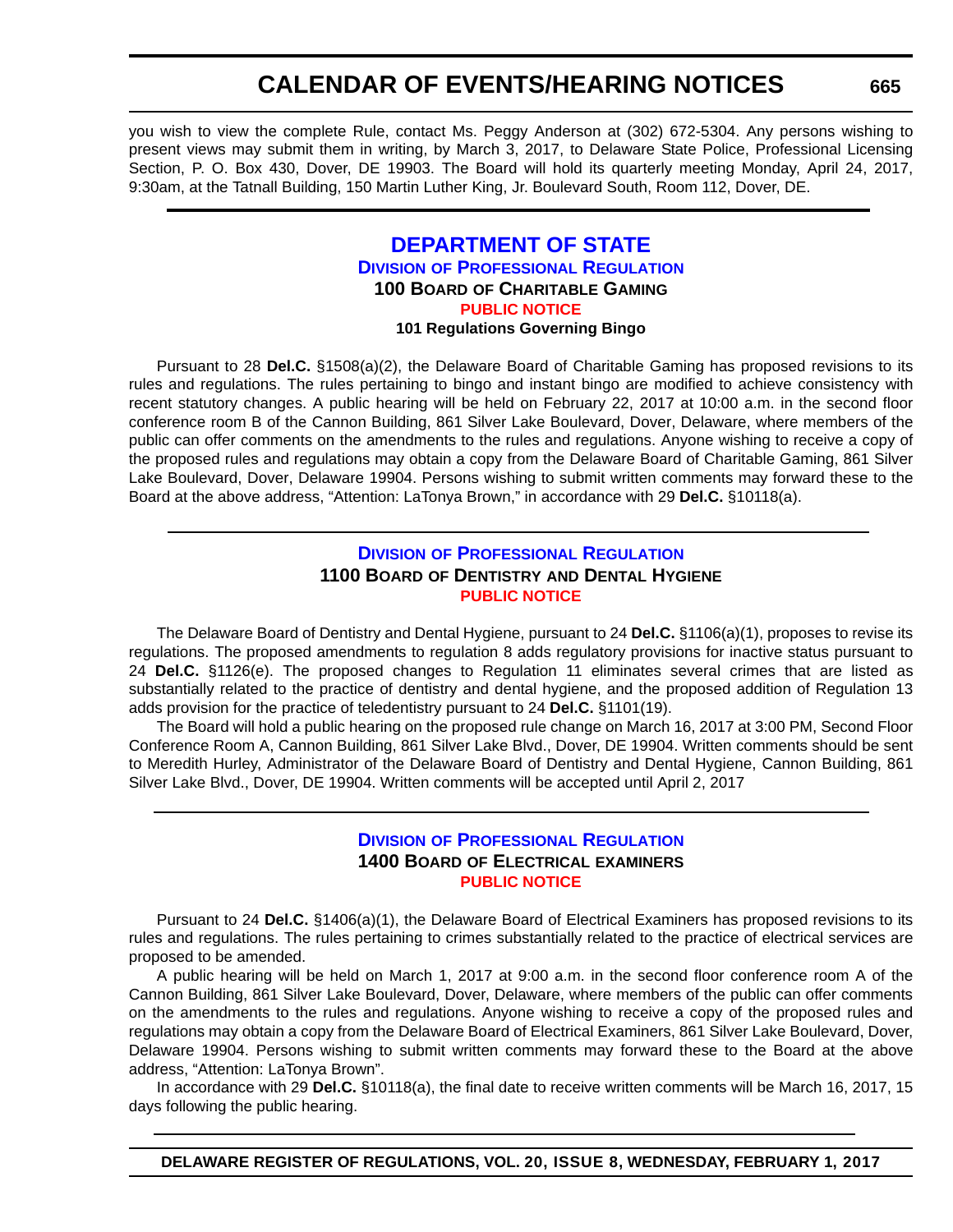you wish to view the complete Rule, contact Ms. Peggy Anderson at (302) 672-5304. Any persons wishing to present views may submit them in writing, by March 3, 2017, to Delaware State Police, Professional Licensing Section, P. O. Box 430, Dover, DE 19903. The Board will hold its quarterly meeting Monday, April 24, 2017, 9:30am, at the Tatnall Building, 150 Martin Luther King, Jr. Boulevard South, Room 112, Dover, DE.

## DEPARTMENT OF STATE

### Division of Professional Regulation

### 100 Board of Charitable Gaming

#### PUBLIC NOTICE

#### 101 Regulations Governing Bingo

Pursuant to 28 **Del.C.** §1508(a)(2), the Delaware Board of Charitable Gaming has proposed revisions to its rules and regulations. The rules pertaining to bingo and instant bingo are modified to achieve consistency with recent statutory changes. A public hearing will be held on February 22, 2017 at 10:00 a.m. in the second floor conference room B of the Cannon Building, 861 Silver Lake Boulevard, Dover, Delaware, where members of the public can offer comments on the amendments to the rules and regulations. Anyone wishing to receive a copy of the proposed rules and regulations may obtain a copy from the Delaware Board of Charitable Gaming, 861 Silver Lake Boulevard, Dover, Delaware 19904. Persons wishing to submit written comments may forward these to the Board at the above address, "Attention: LaTonya Brown," in accordance with 29 **Del.C.** §10118(a).

### Division of Professional Regulation

### 1100 Board of Dentistry and Dental Hygiene

#### PUBLIC NOTICE

The Delaware Board of Dentistry and Dental Hygiene, pursuant to 24 **Del.C.** §1106(a)(1), proposes to revise its regulations. The proposed amendments to regulation 8 adds regulatory provisions for inactive status pursuant to 24 **Del.C.** §1126(e). The proposed changes to Regulation 11 eliminates several crimes that are listed as substantially related to the practice of dentistry and dental hygiene, and the proposed addition of Regulation 13 adds provision for the practice of teledentistry pursuant to 24 **Del.C.** §1101(19).

The Board will hold a public hearing on the proposed rule change on March 16, 2017 at 3:00 PM, Second Floor Conference Room A, Cannon Building, 861 Silver Lake Blvd., Dover, DE 19904. Written comments should be sent to Meredith Hurley, Administrator of the Delaware Board of Dentistry and Dental Hygiene, Cannon Building, 861 Silver Lake Blvd., Dover, DE 19904. Written comments will be accepted until April 2, 2017

### Division of Professional Regulation

### 1400 Board of Electrical examiners

#### PUBLIC NOTICE

Pursuant to 24 **Del.C.** §1406(a)(1), the Delaware Board of Electrical Examiners has proposed revisions to its rules and regulations. The rules pertaining to crimes substantially related to the practice of electrical services are proposed to be amended.

A public hearing will be held on March 1, 2017 at 9:00 a.m. in the second floor conference room A of the Cannon Building, 861 Silver Lake Boulevard, Dover, Delaware, where members of the public can offer comments on the amendments to the rules and regulations. Anyone wishing to receive a copy of the proposed rules and regulations may obtain a copy from the Delaware Board of Electrical Examiners, 861 Silver Lake Boulevard, Dover, Delaware 19904. Persons wishing to submit written comments may forward these to the Board at the above address, "Attention: LaTonya Brown".

In accordance with 29 **Del.C.** §10118(a), the final date to receive written comments will be March 16, 2017, 15 days following the public hearing.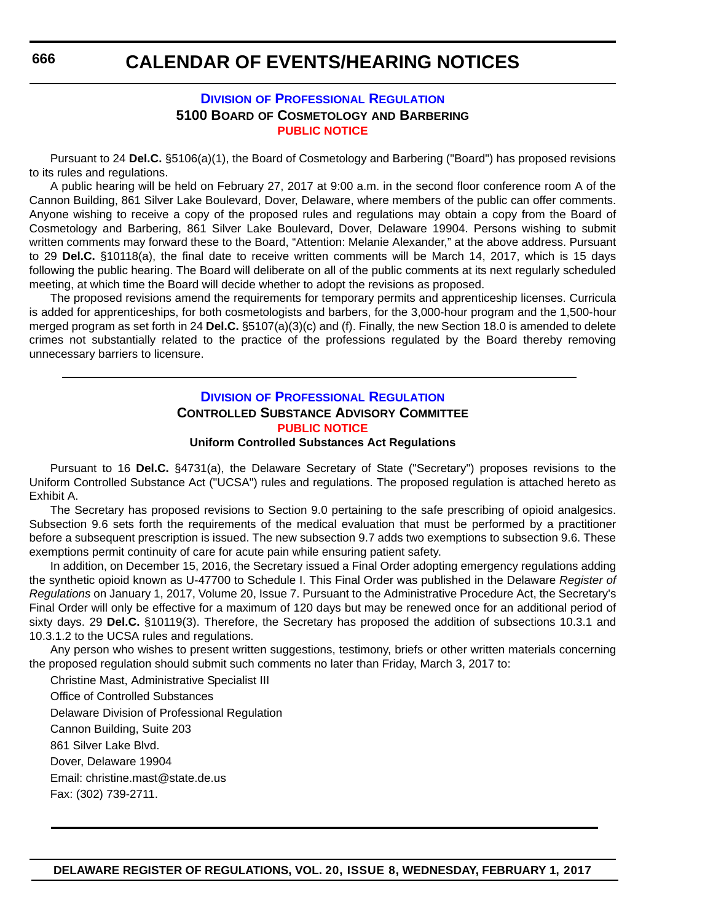## Division of Professional Regulation

### 5100 Board of Cosmetology and Barbering

**Public Notice**

Pursuant to 24 **Del.C.** §5106(a)(1), the Board of Cosmetology and Barbering ("Board") has proposed revisions to its rules and regulations.

A public hearing will be held on February 27, 2017 at 9:00 a.m. in the second floor conference room A of the Cannon Building, 861 Silver Lake Boulevard, Dover, Delaware, where members of the public can offer comments. Anyone wishing to receive a copy of the proposed rules and regulations may obtain a copy from the Board of Cosmetology and Barbering, 861 Silver Lake Boulevard, Dover, Delaware 19904. Persons wishing to submit written comments may forward these to the Board, "Attention: Melanie Alexander," at the above address. Pursuant to 29 **Del.C.** §10118(a), the final date to receive written comments will be March 14, 2017, which is 15 days following the public hearing. The Board will deliberate on all of the public comments at its next regularly scheduled meeting, at which time the Board will decide whether to adopt the revisions as proposed.

The proposed revisions amend the requirements for temporary permits and apprenticeship licenses. Curricula is added for apprenticeships, for both cosmetologists and barbers, for the 3,000-hour program and the 1,500-hour merged program as set forth in 24 **Del.C.** §5107(a)(3)(c) and (f). Finally, the new Section 18.0 is amended to delete crimes not substantially related to the practice of the professions regulated by the Board thereby removing unnecessary barriers to licensure.

---

## Division of Professional Regulation

### Controlled Substance Advisory Committee

**Public Notice**

**Uniform Controlled Substances Act Regulations**

Pursuant to 16 **Del.C.** §4731(a), the Delaware Secretary of State ("Secretary") proposes revisions to the Uniform Controlled Substance Act ("UCSA") rules and regulations. The proposed regulation is attached hereto as Exhibit A.

The Secretary has proposed revisions to Section 9.0 pertaining to the safe prescribing of opioid analgesics. Subsection 9.6 sets forth the requirements of the medical evaluation that must be performed by a practitioner before a subsequent prescription is issued. The new subsection 9.7 adds two exemptions to subsection 9.6. These exemptions permit continuity of care for acute pain while ensuring patient safety.

In addition, on December 15, 2016, the Secretary issued a Final Order adopting emergency regulations adding the synthetic opioid known as U-47700 to Schedule I. This Final Order was published in the Delaware *Register of Regulations* on January 1, 2017, Volume 20, Issue 7. Pursuant to the Administrative Procedure Act, the Secretary's Final Order will only be effective for a maximum of 120 days but may be renewed once for an additional period of sixty days. 29 **Del.C.** §10119(3). Therefore, the Secretary has proposed the addition of subsections 10.3.1 and 10.3.1.2 to the UCSA rules and regulations.

Any person who wishes to present written suggestions, testimony, briefs or other written materials concerning the proposed regulation should submit such comments no later than Friday, March 3, 2017 to:

Christine Mast, Administrative Specialist III
Office of Controlled Substances
Delaware Division of Professional Regulation
Cannon Building, Suite 203
861 Silver Lake Blvd.
Dover, Delaware 19904
Email: christine.mast@state.de.us
Fax: (302) 739-2711.